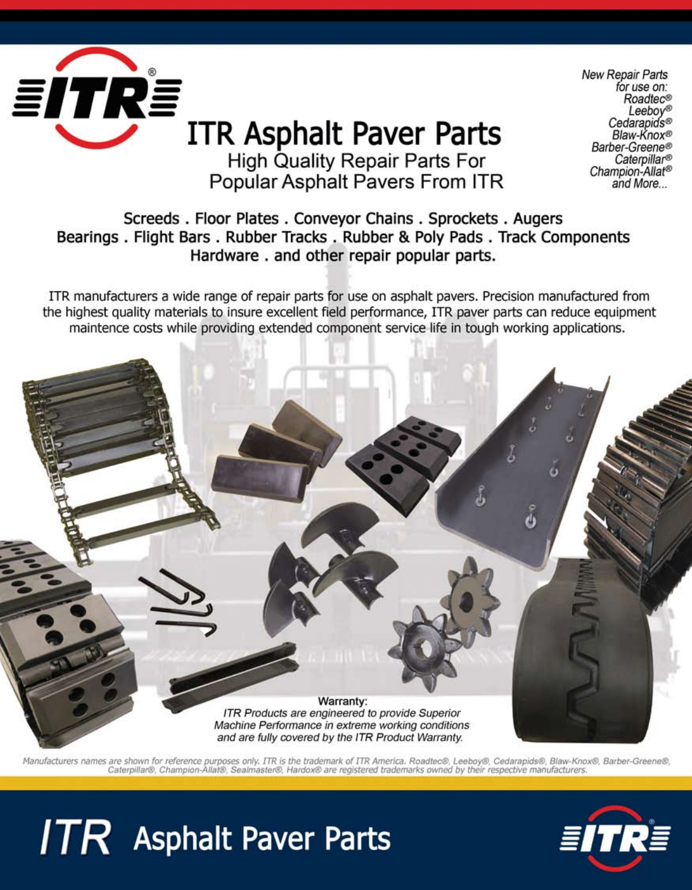# ITR Asphalt Paver Parts

High Quality Repair Parts For Popular Asphalt Pavers From ITR

*New Repair Parts for use on: Roadtec® Leeboy® Cedarapids® Blaw-Knox® Barber-Greene® Caterpillar® Champion-Allat® and More...*

**Screeds . Floor Plates . Conveyor Chains . Sprockets . Augers Bearings . Flight Bars . Rubber Tracks . Rubber & Poly Pads . Track Components Hardware . and other repair popular parts.**

ITR manufacturers a wide range of repair parts for use on asphalt pavers. Precision manufactured from the highest quality materials to insure excellent field performance, ITR paver parts can reduce equipment maintence costs while providing extended component service life in tough working applications.

Warranty:
*ITR Products are engineered to provide Superior Machine Performance in extreme working conditions and are fully covered by the ITR Product Warranty.*

*Manufacturers names are shown for reference purposes only. ITR is the trademark of ITR America. Roadtec®, Leeboy®, Cedarapids®, Blaw-Knox®, Barber-Greene®, Caterpillar®, Champion-Allat®, Sealmaster®, Hardox® are registered trademarks owned by their respective manufacturers.*

## ITR Asphalt Paver Parts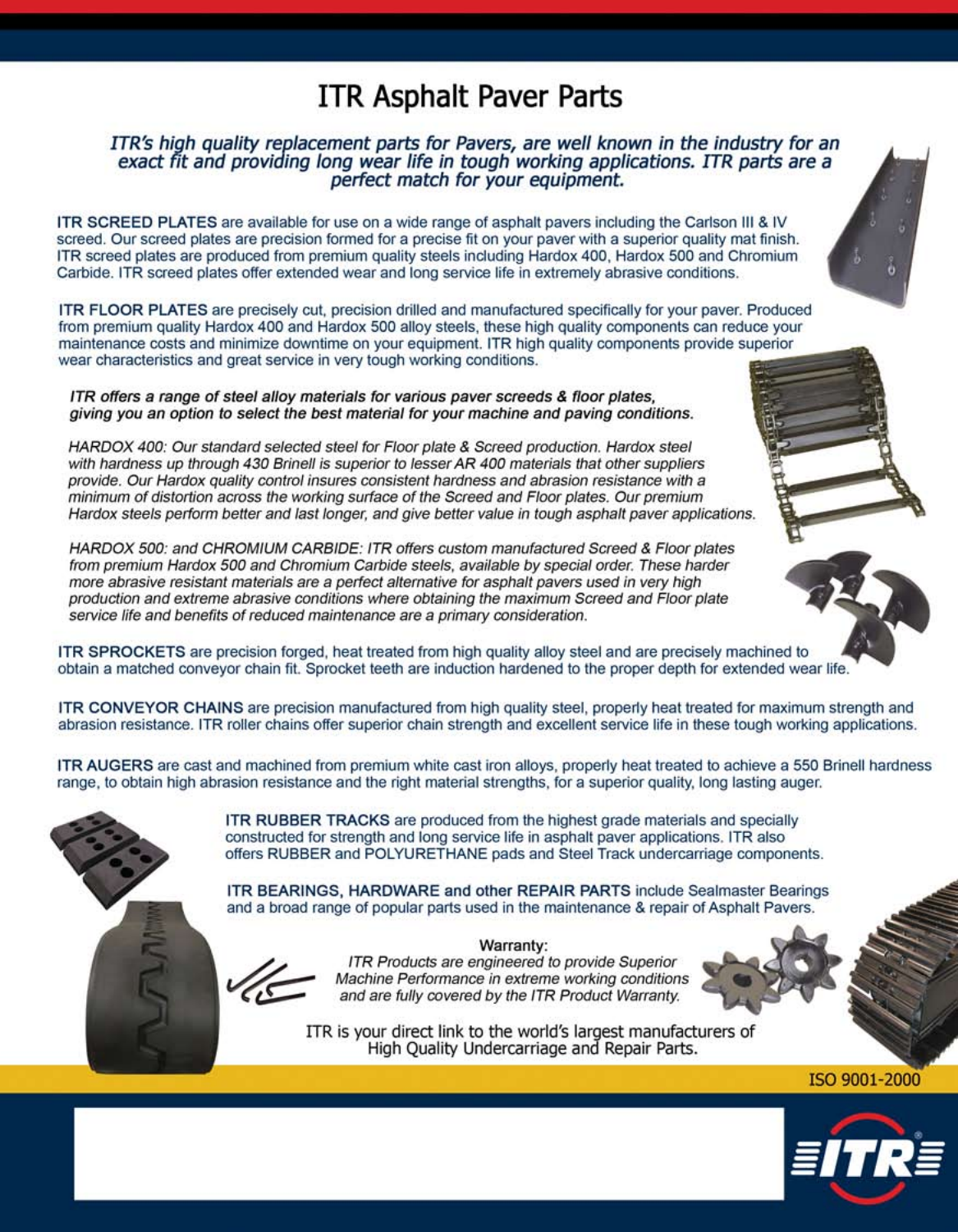# ITR Asphalt Paver Parts

***ITR's high quality replacement parts for Pavers, are well known in the industry for an exact fit and providing long wear life in tough working applications. ITR parts are a perfect match for your equipment.***

**ITR SCREED PLATES** are available for use on a wide range of asphalt pavers including the Carlson III & IV screed. Our screed plates are precision formed for a precise fit on your paver with a superior quality mat finish. ITR screed plates are produced from premium quality steels including Hardox 400, Hardox 500 and Chromium Carbide. ITR screed plates offer extended wear and long service life in extremely abrasive conditions.

**ITR FLOOR PLATES** are precisely cut, precision drilled and manufactured specifically for your paver. Produced from premium quality Hardox 400 and Hardox 500 alloy steels, these high quality components can reduce your maintenance costs and minimize downtime on your equipment. ITR high quality components provide superior wear characteristics and great service in very tough working conditions.

***ITR offers a range of steel alloy materials for various paver screeds & floor plates, giving you an option to select the best material for your machine and paving conditions.***

*HARDOX 400: Our standard selected steel for Floor plate & Screed production. Hardox steel with hardness up through 430 Brinell is superior to lesser AR 400 materials that other suppliers provide. Our Hardox quality control insures consistent hardness and abrasion resistance with a minimum of distortion across the working surface of the Screed and Floor plates. Our premium Hardox steels perform better and last longer, and give better value in tough asphalt paver applications.*

*HARDOX 500: and CHROMIUM CARBIDE: ITR offers custom manufactured Screed & Floor plates from premium Hardox 500 and Chromium Carbide steels, available by special order. These harder more abrasive resistant materials are a perfect alternative for asphalt pavers used in very high production and extreme abrasive conditions where obtaining the maximum Screed and Floor plate service life and benefits of reduced maintenance are a primary consideration.*

**ITR SPROCKETS** are precision forged, heat treated from high quality alloy steel and are precisely machined to obtain a matched conveyor chain fit. Sprocket teeth are induction hardened to the proper depth for extended wear life.

**ITR CONVEYOR CHAINS** are precision manufactured from high quality steel, properly heat treated for maximum strength and abrasion resistance. ITR roller chains offer superior chain strength and excellent service life in these tough working applications.

**ITR AUGERS** are cast and machined from premium white cast iron alloys, properly heat treated to achieve a 550 Brinell hardness range, to obtain high abrasion resistance and the right material strengths, for a superior quality, long lasting auger.

**ITR RUBBER TRACKS** are produced from the highest grade materials and specially constructed for strength and long service life in asphalt paver applications. ITR also offers RUBBER and POLYURETHANE pads and Steel Track undercarriage components.

**ITR BEARINGS, HARDWARE and other REPAIR PARTS** include Sealmaster Bearings and a broad range of popular parts used in the maintenance & repair of Asphalt Pavers.

Warranty:
*ITR Products are engineered to provide Superior Machine Performance in extreme working conditions and are fully covered by the ITR Product Warranty.*

ITR is your direct link to the world's largest manufacturers of High Quality Undercarriage and Repair Parts.

ISO 9001-2000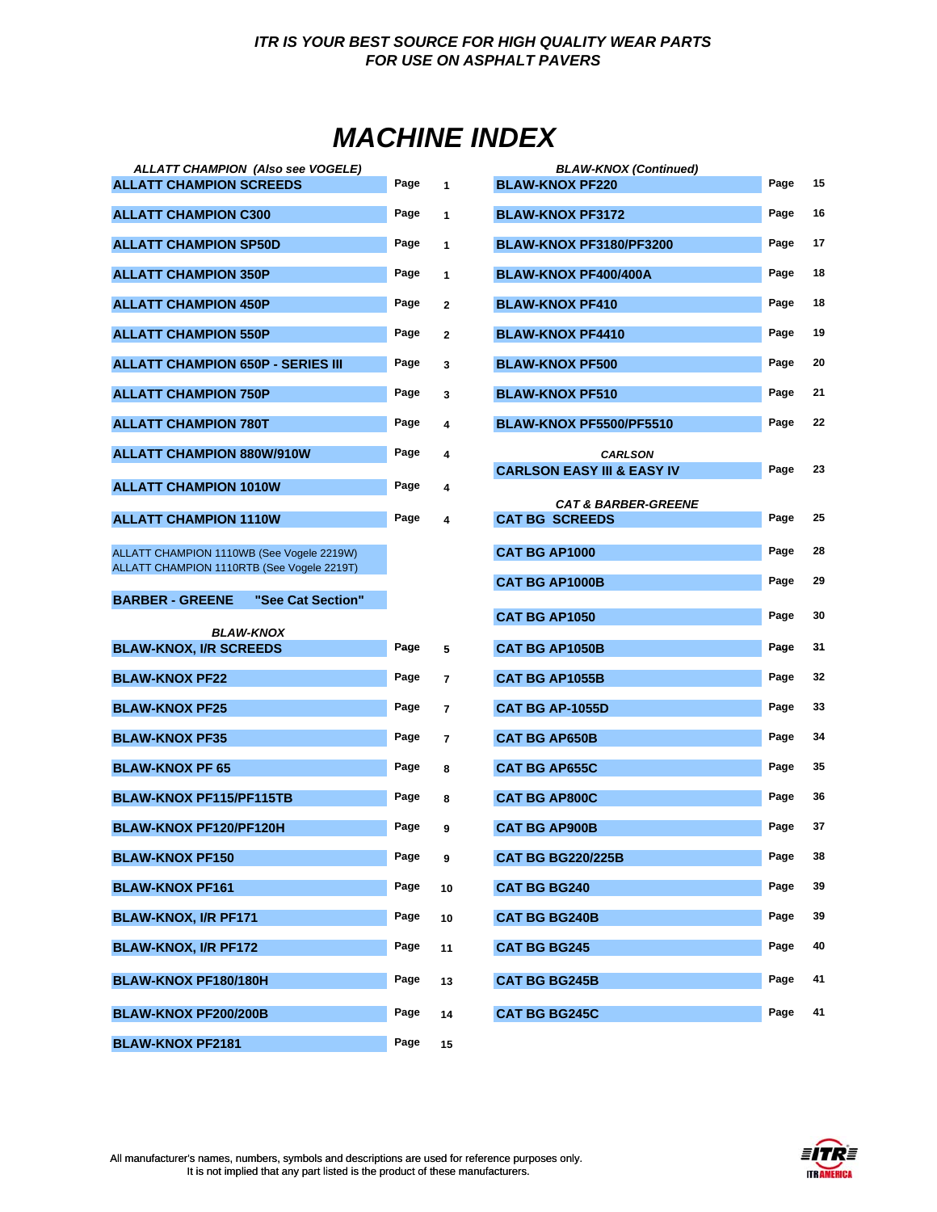*ITR IS YOUR BEST SOURCE FOR HIGH QUALITY WEAR PARTS*
*FOR USE ON ASPHALT PAVERS*

# MACHINE INDEX

*ALLATT CHAMPION (Also see VOGELE)*

| Machine | | Page |
|---|---|---|
| **ALLATT CHAMPION SCREEDS** | Page | 1 |
| **ALLATT CHAMPION C300** | Page | 1 |
| **ALLATT CHAMPION SP50D** | Page | 1 |
| **ALLATT CHAMPION 350P** | Page | 1 |
| **ALLATT CHAMPION 450P** | Page | 2 |
| **ALLATT CHAMPION 550P** | Page | 2 |
| **ALLATT CHAMPION 650P - SERIES III** | Page | 3 |
| **ALLATT CHAMPION 750P** | Page | 3 |
| **ALLATT CHAMPION 780T** | Page | 4 |
| **ALLATT CHAMPION 880W/910W** | Page | 4 |
| **ALLATT CHAMPION 1010W** | Page | 4 |
| **ALLATT CHAMPION 1110W** | Page | 4 |

ALLATT CHAMPION 1110WB (See Vogele 2219W)
ALLATT CHAMPION 1110RTB (See Vogele 2219T)

**BARBER - GREENE "See Cat Section"**

*BLAW-KNOX*

| Machine | | Page |
|---|---|---|
| **BLAW-KNOX, I/R SCREEDS** | Page | 5 |
| **BLAW-KNOX PF22** | Page | 7 |
| **BLAW-KNOX PF25** | Page | 7 |
| **BLAW-KNOX PF35** | Page | 7 |
| **BLAW-KNOX PF 65** | Page | 8 |
| **BLAW-KNOX PF115/PF115TB** | Page | 8 |
| **BLAW-KNOX PF120/PF120H** | Page | 9 |
| **BLAW-KNOX PF150** | Page | 9 |
| **BLAW-KNOX PF161** | Page | 10 |
| **BLAW-KNOX, I/R PF171** | Page | 10 |
| **BLAW-KNOX, I/R PF172** | Page | 11 |
| **BLAW-KNOX PF180/180H** | Page | 13 |
| **BLAW-KNOX PF200/200B** | Page | 14 |
| **BLAW-KNOX PF2181** | Page | 15 |

*BLAW-KNOX (Continued)*

| Machine | | Page |
|---|---|---|
| **BLAW-KNOX PF220** | Page | 15 |
| **BLAW-KNOX PF3172** | Page | 16 |
| **BLAW-KNOX PF3180/PF3200** | Page | 17 |
| **BLAW-KNOX PF400/400A** | Page | 18 |
| **BLAW-KNOX PF410** | Page | 18 |
| **BLAW-KNOX PF4410** | Page | 19 |
| **BLAW-KNOX PF500** | Page | 20 |
| **BLAW-KNOX PF510** | Page | 21 |
| **BLAW-KNOX PF5500/PF5510** | Page | 22 |

*CARLSON*

| Machine | | Page |
|---|---|---|
| **CARLSON EASY III & EASY IV** | Page | 23 |

*CAT & BARBER-GREENE*

| Machine | | Page |
|---|---|---|
| **CAT BG SCREEDS** | Page | 25 |
| **CAT BG AP1000** | Page | 28 |
| **CAT BG AP1000B** | Page | 29 |
| **CAT BG AP1050** | Page | 30 |
| **CAT BG AP1050B** | Page | 31 |
| **CAT BG AP1055B** | Page | 32 |
| **CAT BG AP-1055D** | Page | 33 |
| **CAT BG AP650B** | Page | 34 |
| **CAT BG AP655C** | Page | 35 |
| **CAT BG AP800C** | Page | 36 |
| **CAT BG AP900B** | Page | 37 |
| **CAT BG BG220/225B** | Page | 38 |
| **CAT BG BG240** | Page | 39 |
| **CAT BG BG240B** | Page | 39 |
| **CAT BG BG245** | Page | 40 |
| **CAT BG BG245B** | Page | 41 |
| **CAT BG BG245C** | Page | 41 |

All manufacturer's names, numbers, symbols and descriptions are used for reference purposes only.
It is not implied that any part listed is the product of these manufacturers.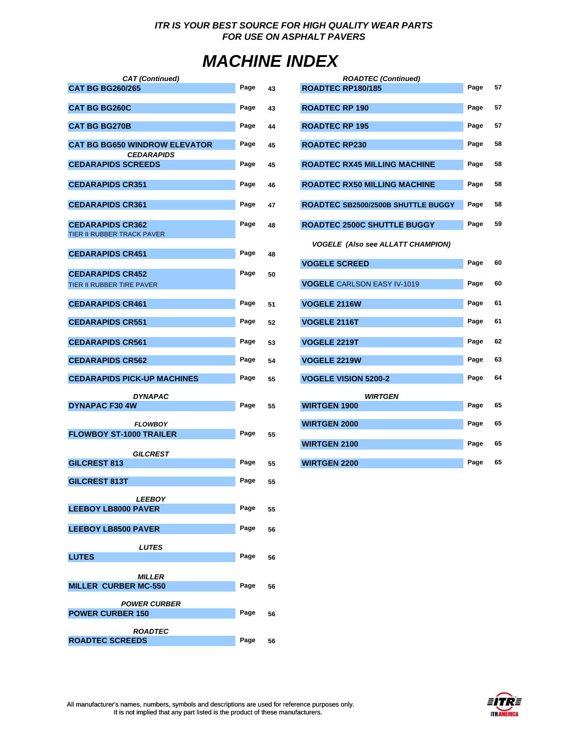*ITR IS YOUR BEST SOURCE FOR HIGH QUALITY WEAR PARTS*
*FOR USE ON ASPHALT PAVERS*

# *MACHINE INDEX*

| Machine | | Page |
|---|---|---|
| ***CAT (Continued)*** | | |
| **CAT BG BG260/265** | Page | 43 |
| **CAT BG BG260C** | Page | 43 |
| **CAT BG BG270B** | Page | 44 |
| **CAT BG BG650 WINDROW ELEVATOR** | Page | 45 |
| ***CEDARAPIDS*** | | |
| **CEDARAPIDS SCREEDS** | Page | 45 |
| **CEDARAPIDS CR351** | Page | 46 |
| **CEDARAPIDS CR361** | Page | 47 |
| **CEDARAPIDS CR362** TIER II RUBBER TRACK PAVER | Page | 48 |
| **CEDARAPIDS CR451** | Page | 48 |
| **CEDARAPIDS CR452** TIER II RUBBER TIRE PAVER | Page | 50 |
| **CEDARAPIDS CR461** | Page | 51 |
| **CEDARAPIDS CR551** | Page | 52 |
| **CEDARAPIDS CR561** | Page | 53 |
| **CEDARAPIDS CR562** | Page | 54 |
| **CEDARAPIDS PICK-UP MACHINES** | Page | 55 |
| ***DYNAPAC*** | | |
| **DYNAPAC F30 4W** | Page | 55 |
| ***FLOWBOY*** | | |
| **FLOWBOY ST-1000 TRAILER** | Page | 55 |
| ***GILCREST*** | | |
| **GILCREST 813** | Page | 55 |
| **GILCREST 813T** | Page | 55 |
| ***LEEBOY*** | | |
| **LEEBOY LB8000 PAVER** | Page | 55 |
| **LEEBOY LB8500 PAVER** | Page | 56 |
| ***LUTES*** | | |
| **LUTES** | Page | 56 |
| ***MILLER*** | | |
| **MILLER CURBER MC-550** | Page | 56 |
| ***POWER CURBER*** | | |
| **POWER CURBER 150** | Page | 56 |
| ***ROADTEC*** | | |
| **ROADTEC SCREEDS** | Page | 56 |
| ***ROADTEC (Continued)*** | | |
| **ROADTEC RP180/185** | Page | 57 |
| **ROADTEC RP 190** | Page | 57 |
| **ROADTEC RP 195** | Page | 57 |
| **ROADTEC RP230** | Page | 58 |
| **ROADTEC RX45 MILLING MACHINE** | Page | 58 |
| **ROADTEC RX50 MILLING MACHINE** | Page | 58 |
| **ROADTEC SB2500/2500B SHUTTLE BUGGY** | Page | 58 |
| **ROADTEC 2500C SHUTTLE BUGGY** | Page | 59 |
| ***VOGELE (Also see ALLATT CHAMPION)*** | | |
| **VOGELE SCREED** | Page | 60 |
| **VOGELE** CARLSON EASY IV-1019 | Page | 60 |
| **VOGELE 2116W** | Page | 61 |
| **VOGELE 2116T** | Page | 61 |
| **VOGELE 2219T** | Page | 62 |
| **VOGELE 2219W** | Page | 63 |
| **VOGELE VISION 5200-2** | Page | 64 |
| ***WIRTGEN*** | | |
| **WIRTGEN 1900** | Page | 65 |
| **WIRTGEN 2000** | Page | 65 |
| **WIRTGEN 2100** | Page | 65 |
| **WIRTGEN 2200** | Page | 65 |

All manufacturer's names, numbers, symbols and descriptions are used for reference purposes only.
It is not implied that any part listed is the product of these manufacturers.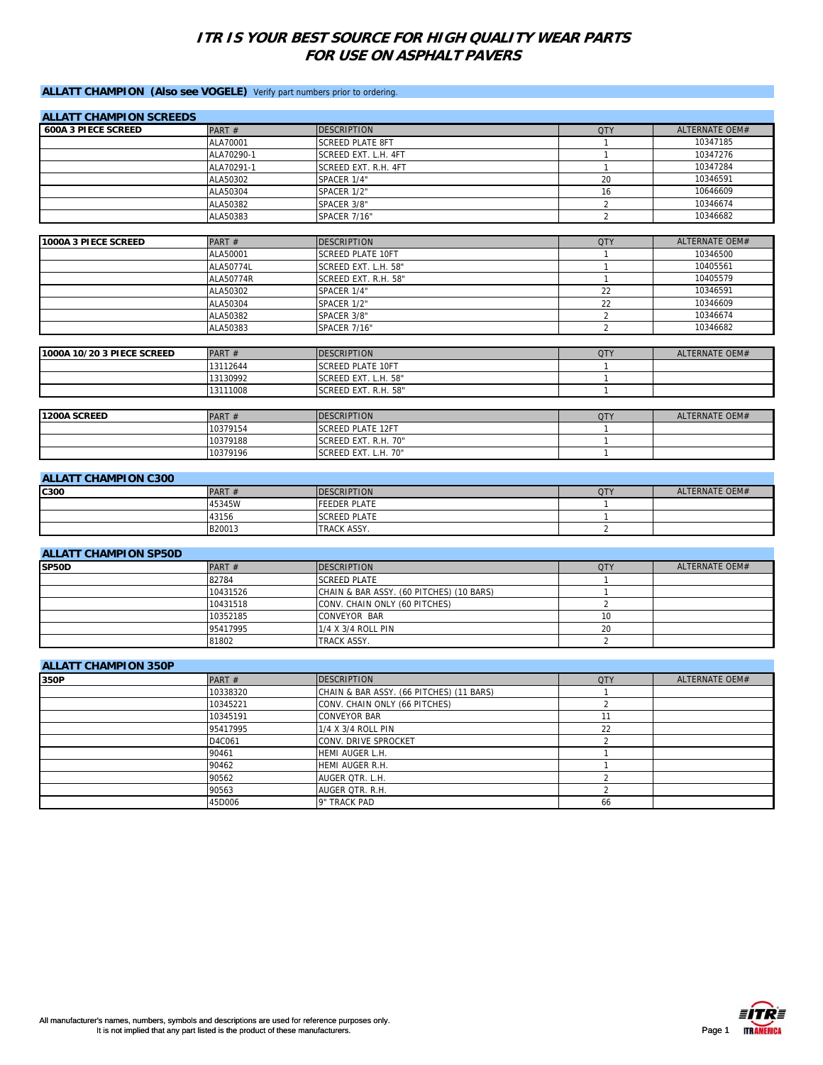# ITR IS YOUR BEST SOURCE FOR HIGH QUALITY WEAR PARTS FOR USE ON ASPHALT PAVERS

## ALLATT CHAMPION (Also see VOGELE) Verify part numbers prior to ordering.

### ALLATT CHAMPION SCREEDS

| 600A 3 PIECE SCREED | PART # | DESCRIPTION | QTY | ALTERNATE OEM# |
|---|---|---|---|---|
| | ALA70001 | SCREED PLATE 8FT | 1 | 10347185 |
| | ALA70290-1 | SCREED EXT. L.H. 4FT | 1 | 10347276 |
| | ALA70291-1 | SCREED EXT. R.H. 4FT | 1 | 10347284 |
| | ALA50302 | SPACER 1/4" | 20 | 10346591 |
| | ALA50304 | SPACER 1/2" | 16 | 10646609 |
| | ALA50382 | SPACER 3/8" | 2 | 10346674 |
| | ALA50383 | SPACER 7/16" | 2 | 10346682 |

| 1000A 3 PIECE SCREED | PART # | DESCRIPTION | QTY | ALTERNATE OEM# |
|---|---|---|---|---|
| | ALA50001 | SCREED PLATE 10FT | 1 | 10346500 |
| | ALA50774L | SCREED EXT. L.H. 58" | 1 | 10405561 |
| | ALA50774R | SCREED EXT. R.H. 58" | 1 | 10405579 |
| | ALA50302 | SPACER 1/4" | 22 | 10346591 |
| | ALA50304 | SPACER 1/2" | 22 | 10346609 |
| | ALA50382 | SPACER 3/8" | 2 | 10346674 |
| | ALA50383 | SPACER 7/16" | 2 | 10346682 |

| 1000A 10/20 3 PIECE SCREED | PART # | DESCRIPTION | QTY | ALTERNATE OEM# |
|---|---|---|---|---|
| | 13112644 | SCREED PLATE 10FT | 1 | |
| | 13130992 | SCREED EXT. L.H. 58" | 1 | |
| | 13111008 | SCREED EXT. R.H. 58" | 1 | |

| 1200A SCREED | PART # | DESCRIPTION | QTY | ALTERNATE OEM# |
|---|---|---|---|---|
| | 10379154 | SCREED PLATE 12FT | 1 | |
| | 10379188 | SCREED EXT. R.H. 70" | 1 | |
| | 10379196 | SCREED EXT. L.H. 70" | 1 | |

### ALLATT CHAMPION C300

| C300 | PART # | DESCRIPTION | QTY | ALTERNATE OEM# |
|---|---|---|---|---|
| | 45345W | FEEDER PLATE | 1 | |
| | 43156 | SCREED PLATE | 1 | |
| | B20013 | TRACK ASSY. | 2 | |

### ALLATT CHAMPION SP50D

| SP50D | PART # | DESCRIPTION | QTY | ALTERNATE OEM# |
|---|---|---|---|---|
| | 82784 | SCREED PLATE | 1 | |
| | 10431526 | CHAIN & BAR ASSY. (60 PITCHES) (10 BARS) | 1 | |
| | 10431518 | CONV. CHAIN ONLY (60 PITCHES) | 2 | |
| | 10352185 | CONVEYOR BAR | 10 | |
| | 95417995 | 1/4 X 3/4 ROLL PIN | 20 | |
| | 81802 | TRACK ASSY. | 2 | |

### ALLATT CHAMPION 350P

| 350P | PART # | DESCRIPTION | QTY | ALTERNATE OEM# |
|---|---|---|---|---|
| | 10338320 | CHAIN & BAR ASSY. (66 PITCHES) (11 BARS) | 1 | |
| | 10345221 | CONV. CHAIN ONLY (66 PITCHES) | 2 | |
| | 10345191 | CONVEYOR BAR | 11 | |
| | 95417995 | 1/4 X 3/4 ROLL PIN | 22 | |
| | D4C061 | CONV. DRIVE SPROCKET | 2 | |
| | 90461 | HEMI AUGER L.H. | 1 | |
| | 90462 | HEMI AUGER R.H. | 1 | |
| | 90562 | AUGER QTR. L.H. | 2 | |
| | 90563 | AUGER QTR. R.H. | 2 | |
| | 45D006 | 9" TRACK PAD | 66 | |

All manufacturer's names, numbers, symbols and descriptions are used for reference purposes only.
It is not implied that any part listed is the product of these manufacturers.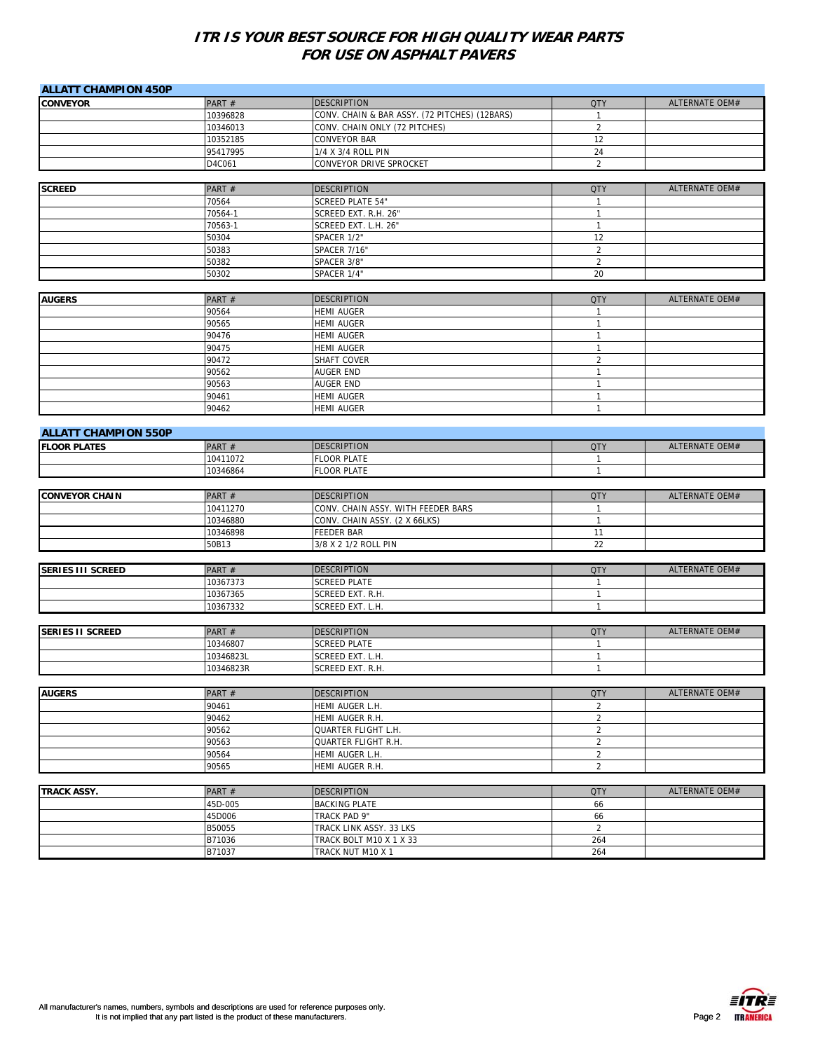# ITR IS YOUR BEST SOURCE FOR HIGH QUALITY WEAR PARTS FOR USE ON ASPHALT PAVERS

## ALLATT CHAMPION 450P

| CONVEYOR | PART # | DESCRIPTION | QTY | ALTERNATE OEM# |
|---|---|---|---|---|
| | 10396828 | CONV. CHAIN & BAR ASSY. (72 PITCHES) (12BARS) | 1 | |
| | 10346013 | CONV. CHAIN ONLY (72 PITCHES) | 2 | |
| | 10352185 | CONVEYOR BAR | 12 | |
| | 95417995 | 1/4 X 3/4 ROLL PIN | 24 | |
| | D4C061 | CONVEYOR DRIVE SPROCKET | 2 | |

| SCREED | PART # | DESCRIPTION | QTY | ALTERNATE OEM# |
|---|---|---|---|---|
| | 70564 | SCREED PLATE 54" | 1 | |
| | 70564-1 | SCREED EXT. R.H. 26" | 1 | |
| | 70563-1 | SCREED EXT. L.H. 26" | 1 | |
| | 50304 | SPACER 1/2" | 12 | |
| | 50383 | SPACER 7/16" | 2 | |
| | 50382 | SPACER 3/8" | 2 | |
| | 50302 | SPACER 1/4" | 20 | |

| AUGERS | PART # | DESCRIPTION | QTY | ALTERNATE OEM# |
|---|---|---|---|---|
| | 90564 | HEMI AUGER | 1 | |
| | 90565 | HEMI AUGER | 1 | |
| | 90476 | HEMI AUGER | 1 | |
| | 90475 | HEMI AUGER | 1 | |
| | 90472 | SHAFT COVER | 2 | |
| | 90562 | AUGER END | 1 | |
| | 90563 | AUGER END | 1 | |
| | 90461 | HEMI AUGER | 1 | |
| | 90462 | HEMI AUGER | 1 | |

## ALLATT CHAMPION 550P

| FLOOR PLATES | PART # | DESCRIPTION | QTY | ALTERNATE OEM# |
|---|---|---|---|---|
| | 10411072 | FLOOR PLATE | 1 | |
| | 10346864 | FLOOR PLATE | 1 | |

| CONVEYOR CHAIN | PART # | DESCRIPTION | QTY | ALTERNATE OEM# |
|---|---|---|---|---|
| | 10411270 | CONV. CHAIN ASSY. WITH FEEDER BARS | 1 | |
| | 10346880 | CONV. CHAIN ASSY. (2 X 66LKS) | 1 | |
| | 10346898 | FEEDER BAR | 11 | |
| | 50B13 | 3/8 X 2 1/2 ROLL PIN | 22 | |

| SERIES III SCREED | PART # | DESCRIPTION | QTY | ALTERNATE OEM# |
|---|---|---|---|---|
| | 10367373 | SCREED PLATE | 1 | |
| | 10367365 | SCREED EXT. R.H. | 1 | |
| | 10367332 | SCREED EXT. L.H. | 1 | |

| SERIES II SCREED | PART # | DESCRIPTION | QTY | ALTERNATE OEM# |
|---|---|---|---|---|
| | 10346807 | SCREED PLATE | 1 | |
| | 10346823L | SCREED EXT. L.H. | 1 | |
| | 10346823R | SCREED EXT. R.H. | 1 | |

| AUGERS | PART # | DESCRIPTION | QTY | ALTERNATE OEM# |
|---|---|---|---|---|
| | 90461 | HEMI AUGER L.H. | 2 | |
| | 90462 | HEMI AUGER R.H. | 2 | |
| | 90562 | QUARTER FLIGHT L.H. | 2 | |
| | 90563 | QUARTER FLIGHT R.H. | 2 | |
| | 90564 | HEMI AUGER L.H. | 2 | |
| | 90565 | HEMI AUGER R.H. | 2 | |

| TRACK ASSY. | PART # | DESCRIPTION | QTY | ALTERNATE OEM# |
|---|---|---|---|---|
| | 45D-005 | BACKING PLATE | 66 | |
| | 45D006 | TRACK PAD 9" | 66 | |
| | B50055 | TRACK LINK ASSY. 33 LKS | 2 | |
| | B71036 | TRACK BOLT M10 X 1 X 33 | 264 | |
| | B71037 | TRACK NUT M10 X 1 | 264 | |

All manufacturer's names, numbers, symbols and descriptions are used for reference purposes only.
It is not implied that any part listed is the product of these manufacturers.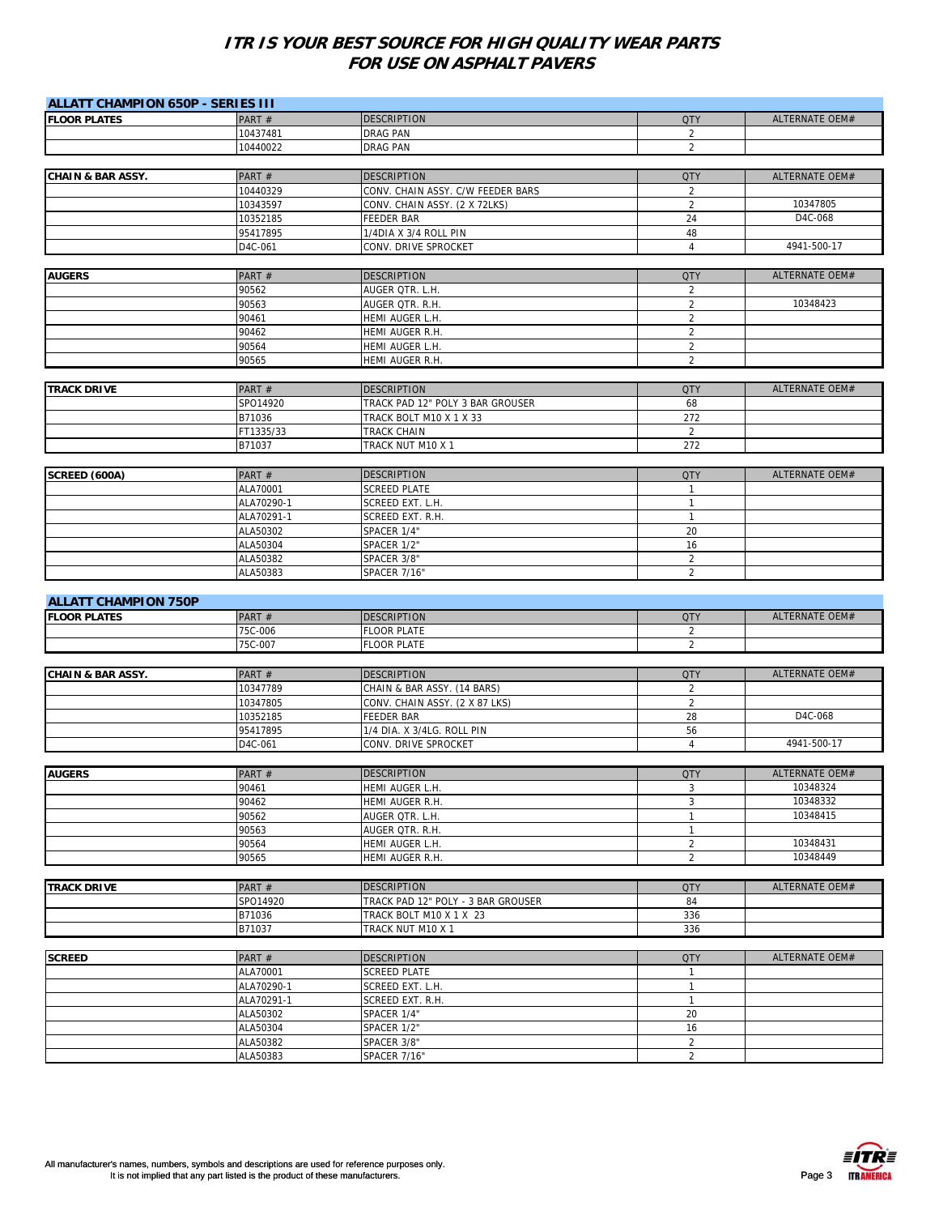# ITR IS YOUR BEST SOURCE FOR HIGH QUALITY WEAR PARTS FOR USE ON ASPHALT PAVERS

## ALLATT CHAMPION 650P - SERIES III

| FLOOR PLATES | PART # | DESCRIPTION | QTY | ALTERNATE OEM# |
|---|---|---|---|---|
| | 10437481 | DRAG PAN | 2 | |
| | 10440022 | DRAG PAN | 2 | |

| CHAIN & BAR ASSY. | PART # | DESCRIPTION | QTY | ALTERNATE OEM# |
|---|---|---|---|---|
| | 10440329 | CONV. CHAIN ASSY. C/W FEEDER BARS | 2 | |
| | 10343597 | CONV. CHAIN ASSY. (2 X 72LKS) | 2 | 10347805 |
| | 10352185 | FEEDER BAR | 24 | D4C-068 |
| | 95417895 | 1/4DIA X 3/4 ROLL PIN | 48 | |
| | D4C-061 | CONV. DRIVE SPROCKET | 4 | 4941-500-17 |

| AUGERS | PART # | DESCRIPTION | QTY | ALTERNATE OEM# |
|---|---|---|---|---|
| | 90562 | AUGER QTR. L.H. | 2 | |
| | 90563 | AUGER QTR. R.H. | 2 | 10348423 |
| | 90461 | HEMI AUGER L.H. | 2 | |
| | 90462 | HEMI AUGER R.H. | 2 | |
| | 90564 | HEMI AUGER L.H. | 2 | |
| | 90565 | HEMI AUGER R.H. | 2 | |

| TRACK DRIVE | PART # | DESCRIPTION | QTY | ALTERNATE OEM# |
|---|---|---|---|---|
| | SPO14920 | TRACK PAD 12" POLY 3 BAR GROUSER | 68 | |
| | B71036 | TRACK BOLT M10 X 1 X 33 | 272 | |
| | FT1335/33 | TRACK CHAIN | 2 | |
| | B71037 | TRACK NUT M10 X 1 | 272 | |

| SCREED (600A) | PART # | DESCRIPTION | QTY | ALTERNATE OEM# |
|---|---|---|---|---|
| | ALA70001 | SCREED PLATE | 1 | |
| | ALA70290-1 | SCREED EXT. L.H. | 1 | |
| | ALA70291-1 | SCREED EXT. R.H. | 1 | |
| | ALA50302 | SPACER 1/4" | 20 | |
| | ALA50304 | SPACER 1/2" | 16 | |
| | ALA50382 | SPACER 3/8" | 2 | |
| | ALA50383 | SPACER 7/16" | 2 | |

## ALLATT CHAMPION 750P

| FLOOR PLATES | PART # | DESCRIPTION | QTY | ALTERNATE OEM# |
|---|---|---|---|---|
| | 75C-006 | FLOOR PLATE | 2 | |
| | 75C-007 | FLOOR PLATE | 2 | |

| CHAIN & BAR ASSY. | PART # | DESCRIPTION | QTY | ALTERNATE OEM# |
|---|---|---|---|---|
| | 10347789 | CHAIN & BAR ASSY. (14 BARS) | 2 | |
| | 10347805 | CONV. CHAIN ASSY. (2 X 87 LKS) | 2 | |
| | 10352185 | FEEDER BAR | 28 | D4C-068 |
| | 95417895 | 1/4 DIA. X 3/4LG. ROLL PIN | 56 | |
| | D4C-061 | CONV. DRIVE SPROCKET | 4 | 4941-500-17 |

| AUGERS | PART # | DESCRIPTION | QTY | ALTERNATE OEM# |
|---|---|---|---|---|
| | 90461 | HEMI AUGER L.H. | 3 | 10348324 |
| | 90462 | HEMI AUGER R.H. | 3 | 10348332 |
| | 90562 | AUGER QTR. L.H. | 1 | 10348415 |
| | 90563 | AUGER QTR. R.H. | 1 | |
| | 90564 | HEMI AUGER L.H. | 2 | 10348431 |
| | 90565 | HEMI AUGER R.H. | 2 | 10348449 |

| TRACK DRIVE | PART # | DESCRIPTION | QTY | ALTERNATE OEM# |
|---|---|---|---|---|
| | SPO14920 | TRACK PAD 12" POLY - 3 BAR GROUSER | 84 | |
| | B71036 | TRACK BOLT M10 X 1 X 23 | 336 | |
| | B71037 | TRACK NUT M10 X 1 | 336 | |

| SCREED | PART # | DESCRIPTION | QTY | ALTERNATE OEM# |
|---|---|---|---|---|
| | ALA70001 | SCREED PLATE | 1 | |
| | ALA70290-1 | SCREED EXT. L.H. | 1 | |
| | ALA70291-1 | SCREED EXT. R.H. | 1 | |
| | ALA50302 | SPACER 1/4" | 20 | |
| | ALA50304 | SPACER 1/2" | 16 | |
| | ALA50382 | SPACER 3/8" | 2 | |
| | ALA50383 | SPACER 7/16" | 2 | |

All manufacturer's names, numbers, symbols and descriptions are used for reference purposes only.
It is not implied that any part listed is the product of these manufacturers.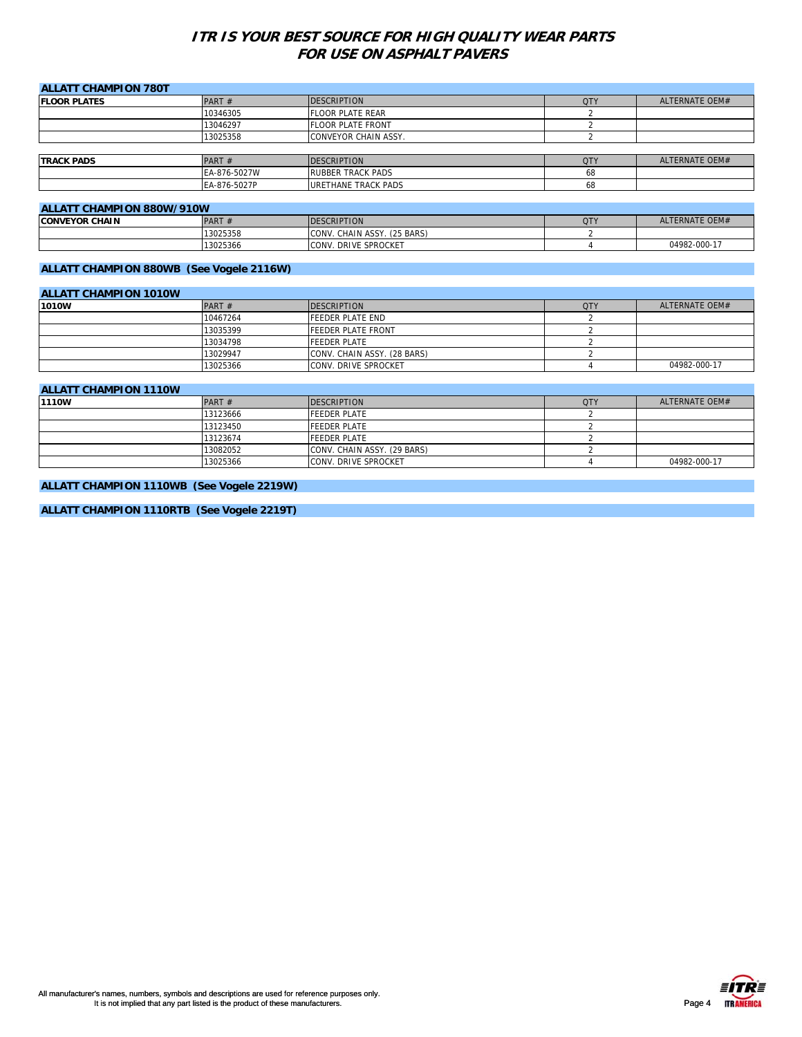# ITR IS YOUR BEST SOURCE FOR HIGH QUALITY WEAR PARTS FOR USE ON ASPHALT PAVERS

## ALLATT CHAMPION 780T

| FLOOR PLATES | PART # | DESCRIPTION | QTY | ALTERNATE OEM# |
|---|---|---|---|---|
| | 10346305 | FLOOR PLATE REAR | 2 | |
| | 13046297 | FLOOR PLATE FRONT | 2 | |
| | 13025358 | CONVEYOR CHAIN ASSY. | 2 | |

| TRACK PADS | PART # | DESCRIPTION | QTY | ALTERNATE OEM# |
|---|---|---|---|---|
| | EA-876-5027W | RUBBER TRACK PADS | 68 | |
| | EA-876-5027P | URETHANE TRACK PADS | 68 | |

## ALLATT CHAMPION 880W/910W

| CONVEYOR CHAIN | PART # | DESCRIPTION | QTY | ALTERNATE OEM# |
|---|---|---|---|---|
| | 13025358 | CONV. CHAIN ASSY. (25 BARS) | 2 | |
| | 13025366 | CONV. DRIVE SPROCKET | 4 | 04982-000-17 |

## ALLATT CHAMPION 880WB (See Vogele 2116W)

## ALLATT CHAMPION 1010W

| 1010W | PART # | DESCRIPTION | QTY | ALTERNATE OEM# |
|---|---|---|---|---|
| | 10467264 | FEEDER PLATE END | 2 | |
| | 13035399 | FEEDER PLATE FRONT | 2 | |
| | 13034798 | FEEDER PLATE | 2 | |
| | 13029947 | CONV. CHAIN ASSY. (28 BARS) | 2 | |
| | 13025366 | CONV. DRIVE SPROCKET | 4 | 04982-000-17 |

## ALLATT CHAMPION 1110W

| 1110W | PART # | DESCRIPTION | QTY | ALTERNATE OEM# |
|---|---|---|---|---|
| | 13123666 | FEEDER PLATE | 2 | |
| | 13123450 | FEEDER PLATE | 2 | |
| | 13123674 | FEEDER PLATE | 2 | |
| | 13082052 | CONV. CHAIN ASSY. (29 BARS) | 2 | |
| | 13025366 | CONV. DRIVE SPROCKET | 4 | 04982-000-17 |

## ALLATT CHAMPION 1110WB (See Vogele 2219W)

## ALLATT CHAMPION 1110RTB (See Vogele 2219T)

All manufacturer's names, numbers, symbols and descriptions are used for reference purposes only.
It is not implied that any part listed is the product of these manufacturers.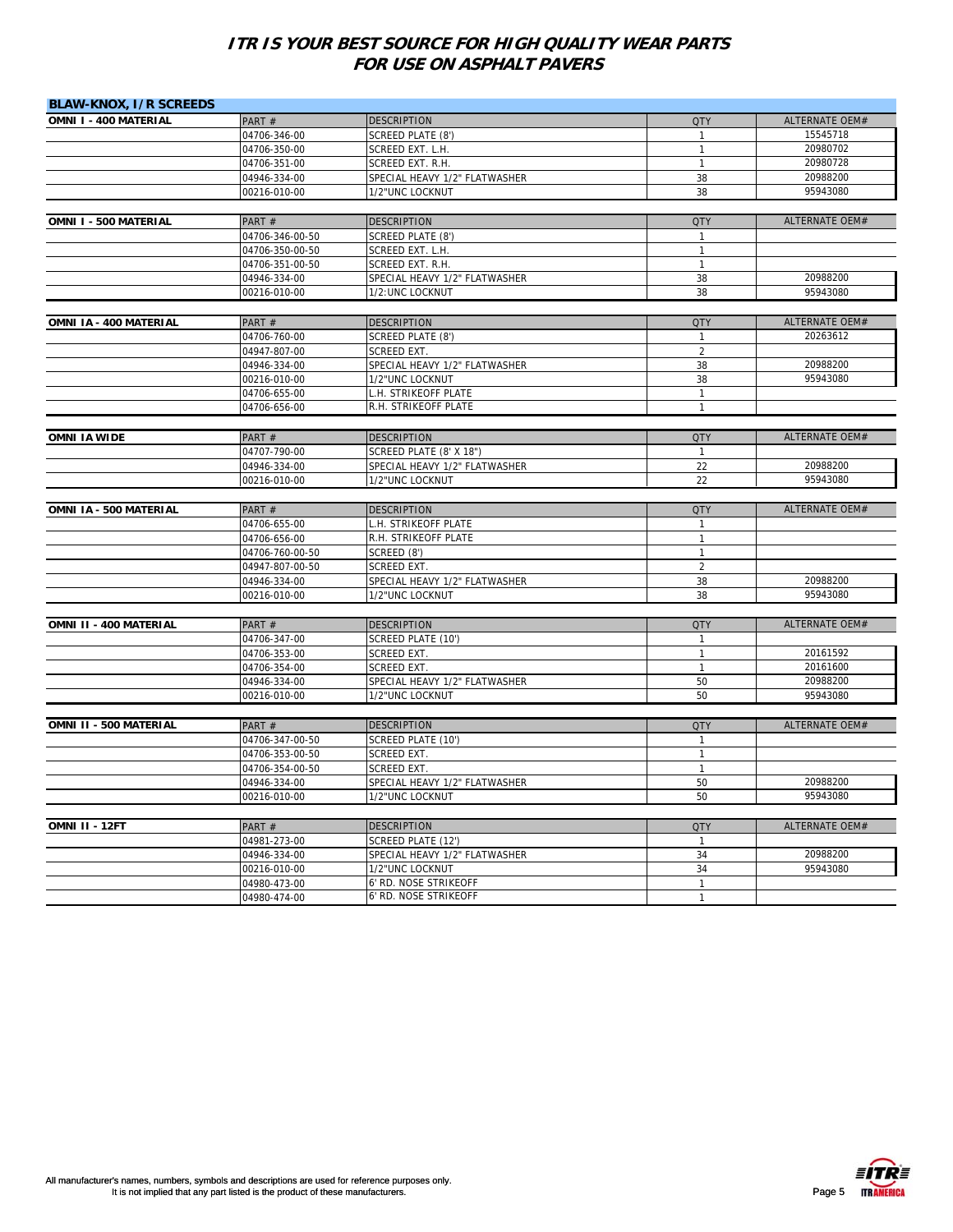# ITR IS YOUR BEST SOURCE FOR HIGH QUALITY WEAR PARTS FOR USE ON ASPHALT PAVERS

## BLAW-KNOX, I/R SCREEDS

| OMNI I - 400 MATERIAL | PART # | DESCRIPTION | QTY | ALTERNATE OEM# |
|---|---|---|---|---|
| | 04706-346-00 | SCREED PLATE (8') | 1 | 15545718 |
| | 04706-350-00 | SCREED EXT. L.H. | 1 | 20980702 |
| | 04706-351-00 | SCREED EXT. R.H. | 1 | 20980728 |
| | 04946-334-00 | SPECIAL HEAVY 1/2" FLATWASHER | 38 | 20988200 |
| | 00216-010-00 | 1/2"UNC LOCKNUT | 38 | 95943080 |

| OMNI I - 500 MATERIAL | PART # | DESCRIPTION | QTY | ALTERNATE OEM# |
|---|---|---|---|---|
| | 04706-346-00-50 | SCREED PLATE (8') | 1 | |
| | 04706-350-00-50 | SCREED EXT. L.H. | 1 | |
| | 04706-351-00-50 | SCREED EXT. R.H. | 1 | |
| | 04946-334-00 | SPECIAL HEAVY 1/2" FLATWASHER | 38 | 20988200 |
| | 00216-010-00 | 1/2:UNC LOCKNUT | 38 | 95943080 |

| OMNI IA - 400 MATERIAL | PART # | DESCRIPTION | QTY | ALTERNATE OEM# |
|---|---|---|---|---|
| | 04706-760-00 | SCREED PLATE (8') | 1 | 20263612 |
| | 04947-807-00 | SCREED EXT. | 2 | |
| | 04946-334-00 | SPECIAL HEAVY 1/2" FLATWASHER | 38 | 20988200 |
| | 00216-010-00 | 1/2"UNC LOCKNUT | 38 | 95943080 |
| | 04706-655-00 | L.H. STRIKEOFF PLATE | 1 | |
| | 04706-656-00 | R.H. STRIKEOFF PLATE | 1 | |

| OMNI IA WIDE | PART # | DESCRIPTION | QTY | ALTERNATE OEM# |
|---|---|---|---|---|
| | 04707-790-00 | SCREED PLATE (8' X 18") | 1 | |
| | 04946-334-00 | SPECIAL HEAVY 1/2" FLATWASHER | 22 | 20988200 |
| | 00216-010-00 | 1/2"UNC LOCKNUT | 22 | 95943080 |

| OMNI IA - 500 MATERIAL | PART # | DESCRIPTION | QTY | ALTERNATE OEM# |
|---|---|---|---|---|
| | 04706-655-00 | L.H. STRIKEOFF PLATE | 1 | |
| | 04706-656-00 | R.H. STRIKEOFF PLATE | 1 | |
| | 04706-760-00-50 | SCREED (8') | 1 | |
| | 04947-807-00-50 | SCREED EXT. | 2 | |
| | 04946-334-00 | SPECIAL HEAVY 1/2" FLATWASHER | 38 | 20988200 |
| | 00216-010-00 | 1/2"UNC LOCKNUT | 38 | 95943080 |

| OMNI II - 400 MATERIAL | PART # | DESCRIPTION | QTY | ALTERNATE OEM# |
|---|---|---|---|---|
| | 04706-347-00 | SCREED PLATE (10') | 1 | |
| | 04706-353-00 | SCREED EXT. | 1 | 20161592 |
| | 04706-354-00 | SCREED EXT. | 1 | 20161600 |
| | 04946-334-00 | SPECIAL HEAVY 1/2" FLATWASHER | 50 | 20988200 |
| | 00216-010-00 | 1/2"UNC LOCKNUT | 50 | 95943080 |

| OMNI II - 500 MATERIAL | PART # | DESCRIPTION | QTY | ALTERNATE OEM# |
|---|---|---|---|---|
| | 04706-347-00-50 | SCREED PLATE (10') | 1 | |
| | 04706-353-00-50 | SCREED EXT. | 1 | |
| | 04706-354-00-50 | SCREED EXT. | 1 | |
| | 04946-334-00 | SPECIAL HEAVY 1/2" FLATWASHER | 50 | 20988200 |
| | 00216-010-00 | 1/2"UNC LOCKNUT | 50 | 95943080 |

| OMNI II - 12FT | PART # | DESCRIPTION | QTY | ALTERNATE OEM# |
|---|---|---|---|---|
| | 04981-273-00 | SCREED PLATE (12') | 1 | |
| | 04946-334-00 | SPECIAL HEAVY 1/2" FLATWASHER | 34 | 20988200 |
| | 00216-010-00 | 1/2"UNC LOCKNUT | 34 | 95943080 |
| | 04980-473-00 | 6' RD. NOSE STRIKEOFF | 1 | |
| | 04980-474-00 | 6' RD. NOSE STRIKEOFF | 1 | |

All manufacturer's names, numbers, symbols and descriptions are used for reference purposes only.
It is not implied that any part listed is the product of these manufacturers.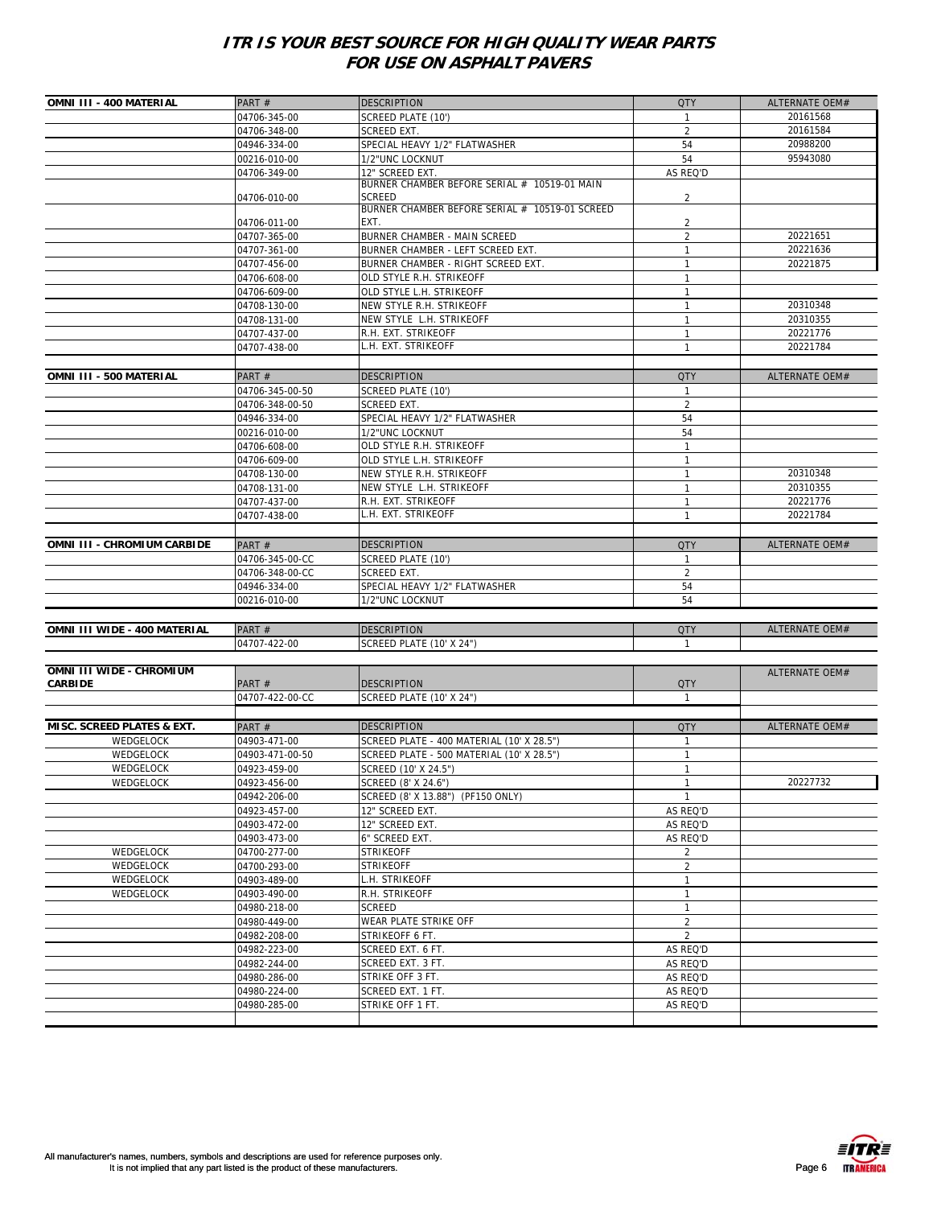# ITR IS YOUR BEST SOURCE FOR HIGH QUALITY WEAR PARTS FOR USE ON ASPHALT PAVERS

| OMNI III - 400 MATERIAL | PART # | DESCRIPTION | QTY | ALTERNATE OEM# |
|---|---|---|---|---|
| | 04706-345-00 | SCREED PLATE (10') | 1 | 20161568 |
| | 04706-348-00 | SCREED EXT. | 2 | 20161584 |
| | 04946-334-00 | SPECIAL HEAVY 1/2" FLATWASHER | 54 | 20988200 |
| | 00216-010-00 | 1/2"UNC LOCKNUT | 54 | 95943080 |
| | 04706-349-00 | 12" SCREED EXT. | AS REQ'D | |
| | 04706-010-00 | BURNER CHAMBER BEFORE SERIAL # 10519-01 MAIN SCREED | 2 | |
| | 04706-011-00 | BURNER CHAMBER BEFORE SERIAL # 10519-01 SCREED EXT. | 2 | |
| | 04707-365-00 | BURNER CHAMBER - MAIN SCREED | 2 | 20221651 |
| | 04707-361-00 | BURNER CHAMBER - LEFT SCREED EXT. | 1 | 20221636 |
| | 04707-456-00 | BURNER CHAMBER - RIGHT SCREED EXT. | 1 | 20221875 |
| | 04706-608-00 | OLD STYLE R.H. STRIKEOFF | 1 | |
| | 04706-609-00 | OLD STYLE L.H. STRIKEOFF | 1 | |
| | 04708-130-00 | NEW STYLE R.H. STRIKEOFF | 1 | 20310348 |
| | 04708-131-00 | NEW STYLE L.H. STRIKEOFF | 1 | 20310355 |
| | 04707-437-00 | R.H. EXT. STRIKEOFF | 1 | 20221776 |
| | 04707-438-00 | L.H. EXT. STRIKEOFF | 1 | 20221784 |

| OMNI III - 500 MATERIAL | PART # | DESCRIPTION | QTY | ALTERNATE OEM# |
|---|---|---|---|---|
| | 04706-345-00-50 | SCREED PLATE (10') | 1 | |
| | 04706-348-00-50 | SCREED EXT. | 2 | |
| | 04946-334-00 | SPECIAL HEAVY 1/2" FLATWASHER | 54 | |
| | 00216-010-00 | 1/2"UNC LOCKNUT | 54 | |
| | 04706-608-00 | OLD STYLE R.H. STRIKEOFF | 1 | |
| | 04706-609-00 | OLD STYLE L.H. STRIKEOFF | 1 | |
| | 04708-130-00 | NEW STYLE R.H. STRIKEOFF | 1 | 20310348 |
| | 04708-131-00 | NEW STYLE L.H. STRIKEOFF | 1 | 20310355 |
| | 04707-437-00 | R.H. EXT. STRIKEOFF | 1 | 20221776 |
| | 04707-438-00 | L.H. EXT. STRIKEOFF | 1 | 20221784 |

| OMNI III - CHROMIUM CARBIDE | PART # | DESCRIPTION | QTY | ALTERNATE OEM# |
|---|---|---|---|---|
| | 04706-345-00-CC | SCREED PLATE (10') | 1 | |
| | 04706-348-00-CC | SCREED EXT. | 2 | |
| | 04946-334-00 | SPECIAL HEAVY 1/2" FLATWASHER | 54 | |
| | 00216-010-00 | 1/2"UNC LOCKNUT | 54 | |

| OMNI III WIDE - 400 MATERIAL | PART # | DESCRIPTION | QTY | ALTERNATE OEM# |
|---|---|---|---|---|
| | 04707-422-00 | SCREED PLATE (10' X 24") | 1 | |

| OMNI III WIDE - CHROMIUM CARBIDE | PART # | DESCRIPTION | QTY | ALTERNATE OEM# |
|---|---|---|---|---|
| | 04707-422-00-CC | SCREED PLATE (10' X 24") | 1 | |

| MISC. SCREED PLATES & EXT. | PART # | DESCRIPTION | QTY | ALTERNATE OEM# |
|---|---|---|---|---|
| WEDGELOCK | 04903-471-00 | SCREED PLATE - 400 MATERIAL (10' X 28.5") | 1 | |
| WEDGELOCK | 04903-471-00-50 | SCREED PLATE - 500 MATERIAL (10' X 28.5") | 1 | |
| WEDGELOCK | 04923-459-00 | SCREED (10' X 24.5") | 1 | |
| WEDGELOCK | 04923-456-00 | SCREED (8' X 24.6") | 1 | 20227732 |
| | 04942-206-00 | SCREED (8' X 13.88") (PF150 ONLY) | 1 | |
| | 04923-457-00 | 12" SCREED EXT. | AS REQ'D | |
| | 04903-472-00 | 12" SCREED EXT. | AS REQ'D | |
| | 04903-473-00 | 6" SCREED EXT. | AS REQ'D | |
| WEDGELOCK | 04700-277-00 | STRIKEOFF | 2 | |
| WEDGELOCK | 04700-293-00 | STRIKEOFF | 2 | |
| WEDGELOCK | 04903-489-00 | L.H. STRIKEOFF | 1 | |
| WEDGELOCK | 04903-490-00 | R.H. STRIKEOFF | 1 | |
| | 04980-218-00 | SCREED | 1 | |
| | 04980-449-00 | WEAR PLATE STRIKE OFF | 2 | |
| | 04982-208-00 | STRIKEOFF 6 FT. | 2 | |
| | 04982-223-00 | SCREED EXT. 6 FT. | AS REQ'D | |
| | 04982-244-00 | SCREED EXT. 3 FT. | AS REQ'D | |
| | 04980-286-00 | STRIKE OFF 3 FT. | AS REQ'D | |
| | 04980-224-00 | SCREED EXT. 1 FT. | AS REQ'D | |
| | 04980-285-00 | STRIKE OFF 1 FT. | AS REQ'D | |

All manufacturer's names, numbers, symbols and descriptions are used for reference purposes only. It is not implied that any part listed is the product of these manufacturers.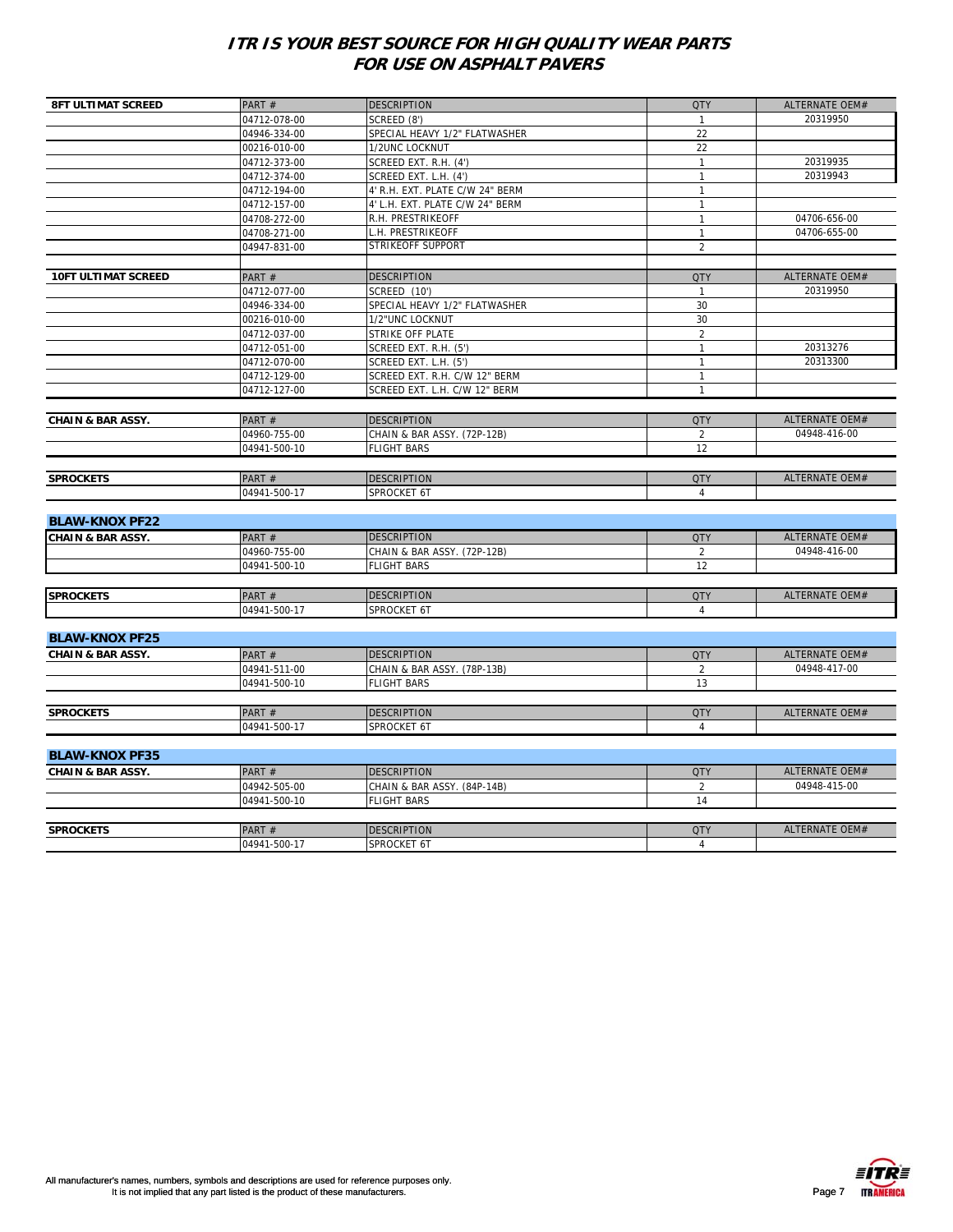# ITR IS YOUR BEST SOURCE FOR HIGH QUALITY WEAR PARTS FOR USE ON ASPHALT PAVERS

| 8FT ULTIMAT SCREED | PART # | DESCRIPTION | QTY | ALTERNATE OEM# |
|---|---|---|---|---|
| | 04712-078-00 | SCREED (8') | 1 | 20319950 |
| | 04946-334-00 | SPECIAL HEAVY 1/2" FLATWASHER | 22 | |
| | 00216-010-00 | 1/2UNC LOCKNUT | 22 | |
| | 04712-373-00 | SCREED EXT. R.H. (4') | 1 | 20319935 |
| | 04712-374-00 | SCREED EXT. L.H. (4') | 1 | 20319943 |
| | 04712-194-00 | 4' R.H. EXT. PLATE C/W 24" BERM | 1 | |
| | 04712-157-00 | 4' L.H. EXT. PLATE C/W 24" BERM | 1 | |
| | 04708-272-00 | R.H. PRESTRIKEOFF | 1 | 04706-656-00 |
| | 04708-271-00 | L.H. PRESTRIKEOFF | 1 | 04706-655-00 |
| | 04947-831-00 | STRIKEOFF SUPPORT | 2 | |

| 10FT ULTIMAT SCREED | PART # | DESCRIPTION | QTY | ALTERNATE OEM# |
|---|---|---|---|---|
| | 04712-077-00 | SCREED (10') | 1 | 20319950 |
| | 04946-334-00 | SPECIAL HEAVY 1/2" FLATWASHER | 30 | |
| | 00216-010-00 | 1/2"UNC LOCKNUT | 30 | |
| | 04712-037-00 | STRIKE OFF PLATE | 2 | |
| | 04712-051-00 | SCREED EXT. R.H. (5') | 1 | 20313276 |
| | 04712-070-00 | SCREED EXT. L.H. (5') | 1 | 20313300 |
| | 04712-129-00 | SCREED EXT. R.H. C/W 12" BERM | 1 | |
| | 04712-127-00 | SCREED EXT. L.H. C/W 12" BERM | 1 | |

| CHAIN & BAR ASSY. | PART # | DESCRIPTION | QTY | ALTERNATE OEM# |
|---|---|---|---|---|
| | 04960-755-00 | CHAIN & BAR ASSY. (72P-12B) | 2 | 04948-416-00 |
| | 04941-500-10 | FLIGHT BARS | 12 | |

| SPROCKETS | PART # | DESCRIPTION | QTY | ALTERNATE OEM# |
|---|---|---|---|---|
| | 04941-500-17 | SPROCKET 6T | 4 | |

## BLAW-KNOX PF22

| CHAIN & BAR ASSY. | PART # | DESCRIPTION | QTY | ALTERNATE OEM# |
|---|---|---|---|---|
| | 04960-755-00 | CHAIN & BAR ASSY. (72P-12B) | 2 | 04948-416-00 |
| | 04941-500-10 | FLIGHT BARS | 12 | |

| SPROCKETS | PART # | DESCRIPTION | QTY | ALTERNATE OEM# |
|---|---|---|---|---|
| | 04941-500-17 | SPROCKET 6T | 4 | |

## BLAW-KNOX PF25

| CHAIN & BAR ASSY. | PART # | DESCRIPTION | QTY | ALTERNATE OEM# |
|---|---|---|---|---|
| | 04941-511-00 | CHAIN & BAR ASSY. (78P-13B) | 2 | 04948-417-00 |
| | 04941-500-10 | FLIGHT BARS | 13 | |

| SPROCKETS | PART # | DESCRIPTION | QTY | ALTERNATE OEM# |
|---|---|---|---|---|
| | 04941-500-17 | SPROCKET 6T | 4 | |

## BLAW-KNOX PF35

| CHAIN & BAR ASSY. | PART # | DESCRIPTION | QTY | ALTERNATE OEM# |
|---|---|---|---|---|
| | 04942-505-00 | CHAIN & BAR ASSY. (84P-14B) | 2 | 04948-415-00 |
| | 04941-500-10 | FLIGHT BARS | 14 | |

| SPROCKETS | PART # | DESCRIPTION | QTY | ALTERNATE OEM# |
|---|---|---|---|---|
| | 04941-500-17 | SPROCKET 6T | 4 | |

All manufacturer's names, numbers, symbols and descriptions are used for reference purposes only.
It is not implied that any part listed is the product of these manufacturers.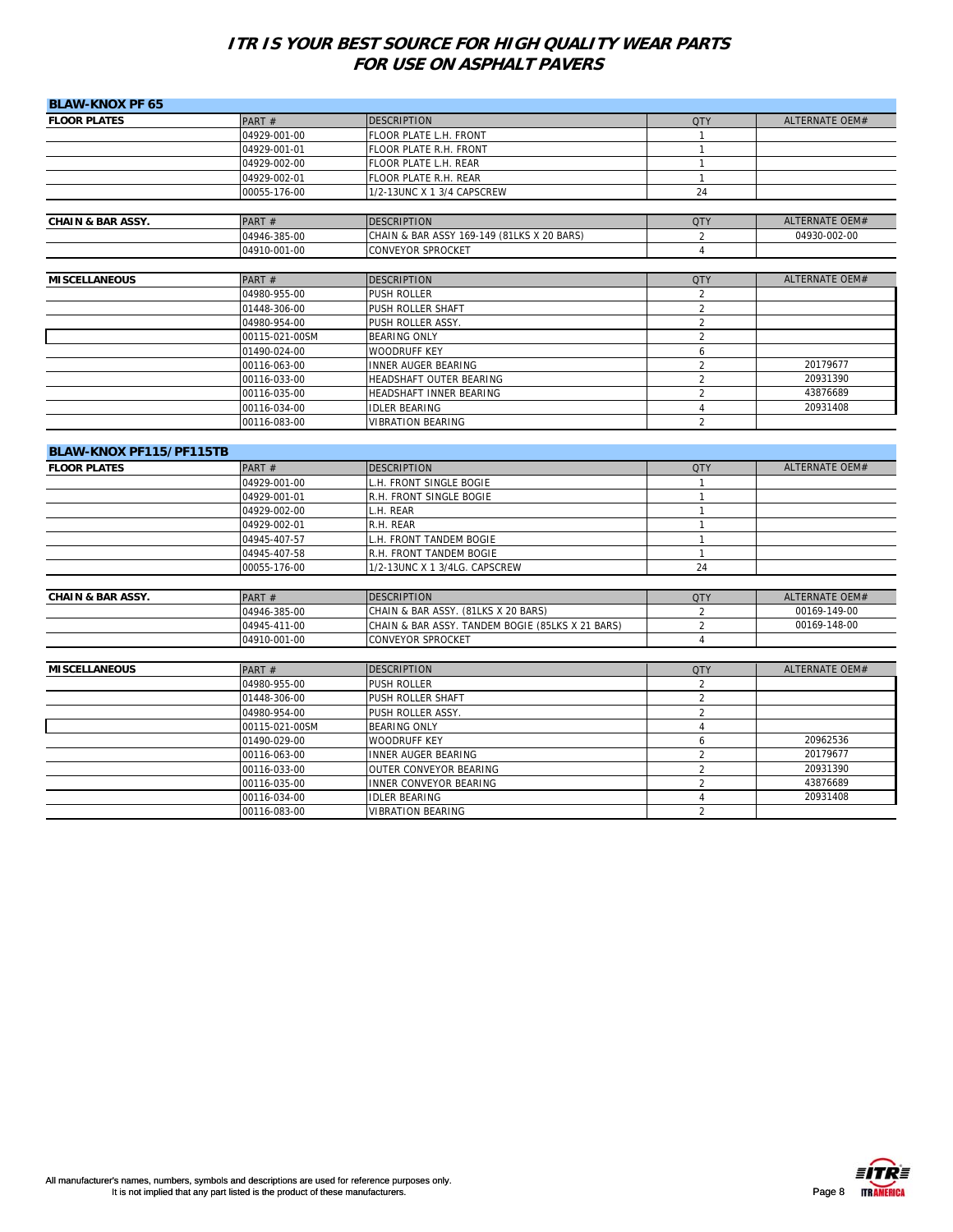# ITR IS YOUR BEST SOURCE FOR HIGH QUALITY WEAR PARTS FOR USE ON ASPHALT PAVERS

## BLAW-KNOX PF 65

| FLOOR PLATES | PART # | DESCRIPTION | QTY | ALTERNATE OEM# |
|---|---|---|---|---|
| | 04929-001-00 | FLOOR PLATE L.H. FRONT | 1 | |
| | 04929-001-01 | FLOOR PLATE R.H. FRONT | 1 | |
| | 04929-002-00 | FLOOR PLATE L.H. REAR | 1 | |
| | 04929-002-01 | FLOOR PLATE R.H. REAR | 1 | |
| | 00055-176-00 | 1/2-13UNC X 1 3/4 CAPSCREW | 24 | |

| CHAIN & BAR ASSY. | PART # | DESCRIPTION | QTY | ALTERNATE OEM# |
|---|---|---|---|---|
| | 04946-385-00 | CHAIN & BAR ASSY 169-149 (81LKS X 20 BARS) | 2 | 04930-002-00 |
| | 04910-001-00 | CONVEYOR SPROCKET | 4 | |

| MISCELLANEOUS | PART # | DESCRIPTION | QTY | ALTERNATE OEM# |
|---|---|---|---|---|
| | 04980-955-00 | PUSH ROLLER | 2 | |
| | 01448-306-00 | PUSH ROLLER SHAFT | 2 | |
| | 04980-954-00 | PUSH ROLLER ASSY. | 2 | |
| | 00115-021-00SM | BEARING ONLY | 2 | |
| | 01490-024-00 | WOODRUFF KEY | 6 | |
| | 00116-063-00 | INNER AUGER BEARING | 2 | 20179677 |
| | 00116-033-00 | HEADSHAFT OUTER BEARING | 2 | 20931390 |
| | 00116-035-00 | HEADSHAFT INNER BEARING | 2 | 43876689 |
| | 00116-034-00 | IDLER BEARING | 4 | 20931408 |
| | 00116-083-00 | VIBRATION BEARING | 2 | |

## BLAW-KNOX PF115/PF115TB

| FLOOR PLATES | PART # | DESCRIPTION | QTY | ALTERNATE OEM# |
|---|---|---|---|---|
| | 04929-001-00 | L.H. FRONT SINGLE BOGIE | 1 | |
| | 04929-001-01 | R.H. FRONT SINGLE BOGIE | 1 | |
| | 04929-002-00 | L.H. REAR | 1 | |
| | 04929-002-01 | R.H. REAR | 1 | |
| | 04945-407-57 | L.H. FRONT TANDEM BOGIE | 1 | |
| | 04945-407-58 | R.H. FRONT TANDEM BOGIE | 1 | |
| | 00055-176-00 | 1/2-13UNC X 1 3/4LG. CAPSCREW | 24 | |

| CHAIN & BAR ASSY. | PART # | DESCRIPTION | QTY | ALTERNATE OEM# |
|---|---|---|---|---|
| | 04946-385-00 | CHAIN & BAR ASSY. (81LKS X 20 BARS) | 2 | 00169-149-00 |
| | 04945-411-00 | CHAIN & BAR ASSY. TANDEM BOGIE (85LKS X 21 BARS) | 2 | 00169-148-00 |
| | 04910-001-00 | CONVEYOR SPROCKET | 4 | |

| MISCELLANEOUS | PART # | DESCRIPTION | QTY | ALTERNATE OEM# |
|---|---|---|---|---|
| | 04980-955-00 | PUSH ROLLER | 2 | |
| | 01448-306-00 | PUSH ROLLER SHAFT | 2 | |
| | 04980-954-00 | PUSH ROLLER ASSY. | 2 | |
| | 00115-021-00SM | BEARING ONLY | 4 | |
| | 01490-029-00 | WOODRUFF KEY | 6 | 20962536 |
| | 00116-063-00 | INNER AUGER BEARING | 2 | 20179677 |
| | 00116-033-00 | OUTER CONVEYOR BEARING | 2 | 20931390 |
| | 00116-035-00 | INNER CONVEYOR BEARING | 2 | 43876689 |
| | 00116-034-00 | IDLER BEARING | 4 | 20931408 |
| | 00116-083-00 | VIBRATION BEARING | 2 | |

All manufacturer's names, numbers, symbols and descriptions are used for reference purposes only.
It is not implied that any part listed is the product of these manufacturers.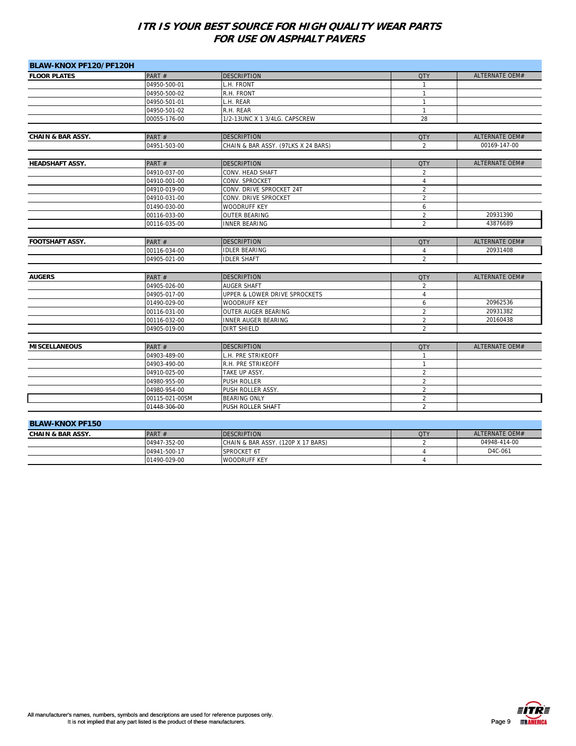# ITR IS YOUR BEST SOURCE FOR HIGH QUALITY WEAR PARTS FOR USE ON ASPHALT PAVERS

## BLAW-KNOX PF120/PF120H

| FLOOR PLATES | PART # | DESCRIPTION | QTY | ALTERNATE OEM# |
|---|---|---|---|---|
| | 04950-500-01 | L.H. FRONT | 1 | |
| | 04950-500-02 | R.H. FRONT | 1 | |
| | 04950-501-01 | L.H. REAR | 1 | |
| | 04950-501-02 | R.H. REAR | 1 | |
| | 00055-176-00 | 1/2-13UNC X 1 3/4LG. CAPSCREW | 28 | |

| CHAIN & BAR ASSY. | PART # | DESCRIPTION | QTY | ALTERNATE OEM# |
|---|---|---|---|---|
| | 04951-503-00 | CHAIN & BAR ASSY. (97LKS X 24 BARS) | 2 | 00169-147-00 |

| HEADSHAFT ASSY. | PART # | DESCRIPTION | QTY | ALTERNATE OEM# |
|---|---|---|---|---|
| | 04910-037-00 | CONV. HEAD SHAFT | 2 | |
| | 04910-001-00 | CONV. SPROCKET | 4 | |
| | 04910-019-00 | CONV. DRIVE SPROCKET 24T | 2 | |
| | 04910-031-00 | CONV. DRIVE SPROCKET | 2 | |
| | 01490-030-00 | WOODRUFF KEY | 6 | |
| | 00116-033-00 | OUTER BEARING | 2 | 20931390 |
| | 00116-035-00 | INNER BEARING | 2 | 43876689 |

| FOOTSHAFT ASSY. | PART # | DESCRIPTION | QTY | ALTERNATE OEM# |
|---|---|---|---|---|
| | 00116-034-00 | IDLER BEARING | 4 | 20931408 |
| | 04905-021-00 | IDLER SHAFT | 2 | |

| AUGERS | PART # | DESCRIPTION | QTY | ALTERNATE OEM# |
|---|---|---|---|---|
| | 04905-026-00 | AUGER SHAFT | 2 | |
| | 04905-017-00 | UPPER & LOWER DRIVE SPROCKETS | 4 | |
| | 01490-029-00 | WOODRUFF KEY | 6 | 20962536 |
| | 00116-031-00 | OUTER AUGER BEARING | 2 | 20931382 |
| | 00116-032-00 | INNER AUGER BEARING | 2 | 20160438 |
| | 04905-019-00 | DIRT SHIELD | 2 | |

| MISCELLANEOUS | PART # | DESCRIPTION | QTY | ALTERNATE OEM# |
|---|---|---|---|---|
| | 04903-489-00 | L.H. PRE STRIKEOFF | 1 | |
| | 04903-490-00 | R.H. PRE STRIKEOFF | 1 | |
| | 04910-025-00 | TAKE UP ASSY. | 2 | |
| | 04980-955-00 | PUSH ROLLER | 2 | |
| | 04980-954-00 | PUSH ROLLER ASSY. | 2 | |
| | 00115-021-00SM | BEARING ONLY | 2 | |
| | 01448-306-00 | PUSH ROLLER SHAFT | 2 | |

## BLAW-KNOX PF150

| CHAIN & BAR ASSY. | PART # | DESCRIPTION | QTY | ALTERNATE OEM# |
|---|---|---|---|---|
| | 04947-352-00 | CHAIN & BAR ASSY. (120P X 17 BARS) | 2 | 04948-414-00 |
| | 04941-500-17 | SPROCKET 6T | 4 | D4C-061 |
| | 01490-029-00 | WOODRUFF KEY | 4 | |

All manufacturer's names, numbers, symbols and descriptions are used for reference purposes only.
It is not implied that any part listed is the product of these manufacturers.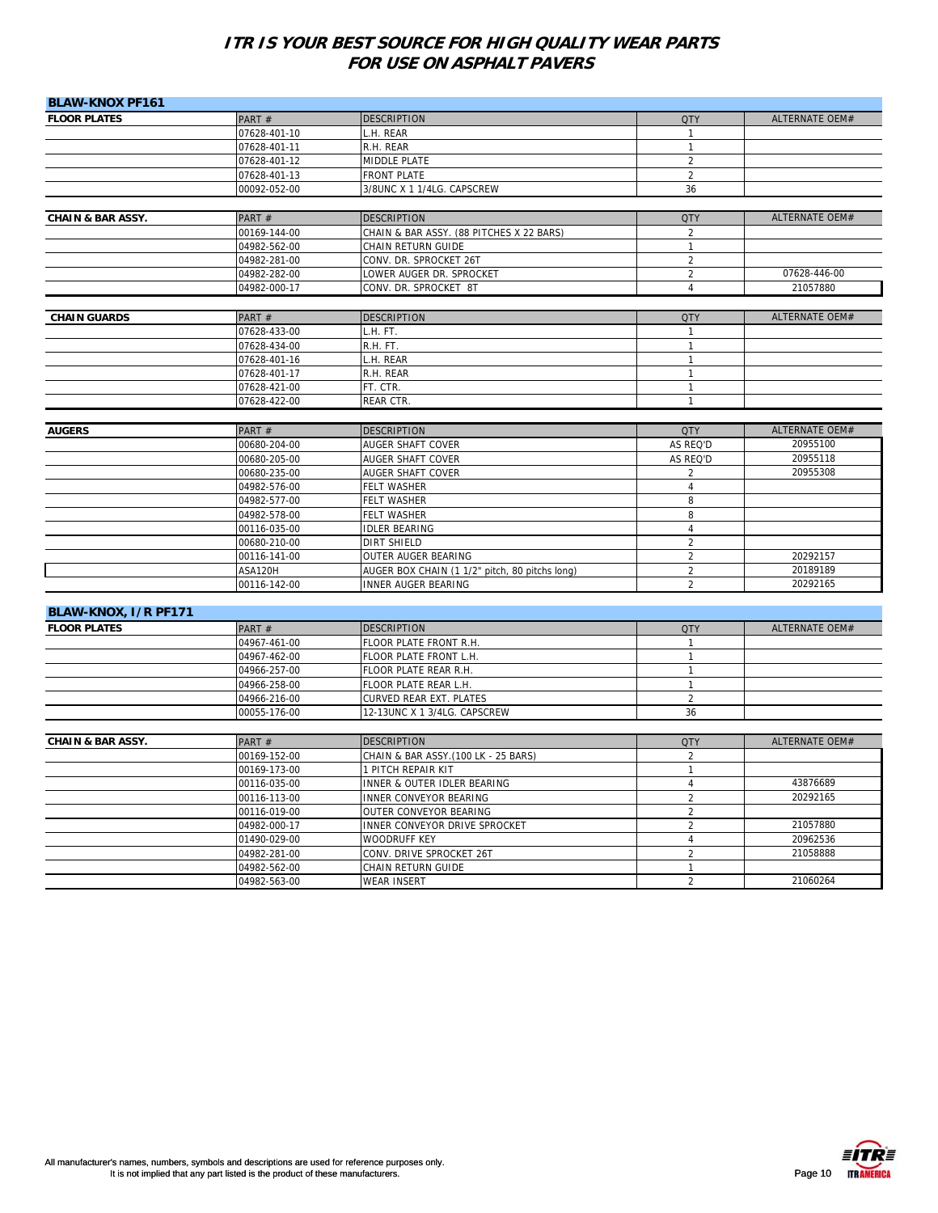# ITR IS YOUR BEST SOURCE FOR HIGH QUALITY WEAR PARTS FOR USE ON ASPHALT PAVERS

## BLAW-KNOX PF161

| FLOOR PLATES | PART # | DESCRIPTION | QTY | ALTERNATE OEM# |
|---|---|---|---|---|
| | 07628-401-10 | L.H. REAR | 1 | |
| | 07628-401-11 | R.H. REAR | 1 | |
| | 07628-401-12 | MIDDLE PLATE | 2 | |
| | 07628-401-13 | FRONT PLATE | 2 | |
| | 00092-052-00 | 3/8UNC X 1 1/4LG. CAPSCREW | 36 | |

| CHAIN & BAR ASSY. | PART # | DESCRIPTION | QTY | ALTERNATE OEM# |
|---|---|---|---|---|
| | 00169-144-00 | CHAIN & BAR ASSY. (88 PITCHES X 22 BARS) | 2 | |
| | 04982-562-00 | CHAIN RETURN GUIDE | 1 | |
| | 04982-281-00 | CONV. DR. SPROCKET 26T | 2 | |
| | 04982-282-00 | LOWER AUGER DR. SPROCKET | 2 | 07628-446-00 |
| | 04982-000-17 | CONV. DR. SPROCKET 8T | 4 | 21057880 |

| CHAIN GUARDS | PART # | DESCRIPTION | QTY | ALTERNATE OEM# |
|---|---|---|---|---|
| | 07628-433-00 | L.H. FT. | 1 | |
| | 07628-434-00 | R.H. FT. | 1 | |
| | 07628-401-16 | L.H. REAR | 1 | |
| | 07628-401-17 | R.H. REAR | 1 | |
| | 07628-421-00 | FT. CTR. | 1 | |
| | 07628-422-00 | REAR CTR. | 1 | |

| AUGERS | PART # | DESCRIPTION | QTY | ALTERNATE OEM# |
|---|---|---|---|---|
| | 00680-204-00 | AUGER SHAFT COVER | AS REQ'D | 20955100 |
| | 00680-205-00 | AUGER SHAFT COVER | AS REQ'D | 20955118 |
| | 00680-235-00 | AUGER SHAFT COVER | 2 | 20955308 |
| | 04982-576-00 | FELT WASHER | 4 | |
| | 04982-577-00 | FELT WASHER | 8 | |
| | 04982-578-00 | FELT WASHER | 8 | |
| | 00116-035-00 | IDLER BEARING | 4 | |
| | 00680-210-00 | DIRT SHIELD | 2 | |
| | 00116-141-00 | OUTER AUGER BEARING | 2 | 20292157 |
| | ASA120H | AUGER BOX CHAIN (1 1/2" pitch, 80 pitchs long) | 2 | 20189189 |
| | 00116-142-00 | INNER AUGER BEARING | 2 | 20292165 |

## BLAW-KNOX, I/R PF171

| FLOOR PLATES | PART # | DESCRIPTION | QTY | ALTERNATE OEM# |
|---|---|---|---|---|
| | 04967-461-00 | FLOOR PLATE FRONT R.H. | 1 | |
| | 04967-462-00 | FLOOR PLATE FRONT L.H. | 1 | |
| | 04966-257-00 | FLOOR PLATE REAR R.H. | 1 | |
| | 04966-258-00 | FLOOR PLATE REAR L.H. | 1 | |
| | 04966-216-00 | CURVED REAR EXT. PLATES | 2 | |
| | 00055-176-00 | 12-13UNC X 1 3/4LG. CAPSCREW | 36 | |

| CHAIN & BAR ASSY. | PART # | DESCRIPTION | QTY | ALTERNATE OEM# |
|---|---|---|---|---|
| | 00169-152-00 | CHAIN & BAR ASSY.(100 LK - 25 BARS) | 2 | |
| | 00169-173-00 | 1 PITCH REPAIR KIT | 1 | |
| | 00116-035-00 | INNER & OUTER IDLER BEARING | 4 | 43876689 |
| | 00116-113-00 | INNER CONVEYOR BEARING | 2 | 20292165 |
| | 00116-019-00 | OUTER CONVEYOR BEARING | 2 | |
| | 04982-000-17 | INNER CONVEYOR DRIVE SPROCKET | 2 | 21057880 |
| | 01490-029-00 | WOODRUFF KEY | 4 | 20962536 |
| | 04982-281-00 | CONV. DRIVE SPROCKET 26T | 2 | 21058888 |
| | 04982-562-00 | CHAIN RETURN GUIDE | 1 | |
| | 04982-563-00 | WEAR INSERT | 2 | 21060264 |

All manufacturer's names, numbers, symbols and descriptions are used for reference purposes only.
It is not implied that any part listed is the product of these manufacturers.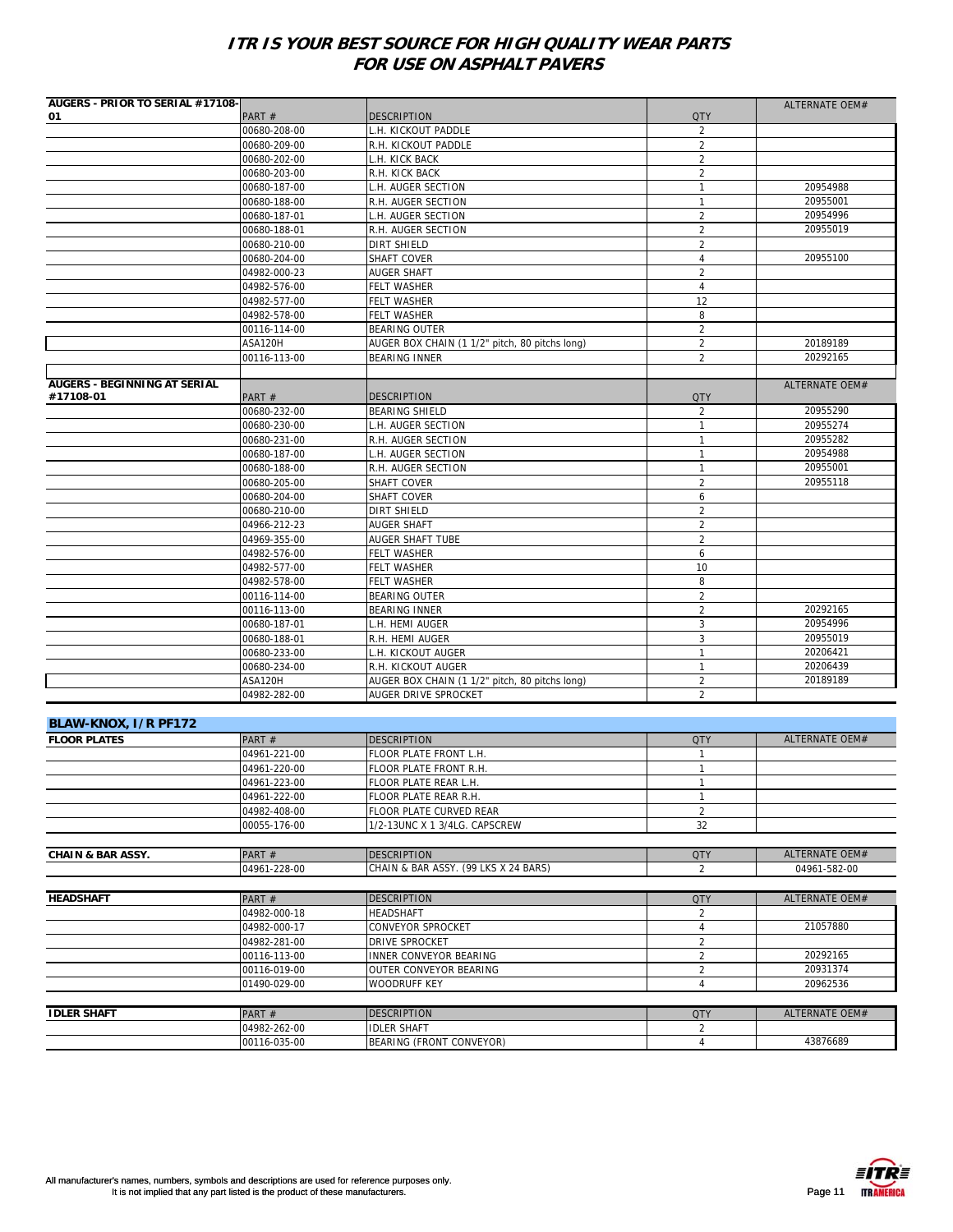# ITR IS YOUR BEST SOURCE FOR HIGH QUALITY WEAR PARTS FOR USE ON ASPHALT PAVERS

| AUGERS - PRIOR TO SERIAL #17108-01 | PART # | DESCRIPTION | QTY | ALTERNATE OEM# |
|---|---|---|---|---|
| | 00680-208-00 | L.H. KICKOUT PADDLE | 2 | |
| | 00680-209-00 | R.H. KICKOUT PADDLE | 2 | |
| | 00680-202-00 | L.H. KICK BACK | 2 | |
| | 00680-203-00 | R.H. KICK BACK | 2 | |
| | 00680-187-00 | L.H. AUGER SECTION | 1 | 20954988 |
| | 00680-188-00 | R.H. AUGER SECTION | 1 | 20955001 |
| | 00680-187-01 | L.H. AUGER SECTION | 2 | 20954996 |
| | 00680-188-01 | R.H. AUGER SECTION | 2 | 20955019 |
| | 00680-210-00 | DIRT SHIELD | 2 | |
| | 00680-204-00 | SHAFT COVER | 4 | 20955100 |
| | 04982-000-23 | AUGER SHAFT | 2 | |
| | 04982-576-00 | FELT WASHER | 4 | |
| | 04982-577-00 | FELT WASHER | 12 | |
| | 04982-578-00 | FELT WASHER | 8 | |
| | 00116-114-00 | BEARING OUTER | 2 | |
| | ASA120H | AUGER BOX CHAIN (1 1/2" pitch, 80 pitchs long) | 2 | 20189189 |
| | 00116-113-00 | BEARING INNER | 2 | 20292165 |

| AUGERS - BEGINNING AT SERIAL #17108-01 | PART # | DESCRIPTION | QTY | ALTERNATE OEM# |
|---|---|---|---|---|
| | 00680-232-00 | BEARING SHIELD | 2 | 20955290 |
| | 00680-230-00 | L.H. AUGER SECTION | 1 | 20955274 |
| | 00680-231-00 | R.H. AUGER SECTION | 1 | 20955282 |
| | 00680-187-00 | L.H. AUGER SECTION | 1 | 20954988 |
| | 00680-188-00 | R.H. AUGER SECTION | 1 | 20955001 |
| | 00680-205-00 | SHAFT COVER | 2 | 20955118 |
| | 00680-204-00 | SHAFT COVER | 6 | |
| | 00680-210-00 | DIRT SHIELD | 2 | |
| | 04966-212-23 | AUGER SHAFT | 2 | |
| | 04969-355-00 | AUGER SHAFT TUBE | 2 | |
| | 04982-576-00 | FELT WASHER | 6 | |
| | 04982-577-00 | FELT WASHER | 10 | |
| | 04982-578-00 | FELT WASHER | 8 | |
| | 00116-114-00 | BEARING OUTER | 2 | |
| | 00116-113-00 | BEARING INNER | 2 | 20292165 |
| | 00680-187-01 | L.H. HEMI AUGER | 3 | 20954996 |
| | 00680-188-01 | R.H. HEMI AUGER | 3 | 20955019 |
| | 00680-233-00 | L.H. KICKOUT AUGER | 1 | 20206421 |
| | 00680-234-00 | R.H. KICKOUT AUGER | 1 | 20206439 |
| | ASA120H | AUGER BOX CHAIN (1 1/2" pitch, 80 pitchs long) | 2 | 20189189 |
| | 04982-282-00 | AUGER DRIVE SPROCKET | 2 | |

## BLAW-KNOX, I/R PF172

| FLOOR PLATES | PART # | DESCRIPTION | QTY | ALTERNATE OEM# |
|---|---|---|---|---|
| | 04961-221-00 | FLOOR PLATE FRONT L.H. | 1 | |
| | 04961-220-00 | FLOOR PLATE FRONT R.H. | 1 | |
| | 04961-223-00 | FLOOR PLATE REAR L.H. | 1 | |
| | 04961-222-00 | FLOOR PLATE REAR R.H. | 1 | |
| | 04982-408-00 | FLOOR PLATE CURVED REAR | 2 | |
| | 00055-176-00 | 1/2-13UNC X 1 3/4LG. CAPSCREW | 32 | |

| CHAIN & BAR ASSY. | PART # | DESCRIPTION | QTY | ALTERNATE OEM# |
|---|---|---|---|---|
| | 04961-228-00 | CHAIN & BAR ASSY. (99 LKS X 24 BARS) | 2 | 04961-582-00 |

| HEADSHAFT | PART # | DESCRIPTION | QTY | ALTERNATE OEM# |
|---|---|---|---|---|
| | 04982-000-18 | HEADSHAFT | 2 | |
| | 04982-000-17 | CONVEYOR SPROCKET | 4 | 21057880 |
| | 04982-281-00 | DRIVE SPROCKET | 2 | |
| | 00116-113-00 | INNER CONVEYOR BEARING | 2 | 20292165 |
| | 00116-019-00 | OUTER CONVEYOR BEARING | 2 | 20931374 |
| | 01490-029-00 | WOODRUFF KEY | 4 | 20962536 |

| IDLER SHAFT | PART # | DESCRIPTION | QTY | ALTERNATE OEM# |
|---|---|---|---|---|
| | 04982-262-00 | IDLER SHAFT | 2 | |
| | 00116-035-00 | BEARING (FRONT CONVEYOR) | 4 | 43876689 |

All manufacturer's names, numbers, symbols and descriptions are used for reference purposes only.
It is not implied that any part listed is the product of these manufacturers.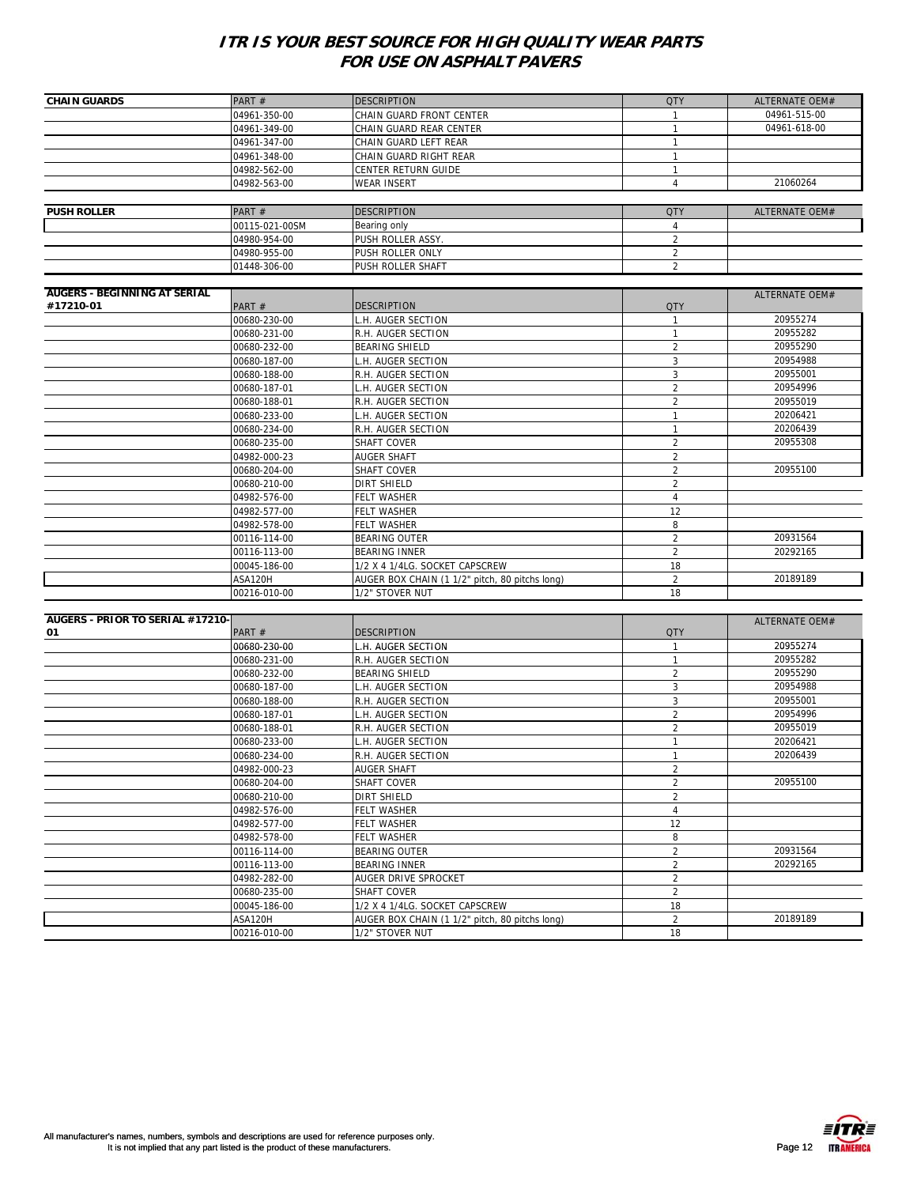# ITR IS YOUR BEST SOURCE FOR HIGH QUALITY WEAR PARTS FOR USE ON ASPHALT PAVERS

| CHAIN GUARDS | PART # | DESCRIPTION | QTY | ALTERNATE OEM# |
|---|---|---|---|---|
| | 04961-350-00 | CHAIN GUARD FRONT CENTER | 1 | 04961-515-00 |
| | 04961-349-00 | CHAIN GUARD REAR CENTER | 1 | 04961-618-00 |
| | 04961-347-00 | CHAIN GUARD LEFT REAR | 1 | |
| | 04961-348-00 | CHAIN GUARD RIGHT REAR | 1 | |
| | 04982-562-00 | CENTER RETURN GUIDE | 1 | |
| | 04982-563-00 | WEAR INSERT | 4 | 21060264 |

| PUSH ROLLER | PART # | DESCRIPTION | QTY | ALTERNATE OEM# |
|---|---|---|---|---|
| | 00115-021-00SM | Bearing only | 4 | |
| | 04980-954-00 | PUSH ROLLER ASSY. | 2 | |
| | 04980-955-00 | PUSH ROLLER ONLY | 2 | |
| | 01448-306-00 | PUSH ROLLER SHAFT | 2 | |

| AUGERS - BEGINNING AT SERIAL #17210-01 | PART # | DESCRIPTION | QTY | ALTERNATE OEM# |
|---|---|---|---|---|
| | 00680-230-00 | L.H. AUGER SECTION | 1 | 20955274 |
| | 00680-231-00 | R.H. AUGER SECTION | 1 | 20955282 |
| | 00680-232-00 | BEARING SHIELD | 2 | 20955290 |
| | 00680-187-00 | L.H. AUGER SECTION | 3 | 20954988 |
| | 00680-188-00 | R.H. AUGER SECTION | 3 | 20955001 |
| | 00680-187-01 | L.H. AUGER SECTION | 2 | 20954996 |
| | 00680-188-01 | R.H. AUGER SECTION | 2 | 20955019 |
| | 00680-233-00 | L.H. AUGER SECTION | 1 | 20206421 |
| | 00680-234-00 | R.H. AUGER SECTION | 1 | 20206439 |
| | 00680-235-00 | SHAFT COVER | 2 | 20955308 |
| | 04982-000-23 | AUGER SHAFT | 2 | |
| | 00680-204-00 | SHAFT COVER | 2 | 20955100 |
| | 00680-210-00 | DIRT SHIELD | 2 | |
| | 04982-576-00 | FELT WASHER | 4 | |
| | 04982-577-00 | FELT WASHER | 12 | |
| | 04982-578-00 | FELT WASHER | 8 | |
| | 00116-114-00 | BEARING OUTER | 2 | 20931564 |
| | 00116-113-00 | BEARING INNER | 2 | 20292165 |
| | 00045-186-00 | 1/2 X 4 1/4LG. SOCKET CAPSCREW | 18 | |
| | ASA120H | AUGER BOX CHAIN (1 1/2" pitch, 80 pitchs long) | 2 | 20189189 |
| | 00216-010-00 | 1/2" STOVER NUT | 18 | |

| AUGERS - PRIOR TO SERIAL #17210-01 | PART # | DESCRIPTION | QTY | ALTERNATE OEM# |
|---|---|---|---|---|
| | 00680-230-00 | L.H. AUGER SECTION | 1 | 20955274 |
| | 00680-231-00 | R.H. AUGER SECTION | 1 | 20955282 |
| | 00680-232-00 | BEARING SHIELD | 2 | 20955290 |
| | 00680-187-00 | L.H. AUGER SECTION | 3 | 20954988 |
| | 00680-188-00 | R.H. AUGER SECTION | 3 | 20955001 |
| | 00680-187-01 | L.H. AUGER SECTION | 2 | 20954996 |
| | 00680-188-01 | R.H. AUGER SECTION | 2 | 20955019 |
| | 00680-233-00 | L.H. AUGER SECTION | 1 | 20206421 |
| | 00680-234-00 | R.H. AUGER SECTION | 1 | 20206439 |
| | 04982-000-23 | AUGER SHAFT | 2 | |
| | 00680-204-00 | SHAFT COVER | 2 | 20955100 |
| | 00680-210-00 | DIRT SHIELD | 2 | |
| | 04982-576-00 | FELT WASHER | 4 | |
| | 04982-577-00 | FELT WASHER | 12 | |
| | 04982-578-00 | FELT WASHER | 8 | |
| | 00116-114-00 | BEARING OUTER | 2 | 20931564 |
| | 00116-113-00 | BEARING INNER | 2 | 20292165 |
| | 04982-282-00 | AUGER DRIVE SPROCKET | 2 | |
| | 00680-235-00 | SHAFT COVER | 2 | |
| | 00045-186-00 | 1/2 X 4 1/4LG. SOCKET CAPSCREW | 18 | |
| | ASA120H | AUGER BOX CHAIN (1 1/2" pitch, 80 pitchs long) | 2 | 20189189 |
| | 00216-010-00 | 1/2" STOVER NUT | 18 | |

All manufacturer's names, numbers, symbols and descriptions are used for reference purposes only. It is not implied that any part listed is the product of these manufacturers.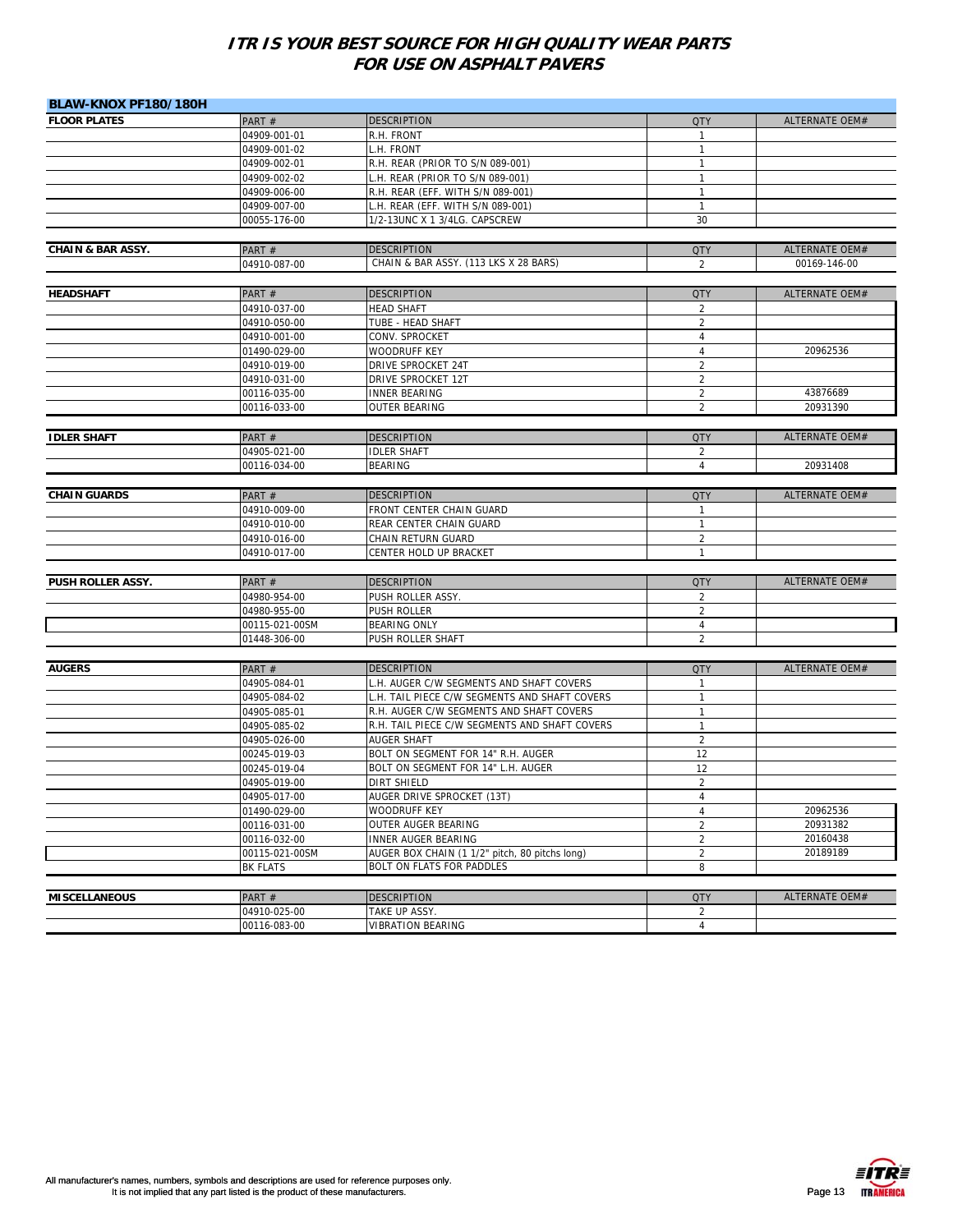# ITR IS YOUR BEST SOURCE FOR HIGH QUALITY WEAR PARTS FOR USE ON ASPHALT PAVERS

## BLAW-KNOX PF180/180H

| FLOOR PLATES | PART # | DESCRIPTION | QTY | ALTERNATE OEM# |
|---|---|---|---|---|
| | 04909-001-01 | R.H. FRONT | 1 | |
| | 04909-001-02 | L.H. FRONT | 1 | |
| | 04909-002-01 | R.H. REAR (PRIOR TO S/N 089-001) | 1 | |
| | 04909-002-02 | L.H. REAR (PRIOR TO S/N 089-001) | 1 | |
| | 04909-006-00 | R.H. REAR (EFF. WITH S/N 089-001) | 1 | |
| | 04909-007-00 | L.H. REAR (EFF. WITH S/N 089-001) | 1 | |
| | 00055-176-00 | 1/2-13UNC X 1 3/4LG. CAPSCREW | 30 | |

| CHAIN & BAR ASSY. | PART # | DESCRIPTION | QTY | ALTERNATE OEM# |
|---|---|---|---|---|
| | 04910-087-00 | CHAIN & BAR ASSY. (113 LKS X 28 BARS) | 2 | 00169-146-00 |

| HEADSHAFT | PART # | DESCRIPTION | QTY | ALTERNATE OEM# |
|---|---|---|---|---|
| | 04910-037-00 | HEAD SHAFT | 2 | |
| | 04910-050-00 | TUBE - HEAD SHAFT | 2 | |
| | 04910-001-00 | CONV. SPROCKET | 4 | |
| | 01490-029-00 | WOODRUFF KEY | 4 | 20962536 |
| | 04910-019-00 | DRIVE SPROCKET 24T | 2 | |
| | 04910-031-00 | DRIVE SPROCKET 12T | 2 | |
| | 00116-035-00 | INNER BEARING | 2 | 43876689 |
| | 00116-033-00 | OUTER BEARING | 2 | 20931390 |

| IDLER SHAFT | PART # | DESCRIPTION | QTY | ALTERNATE OEM# |
|---|---|---|---|---|
| | 04905-021-00 | IDLER SHAFT | 2 | |
| | 00116-034-00 | BEARING | 4 | 20931408 |

| CHAIN GUARDS | PART # | DESCRIPTION | QTY | ALTERNATE OEM# |
|---|---|---|---|---|
| | 04910-009-00 | FRONT CENTER CHAIN GUARD | 1 | |
| | 04910-010-00 | REAR CENTER CHAIN GUARD | 1 | |
| | 04910-016-00 | CHAIN RETURN GUARD | 2 | |
| | 04910-017-00 | CENTER HOLD UP BRACKET | 1 | |

| PUSH ROLLER ASSY. | PART # | DESCRIPTION | QTY | ALTERNATE OEM# |
|---|---|---|---|---|
| | 04980-954-00 | PUSH ROLLER ASSY. | 2 | |
| | 04980-955-00 | PUSH ROLLER | 2 | |
| | 00115-021-00SM | BEARING ONLY | 4 | |
| | 01448-306-00 | PUSH ROLLER SHAFT | 2 | |

| AUGERS | PART # | DESCRIPTION | QTY | ALTERNATE OEM# |
|---|---|---|---|---|
| | 04905-084-01 | L.H. AUGER C/W SEGMENTS AND SHAFT COVERS | 1 | |
| | 04905-084-02 | L.H. TAIL PIECE C/W SEGMENTS AND SHAFT COVERS | 1 | |
| | 04905-085-01 | R.H. AUGER C/W SEGMENTS AND SHAFT COVERS | 1 | |
| | 04905-085-02 | R.H. TAIL PIECE C/W SEGMENTS AND SHAFT COVERS | 1 | |
| | 04905-026-00 | AUGER SHAFT | 2 | |
| | 00245-019-03 | BOLT ON SEGMENT FOR 14" R.H. AUGER | 12 | |
| | 00245-019-04 | BOLT ON SEGMENT FOR 14" L.H. AUGER | 12 | |
| | 04905-019-00 | DIRT SHIELD | 2 | |
| | 04905-017-00 | AUGER DRIVE SPROCKET (13T) | 4 | |
| | 01490-029-00 | WOODRUFF KEY | 4 | 20962536 |
| | 00116-031-00 | OUTER AUGER BEARING | 2 | 20931382 |
| | 00116-032-00 | INNER AUGER BEARING | 2 | 20160438 |
| | 00115-021-00SM | AUGER BOX CHAIN (1 1/2" pitch, 80 pitchs long) | 2 | 20189189 |
| | BK FLATS | BOLT ON FLATS FOR PADDLES | 8 | |

| MISCELLANEOUS | PART # | DESCRIPTION | QTY | ALTERNATE OEM# |
|---|---|---|---|---|
| | 04910-025-00 | TAKE UP ASSY. | 2 | |
| | 00116-083-00 | VIBRATION BEARING | 4 | |

All manufacturer's names, numbers, symbols and descriptions are used for reference purposes only. It is not implied that any part listed is the product of these manufacturers.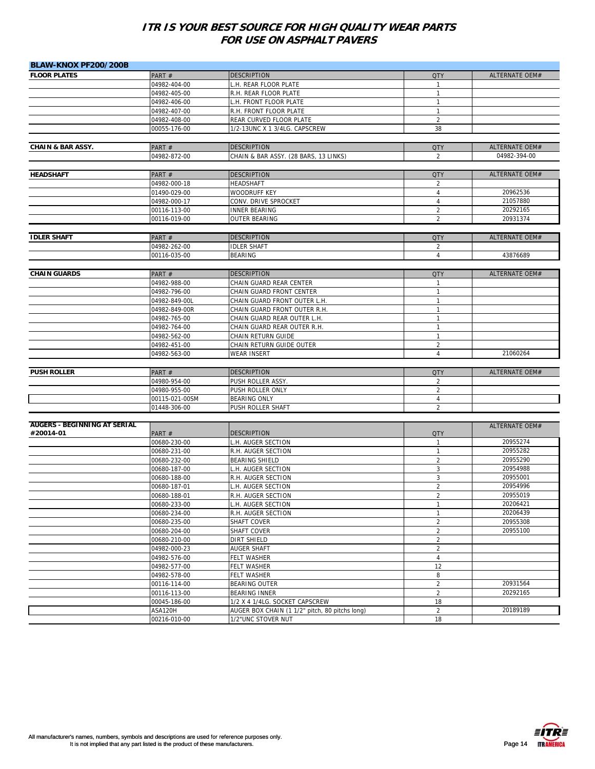# ITR IS YOUR BEST SOURCE FOR HIGH QUALITY WEAR PARTS FOR USE ON ASPHALT PAVERS

## BLAW-KNOX PF200/200B

| FLOOR PLATES | PART # | DESCRIPTION | QTY | ALTERNATE OEM# |
|---|---|---|---|---|
| | 04982-404-00 | L.H. REAR FLOOR PLATE | 1 | |
| | 04982-405-00 | R.H. REAR FLOOR PLATE | 1 | |
| | 04982-406-00 | L.H. FRONT FLOOR PLATE | 1 | |
| | 04982-407-00 | R.H. FRONT FLOOR PLATE | 1 | |
| | 04982-408-00 | REAR CURVED FLOOR PLATE | 2 | |
| | 00055-176-00 | 1/2-13UNC X 1 3/4LG. CAPSCREW | 38 | |

| CHAIN & BAR ASSY. | PART # | DESCRIPTION | QTY | ALTERNATE OEM# |
|---|---|---|---|---|
| | 04982-872-00 | CHAIN & BAR ASSY. (28 BARS, 13 LINKS) | 2 | 04982-394-00 |

| HEADSHAFT | PART # | DESCRIPTION | QTY | ALTERNATE OEM# |
|---|---|---|---|---|
| | 04982-000-18 | HEADSHAFT | 2 | |
| | 01490-029-00 | WOODRUFF KEY | 4 | 20962536 |
| | 04982-000-17 | CONV. DRIVE SPROCKET | 4 | 21057880 |
| | 00116-113-00 | INNER BEARING | 2 | 20292165 |
| | 00116-019-00 | OUTER BEARING | 2 | 20931374 |

| IDLER SHAFT | PART # | DESCRIPTION | QTY | ALTERNATE OEM# |
|---|---|---|---|---|
| | 04982-262-00 | IDLER SHAFT | 2 | |
| | 00116-035-00 | BEARING | 4 | 43876689 |

| CHAIN GUARDS | PART # | DESCRIPTION | QTY | ALTERNATE OEM# |
|---|---|---|---|---|
| | 04982-988-00 | CHAIN GUARD REAR CENTER | 1 | |
| | 04982-796-00 | CHAIN GUARD FRONT CENTER | 1 | |
| | 04982-849-00L | CHAIN GUARD FRONT OUTER L.H. | 1 | |
| | 04982-849-00R | CHAIN GUARD FRONT OUTER R.H. | 1 | |
| | 04982-765-00 | CHAIN GUARD REAR OUTER L.H. | 1 | |
| | 04982-764-00 | CHAIN GUARD REAR OUTER R.H. | 1 | |
| | 04982-562-00 | CHAIN RETURN GUIDE | 1 | |
| | 04982-451-00 | CHAIN RETURN GUIDE OUTER | 2 | |
| | 04982-563-00 | WEAR INSERT | 4 | 21060264 |

| PUSH ROLLER | PART # | DESCRIPTION | QTY | ALTERNATE OEM# |
|---|---|---|---|---|
| | 04980-954-00 | PUSH ROLLER ASSY. | 2 | |
| | 04980-955-00 | PUSH ROLLER ONLY | 2 | |
| | 00115-021-00SM | BEARING ONLY | 4 | |
| | 01448-306-00 | PUSH ROLLER SHAFT | 2 | |

| AUGERS - BEGINNING AT SERIAL #20014-01 | PART # | DESCRIPTION | QTY | ALTERNATE OEM# |
|---|---|---|---|---|
| | 00680-230-00 | L.H. AUGER SECTION | 1 | 20955274 |
| | 00680-231-00 | R.H. AUGER SECTION | 1 | 20955282 |
| | 00680-232-00 | BEARING SHIELD | 2 | 20955290 |
| | 00680-187-00 | L.H. AUGER SECTION | 3 | 20954988 |
| | 00680-188-00 | R.H. AUGER SECTION | 3 | 20955001 |
| | 00680-187-01 | L.H. AUGER SECTION | 2 | 20954996 |
| | 00680-188-01 | R.H. AUGER SECTION | 2 | 20955019 |
| | 00680-233-00 | L.H. AUGER SECTION | 1 | 20206421 |
| | 00680-234-00 | R.H. AUGER SECTION | 1 | 20206439 |
| | 00680-235-00 | SHAFT COVER | 2 | 20955308 |
| | 00680-204-00 | SHAFT COVER | 2 | 20955100 |
| | 00680-210-00 | DIRT SHIELD | 2 | |
| | 04982-000-23 | AUGER SHAFT | 2 | |
| | 04982-576-00 | FELT WASHER | 4 | |
| | 04982-577-00 | FELT WASHER | 12 | |
| | 04982-578-00 | FELT WASHER | 8 | |
| | 00116-114-00 | BEARING OUTER | 2 | 20931564 |
| | 00116-113-00 | BEARING INNER | 2 | 20292165 |
| | 00045-186-00 | 1/2 X 4 1/4LG. SOCKET CAPSCREW | 18 | |
| | ASA120H | AUGER BOX CHAIN (1 1/2" pitch, 80 pitchs long) | 2 | 20189189 |
| | 00216-010-00 | 1/2"UNC STOVER NUT | 18 | |

All manufacturer's names, numbers, symbols and descriptions are used for reference purposes only. It is not implied that any part listed is the product of these manufacturers.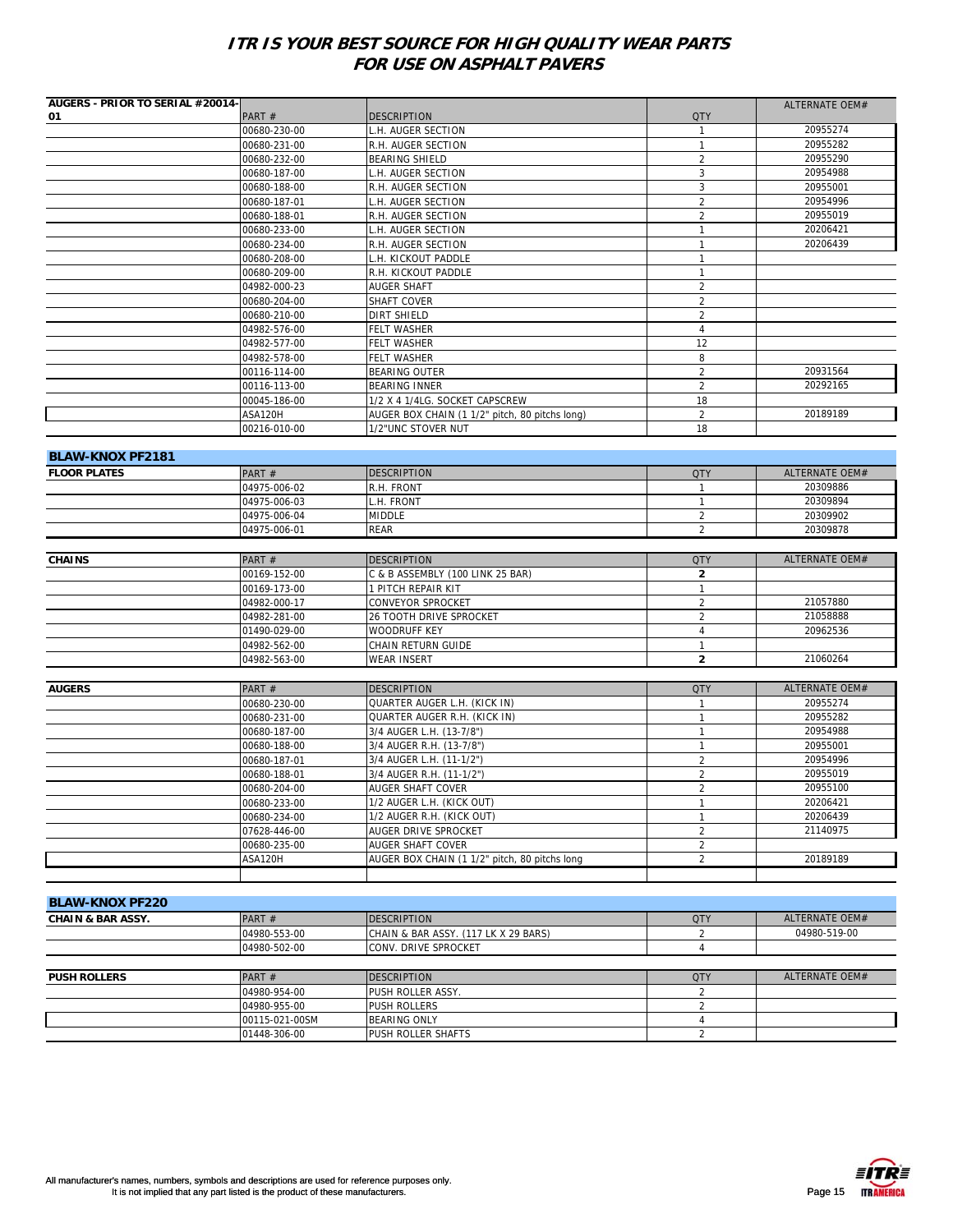# ITR IS YOUR BEST SOURCE FOR HIGH QUALITY WEAR PARTS FOR USE ON ASPHALT PAVERS

| AUGERS - PRIOR TO SERIAL #20014-01 | PART # | DESCRIPTION | QTY | ALTERNATE OEM# |
|---|---|---|---|---|
| | 00680-230-00 | L.H. AUGER SECTION | 1 | 20955274 |
| | 00680-231-00 | R.H. AUGER SECTION | 1 | 20955282 |
| | 00680-232-00 | BEARING SHIELD | 2 | 20955290 |
| | 00680-187-00 | L.H. AUGER SECTION | 3 | 20954988 |
| | 00680-188-00 | R.H. AUGER SECTION | 3 | 20955001 |
| | 00680-187-01 | L.H. AUGER SECTION | 2 | 20954996 |
| | 00680-188-01 | R.H. AUGER SECTION | 2 | 20955019 |
| | 00680-233-00 | L.H. AUGER SECTION | 1 | 20206421 |
| | 00680-234-00 | R.H. AUGER SECTION | 1 | 20206439 |
| | 00680-208-00 | L.H. KICKOUT PADDLE | 1 | |
| | 00680-209-00 | R.H. KICKOUT PADDLE | 1 | |
| | 04982-000-23 | AUGER SHAFT | 2 | |
| | 00680-204-00 | SHAFT COVER | 2 | |
| | 00680-210-00 | DIRT SHIELD | 2 | |
| | 04982-576-00 | FELT WASHER | 4 | |
| | 04982-577-00 | FELT WASHER | 12 | |
| | 04982-578-00 | FELT WASHER | 8 | |
| | 00116-114-00 | BEARING OUTER | 2 | 20931564 |
| | 00116-113-00 | BEARING INNER | 2 | 20292165 |
| | 00045-186-00 | 1/2 X 4 1/4LG. SOCKET CAPSCREW | 18 | |
| | ASA120H | AUGER BOX CHAIN (1 1/2" pitch, 80 pitchs long) | 2 | 20189189 |
| | 00216-010-00 | 1/2"UNC STOVER NUT | 18 | |

## BLAW-KNOX PF2181

| FLOOR PLATES | PART # | DESCRIPTION | QTY | ALTERNATE OEM# |
|---|---|---|---|---|
| | 04975-006-02 | R.H. FRONT | 1 | 20309886 |
| | 04975-006-03 | L.H. FRONT | 1 | 20309894 |
| | 04975-006-04 | MIDDLE | 2 | 20309902 |
| | 04975-006-01 | REAR | 2 | 20309878 |

| CHAINS | PART # | DESCRIPTION | QTY | ALTERNATE OEM# |
|---|---|---|---|---|
| | 00169-152-00 | C & B ASSEMBLY (100 LINK 25 BAR) | **2** | |
| | 00169-173-00 | 1 PITCH REPAIR KIT | 1 | |
| | 04982-000-17 | CONVEYOR SPROCKET | 2 | 21057880 |
| | 04982-281-00 | 26 TOOTH DRIVE SPROCKET | 2 | 21058888 |
| | 01490-029-00 | WOODRUFF KEY | 4 | 20962536 |
| | 04982-562-00 | CHAIN RETURN GUIDE | 1 | |
| | 04982-563-00 | WEAR INSERT | **2** | 21060264 |

| AUGERS | PART # | DESCRIPTION | QTY | ALTERNATE OEM# |
|---|---|---|---|---|
| | 00680-230-00 | QUARTER AUGER L.H. (KICK IN) | 1 | 20955274 |
| | 00680-231-00 | QUARTER AUGER R.H. (KICK IN) | 1 | 20955282 |
| | 00680-187-00 | 3/4 AUGER L.H. (13-7/8") | 1 | 20954988 |
| | 00680-188-00 | 3/4 AUGER R.H. (13-7/8") | 1 | 20955001 |
| | 00680-187-01 | 3/4 AUGER L.H. (11-1/2") | 2 | 20954996 |
| | 00680-188-01 | 3/4 AUGER R.H. (11-1/2") | 2 | 20955019 |
| | 00680-204-00 | AUGER SHAFT COVER | 2 | 20955100 |
| | 00680-233-00 | 1/2 AUGER L.H. (KICK OUT) | 1 | 20206421 |
| | 00680-234-00 | 1/2 AUGER R.H. (KICK OUT) | 1 | 20206439 |
| | 07628-446-00 | AUGER DRIVE SPROCKET | 2 | 21140975 |
| | 00680-235-00 | AUGER SHAFT COVER | 2 | |
| | ASA120H | AUGER BOX CHAIN (1 1/2" pitch, 80 pitchs long | 2 | 20189189 |

## BLAW-KNOX PF220

| CHAIN & BAR ASSY. | PART # | DESCRIPTION | QTY | ALTERNATE OEM# |
|---|---|---|---|---|
| | 04980-553-00 | CHAIN & BAR ASSY. (117 LK X 29 BARS) | 2 | 04980-519-00 |
| | 04980-502-00 | CONV. DRIVE SPROCKET | 4 | |

| PUSH ROLLERS | PART # | DESCRIPTION | QTY | ALTERNATE OEM# |
|---|---|---|---|---|
| | 04980-954-00 | PUSH ROLLER ASSY. | 2 | |
| | 04980-955-00 | PUSH ROLLERS | 2 | |
| | 00115-021-00SM | BEARING ONLY | 4 | |
| | 01448-306-00 | PUSH ROLLER SHAFTS | 2 | |

All manufacturer's names, numbers, symbols and descriptions are used for reference purposes only.
It is not implied that any part listed is the product of these manufacturers.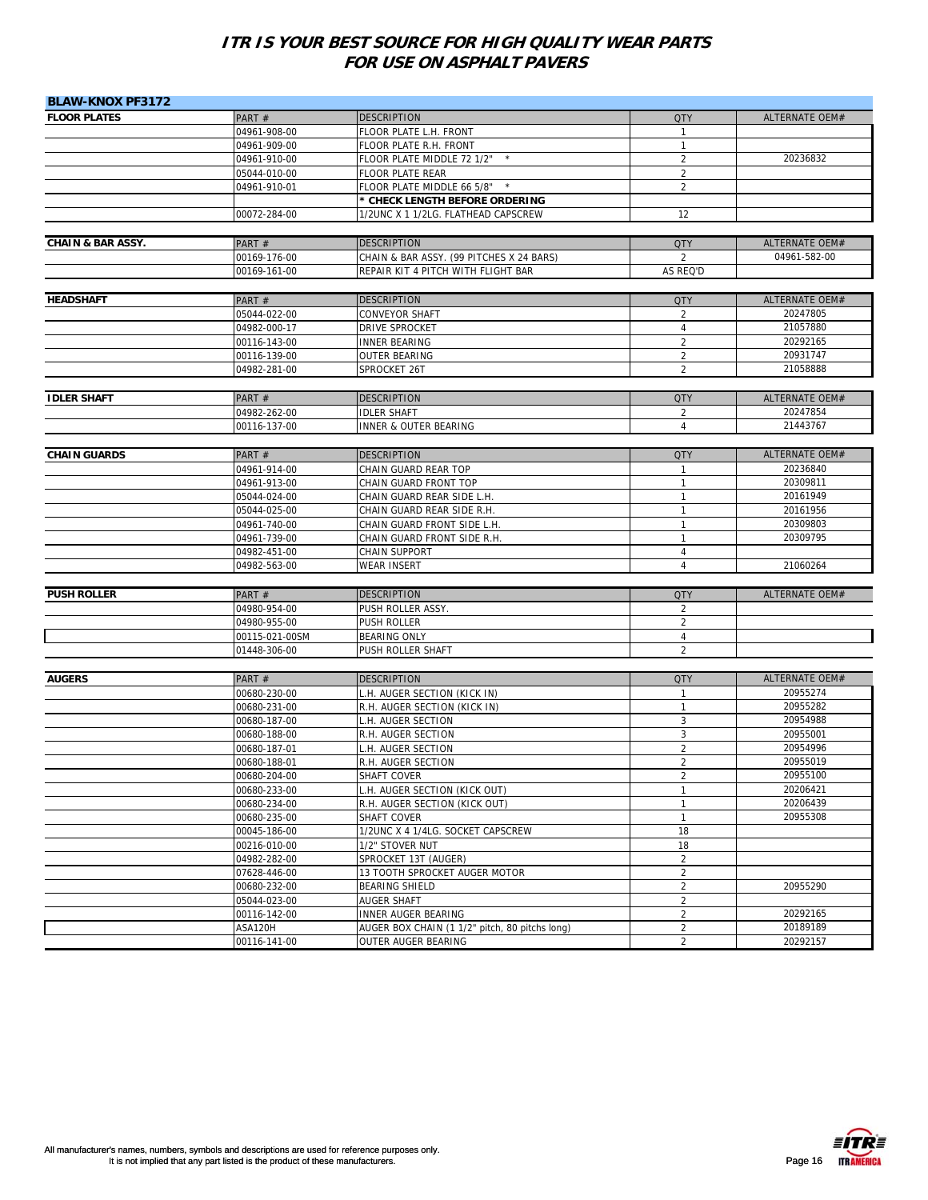# ITR IS YOUR BEST SOURCE FOR HIGH QUALITY WEAR PARTS FOR USE ON ASPHALT PAVERS

## BLAW-KNOX PF3172

| FLOOR PLATES | PART # | DESCRIPTION | QTY | ALTERNATE OEM# |
|---|---|---|---|---|
| | 04961-908-00 | FLOOR PLATE L.H. FRONT | 1 | |
| | 04961-909-00 | FLOOR PLATE R.H. FRONT | 1 | |
| | 04961-910-00 | FLOOR PLATE MIDDLE 72 1/2" * | 2 | 20236832 |
| | 05044-010-00 | FLOOR PLATE REAR | 2 | |
| | 04961-910-01 | FLOOR PLATE MIDDLE 66 5/8" * | 2 | |
| | | **\* CHECK LENGTH BEFORE ORDERING** | | |
| | 00072-284-00 | 1/2UNC X 1 1/2LG. FLATHEAD CAPSCREW | 12 | |

| CHAIN & BAR ASSY. | PART # | DESCRIPTION | QTY | ALTERNATE OEM# |
|---|---|---|---|---|
| | 00169-176-00 | CHAIN & BAR ASSY. (99 PITCHES X 24 BARS) | 2 | 04961-582-00 |
| | 00169-161-00 | REPAIR KIT 4 PITCH WITH FLIGHT BAR | AS REQ'D | |

| HEADSHAFT | PART # | DESCRIPTION | QTY | ALTERNATE OEM# |
|---|---|---|---|---|
| | 05044-022-00 | CONVEYOR SHAFT | 2 | 20247805 |
| | 04982-000-17 | DRIVE SPROCKET | 4 | 21057880 |
| | 00116-143-00 | INNER BEARING | 2 | 20292165 |
| | 00116-139-00 | OUTER BEARING | 2 | 20931747 |
| | 04982-281-00 | SPROCKET 26T | 2 | 21058888 |

| IDLER SHAFT | PART # | DESCRIPTION | QTY | ALTERNATE OEM# |
|---|---|---|---|---|
| | 04982-262-00 | IDLER SHAFT | 2 | 20247854 |
| | 00116-137-00 | INNER & OUTER BEARING | 4 | 21443767 |

| CHAIN GUARDS | PART # | DESCRIPTION | QTY | ALTERNATE OEM# |
|---|---|---|---|---|
| | 04961-914-00 | CHAIN GUARD REAR TOP | 1 | 20236840 |
| | 04961-913-00 | CHAIN GUARD FRONT TOP | 1 | 20309811 |
| | 05044-024-00 | CHAIN GUARD REAR SIDE L.H. | 1 | 20161949 |
| | 05044-025-00 | CHAIN GUARD REAR SIDE R.H. | 1 | 20161956 |
| | 04961-740-00 | CHAIN GUARD FRONT SIDE L.H. | 1 | 20309803 |
| | 04961-739-00 | CHAIN GUARD FRONT SIDE R.H. | 1 | 20309795 |
| | 04982-451-00 | CHAIN SUPPORT | 4 | |
| | 04982-563-00 | WEAR INSERT | 4 | 21060264 |

| PUSH ROLLER | PART # | DESCRIPTION | QTY | ALTERNATE OEM# |
|---|---|---|---|---|
| | 04980-954-00 | PUSH ROLLER ASSY. | 2 | |
| | 04980-955-00 | PUSH ROLLER | 2 | |
| | 00115-021-00SM | BEARING ONLY | 4 | |
| | 01448-306-00 | PUSH ROLLER SHAFT | 2 | |

| AUGERS | PART # | DESCRIPTION | QTY | ALTERNATE OEM# |
|---|---|---|---|---|
| | 00680-230-00 | L.H. AUGER SECTION (KICK IN) | 1 | 20955274 |
| | 00680-231-00 | R.H. AUGER SECTION (KICK IN) | 1 | 20955282 |
| | 00680-187-00 | L.H. AUGER SECTION | 3 | 20954988 |
| | 00680-188-00 | R.H. AUGER SECTION | 3 | 20955001 |
| | 00680-187-01 | L.H. AUGER SECTION | 2 | 20954996 |
| | 00680-188-01 | R.H. AUGER SECTION | 2 | 20955019 |
| | 00680-204-00 | SHAFT COVER | 2 | 20955100 |
| | 00680-233-00 | L.H. AUGER SECTION (KICK OUT) | 1 | 20206421 |
| | 00680-234-00 | R.H. AUGER SECTION (KICK OUT) | 1 | 20206439 |
| | 00680-235-00 | SHAFT COVER | 1 | 20955308 |
| | 00045-186-00 | 1/2UNC X 4 1/4LG. SOCKET CAPSCREW | 18 | |
| | 00216-010-00 | 1/2" STOVER NUT | 18 | |
| | 04982-282-00 | SPROCKET 13T (AUGER) | 2 | |
| | 07628-446-00 | 13 TOOTH SPROCKET AUGER MOTOR | 2 | |
| | 00680-232-00 | BEARING SHIELD | 2 | 20955290 |
| | 05044-023-00 | AUGER SHAFT | 2 | |
| | 00116-142-00 | INNER AUGER BEARING | 2 | 20292165 |
| | ASA120H | AUGER BOX CHAIN (1 1/2" pitch, 80 pitchs long) | 2 | 20189189 |
| | 00116-141-00 | OUTER AUGER BEARING | 2 | 20292157 |

All manufacturer's names, numbers, symbols and descriptions are used for reference purposes only.
It is not implied that any part listed is the product of these manufacturers.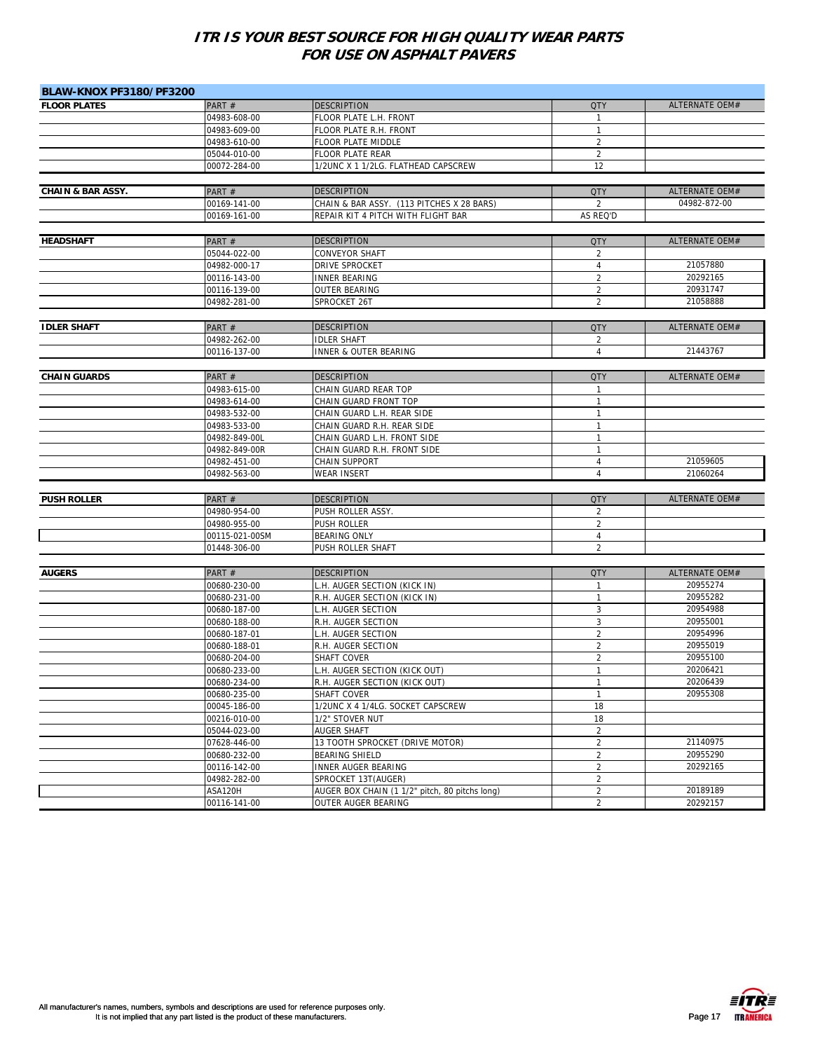# ITR IS YOUR BEST SOURCE FOR HIGH QUALITY WEAR PARTS FOR USE ON ASPHALT PAVERS

## BLAW-KNOX PF3180/PF3200

| FLOOR PLATES | PART # | DESCRIPTION | QTY | ALTERNATE OEM# |
|---|---|---|---|---|
| | 04983-608-00 | FLOOR PLATE L.H. FRONT | 1 | |
| | 04983-609-00 | FLOOR PLATE R.H. FRONT | 1 | |
| | 04983-610-00 | FLOOR PLATE MIDDLE | 2 | |
| | 05044-010-00 | FLOOR PLATE REAR | 2 | |
| | 00072-284-00 | 1/2UNC X 1 1/2LG. FLATHEAD CAPSCREW | 12 | |

| CHAIN & BAR ASSY. | PART # | DESCRIPTION | QTY | ALTERNATE OEM# |
|---|---|---|---|---|
| | 00169-141-00 | CHAIN & BAR ASSY. (113 PITCHES X 28 BARS) | 2 | 04982-872-00 |
| | 00169-161-00 | REPAIR KIT 4 PITCH WITH FLIGHT BAR | AS REQ'D | |

| HEADSHAFT | PART # | DESCRIPTION | QTY | ALTERNATE OEM# |
|---|---|---|---|---|
| | 05044-022-00 | CONVEYOR SHAFT | 2 | |
| | 04982-000-17 | DRIVE SPROCKET | 4 | 21057880 |
| | 00116-143-00 | INNER BEARING | 2 | 20292165 |
| | 00116-139-00 | OUTER BEARING | 2 | 20931747 |
| | 04982-281-00 | SPROCKET 26T | 2 | 21058888 |

| IDLER SHAFT | PART # | DESCRIPTION | QTY | ALTERNATE OEM# |
|---|---|---|---|---|
| | 04982-262-00 | IDLER SHAFT | 2 | |
| | 00116-137-00 | INNER & OUTER BEARING | 4 | 21443767 |

| CHAIN GUARDS | PART # | DESCRIPTION | QTY | ALTERNATE OEM# |
|---|---|---|---|---|
| | 04983-615-00 | CHAIN GUARD REAR TOP | 1 | |
| | 04983-614-00 | CHAIN GUARD FRONT TOP | 1 | |
| | 04983-532-00 | CHAIN GUARD L.H. REAR SIDE | 1 | |
| | 04983-533-00 | CHAIN GUARD R.H. REAR SIDE | 1 | |
| | 04982-849-00L | CHAIN GUARD L.H. FRONT SIDE | 1 | |
| | 04982-849-00R | CHAIN GUARD R.H. FRONT SIDE | 1 | |
| | 04982-451-00 | CHAIN SUPPORT | 4 | 21059605 |
| | 04982-563-00 | WEAR INSERT | 4 | 21060264 |

| PUSH ROLLER | PART # | DESCRIPTION | QTY | ALTERNATE OEM# |
|---|---|---|---|---|
| | 04980-954-00 | PUSH ROLLER ASSY. | 2 | |
| | 04980-955-00 | PUSH ROLLER | 2 | |
| | 00115-021-00SM | BEARING ONLY | 4 | |
| | 01448-306-00 | PUSH ROLLER SHAFT | 2 | |

| AUGERS | PART # | DESCRIPTION | QTY | ALTERNATE OEM# |
|---|---|---|---|---|
| | 00680-230-00 | L.H. AUGER SECTION (KICK IN) | 1 | 20955274 |
| | 00680-231-00 | R.H. AUGER SECTION (KICK IN) | 1 | 20955282 |
| | 00680-187-00 | L.H. AUGER SECTION | 3 | 20954988 |
| | 00680-188-00 | R.H. AUGER SECTION | 3 | 20955001 |
| | 00680-187-01 | L.H. AUGER SECTION | 2 | 20954996 |
| | 00680-188-01 | R.H. AUGER SECTION | 2 | 20955019 |
| | 00680-204-00 | SHAFT COVER | 2 | 20955100 |
| | 00680-233-00 | L.H. AUGER SECTION (KICK OUT) | 1 | 20206421 |
| | 00680-234-00 | R.H. AUGER SECTION (KICK OUT) | 1 | 20206439 |
| | 00680-235-00 | SHAFT COVER | 1 | 20955308 |
| | 00045-186-00 | 1/2UNC X 4 1/4LG. SOCKET CAPSCREW | 18 | |
| | 00216-010-00 | 1/2" STOVER NUT | 18 | |
| | 05044-023-00 | AUGER SHAFT | 2 | |
| | 07628-446-00 | 13 TOOTH SPROCKET (DRIVE MOTOR) | 2 | 21140975 |
| | 00680-232-00 | BEARING SHIELD | 2 | 20955290 |
| | 00116-142-00 | INNER AUGER BEARING | 2 | 20292165 |
| | 04982-282-00 | SPROCKET 13T(AUGER) | 2 | |
| | ASA120H | AUGER BOX CHAIN (1 1/2" pitch, 80 pitchs long) | 2 | 20189189 |
| | 00116-141-00 | OUTER AUGER BEARING | 2 | 20292157 |

All manufacturer's names, numbers, symbols and descriptions are used for reference purposes only. It is not implied that any part listed is the product of these manufacturers.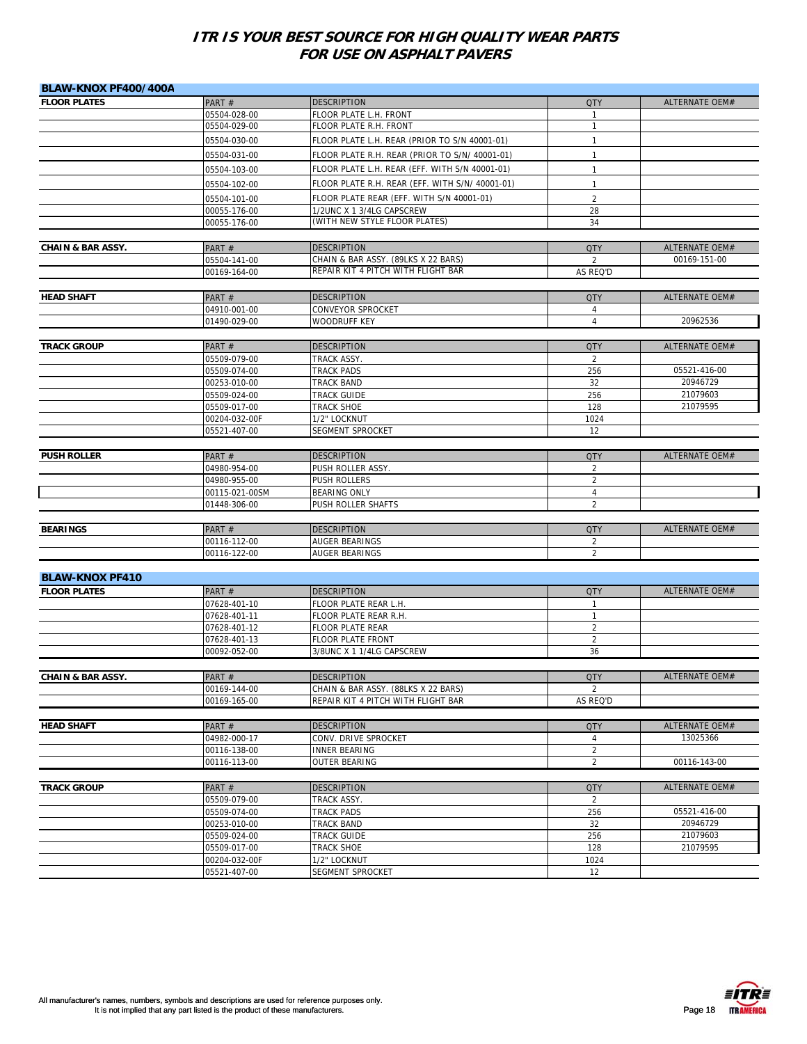# ITR IS YOUR BEST SOURCE FOR HIGH QUALITY WEAR PARTS FOR USE ON ASPHALT PAVERS

## BLAW-KNOX PF400/400A

| FLOOR PLATES | PART # | DESCRIPTION | QTY | ALTERNATE OEM# |
|---|---|---|---|---|
| | 05504-028-00 | FLOOR PLATE L.H. FRONT | 1 | |
| | 05504-029-00 | FLOOR PLATE R.H. FRONT | 1 | |
| | 05504-030-00 | FLOOR PLATE L.H. REAR (PRIOR TO S/N 40001-01) | 1 | |
| | 05504-031-00 | FLOOR PLATE R.H. REAR (PRIOR TO S/N/ 40001-01) | 1 | |
| | 05504-103-00 | FLOOR PLATE L.H. REAR (EFF. WITH S/N 40001-01) | 1 | |
| | 05504-102-00 | FLOOR PLATE R.H. REAR (EFF. WITH S/N/ 40001-01) | 1 | |
| | 05504-101-00 | FLOOR PLATE REAR (EFF. WITH S/N 40001-01) | 2 | |
| | 00055-176-00 | 1/2UNC X 1 3/4LG CAPSCREW | 28 | |
| | 00055-176-00 | (WITH NEW STYLE FLOOR PLATES) | 34 | |

| CHAIN & BAR ASSY. | PART # | DESCRIPTION | QTY | ALTERNATE OEM# |
|---|---|---|---|---|
| | 05504-141-00 | CHAIN & BAR ASSY. (89LKS X 22 BARS) | 2 | 00169-151-00 |
| | 00169-164-00 | REPAIR KIT 4 PITCH WITH FLIGHT BAR | AS REQ'D | |

| HEAD SHAFT | PART # | DESCRIPTION | QTY | ALTERNATE OEM# |
|---|---|---|---|---|
| | 04910-001-00 | CONVEYOR SPROCKET | 4 | |
| | 01490-029-00 | WOODRUFF KEY | 4 | 20962536 |

| TRACK GROUP | PART # | DESCRIPTION | QTY | ALTERNATE OEM# |
|---|---|---|---|---|
| | 05509-079-00 | TRACK ASSY. | 2 | |
| | 05509-074-00 | TRACK PADS | 256 | 05521-416-00 |
| | 00253-010-00 | TRACK BAND | 32 | 20946729 |
| | 05509-024-00 | TRACK GUIDE | 256 | 21079603 |
| | 05509-017-00 | TRACK SHOE | 128 | 21079595 |
| | 00204-032-00F | 1/2" LOCKNUT | 1024 | |
| | 05521-407-00 | SEGMENT SPROCKET | 12 | |

| PUSH ROLLER | PART # | DESCRIPTION | QTY | ALTERNATE OEM# |
|---|---|---|---|---|
| | 04980-954-00 | PUSH ROLLER ASSY. | 2 | |
| | 04980-955-00 | PUSH ROLLERS | 2 | |
| | 00115-021-00SM | BEARING ONLY | 4 | |
| | 01448-306-00 | PUSH ROLLER SHAFTS | 2 | |

| BEARINGS | PART # | DESCRIPTION | QTY | ALTERNATE OEM# |
|---|---|---|---|---|
| | 00116-112-00 | AUGER BEARINGS | 2 | |
| | 00116-122-00 | AUGER BEARINGS | 2 | |

## BLAW-KNOX PF410

| FLOOR PLATES | PART # | DESCRIPTION | QTY | ALTERNATE OEM# |
|---|---|---|---|---|
| | 07628-401-10 | FLOOR PLATE REAR L.H. | 1 | |
| | 07628-401-11 | FLOOR PLATE REAR R.H. | 1 | |
| | 07628-401-12 | FLOOR PLATE REAR | 2 | |
| | 07628-401-13 | FLOOR PLATE FRONT | 2 | |
| | 00092-052-00 | 3/8UNC X 1 1/4LG CAPSCREW | 36 | |

| CHAIN & BAR ASSY. | PART # | DESCRIPTION | QTY | ALTERNATE OEM# |
|---|---|---|---|---|
| | 00169-144-00 | CHAIN & BAR ASSY. (88LKS X 22 BARS) | 2 | |
| | 00169-165-00 | REPAIR KIT 4 PITCH WITH FLIGHT BAR | AS REQ'D | |

| HEAD SHAFT | PART # | DESCRIPTION | QTY | ALTERNATE OEM# |
|---|---|---|---|---|
| | 04982-000-17 | CONV. DRIVE SPROCKET | 4 | 13025366 |
| | 00116-138-00 | INNER BEARING | 2 | |
| | 00116-113-00 | OUTER BEARING | 2 | 00116-143-00 |

| TRACK GROUP | PART # | DESCRIPTION | QTY | ALTERNATE OEM# |
|---|---|---|---|---|
| | 05509-079-00 | TRACK ASSY. | 2 | |
| | 05509-074-00 | TRACK PADS | 256 | 05521-416-00 |
| | 00253-010-00 | TRACK BAND | 32 | 20946729 |
| | 05509-024-00 | TRACK GUIDE | 256 | 21079603 |
| | 05509-017-00 | TRACK SHOE | 128 | 21079595 |
| | 00204-032-00F | 1/2" LOCKNUT | 1024 | |
| | 05521-407-00 | SEGMENT SPROCKET | 12 | |

All manufacturer's names, numbers, symbols and descriptions are used for reference purposes only. It is not implied that any part listed is the product of these manufacturers.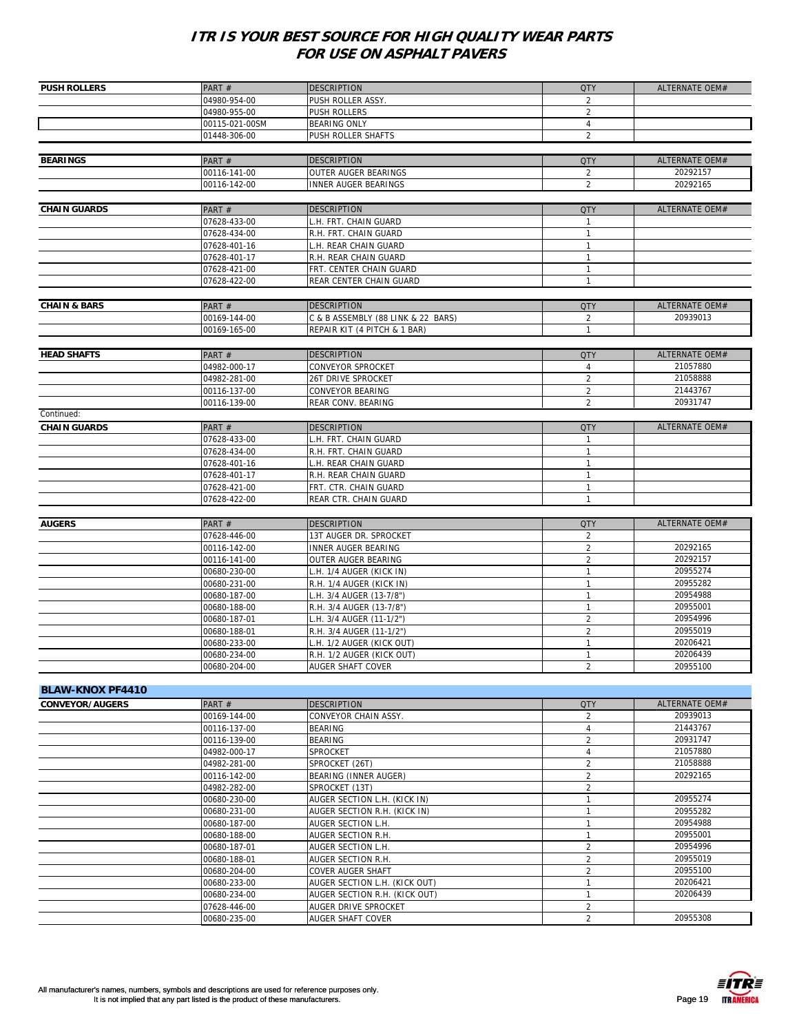# ITR IS YOUR BEST SOURCE FOR HIGH QUALITY WEAR PARTS FOR USE ON ASPHALT PAVERS

| PUSH ROLLERS | PART # | DESCRIPTION | QTY | ALTERNATE OEM# |
|---|---|---|---|---|
| | 04980-954-00 | PUSH ROLLER ASSY. | 2 | |
| | 04980-955-00 | PUSH ROLLERS | 2 | |
| | 00115-021-00SM | BEARING ONLY | 4 | |
| | 01448-306-00 | PUSH ROLLER SHAFTS | 2 | |

| BEARINGS | PART # | DESCRIPTION | QTY | ALTERNATE OEM# |
|---|---|---|---|---|
| | 00116-141-00 | OUTER AUGER BEARINGS | 2 | 20292157 |
| | 00116-142-00 | INNER AUGER BEARINGS | 2 | 20292165 |

| CHAIN GUARDS | PART # | DESCRIPTION | QTY | ALTERNATE OEM# |
|---|---|---|---|---|
| | 07628-433-00 | L.H. FRT. CHAIN GUARD | 1 | |
| | 07628-434-00 | R.H. FRT. CHAIN GUARD | 1 | |
| | 07628-401-16 | L.H. REAR CHAIN GUARD | 1 | |
| | 07628-401-17 | R.H. REAR CHAIN GUARD | 1 | |
| | 07628-421-00 | FRT. CENTER CHAIN GUARD | 1 | |
| | 07628-422-00 | REAR CENTER CHAIN GUARD | 1 | |

| CHAIN & BARS | PART # | DESCRIPTION | QTY | ALTERNATE OEM# |
|---|---|---|---|---|
| | 00169-144-00 | C & B ASSEMBLY (88 LINK & 22 BARS) | 2 | 20939013 |
| | 00169-165-00 | REPAIR KIT (4 PITCH & 1 BAR) | 1 | |

| HEAD SHAFTS | PART # | DESCRIPTION | QTY | ALTERNATE OEM# |
|---|---|---|---|---|
| | 04982-000-17 | CONVEYOR SPROCKET | 4 | 21057880 |
| | 04982-281-00 | 26T DRIVE SPROCKET | 2 | 21058888 |
| | 00116-137-00 | CONVEYOR BEARING | 2 | 21443767 |
| | 00116-139-00 | REAR CONV. BEARING | 2 | 20931747 |

Continued:

| CHAIN GUARDS | PART # | DESCRIPTION | QTY | ALTERNATE OEM# |
|---|---|---|---|---|
| | 07628-433-00 | L.H. FRT. CHAIN GUARD | 1 | |
| | 07628-434-00 | R.H. FRT. CHAIN GUARD | 1 | |
| | 07628-401-16 | L.H. REAR CHAIN GUARD | 1 | |
| | 07628-401-17 | R.H. REAR CHAIN GUARD | 1 | |
| | 07628-421-00 | FRT. CTR. CHAIN GUARD | 1 | |
| | 07628-422-00 | REAR CTR. CHAIN GUARD | 1 | |

| AUGERS | PART # | DESCRIPTION | QTY | ALTERNATE OEM# |
|---|---|---|---|---|
| | 07628-446-00 | 13T AUGER DR. SPROCKET | 2 | |
| | 00116-142-00 | INNER AUGER BEARING | 2 | 20292165 |
| | 00116-141-00 | OUTER AUGER BEARING | 2 | 20292157 |
| | 00680-230-00 | L.H. 1/4 AUGER (KICK IN) | 1 | 20955274 |
| | 00680-231-00 | R.H. 1/4 AUGER (KICK IN) | 1 | 20955282 |
| | 00680-187-00 | L.H. 3/4 AUGER (13-7/8") | 1 | 20954988 |
| | 00680-188-00 | R.H. 3/4 AUGER (13-7/8") | 1 | 20955001 |
| | 00680-187-01 | L.H. 3/4 AUGER (11-1/2") | 2 | 20954996 |
| | 00680-188-01 | R.H. 3/4 AUGER (11-1/2") | 2 | 20955019 |
| | 00680-233-00 | L.H. 1/2 AUGER (KICK OUT) | 1 | 20206421 |
| | 00680-234-00 | R.H. 1/2 AUGER (KICK OUT) | 1 | 20206439 |
| | 00680-204-00 | AUGER SHAFT COVER | 2 | 20955100 |

## BLAW-KNOX PF4410

| CONVEYOR/AUGERS | PART # | DESCRIPTION | QTY | ALTERNATE OEM# |
|---|---|---|---|---|
| | 00169-144-00 | CONVEYOR CHAIN ASSY. | 2 | 20939013 |
| | 00116-137-00 | BEARING | 4 | 21443767 |
| | 00116-139-00 | BEARING | 2 | 20931747 |
| | 04982-000-17 | SPROCKET | 4 | 21057880 |
| | 04982-281-00 | SPROCKET (26T) | 2 | 21058888 |
| | 00116-142-00 | BEARING (INNER AUGER) | 2 | 20292165 |
| | 04982-282-00 | SPROCKET (13T) | 2 | |
| | 00680-230-00 | AUGER SECTION L.H. (KICK IN) | 1 | 20955274 |
| | 00680-231-00 | AUGER SECTION R.H. (KICK IN) | 1 | 20955282 |
| | 00680-187-00 | AUGER SECTION L.H. | 1 | 20954988 |
| | 00680-188-00 | AUGER SECTION R.H. | 1 | 20955001 |
| | 00680-187-01 | AUGER SECTION L.H. | 2 | 20954996 |
| | 00680-188-01 | AUGER SECTION R.H. | 2 | 20955019 |
| | 00680-204-00 | COVER AUGER SHAFT | 2 | 20955100 |
| | 00680-233-00 | AUGER SECTION L.H. (KICK OUT) | 1 | 20206421 |
| | 00680-234-00 | AUGER SECTION R.H. (KICK OUT) | 1 | 20206439 |
| | 07628-446-00 | AUGER DRIVE SPROCKET | 2 | |
| | 00680-235-00 | AUGER SHAFT COVER | 2 | 20955308 |

All manufacturer's names, numbers, symbols and descriptions are used for reference purposes only. It is not implied that any part listed is the product of these manufacturers.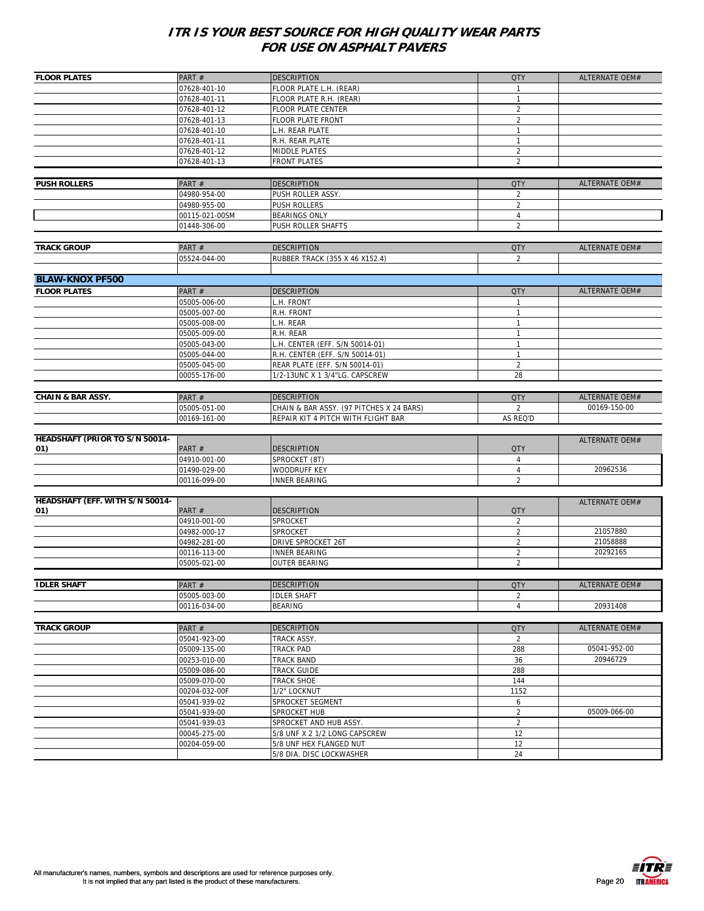# ITR IS YOUR BEST SOURCE FOR HIGH QUALITY WEAR PARTS FOR USE ON ASPHALT PAVERS

| FLOOR PLATES | PART # | DESCRIPTION | QTY | ALTERNATE OEM# |
|---|---|---|---|---|
| | 07628-401-10 | FLOOR PLATE L.H. (REAR) | 1 | |
| | 07628-401-11 | FLOOR PLATE R.H. (REAR) | 1 | |
| | 07628-401-12 | FLOOR PLATE CENTER | 2 | |
| | 07628-401-13 | FLOOR PLATE FRONT | 2 | |
| | 07628-401-10 | L.H. REAR PLATE | 1 | |
| | 07628-401-11 | R.H. REAR PLATE | 1 | |
| | 07628-401-12 | MIDDLE PLATES | 2 | |
| | 07628-401-13 | FRONT PLATES | 2 | |

| PUSH ROLLERS | PART # | DESCRIPTION | QTY | ALTERNATE OEM# |
|---|---|---|---|---|
| | 04980-954-00 | PUSH ROLLER ASSY. | 2 | |
| | 04980-955-00 | PUSH ROLLERS | 2 | |
| | 00115-021-00SM | BEARINGS ONLY | 4 | |
| | 01448-306-00 | PUSH ROLLER SHAFTS | 2 | |

| TRACK GROUP | PART # | DESCRIPTION | QTY | ALTERNATE OEM# |
|---|---|---|---|---|
| | 05524-044-00 | RUBBER TRACK (355 X 46 X152.4) | 2 | |

## BLAW-KNOX PF500

| FLOOR PLATES | PART # | DESCRIPTION | QTY | ALTERNATE OEM# |
|---|---|---|---|---|
| | 05005-006-00 | L.H. FRONT | 1 | |
| | 05005-007-00 | R.H. FRONT | 1 | |
| | 05005-008-00 | L.H. REAR | 1 | |
| | 05005-009-00 | R.H. REAR | 1 | |
| | 05005-043-00 | L.H. CENTER (EFF. S/N 50014-01) | 1 | |
| | 05005-044-00 | R.H. CENTER (EFF. S/N 50014-01) | 1 | |
| | 05005-045-00 | REAR PLATE (EFF. S/N 50014-01) | 2 | |
| | 00055-176-00 | 1/2-13UNC X 1 3/4"LG. CAPSCREW | 28 | |

| CHAIN & BAR ASSY. | PART # | DESCRIPTION | QTY | ALTERNATE OEM# |
|---|---|---|---|---|
| | 05005-051-00 | CHAIN & BAR ASSY. (97 PITCHES X 24 BARS) | 2 | 00169-150-00 |
| | 00169-161-00 | REPAIR KIT 4 PITCH WITH FLIGHT BAR | AS REQ'D | |

| HEADSHAFT (PRIOR TO S/N 50014-01) | PART # | DESCRIPTION | QTY | ALTERNATE OEM# |
|---|---|---|---|---|
| | 04910-001-00 | SPROCKET (8T) | 4 | |
| | 01490-029-00 | WOODRUFF KEY | 4 | 20962536 |
| | 00116-099-00 | INNER BEARING | 2 | |

| HEADSHAFT (EFF. WITH S/N 50014-01) | PART # | DESCRIPTION | QTY | ALTERNATE OEM# |
|---|---|---|---|---|
| | 04910-001-00 | SPROCKET | 2 | |
| | 04982-000-17 | SPROCKET | 2 | 21057880 |
| | 04982-281-00 | DRIVE SPROCKET 26T | 2 | 21058888 |
| | 00116-113-00 | INNER BEARING | 2 | 20292165 |
| | 05005-021-00 | OUTER BEARING | 2 | |

| IDLER SHAFT | PART # | DESCRIPTION | QTY | ALTERNATE OEM# |
|---|---|---|---|---|
| | 05005-003-00 | IDLER SHAFT | 2 | |
| | 00116-034-00 | BEARING | 4 | 20931408 |

| TRACK GROUP | PART # | DESCRIPTION | QTY | ALTERNATE OEM# |
|---|---|---|---|---|
| | 05041-923-00 | TRACK ASSY. | 2 | |
| | 05009-135-00 | TRACK PAD | 288 | 05041-952-00 |
| | 00253-010-00 | TRACK BAND | 36 | 20946729 |
| | 05009-086-00 | TRACK GUIDE | 288 | |
| | 05009-070-00 | TRACK SHOE | 144 | |
| | 00204-032-00F | 1/2" LOCKNUT | 1152 | |
| | 05041-939-02 | SPROCKET SEGMENT | 6 | |
| | 05041-939-00 | SPROCKET HUB | 2 | 05009-066-00 |
| | 05041-939-03 | SPROCKET AND HUB ASSY. | 2 | |
| | 00045-275-00 | 5/8 UNF X 2 1/2 LONG CAPSCREW | 12 | |
| | 00204-059-00 | 5/8 UNF HEX FLANGED NUT | 12 | |
| | | 5/8 DIA. DISC LOCKWASHER | 24 | |

All manufacturer's names, numbers, symbols and descriptions are used for reference purposes only. It is not implied that any part listed is the product of these manufacturers.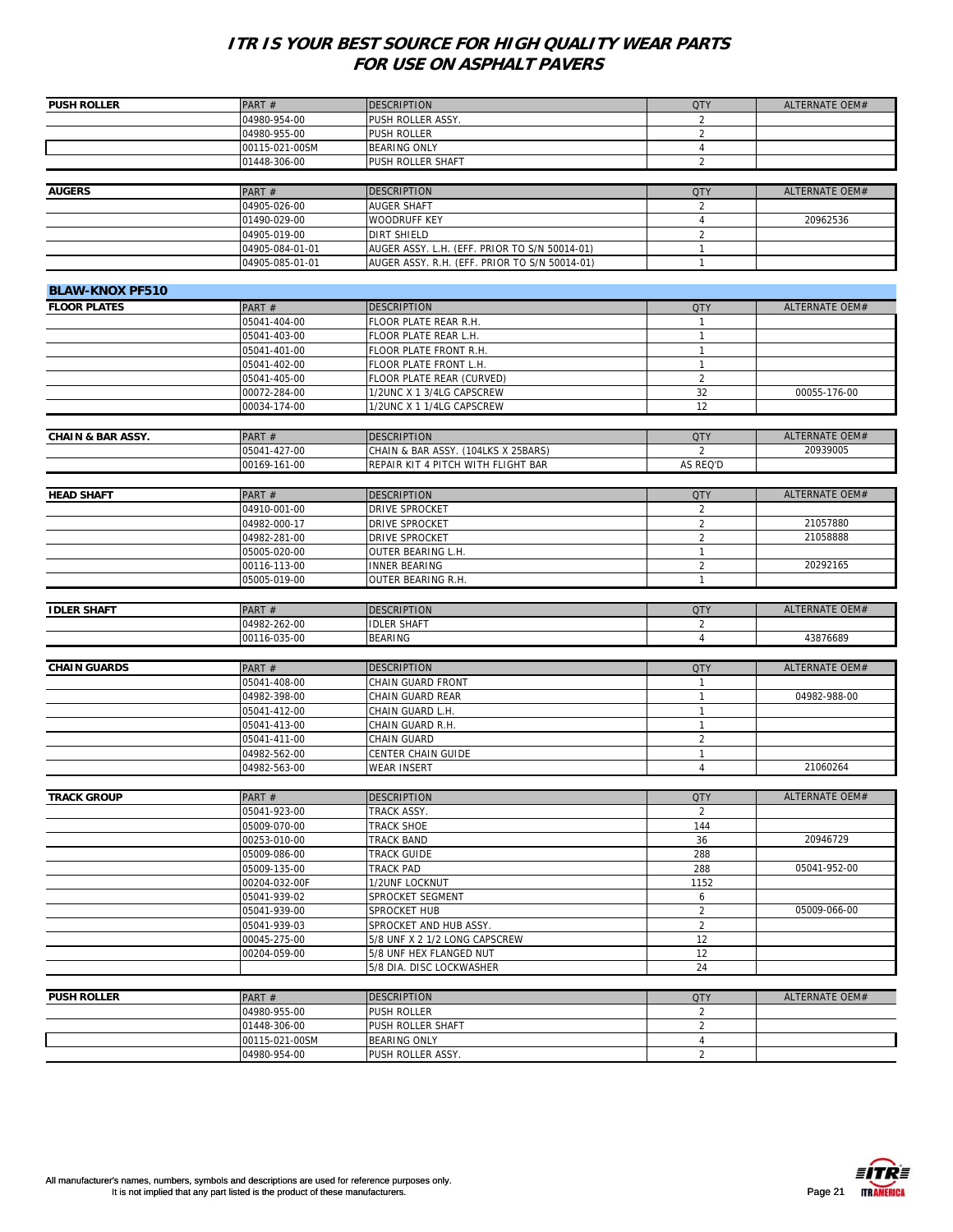# ITR IS YOUR BEST SOURCE FOR HIGH QUALITY WEAR PARTS FOR USE ON ASPHALT PAVERS

| PUSH ROLLER | PART # | DESCRIPTION | QTY | ALTERNATE OEM# |
|---|---|---|---|---|
| | 04980-954-00 | PUSH ROLLER ASSY. | 2 | |
| | 04980-955-00 | PUSH ROLLER | 2 | |
| | 00115-021-00SM | BEARING ONLY | 4 | |
| | 01448-306-00 | PUSH ROLLER SHAFT | 2 | |

| AUGERS | PART # | DESCRIPTION | QTY | ALTERNATE OEM# |
|---|---|---|---|---|
| | 04905-026-00 | AUGER SHAFT | 2 | |
| | 01490-029-00 | WOODRUFF KEY | 4 | 20962536 |
| | 04905-019-00 | DIRT SHIELD | 2 | |
| | 04905-084-01-01 | AUGER ASSY. L.H. (EFF. PRIOR TO S/N 50014-01) | 1 | |
| | 04905-085-01-01 | AUGER ASSY. R.H. (EFF. PRIOR TO S/N 50014-01) | 1 | |

## BLAW-KNOX PF510

| FLOOR PLATES | PART # | DESCRIPTION | QTY | ALTERNATE OEM# |
|---|---|---|---|---|
| | 05041-404-00 | FLOOR PLATE REAR R.H. | 1 | |
| | 05041-403-00 | FLOOR PLATE REAR L.H. | 1 | |
| | 05041-401-00 | FLOOR PLATE FRONT R.H. | 1 | |
| | 05041-402-00 | FLOOR PLATE FRONT L.H. | 1 | |
| | 05041-405-00 | FLOOR PLATE REAR (CURVED) | 2 | |
| | 00072-284-00 | 1/2UNC X 1 3/4LG CAPSCREW | 32 | 00055-176-00 |
| | 00034-174-00 | 1/2UNC X 1 1/4LG CAPSCREW | 12 | |

| CHAIN & BAR ASSY. | PART # | DESCRIPTION | QTY | ALTERNATE OEM# |
|---|---|---|---|---|
| | 05041-427-00 | CHAIN & BAR ASSY. (104LKS X 25BARS) | 2 | 20939005 |
| | 00169-161-00 | REPAIR KIT 4 PITCH WITH FLIGHT BAR | AS REQ'D | |

| HEAD SHAFT | PART # | DESCRIPTION | QTY | ALTERNATE OEM# |
|---|---|---|---|---|
| | 04910-001-00 | DRIVE SPROCKET | 2 | |
| | 04982-000-17 | DRIVE SPROCKET | 2 | 21057880 |
| | 04982-281-00 | DRIVE SPROCKET | 2 | 21058888 |
| | 05005-020-00 | OUTER BEARING L.H. | 1 | |
| | 00116-113-00 | INNER BEARING | 2 | 20292165 |
| | 05005-019-00 | OUTER BEARING R.H. | 1 | |

| IDLER SHAFT | PART # | DESCRIPTION | QTY | ALTERNATE OEM# |
|---|---|---|---|---|
| | 04982-262-00 | IDLER SHAFT | 2 | |
| | 00116-035-00 | BEARING | 4 | 43876689 |

| CHAIN GUARDS | PART # | DESCRIPTION | QTY | ALTERNATE OEM# |
|---|---|---|---|---|
| | 05041-408-00 | CHAIN GUARD FRONT | 1 | |
| | 04982-398-00 | CHAIN GUARD REAR | 1 | 04982-988-00 |
| | 05041-412-00 | CHAIN GUARD L.H. | 1 | |
| | 05041-413-00 | CHAIN GUARD R.H. | 1 | |
| | 05041-411-00 | CHAIN GUARD | 2 | |
| | 04982-562-00 | CENTER CHAIN GUIDE | 1 | |
| | 04982-563-00 | WEAR INSERT | 4 | 21060264 |

| TRACK GROUP | PART # | DESCRIPTION | QTY | ALTERNATE OEM# |
|---|---|---|---|---|
| | 05041-923-00 | TRACK ASSY. | 2 | |
| | 05009-070-00 | TRACK SHOE | 144 | |
| | 00253-010-00 | TRACK BAND | 36 | 20946729 |
| | 05009-086-00 | TRACK GUIDE | 288 | |
| | 05009-135-00 | TRACK PAD | 288 | 05041-952-00 |
| | 00204-032-00F | 1/2UNF LOCKNUT | 1152 | |
| | 05041-939-02 | SPROCKET SEGMENT | 6 | |
| | 05041-939-00 | SPROCKET HUB | 2 | 05009-066-00 |
| | 05041-939-03 | SPROCKET AND HUB ASSY. | 2 | |
| | 00045-275-00 | 5/8 UNF X 2 1/2 LONG CAPSCREW | 12 | |
| | 00204-059-00 | 5/8 UNF HEX FLANGED NUT | 12 | |
| | | 5/8 DIA. DISC LOCKWASHER | 24 | |

| PUSH ROLLER | PART # | DESCRIPTION | QTY | ALTERNATE OEM# |
|---|---|---|---|---|
| | 04980-955-00 | PUSH ROLLER | 2 | |
| | 01448-306-00 | PUSH ROLLER SHAFT | 2 | |
| | 00115-021-00SM | BEARING ONLY | 4 | |
| | 04980-954-00 | PUSH ROLLER ASSY. | 2 | |

All manufacturer's names, numbers, symbols and descriptions are used for reference purposes only. It is not implied that any part listed is the product of these manufacturers.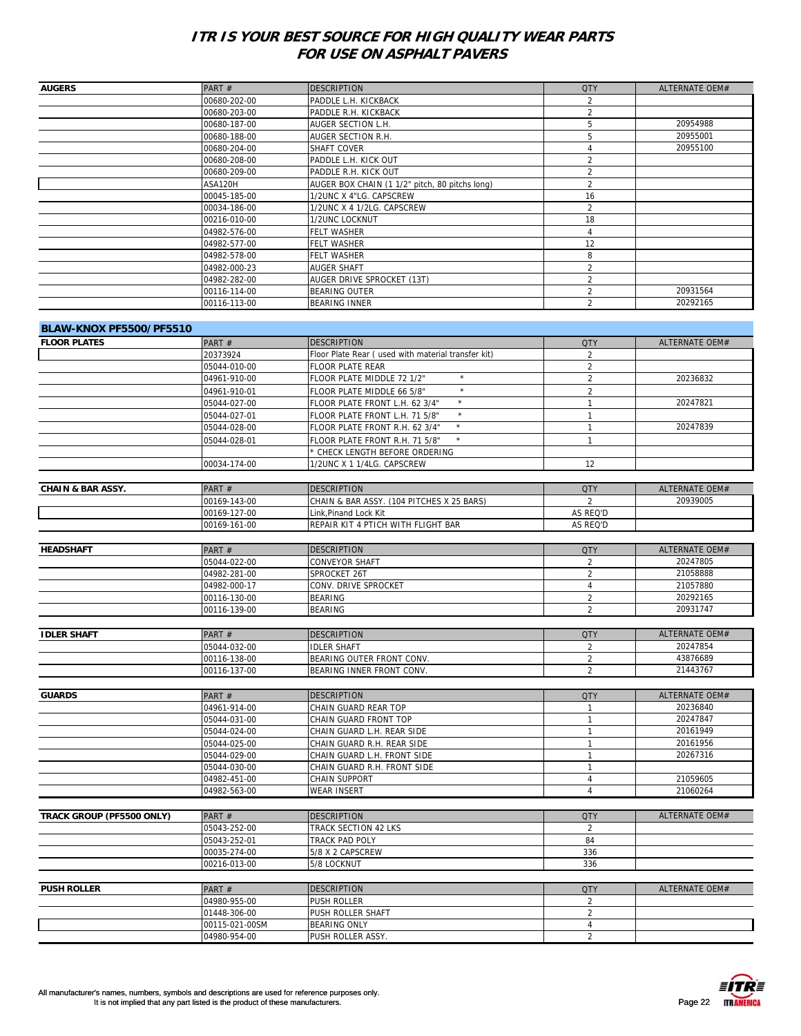# ITR IS YOUR BEST SOURCE FOR HIGH QUALITY WEAR PARTS FOR USE ON ASPHALT PAVERS

| AUGERS | PART # | DESCRIPTION | QTY | ALTERNATE OEM# |
|---|---|---|---|---|
| | 00680-202-00 | PADDLE L.H. KICKBACK | 2 | |
| | 00680-203-00 | PADDLE R.H. KICKBACK | 2 | |
| | 00680-187-00 | AUGER SECTION L.H. | 5 | 20954988 |
| | 00680-188-00 | AUGER SECTION R.H. | 5 | 20955001 |
| | 00680-204-00 | SHAFT COVER | 4 | 20955100 |
| | 00680-208-00 | PADDLE L.H. KICK OUT | 2 | |
| | 00680-209-00 | PADDLE R.H. KICK OUT | 2 | |
| | ASA120H | AUGER BOX CHAIN (1 1/2" pitch, 80 pitchs long) | 2 | |
| | 00045-185-00 | 1/2UNC X 4"LG. CAPSCREW | 16 | |
| | 00034-186-00 | 1/2UNC X 4 1/2LG. CAPSCREW | 2 | |
| | 00216-010-00 | 1/2UNC LOCKNUT | 18 | |
| | 04982-576-00 | FELT WASHER | 4 | |
| | 04982-577-00 | FELT WASHER | 12 | |
| | 04982-578-00 | FELT WASHER | 8 | |
| | 04982-000-23 | AUGER SHAFT | 2 | |
| | 04982-282-00 | AUGER DRIVE SPROCKET (13T) | 2 | |
| | 00116-114-00 | BEARING OUTER | 2 | 20931564 |
| | 00116-113-00 | BEARING INNER | 2 | 20292165 |

## BLAW-KNOX PF5500/PF5510

| FLOOR PLATES | PART # | DESCRIPTION | QTY | ALTERNATE OEM# |
|---|---|---|---|---|
| | 20373924 | Floor Plate Rear ( used with material transfer kit) | 2 | |
| | 05044-010-00 | FLOOR PLATE REAR | 2 | |
| | 04961-910-00 | FLOOR PLATE MIDDLE 72 1/2" * | 2 | 20236832 |
| | 04961-910-01 | FLOOR PLATE MIDDLE 66 5/8" * | 2 | |
| | 05044-027-00 | FLOOR PLATE FRONT L.H. 62 3/4" * | 1 | 20247821 |
| | 05044-027-01 | FLOOR PLATE FRONT L.H. 71 5/8" * | 1 | |
| | 05044-028-00 | FLOOR PLATE FRONT R.H. 62 3/4" * | 1 | 20247839 |
| | 05044-028-01 | FLOOR PLATE FRONT R.H. 71 5/8" * | 1 | |
| | | * CHECK LENGTH BEFORE ORDERING | | |
| | 00034-174-00 | 1/2UNC X 1 1/4LG. CAPSCREW | 12 | |

| CHAIN & BAR ASSY. | PART # | DESCRIPTION | QTY | ALTERNATE OEM# |
|---|---|---|---|---|
| | 00169-143-00 | CHAIN & BAR ASSY. (104 PITCHES X 25 BARS) | 2 | 20939005 |
| | 00169-127-00 | Link,Pinand Lock Kit | AS REQ'D | |
| | 00169-161-00 | REPAIR KIT 4 PTICH WITH FLIGHT BAR | AS REQ'D | |

| HEADSHAFT | PART # | DESCRIPTION | QTY | ALTERNATE OEM# |
|---|---|---|---|---|
| | 05044-022-00 | CONVEYOR SHAFT | 2 | 20247805 |
| | 04982-281-00 | SPROCKET 26T | 2 | 21058888 |
| | 04982-000-17 | CONV. DRIVE SPROCKET | 4 | 21057880 |
| | 00116-130-00 | BEARING | 2 | 20292165 |
| | 00116-139-00 | BEARING | 2 | 20931747 |

| IDLER SHAFT | PART # | DESCRIPTION | QTY | ALTERNATE OEM# |
|---|---|---|---|---|
| | 05044-032-00 | IDLER SHAFT | 2 | 20247854 |
| | 00116-138-00 | BEARING OUTER FRONT CONV. | 2 | 43876689 |
| | 00116-137-00 | BEARING INNER FRONT CONV. | 2 | 21443767 |

| GUARDS | PART # | DESCRIPTION | QTY | ALTERNATE OEM# |
|---|---|---|---|---|
| | 04961-914-00 | CHAIN GUARD REAR TOP | 1 | 20236840 |
| | 05044-031-00 | CHAIN GUARD FRONT TOP | 1 | 20247847 |
| | 05044-024-00 | CHAIN GUARD L.H. REAR SIDE | 1 | 20161949 |
| | 05044-025-00 | CHAIN GUARD R.H. REAR SIDE | 1 | 20161956 |
| | 05044-029-00 | CHAIN GUARD L.H. FRONT SIDE | 1 | 20267316 |
| | 05044-030-00 | CHAIN GUARD R.H. FRONT SIDE | 1 | |
| | 04982-451-00 | CHAIN SUPPORT | 4 | 21059605 |
| | 04982-563-00 | WEAR INSERT | 4 | 21060264 |

| TRACK GROUP (PF5500 ONLY) | PART # | DESCRIPTION | QTY | ALTERNATE OEM# |
|---|---|---|---|---|
| | 05043-252-00 | TRACK SECTION 42 LKS | 2 | |
| | 05043-252-01 | TRACK PAD POLY | 84 | |
| | 00035-274-00 | 5/8 X 2 CAPSCREW | 336 | |
| | 00216-013-00 | 5/8 LOCKNUT | 336 | |

| PUSH ROLLER | PART # | DESCRIPTION | QTY | ALTERNATE OEM# |
|---|---|---|---|---|
| | 04980-955-00 | PUSH ROLLER | 2 | |
| | 01448-306-00 | PUSH ROLLER SHAFT | 2 | |
| | 00115-021-00SM | BEARING ONLY | 4 | |
| | 04980-954-00 | PUSH ROLLER ASSY. | 2 | |

All manufacturer's names, numbers, symbols and descriptions are used for reference purposes only.
It is not implied that any part listed is the product of these manufacturers.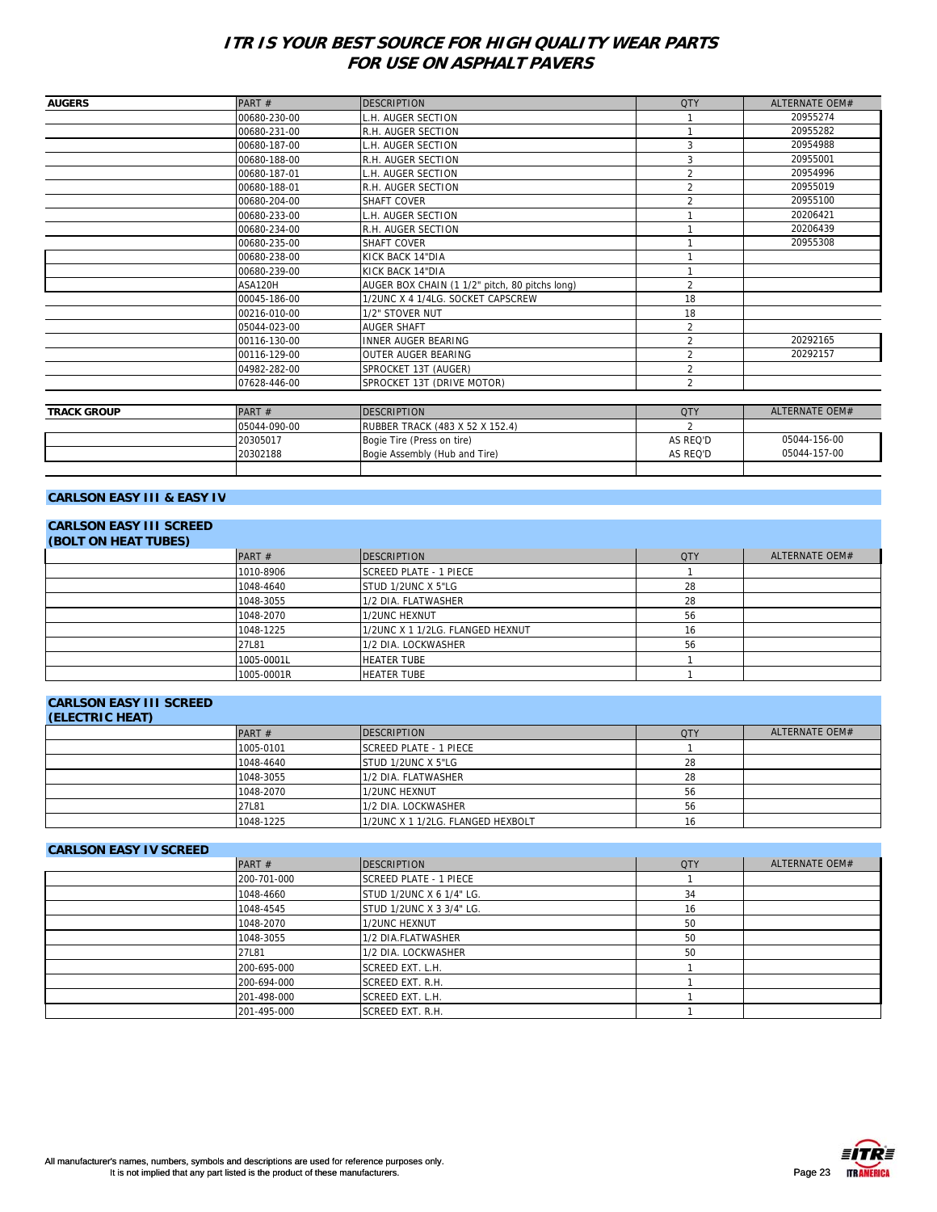# ITR IS YOUR BEST SOURCE FOR HIGH QUALITY WEAR PARTS FOR USE ON ASPHALT PAVERS

| AUGERS | PART # | DESCRIPTION | QTY | ALTERNATE OEM# |
|---|---|---|---|---|
| | 00680-230-00 | L.H. AUGER SECTION | 1 | 20955274 |
| | 00680-231-00 | R.H. AUGER SECTION | 1 | 20955282 |
| | 00680-187-00 | L.H. AUGER SECTION | 3 | 20954988 |
| | 00680-188-00 | R.H. AUGER SECTION | 3 | 20955001 |
| | 00680-187-01 | L.H. AUGER SECTION | 2 | 20954996 |
| | 00680-188-01 | R.H. AUGER SECTION | 2 | 20955019 |
| | 00680-204-00 | SHAFT COVER | 2 | 20955100 |
| | 00680-233-00 | L.H. AUGER SECTION | 1 | 20206421 |
| | 00680-234-00 | R.H. AUGER SECTION | 1 | 20206439 |
| | 00680-235-00 | SHAFT COVER | 1 | 20955308 |
| | 00680-238-00 | KICK BACK 14"DIA | 1 | |
| | 00680-239-00 | KICK BACK 14"DIA | 1 | |
| | ASA120H | AUGER BOX CHAIN (1 1/2" pitch, 80 pitchs long) | 2 | |
| | 00045-186-00 | 1/2UNC X 4 1/4LG. SOCKET CAPSCREW | 18 | |
| | 00216-010-00 | 1/2" STOVER NUT | 18 | |
| | 05044-023-00 | AUGER SHAFT | 2 | |
| | 00116-130-00 | INNER AUGER BEARING | 2 | 20292165 |
| | 00116-129-00 | OUTER AUGER BEARING | 2 | 20292157 |
| | 04982-282-00 | SPROCKET 13T (AUGER) | 2 | |
| | 07628-446-00 | SPROCKET 13T (DRIVE MOTOR) | 2 | |

| TRACK GROUP | PART # | DESCRIPTION | QTY | ALTERNATE OEM# |
|---|---|---|---|---|
| | 05044-090-00 | RUBBER TRACK (483 X 52 X 152.4) | 2 | |
| | 20305017 | Bogie Tire (Press on tire) | AS REQ'D | 05044-156-00 |
| | 20302188 | Bogie Assembly (Hub and Tire) | AS REQ'D | 05044-157-00 |

## CARLSON EASY III & EASY IV

### CARLSON EASY III SCREED (BOLT ON HEAT TUBES)

| | PART # | DESCRIPTION | QTY | ALTERNATE OEM# |
|---|---|---|---|---|
| | 1010-8906 | SCREED PLATE - 1 PIECE | 1 | |
| | 1048-4640 | STUD 1/2UNC X 5"LG | 28 | |
| | 1048-3055 | 1/2 DIA. FLATWASHER | 28 | |
| | 1048-2070 | 1/2UNC HEXNUT | 56 | |
| | 1048-1225 | 1/2UNC X 1 1/2LG. FLANGED HEXNUT | 16 | |
| | 27L81 | 1/2 DIA. LOCKWASHER | 56 | |
| | 1005-0001L | HEATER TUBE | 1 | |
| | 1005-0001R | HEATER TUBE | 1 | |

### CARLSON EASY III SCREED (ELECTRIC HEAT)

| | PART # | DESCRIPTION | QTY | ALTERNATE OEM# |
|---|---|---|---|---|
| | 1005-0101 | SCREED PLATE - 1 PIECE | 1 | |
| | 1048-4640 | STUD 1/2UNC X 5"LG | 28 | |
| | 1048-3055 | 1/2 DIA. FLATWASHER | 28 | |
| | 1048-2070 | 1/2UNC HEXNUT | 56 | |
| | 27L81 | 1/2 DIA. LOCKWASHER | 56 | |
| | 1048-1225 | 1/2UNC X 1 1/2LG. FLANGED HEXBOLT | 16 | |

### CARLSON EASY IV SCREED

| | PART # | DESCRIPTION | QTY | ALTERNATE OEM# |
|---|---|---|---|---|
| | 200-701-000 | SCREED PLATE - 1 PIECE | 1 | |
| | 1048-4660 | STUD 1/2UNC X 6 1/4" LG. | 34 | |
| | 1048-4545 | STUD 1/2UNC X 3 3/4" LG. | 16 | |
| | 1048-2070 | 1/2UNC HEXNUT | 50 | |
| | 1048-3055 | 1/2 DIA.FLATWASHER | 50 | |
| | 27L81 | 1/2 DIA. LOCKWASHER | 50 | |
| | 200-695-000 | SCREED EXT. L.H. | 1 | |
| | 200-694-000 | SCREED EXT. R.H. | 1 | |
| | 201-498-000 | SCREED EXT. L.H. | 1 | |
| | 201-495-000 | SCREED EXT. R.H. | 1 | |

All manufacturer's names, numbers, symbols and descriptions are used for reference purposes only.
It is not implied that any part listed is the product of these manufacturers.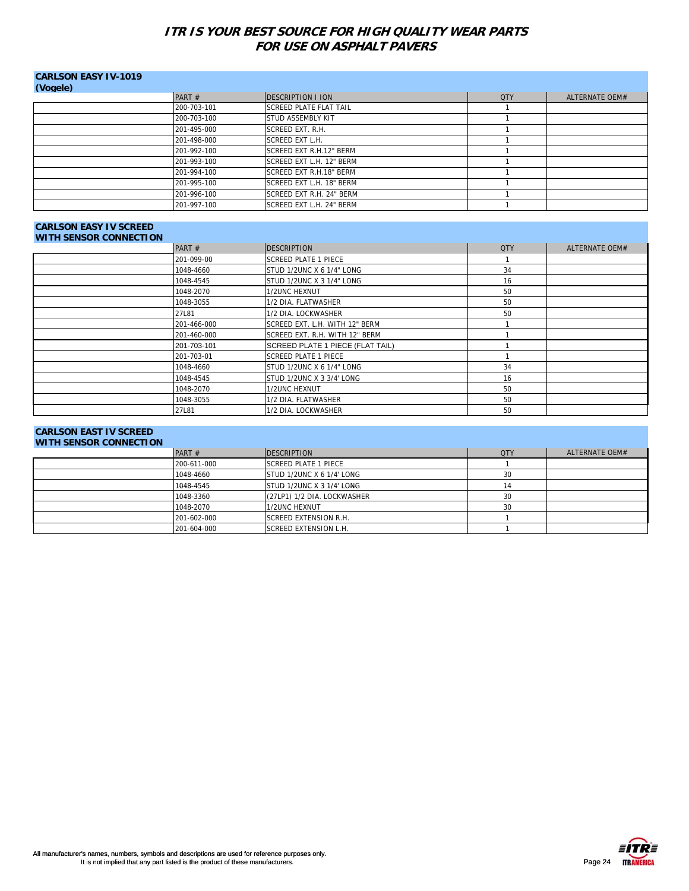# ITR IS YOUR BEST SOURCE FOR HIGH QUALITY WEAR PARTS FOR USE ON ASPHALT PAVERS

## CARLSON EASY IV-1019 (Vogele)

| | PART # | DESCRIPTION I ION | QTY | ALTERNATE OEM# |
|---|---|---|---|---|
| | 200-703-101 | SCREED PLATE FLAT TAIL | 1 | |
| | 200-703-100 | STUD ASSEMBLY KIT | 1 | |
| | 201-495-000 | SCREED EXT. R.H. | 1 | |
| | 201-498-000 | SCREED EXT L.H. | 1 | |
| | 201-992-100 | SCREED EXT R.H.12" BERM | 1 | |
| | 201-993-100 | SCREED EXT L.H. 12" BERM | 1 | |
| | 201-994-100 | SCREED EXT R.H.18" BERM | 1 | |
| | 201-995-100 | SCREED EXT L.H. 18" BERM | 1 | |
| | 201-996-100 | SCREED EXT R.H. 24" BERM | 1 | |
| | 201-997-100 | SCREED EXT L.H. 24" BERM | 1 | |

## CARLSON EASY IV SCREED WITH SENSOR CONNECTION

| | PART # | DESCRIPTION | QTY | ALTERNATE OEM# |
|---|---|---|---|---|
| | 201-099-00 | SCREED PLATE 1 PIECE | 1 | |
| | 1048-4660 | STUD 1/2UNC X 6 1/4" LONG | 34 | |
| | 1048-4545 | STUD 1/2UNC X 3 1/4" LONG | 16 | |
| | 1048-2070 | 1/2UNC HEXNUT | 50 | |
| | 1048-3055 | 1/2 DIA. FLATWASHER | 50 | |
| | 27L81 | 1/2 DIA. LOCKWASHER | 50 | |
| | 201-466-000 | SCREED EXT. L.H. WITH 12" BERM | 1 | |
| | 201-460-000 | SCREED EXT. R.H. WITH 12" BERM | 1 | |
| | 201-703-101 | SCREED PLATE 1 PIECE (FLAT TAIL) | 1 | |
| | 201-703-01 | SCREED PLATE 1 PIECE | 1 | |
| | 1048-4660 | STUD 1/2UNC X 6 1/4" LONG | 34 | |
| | 1048-4545 | STUD 1/2UNC X 3 3/4' LONG | 16 | |
| | 1048-2070 | 1/2UNC HEXNUT | 50 | |
| | 1048-3055 | 1/2 DIA. FLATWASHER | 50 | |
| | 27L81 | 1/2 DIA. LOCKWASHER | 50 | |

## CARLSON EAST IV SCREED WITH SENSOR CONNECTION

| | PART # | DESCRIPTION | QTY | ALTERNATE OEM# |
|---|---|---|---|---|
| | 200-611-000 | SCREED PLATE 1 PIECE | 1 | |
| | 1048-4660 | STUD 1/2UNC X 6 1/4' LONG | 30 | |
| | 1048-4545 | STUD 1/2UNC X 3 1/4' LONG | 14 | |
| | 1048-3360 | (27LP1) 1/2 DIA. LOCKWASHER | 30 | |
| | 1048-2070 | 1/2UNC HEXNUT | 30 | |
| | 201-602-000 | SCREED EXTENSION R.H. | 1 | |
| | 201-604-000 | SCREED EXTENSION L.H. | 1 | |

All manufacturer's names, numbers, symbols and descriptions are used for reference purposes only.
It is not implied that any part listed is the product of these manufacturers.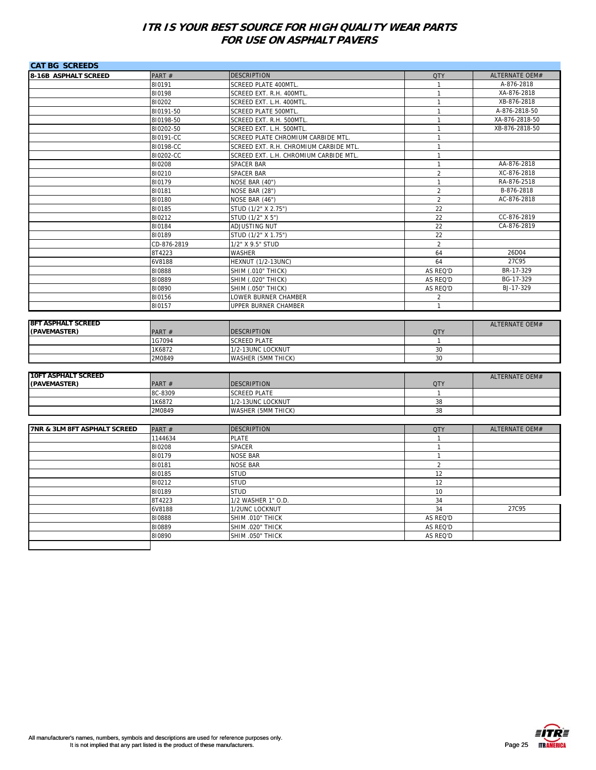# ITR IS YOUR BEST SOURCE FOR HIGH QUALITY WEAR PARTS FOR USE ON ASPHALT PAVERS

## CAT BG SCREEDS

| 8-16B ASPHALT SCREED | PART # | DESCRIPTION | QTY | ALTERNATE OEM# |
|---|---|---|---|---|
| | 8I0191 | SCREED PLATE 400MTL. | 1 | A-876-2818 |
| | 8I0198 | SCREED EXT. R.H. 400MTL. | 1 | XA-876-2818 |
| | 8I0202 | SCREED EXT. L.H. 400MTL. | 1 | XB-876-2818 |
| | 8I0191-50 | SCREED PLATE 500MTL. | 1 | A-876-2818-50 |
| | 8I0198-50 | SCREED EXT. R.H. 500MTL. | 1 | XA-876-2818-50 |
| | 8I0202-50 | SCREED EXT. L.H. 500MTL. | 1 | XB-876-2818-50 |
| | 8I0191-CC | SCREED PLATE CHROMIUM CARBIDE MTL. | 1 | |
| | 8I0198-CC | SCREED EXT. R.H. CHROMIUM CARBIDE MTL. | 1 | |
| | 8I0202-CC | SCREED EXT. L.H. CHROMIUM CARBIDE MTL. | 1 | |
| | 8I0208 | SPACER BAR | 1 | AA-876-2818 |
| | 8I0210 | SPACER BAR | 2 | XC-876-2818 |
| | 8I0179 | NOSE BAR (40") | 1 | RA-876-2518 |
| | 8I0181 | NOSE BAR (28") | 2 | B-876-2818 |
| | 8I0180 | NOSE BAR (46") | 2 | AC-876-2818 |
| | 8I0185 | STUD (1/2" X 2.75") | 22 | |
| | 8I0212 | STUD (1/2" X 5") | 22 | CC-876-2819 |
| | 8I0184 | ADJUSTING NUT | 22 | CA-876-2819 |
| | 8I0189 | STUD (1/2" X 1.75") | 22 | |
| | CD-876-2819 | 1/2" X 9.5" STUD | 2 | |
| | 8T4223 | WASHER | 64 | 26D04 |
| | 6V8188 | HEXNUT (1/2-13UNC) | 64 | 27C95 |
| | 8I0888 | SHIM (.010" THICK) | AS REQ'D | BR-17-329 |
| | 8I0889 | SHIM (.020" THICK) | AS REQ'D | BG-17-329 |
| | 8I0890 | SHIM (.050" THICK) | AS REQ'D | BJ-17-329 |
| | 8I0156 | LOWER BURNER CHAMBER | 2 | |
| | 8I0157 | UPPER BURNER CHAMBER | 1 | |

| 8FT ASPHALT SCREED (PAVEMASTER) | PART # | DESCRIPTION | QTY | ALTERNATE OEM# |
|---|---|---|---|---|
| | 1G7094 | SCREED PLATE | 1 | |
| | 1K6872 | 1/2-13UNC LOCKNUT | 30 | |
| | 2M0849 | WASHER (5MM THICK) | 30 | |

| 10FT ASPHALT SCREED (PAVEMASTER) | PART # | DESCRIPTION | QTY | ALTERNATE OEM# |
|---|---|---|---|---|
| | 8C-8309 | SCREED PLATE | 1 | |
| | 1K6872 | 1/2-13UNC LOCKNUT | 38 | |
| | 2M0849 | WASHER (5MM THICK) | 38 | |

| 7NR & 3LM 8FT ASPHALT SCREED | PART # | DESCRIPTION | QTY | ALTERNATE OEM# |
|---|---|---|---|---|
| | 1144634 | PLATE | 1 | |
| | 8I0208 | SPACER | 1 | |
| | 8I0179 | NOSE BAR | 1 | |
| | 8I0181 | NOSE BAR | 2 | |
| | 8I0185 | STUD | 12 | |
| | 8I0212 | STUD | 12 | |
| | 8I0189 | STUD | 10 | |
| | 8T4223 | 1/2 WASHER 1" O.D. | 34 | |
| | 6V8188 | 1/2UNC LOCKNUT | 34 | 27C95 |
| | 8I0888 | SHIM .010" THICK | AS REQ'D | |
| | 8I0889 | SHIM .020" THICK | AS REQ'D | |
| | 8I0890 | SHIM .050" THICK | AS REQ'D | |

All manufacturer's names, numbers, symbols and descriptions are used for reference purposes only. It is not implied that any part listed is the product of these manufacturers.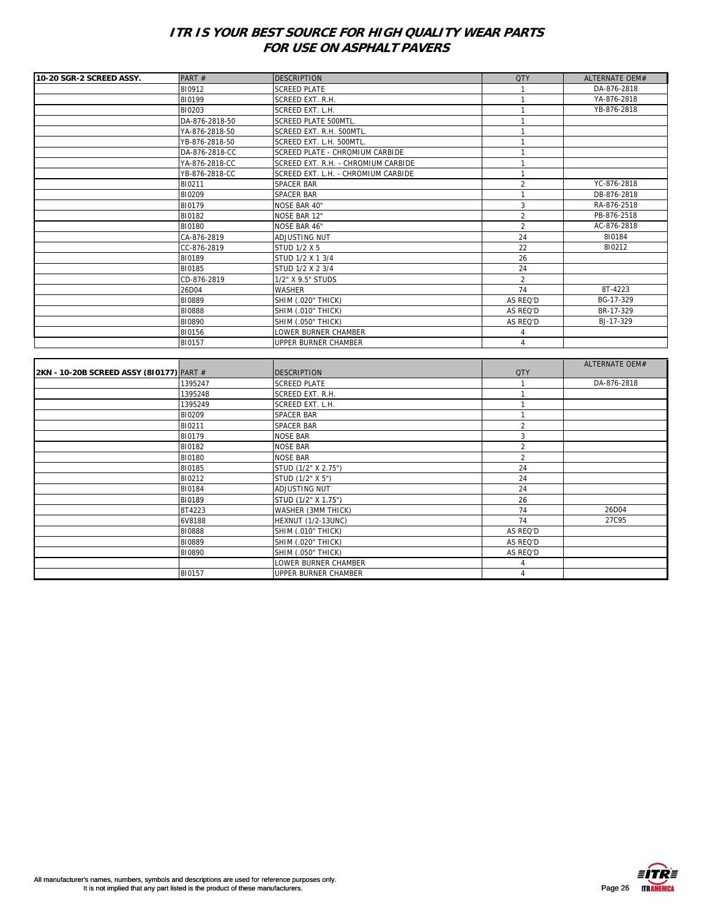# ITR IS YOUR BEST SOURCE FOR HIGH QUALITY WEAR PARTS FOR USE ON ASPHALT PAVERS

| 10-20 SGR-2 SCREED ASSY. | PART # | DESCRIPTION | QTY | ALTERNATE OEM# |
|---|---|---|---|---|
| | 8I0912 | SCREED PLATE | 1 | DA-876-2818 |
| | 8I0199 | SCREED EXT. R.H. | 1 | YA-876-2818 |
| | 8I0203 | SCREED EXT. L.H. | 1 | YB-876-2818 |
| | DA-876-2818-50 | SCREED PLATE 500MTL. | 1 | |
| | YA-876-2818-50 | SCREED EXT. R.H. 500MTL. | 1 | |
| | YB-876-2818-50 | SCREED EXT. L.H. 500MTL. | 1 | |
| | DA-876-2818-CC | SCREED PLATE - CHROMIUM CARBIDE | 1 | |
| | YA-876-2818-CC | SCREED EXT. R.H. - CHROMIUM CARBIDE | 1 | |
| | YB-876-2818-CC | SCREED EXT. L.H. - CHROMIUM CARBIDE | 1 | |
| | 8I0211 | SPACER BAR | 2 | YC-876-2818 |
| | 8I0209 | SPACER BAR | 1 | DB-876-2818 |
| | 8I0179 | NOSE BAR 40" | 3 | RA-876-2518 |
| | 8I0182 | NOSE BAR 12" | 2 | PB-876-2518 |
| | 8I0180 | NOSE BAR 46" | 2 | AC-876-2818 |
| | CA-876-2819 | ADJUSTING NUT | 24 | 8I0184 |
| | CC-876-2819 | STUD 1/2 X 5 | 22 | 8I0212 |
| | 8I0189 | STUD 1/2 X 1 3/4 | 26 | |
| | 8I0185 | STUD 1/2 X 2 3/4 | 24 | |
| | CD-876-2819 | 1/2" X 9.5" STUDS | 2 | |
| | 26D04 | WASHER | 74 | 8T-4223 |
| | 8I0889 | SHIM (.020" THICK) | AS REQ'D | BG-17-329 |
| | 8I0888 | SHIM (.010" THICK) | AS REQ'D | BR-17-329 |
| | 8I0890 | SHIM (.050" THICK) | AS REQ'D | BJ-17-329 |
| | 8I0156 | LOWER BURNER CHAMBER | 4 | |
| | 8I0157 | UPPER BURNER CHAMBER | 4 | |

| 2KN - 10-20B SCREED ASSY (8I0177) | PART # | DESCRIPTION | QTY | ALTERNATE OEM# |
|---|---|---|---|---|
| | 1395247 | SCREED PLATE | 1 | DA-876-2818 |
| | 1395248 | SCREED EXT. R.H. | 1 | |
| | 1395249 | SCREED EXT. L.H. | 1 | |
| | 8I0209 | SPACER BAR | 1 | |
| | 8I0211 | SPACER BAR | 2 | |
| | 8I0179 | NOSE BAR | 3 | |
| | 8I0182 | NOSE BAR | 2 | |
| | 8I0180 | NOSE BAR | 2 | |
| | 8I0185 | STUD (1/2" X 2.75") | 24 | |
| | 8I0212 | STUD (1/2" X 5") | 24 | |
| | 8I0184 | ADJUSTING NUT | 24 | |
| | 8I0189 | STUD (1/2" X 1.75") | 26 | |
| | 8T4223 | WASHER (3MM THICK) | 74 | 26D04 |
| | 6V8188 | HEXNUT (1/2-13UNC) | 74 | 27C95 |
| | 8I0888 | SHIM (.010" THICK) | AS REQ'D | |
| | 8I0889 | SHIM (.020" THICK) | AS REQ'D | |
| | 8I0890 | SHIM (.050" THICK) | AS REQ'D | |
| | | LOWER BURNER CHAMBER | 4 | |
| | 8I0157 | UPPER BURNER CHAMBER | 4 | |

All manufacturer's names, numbers, symbols and descriptions are used for reference purposes only.
It is not implied that any part listed is the product of these manufacturers.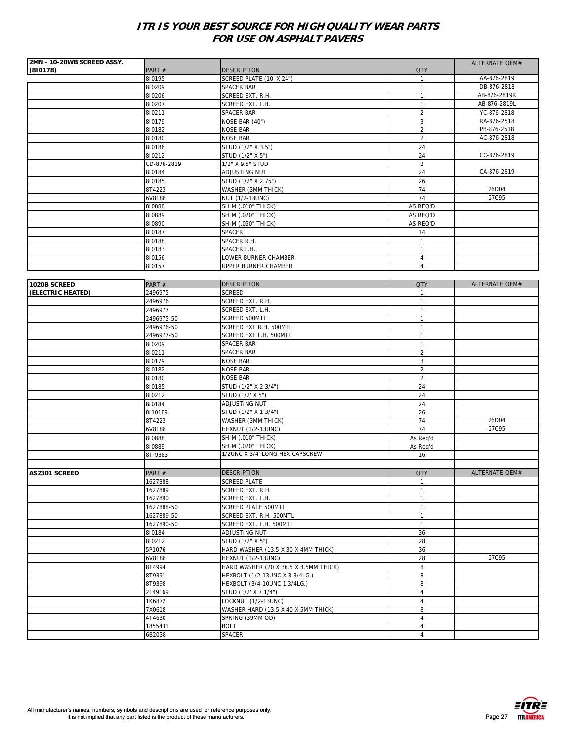# ITR IS YOUR BEST SOURCE FOR HIGH QUALITY WEAR PARTS FOR USE ON ASPHALT PAVERS

| 2MN - 10-20WB SCREED ASSY. (8I0178) | PART # | DESCRIPTION | QTY | ALTERNATE OEM# |
|---|---|---|---|---|
| | 8I0195 | SCREED PLATE (10' X 24") | 1 | AA-876-2819 |
| | 8I0209 | SPACER BAR | 1 | DB-876-2818 |
| | 8I0206 | SCREED EXT. R.H. | 1 | AB-876-2819R |
| | 8I0207 | SCREED EXT. L.H. | 1 | AB-876-2819L |
| | 8I0211 | SPACER BAR | 2 | YC-876-2818 |
| | 8I0179 | NOSE BAR (40") | 3 | RA-876-2518 |
| | 8I0182 | NOSE BAR | 2 | PB-876-2518 |
| | 8I0180 | NOSE BAR | 2 | AC-876-2818 |
| | 8I0186 | STUD (1/2" X 3.5") | 24 | |
| | 8I0212 | STUD (1/2" X 5") | 24 | CC-876-2819 |
| | CD-876-2819 | 1/2" X 9.5" STUD | 2 | |
| | 8I0184 | ADJUSTING NUT | 24 | CA-876-2819 |
| | 8I0185 | STUD (1/2" X 2.75") | 26 | |
| | 8T4223 | WASHER (3MM THICK) | 74 | 26D04 |
| | 6V8188 | NUT (1/2-13UNC) | 74 | 27C95 |
| | 8I0888 | SHIM (.010" THICK) | AS REQ'D | |
| | 8I0889 | SHIM (.020" THICK) | AS REQ'D | |
| | 8I0890 | SHIM (.050" THICK) | AS REQ'D | |
| | 8I0187 | SPACER | 14 | |
| | 8I0188 | SPACER R.H. | 1 | |
| | 8I0183 | SPACER L.H. | 1 | |
| | 8I0156 | LOWER BURNER CHAMBER | 4 | |
| | 8I0157 | UPPER BURNER CHAMBER | 4 | |

| 1020B SCREED (ELECTRIC HEATED) | PART # | DESCRIPTION | QTY | ALTERNATE OEM# |
|---|---|---|---|---|
| | 2496975 | SCREED | 1 | |
| | 2496976 | SCREED EXT. R.H. | 1 | |
| | 2496977 | SCREED EXT. L.H. | 1 | |
| | 2496975-50 | SCREED 500MTL | 1 | |
| | 2496976-50 | SCREED EXT R.H. 500MTL | 1 | |
| | 2496977-50 | SCREED EXT L.H. 500MTL | 1 | |
| | 8I0209 | SPACER BAR | 1 | |
| | 8I0211 | SPACER BAR | 2 | |
| | 8I0179 | NOSE BAR | 3 | |
| | 8I0182 | NOSE BAR | 2 | |
| | 8I0180 | NOSE BAR | 2 | |
| | 8I0185 | STUD (1/2" X 2 3/4") | 24 | |
| | 8I0212 | STUD (1/2' X 5") | 24 | |
| | 8I0184 | ADJUSTING NUT | 24 | |
| | 8I10189 | STUD (1/2" X 1 3/4") | 26 | |
| | 8T4223 | WASHER (3MM THICK) | 74 | 26D04 |
| | 6V8188 | HEXNUT (1/2-13UNC) | 74 | 27C95 |
| | 8I0888 | SHIM (.010" THICK) | As Req'd | |
| | 8I0889 | SHIM (.020" THICK) | As Req'd | |
| | 8T-9383 | 1/2UNC X 3/4' LONG HEX CAPSCREW | 16 | |

| AS2301 SCREED | PART # | DESCRIPTION | QTY | ALTERNATE OEM# |
|---|---|---|---|---|
| | 1627888 | SCREED PLATE | 1 | |
| | 1627889 | SCREED EXT. R.H. | 1 | |
| | 1627890 | SCREED EXT. L.H. | 1 | |
| | 1627888-50 | SCREED PLATE 500MTL | 1 | |
| | 1627889-50 | SCREED EXT. R.H. 500MTL | 1 | |
| | 1627890-50 | SCREED EXT. L.H. 500MTL | 1 | |
| | 8I0184 | ADJUSTING NUT | 36 | |
| | 8I0212 | STUD (1/2" X 5") | 28 | |
| | 5P1076 | HARD WASHER (13.5 X 30 X 4MM THICK) | 36 | |
| | 6V8188 | HEXNUT (1/2-13UNC) | 28 | 27C95 |
| | 8T4994 | HARD WASHER (20 X 36.5 X 3.5MM THICK) | 8 | |
| | 8T9391 | HEXBOLT (1/2-13UNC X 3 3/4LG.) | 8 | |
| | 8T9398 | HEXBOLT (3/4-10UNC 1 3/4LG.) | 8 | |
| | 2149169 | STUD (1/2' X 7 1/4") | 4 | |
| | 1K6872 | LOCKNUT (1/2-13UNC) | 4 | |
| | 7X0618 | WASHER HARD (13.5 X 40 X 5MM THICK) | 8 | |
| | 4T4630 | SPRING (39MM OD) | 4 | |
| | 1855431 | BOLT | 4 | |
| | 6B2038 | SPACER | 4 | |

All manufacturer's names, numbers, symbols and descriptions are used for reference purposes only. It is not implied that any part listed is the product of these manufacturers.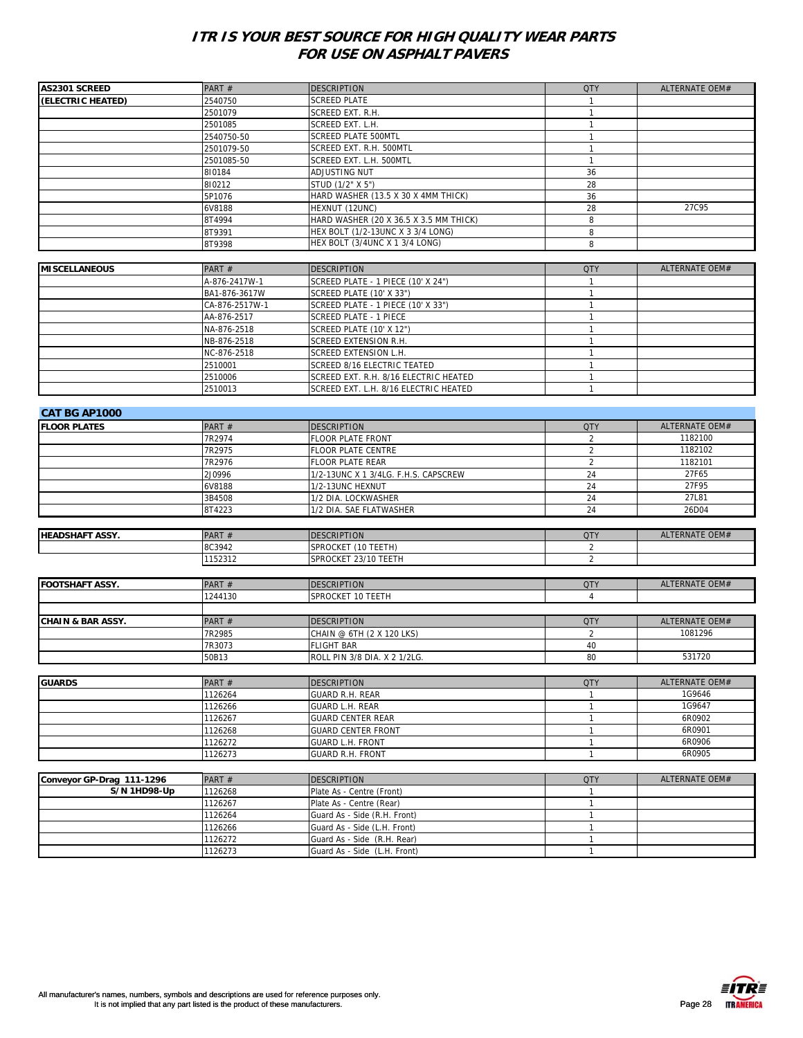# ITR IS YOUR BEST SOURCE FOR HIGH QUALITY WEAR PARTS FOR USE ON ASPHALT PAVERS

| AS2301 SCREED | PART # | DESCRIPTION | QTY | ALTERNATE OEM# |
|---|---|---|---|---|
| (ELECTRIC HEATED) | 2540750 | SCREED PLATE | 1 | |
| | 2501079 | SCREED EXT. R.H. | 1 | |
| | 2501085 | SCREED EXT. L.H. | 1 | |
| | 2540750-50 | SCREED PLATE 500MTL | 1 | |
| | 2501079-50 | SCREED EXT. R.H. 500MTL | 1 | |
| | 2501085-50 | SCREED EXT. L.H. 500MTL | 1 | |
| | 8I0184 | ADJUSTING NUT | 36 | |
| | 8I0212 | STUD (1/2" X 5") | 28 | |
| | 5P1076 | HARD WASHER (13.5 X 30 X 4MM THICK) | 36 | |
| | 6V8188 | HEXNUT (12UNC) | 28 | 27C95 |
| | 8T4994 | HARD WASHER (20 X 36.5 X 3.5 MM THICK) | 8 | |
| | 8T9391 | HEX BOLT (1/2-13UNC X 3 3/4 LONG) | 8 | |
| | 8T9398 | HEX BOLT (3/4UNC X 1 3/4 LONG) | 8 | |

| MISCELLANEOUS | PART # | DESCRIPTION | QTY | ALTERNATE OEM# |
|---|---|---|---|---|
| | A-876-2417W-1 | SCREED PLATE - 1 PIECE (10' X 24") | 1 | |
| | BA1-876-3617W | SCREED PLATE (10' X 33") | 1 | |
| | CA-876-2517W-1 | SCREED PLATE - 1 PIECE (10' X 33") | 1 | |
| | AA-876-2517 | SCREED PLATE - 1 PIECE | 1 | |
| | NA-876-2518 | SCREED PLATE (10' X 12") | 1 | |
| | NB-876-2518 | SCREED EXTENSION R.H. | 1 | |
| | NC-876-2518 | SCREED EXTENSION L.H. | 1 | |
| | 2510001 | SCREED 8/16 ELECTRIC TEATED | 1 | |
| | 2510006 | SCREED EXT. R.H. 8/16 ELECTRIC HEATED | 1 | |
| | 2510013 | SCREED EXT. L.H. 8/16 ELECTRIC HEATED | 1 | |

## CAT BG AP1000

| FLOOR PLATES | PART # | DESCRIPTION | QTY | ALTERNATE OEM# |
|---|---|---|---|---|
| | 7R2974 | FLOOR PLATE FRONT | 2 | 1182100 |
| | 7R2975 | FLOOR PLATE CENTRE | 2 | 1182102 |
| | 7R2976 | FLOOR PLATE REAR | 2 | 1182101 |
| | 2J0996 | 1/2-13UNC X 1 3/4LG. F.H.S. CAPSCREW | 24 | 27F65 |
| | 6V8188 | 1/2-13UNC HEXNUT | 24 | 27F95 |
| | 3B4508 | 1/2 DIA. LOCKWASHER | 24 | 27L81 |
| | 8T4223 | 1/2 DIA. SAE FLATWASHER | 24 | 26D04 |

| HEADSHAFT ASSY. | PART # | DESCRIPTION | QTY | ALTERNATE OEM# |
|---|---|---|---|---|
| | 8C3942 | SPROCKET (10 TEETH) | 2 | |
| | 1152312 | SPROCKET 23/10 TEETH | 2 | |

| FOOTSHAFT ASSY. | PART # | DESCRIPTION | QTY | ALTERNATE OEM# |
|---|---|---|---|---|
| | 1244130 | SPROCKET 10 TEETH | 4 | |

| CHAIN & BAR ASSY. | PART # | DESCRIPTION | QTY | ALTERNATE OEM# |
|---|---|---|---|---|
| | 7R2985 | CHAIN @ 6TH (2 X 120 LKS) | 2 | 1081296 |
| | 7R3073 | FLIGHT BAR | 40 | |
| | 50B13 | ROLL PIN 3/8 DIA. X 2 1/2LG. | 80 | 531720 |

| GUARDS | PART # | DESCRIPTION | QTY | ALTERNATE OEM# |
|---|---|---|---|---|
| | 1126264 | GUARD R.H. REAR | 1 | 1G9646 |
| | 1126266 | GUARD L.H. REAR | 1 | 1G9647 |
| | 1126267 | GUARD CENTER REAR | 1 | 6R0902 |
| | 1126268 | GUARD CENTER FRONT | 1 | 6R0901 |
| | 1126272 | GUARD L.H. FRONT | 1 | 6R0906 |
| | 1126273 | GUARD R.H. FRONT | 1 | 6R0905 |

| Conveyor GP-Drag 111-1296 | PART # | DESCRIPTION | QTY | ALTERNATE OEM# |
|---|---|---|---|---|
| S/N 1HD98-Up | 1126268 | Plate As - Centre (Front) | 1 | |
| | 1126267 | Plate As - Centre (Rear) | 1 | |
| | 1126264 | Guard As - Side (R.H. Front) | 1 | |
| | 1126266 | Guard As - Side (L.H. Front) | 1 | |
| | 1126272 | Guard As - Side (R.H. Rear) | 1 | |
| | 1126273 | Guard As - Side (L.H. Front) | 1 | |

All manufacturer's names, numbers, symbols and descriptions are used for reference purposes only.
It is not implied that any part listed is the product of these manufacturers.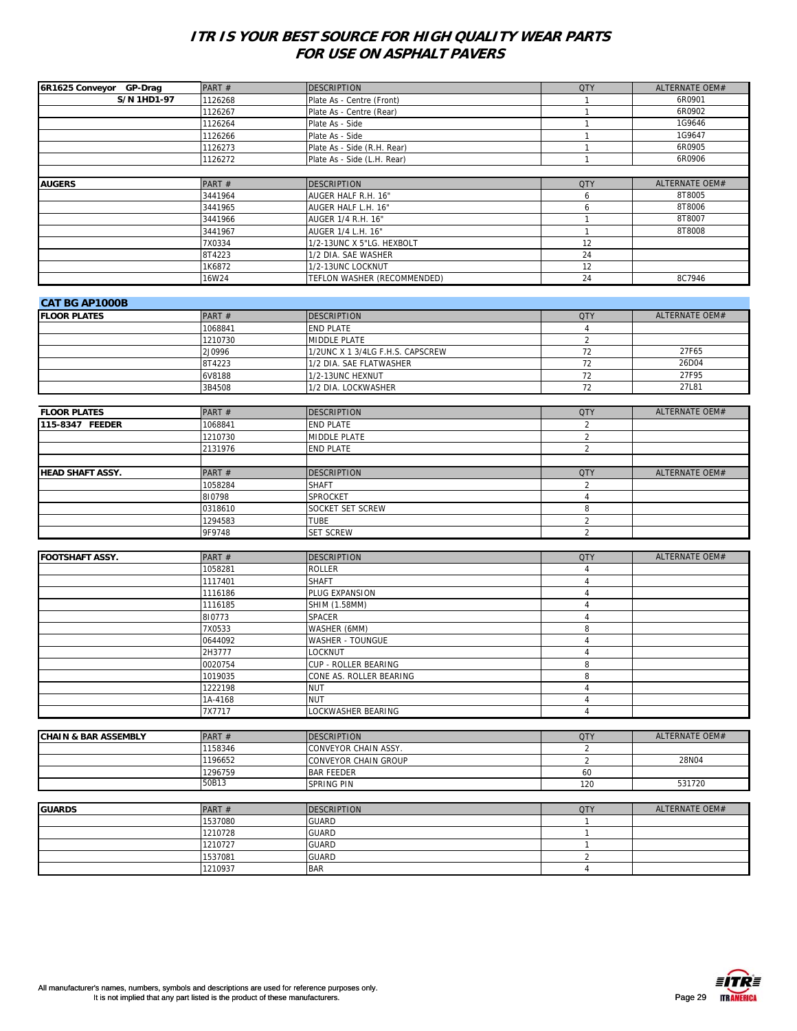# ITR IS YOUR BEST SOURCE FOR HIGH QUALITY WEAR PARTS FOR USE ON ASPHALT PAVERS

| 6R1625 Conveyor GP-Drag | PART # | DESCRIPTION | QTY | ALTERNATE OEM# |
|---|---|---|---|---|
| S/N 1HD1-97 | 1126268 | Plate As - Centre (Front) | 1 | 6R0901 |
| | 1126267 | Plate As - Centre (Rear) | 1 | 6R0902 |
| | 1126264 | Plate As - Side | 1 | 1G9646 |
| | 1126266 | Plate As - Side | 1 | 1G9647 |
| | 1126273 | Plate As - Side (R.H. Rear) | 1 | 6R0905 |
| | 1126272 | Plate As - Side (L.H. Rear) | 1 | 6R0906 |

| AUGERS | PART # | DESCRIPTION | QTY | ALTERNATE OEM# |
|---|---|---|---|---|
| | 3441964 | AUGER HALF R.H. 16" | 6 | 8T8005 |
| | 3441965 | AUGER HALF L.H. 16" | 6 | 8T8006 |
| | 3441966 | AUGER 1/4 R.H. 16" | 1 | 8T8007 |
| | 3441967 | AUGER 1/4 L.H. 16" | 1 | 8T8008 |
| | 7X0334 | 1/2-13UNC X 5"LG. HEXBOLT | 12 | |
| | 8T4223 | 1/2 DIA. SAE WASHER | 24 | |
| | 1K6872 | 1/2-13UNC LOCKNUT | 12 | |
| | 16W24 | TEFLON WASHER (RECOMMENDED) | 24 | 8C7946 |

## CAT BG AP1000B

| FLOOR PLATES | PART # | DESCRIPTION | QTY | ALTERNATE OEM# |
|---|---|---|---|---|
| | 1068841 | END PLATE | 4 | |
| | 1210730 | MIDDLE PLATE | 2 | |
| | 2J0996 | 1/2UNC X 1 3/4LG F.H.S. CAPSCREW | 72 | 27F65 |
| | 8T4223 | 1/2 DIA. SAE FLATWASHER | 72 | 26D04 |
| | 6V8188 | 1/2-13UNC HEXNUT | 72 | 27F95 |
| | 3B4508 | 1/2 DIA. LOCKWASHER | 72 | 27L81 |

| FLOOR PLATES | PART # | DESCRIPTION | QTY | ALTERNATE OEM# |
|---|---|---|---|---|
| 115-8347 FEEDER | 1068841 | END PLATE | 2 | |
| | 1210730 | MIDDLE PLATE | 2 | |
| | 2131976 | END PLATE | 2 | |

| HEAD SHAFT ASSY. | PART # | DESCRIPTION | QTY | ALTERNATE OEM# |
|---|---|---|---|---|
| | 1058284 | SHAFT | 2 | |
| | 8I0798 | SPROCKET | 4 | |
| | 0318610 | SOCKET SET SCREW | 8 | |
| | 1294583 | TUBE | 2 | |
| | 9F9748 | SET SCREW | 2 | |

| FOOTSHAFT ASSY. | PART # | DESCRIPTION | QTY | ALTERNATE OEM# |
|---|---|---|---|---|
| | 1058281 | ROLLER | 4 | |
| | 1117401 | SHAFT | 4 | |
| | 1116186 | PLUG EXPANSION | 4 | |
| | 1116185 | SHIM (1.58MM) | 4 | |
| | 8I0773 | SPACER | 4 | |
| | 7X0533 | WASHER (6MM) | 8 | |
| | 0644092 | WASHER - TOUNGUE | 4 | |
| | 2H3777 | LOCKNUT | 4 | |
| | 0020754 | CUP - ROLLER BEARING | 8 | |
| | 1019035 | CONE AS. ROLLER BEARING | 8 | |
| | 1222198 | NUT | 4 | |
| | 1A-4168 | NUT | 4 | |
| | 7X7717 | LOCKWASHER BEARING | 4 | |

| CHAIN & BAR ASSEMBLY | PART # | DESCRIPTION | QTY | ALTERNATE OEM# |
|---|---|---|---|---|
| | 1158346 | CONVEYOR CHAIN ASSY. | 2 | |
| | 1196652 | CONVEYOR CHAIN GROUP | 2 | 28N04 |
| | 1296759 | BAR FEEDER | 60 | |
| | 50B13 | SPRING PIN | 120 | 531720 |

| GUARDS | PART # | DESCRIPTION | QTY | ALTERNATE OEM# |
|---|---|---|---|---|
| | 1537080 | GUARD | 1 | |
| | 1210728 | GUARD | 1 | |
| | 1210727 | GUARD | 1 | |
| | 1537081 | GUARD | 2 | |
| | 1210937 | BAR | 4 | |

All manufacturer's names, numbers, symbols and descriptions are used for reference purposes only. It is not implied that any part listed is the product of these manufacturers.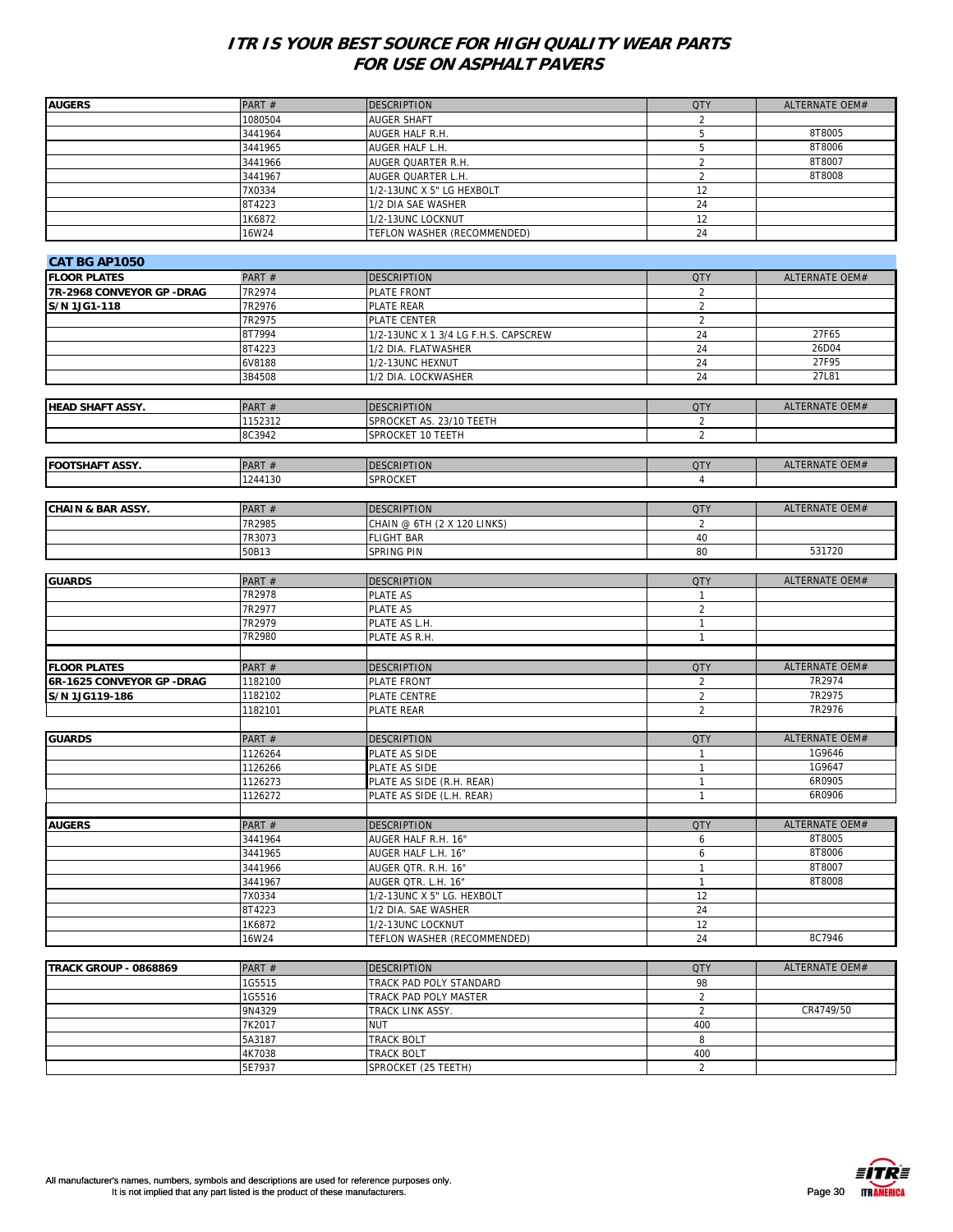# ITR IS YOUR BEST SOURCE FOR HIGH QUALITY WEAR PARTS FOR USE ON ASPHALT PAVERS

| AUGERS | PART # | DESCRIPTION | QTY | ALTERNATE OEM# |
|---|---|---|---|---|
| | 1080504 | AUGER SHAFT | 2 | |
| | 3441964 | AUGER HALF R.H. | 5 | 8T8005 |
| | 3441965 | AUGER HALF L.H. | 5 | 8T8006 |
| | 3441966 | AUGER QUARTER R.H. | 2 | 8T8007 |
| | 3441967 | AUGER QUARTER L.H. | 2 | 8T8008 |
| | 7X0334 | 1/2-13UNC X 5" LG HEXBOLT | 12 | |
| | 8T4223 | 1/2 DIA SAE WASHER | 24 | |
| | 1K6872 | 1/2-13UNC LOCKNUT | 12 | |
| | 16W24 | TEFLON WASHER (RECOMMENDED) | 24 | |

## CAT BG AP1050

| FLOOR PLATES | PART # | DESCRIPTION | QTY | ALTERNATE OEM# |
|---|---|---|---|---|
| 7R-2968 CONVEYOR GP -DRAG | 7R2974 | PLATE FRONT | 2 | |
| S/N 1JG1-118 | 7R2976 | PLATE REAR | 2 | |
| | 7R2975 | PLATE CENTER | 2 | |
| | 8T7994 | 1/2-13UNC X 1 3/4 LG F.H.S. CAPSCREW | 24 | 27F65 |
| | 8T4223 | 1/2 DIA. FLATWASHER | 24 | 26D04 |
| | 6V8188 | 1/2-13UNC HEXNUT | 24 | 27F95 |
| | 3B4508 | 1/2 DIA. LOCKWASHER | 24 | 27L81 |

| HEAD SHAFT ASSY. | PART # | DESCRIPTION | QTY | ALTERNATE OEM# |
|---|---|---|---|---|
| | 1152312 | SPROCKET AS. 23/10 TEETH | 2 | |
| | 8C3942 | SPROCKET 10 TEETH | 2 | |

| FOOTSHAFT ASSY. | PART # | DESCRIPTION | QTY | ALTERNATE OEM# |
|---|---|---|---|---|
| | 1244130 | SPROCKET | 4 | |

| CHAIN & BAR ASSY. | PART # | DESCRIPTION | QTY | ALTERNATE OEM# |
|---|---|---|---|---|
| | 7R2985 | CHAIN @ 6TH (2 X 120 LINKS) | 2 | |
| | 7R3073 | FLIGHT BAR | 40 | |
| | 50B13 | SPRING PIN | 80 | 531720 |

| GUARDS | PART # | DESCRIPTION | QTY | ALTERNATE OEM# |
|---|---|---|---|---|
| | 7R2978 | PLATE AS | 1 | |
| | 7R2977 | PLATE AS | 2 | |
| | 7R2979 | PLATE AS L.H. | 1 | |
| | 7R2980 | PLATE AS R.H. | 1 | |

| FLOOR PLATES | PART # | DESCRIPTION | QTY | ALTERNATE OEM# |
|---|---|---|---|---|
| 6R-1625 CONVEYOR GP -DRAG | 1182100 | PLATE FRONT | 2 | 7R2974 |
| S/N 1JG119-186 | 1182102 | PLATE CENTRE | 2 | 7R2975 |
| | 1182101 | PLATE REAR | 2 | 7R2976 |

| GUARDS | PART # | DESCRIPTION | QTY | ALTERNATE OEM# |
|---|---|---|---|---|
| | 1126264 | PLATE AS SIDE | 1 | 1G9646 |
| | 1126266 | PLATE AS SIDE | 1 | 1G9647 |
| | 1126273 | PLATE AS SIDE (R.H. REAR) | 1 | 6R0905 |
| | 1126272 | PLATE AS SIDE (L.H. REAR) | 1 | 6R0906 |

| AUGERS | PART # | DESCRIPTION | QTY | ALTERNATE OEM# |
|---|---|---|---|---|
| | 3441964 | AUGER HALF R.H. 16" | 6 | 8T8005 |
| | 3441965 | AUGER HALF L.H. 16" | 6 | 8T8006 |
| | 3441966 | AUGER QTR. R.H. 16" | 1 | 8T8007 |
| | 3441967 | AUGER QTR. L.H. 16" | 1 | 8T8008 |
| | 7X0334 | 1/2-13UNC X 5" LG. HEXBOLT | 12 | |
| | 8T4223 | 1/2 DIA. SAE WASHER | 24 | |
| | 1K6872 | 1/2-13UNC LOCKNUT | 12 | |
| | 16W24 | TEFLON WASHER (RECOMMENDED) | 24 | 8C7946 |

| TRACK GROUP - 0868869 | PART # | DESCRIPTION | QTY | ALTERNATE OEM# |
|---|---|---|---|---|
| | 1G5515 | TRACK PAD POLY STANDARD | 98 | |
| | 1G5516 | TRACK PAD POLY MASTER | 2 | |
| | 9N4329 | TRACK LINK ASSY. | 2 | CR4749/50 |
| | 7K2017 | NUT | 400 | |
| | 5A3187 | TRACK BOLT | 8 | |
| | 4K7038 | TRACK BOLT | 400 | |
| | 5E7937 | SPROCKET (25 TEETH) | 2 | |

All manufacturer's names, numbers, symbols and descriptions are used for reference purposes only. It is not implied that any part listed is the product of these manufacturers.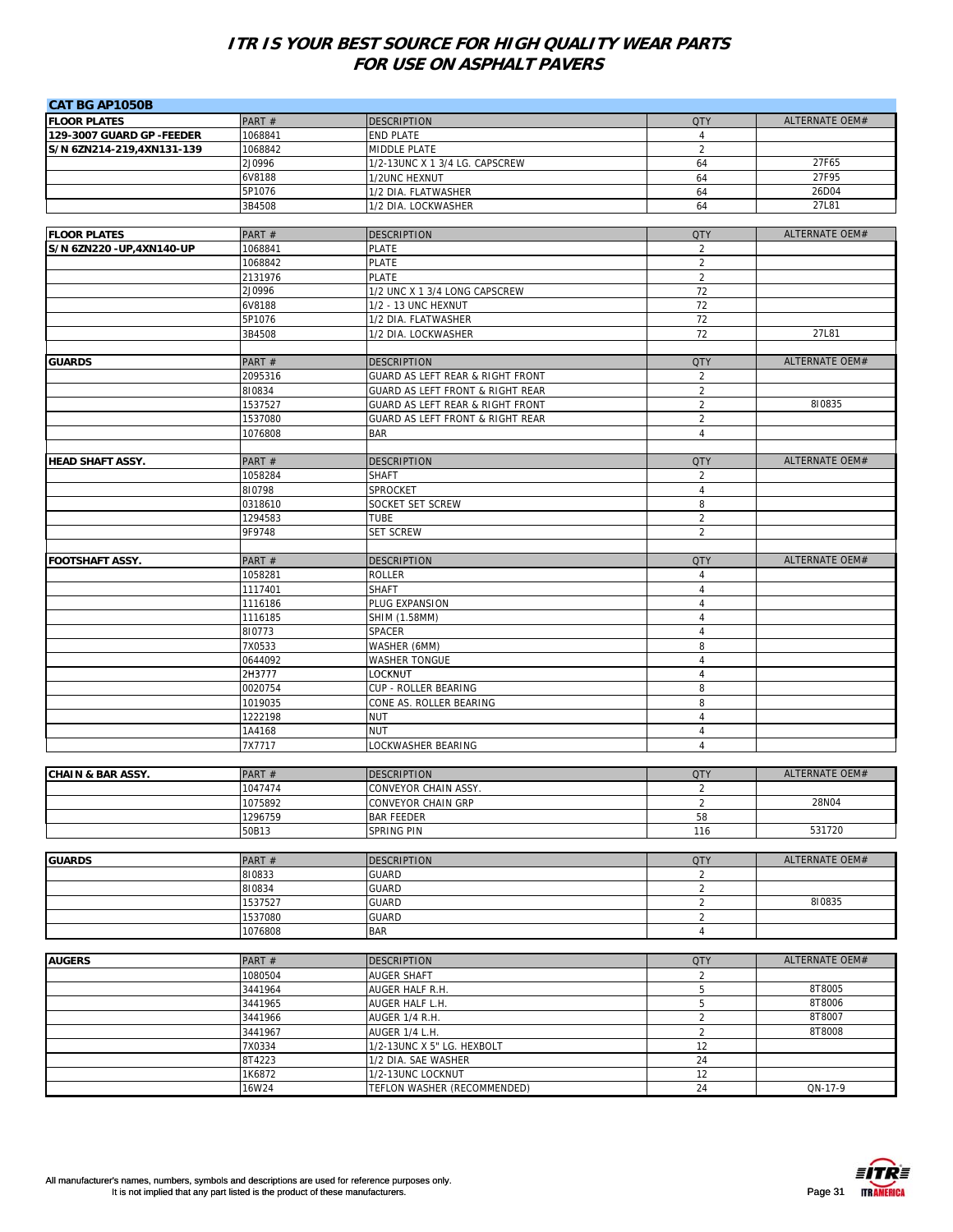# ITR IS YOUR BEST SOURCE FOR HIGH QUALITY WEAR PARTS FOR USE ON ASPHALT PAVERS

## CAT BG AP1050B

| FLOOR PLATES | PART # | DESCRIPTION | QTY | ALTERNATE OEM# |
|---|---|---|---|---|
| 129-3007 GUARD GP -FEEDER | 1068841 | END PLATE | 4 | |
| S/N 6ZN214-219,4XN131-139 | 1068842 | MIDDLE PLATE | 2 | |
| | 2J0996 | 1/2-13UNC X 1 3/4 LG. CAPSCREW | 64 | 27F65 |
| | 6V8188 | 1/2UNC HEXNUT | 64 | 27F95 |
| | 5P1076 | 1/2 DIA. FLATWASHER | 64 | 26D04 |
| | 3B4508 | 1/2 DIA. LOCKWASHER | 64 | 27L81 |

| FLOOR PLATES | PART # | DESCRIPTION | QTY | ALTERNATE OEM# |
|---|---|---|---|---|
| S/N 6ZN220 -UP,4XN140-UP | 1068841 | PLATE | 2 | |
| | 1068842 | PLATE | 2 | |
| | 2131976 | PLATE | 2 | |
| | 2J0996 | 1/2 UNC X 1 3/4 LONG CAPSCREW | 72 | |
| | 6V8188 | 1/2 - 13 UNC HEXNUT | 72 | |
| | 5P1076 | 1/2 DIA. FLATWASHER | 72 | |
| | 3B4508 | 1/2 DIA. LOCKWASHER | 72 | 27L81 |

| GUARDS | PART # | DESCRIPTION | QTY | ALTERNATE OEM# |
|---|---|---|---|---|
| | 2095316 | GUARD AS LEFT REAR & RIGHT FRONT | 2 | |
| | 8I0834 | GUARD AS LEFT FRONT & RIGHT REAR | 2 | |
| | 1537527 | GUARD AS LEFT REAR & RIGHT FRONT | 2 | 8I0835 |
| | 1537080 | GUARD AS LEFT FRONT & RIGHT REAR | 2 | |
| | 1076808 | BAR | 4 | |

| HEAD SHAFT ASSY. | PART # | DESCRIPTION | QTY | ALTERNATE OEM# |
|---|---|---|---|---|
| | 1058284 | SHAFT | 2 | |
| | 8I0798 | SPROCKET | 4 | |
| | 0318610 | SOCKET SET SCREW | 8 | |
| | 1294583 | TUBE | 2 | |
| | 9F9748 | SET SCREW | 2 | |

| FOOTSHAFT ASSY. | PART # | DESCRIPTION | QTY | ALTERNATE OEM# |
|---|---|---|---|---|
| | 1058281 | ROLLER | 4 | |
| | 1117401 | SHAFT | 4 | |
| | 1116186 | PLUG EXPANSION | 4 | |
| | 1116185 | SHIM (1.58MM) | 4 | |
| | 8I0773 | SPACER | 4 | |
| | 7X0533 | WASHER (6MM) | 8 | |
| | 0644092 | WASHER TONGUE | 4 | |
| | 2H3777 | LOCKNUT | 4 | |
| | 0020754 | CUP - ROLLER BEARING | 8 | |
| | 1019035 | CONE AS. ROLLER BEARING | 8 | |
| | 1222198 | NUT | 4 | |
| | 1A4168 | NUT | 4 | |
| | 7X7717 | LOCKWASHER BEARING | 4 | |

| CHAIN & BAR ASSY. | PART # | DESCRIPTION | QTY | ALTERNATE OEM# |
|---|---|---|---|---|
| | 1047474 | CONVEYOR CHAIN ASSY. | 2 | |
| | 1075892 | CONVEYOR CHAIN GRP | 2 | 28N04 |
| | 1296759 | BAR FEEDER | 58 | |
| | 50B13 | SPRING PIN | 116 | 531720 |

| GUARDS | PART # | DESCRIPTION | QTY | ALTERNATE OEM# |
|---|---|---|---|---|
| | 8I0833 | GUARD | 2 | |
| | 8I0834 | GUARD | 2 | |
| | 1537527 | GUARD | 2 | 8I0835 |
| | 1537080 | GUARD | 2 | |
| | 1076808 | BAR | 4 | |

| AUGERS | PART # | DESCRIPTION | QTY | ALTERNATE OEM# |
|---|---|---|---|---|
| | 1080504 | AUGER SHAFT | 2 | |
| | 3441964 | AUGER HALF R.H. | 5 | 8T8005 |
| | 3441965 | AUGER HALF L.H. | 5 | 8T8006 |
| | 3441966 | AUGER 1/4 R.H. | 2 | 8T8007 |
| | 3441967 | AUGER 1/4 L.H. | 2 | 8T8008 |
| | 7X0334 | 1/2-13UNC X 5" LG. HEXBOLT | 12 | |
| | 8T4223 | 1/2 DIA. SAE WASHER | 24 | |
| | 1K6872 | 1/2-13UNC LOCKNUT | 12 | |
| | 16W24 | TEFLON WASHER (RECOMMENDED) | 24 | QN-17-9 |

All manufacturer's names, numbers, symbols and descriptions are used for reference purposes only.
It is not implied that any part listed is the product of these manufacturers.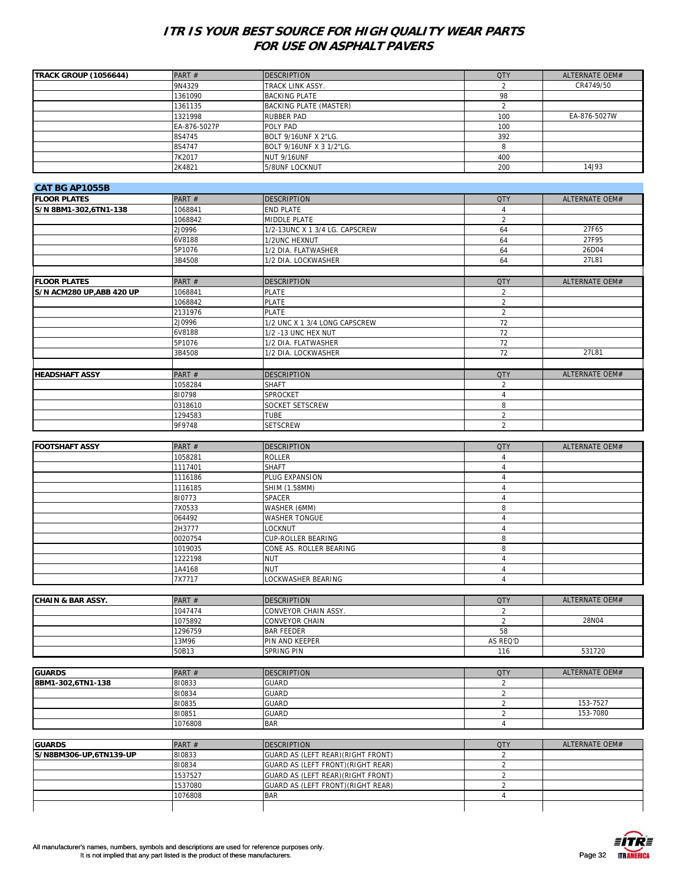# ITR IS YOUR BEST SOURCE FOR HIGH QUALITY WEAR PARTS FOR USE ON ASPHALT PAVERS

| TRACK GROUP (1056644) | PART # | DESCRIPTION | QTY | ALTERNATE OEM# |
|---|---|---|---|---|
| | 9N4329 | TRACK LINK ASSY. | 2 | CR4749/50 |
| | 1361090 | BACKING PLATE | 98 | |
| | 1361135 | BACKING PLATE (MASTER) | 2 | |
| | 1321998 | RUBBER PAD | 100 | EA-876-5027W |
| | EA-876-5027P | POLY PAD | 100 | |
| | 8S4745 | BOLT 9/16UNF X 2"LG. | 392 | |
| | 8S4747 | BOLT 9/16UNF X 3 1/2"LG. | 8 | |
| | 7K2017 | NUT 9/16UNF | 400 | |
| | 2K4821 | 5/8UNF LOCKNUT | 200 | 14J93 |

## CAT BG AP1055B

| FLOOR PLATES | PART # | DESCRIPTION | QTY | ALTERNATE OEM# |
|---|---|---|---|---|
| S/N 8BM1-302,6TN1-138 | 1068841 | END PLATE | 4 | |
| | 1068842 | MIDDLE PLATE | 2 | |
| | 2J0996 | 1/2-13UNC X 1 3/4 LG. CAPSCREW | 64 | 27F65 |
| | 6V8188 | 1/2UNC HEXNUT | 64 | 27F95 |
| | 5P1076 | 1/2 DIA. FLATWASHER | 64 | 26D04 |
| | 3B4508 | 1/2 DIA. LOCKWASHER | 64 | 27L81 |

| FLOOR PLATES | PART # | DESCRIPTION | QTY | ALTERNATE OEM# |
|---|---|---|---|---|
| S/N ACM280 UP,ABB 420 UP | 1068841 | PLATE | 2 | |
| | 1068842 | PLATE | 2 | |
| | 2131976 | PLATE | 2 | |
| | 2J0996 | 1/2 UNC X 1 3/4 LONG CAPSCREW | 72 | |
| | 6V8188 | 1/2 -13 UNC HEX NUT | 72 | |
| | 5P1076 | 1/2 DIA. FLATWASHER | 72 | |
| | 3B4508 | 1/2 DIA. LOCKWASHER | 72 | 27L81 |

| HEADSHAFT ASSY | PART # | DESCRIPTION | QTY | ALTERNATE OEM# |
|---|---|---|---|---|
| | 1058284 | SHAFT | 2 | |
| | 8I0798 | SPROCKET | 4 | |
| | 0318610 | SOCKET SETSCREW | 8 | |
| | 1294583 | TUBE | 2 | |
| | 9F9748 | SETSCREW | 2 | |

| FOOTSHAFT ASSY | PART # | DESCRIPTION | QTY | ALTERNATE OEM# |
|---|---|---|---|---|
| | 1058281 | ROLLER | 4 | |
| | 1117401 | SHAFT | 4 | |
| | 1116186 | PLUG EXPANSION | 4 | |
| | 1116185 | SHIM (1.58MM) | 4 | |
| | 8I0773 | SPACER | 4 | |
| | 7X0533 | WASHER (6MM) | 8 | |
| | 064492 | WASHER TONGUE | 4 | |
| | 2H3777 | LOCKNUT | 4 | |
| | 0020754 | CUP-ROLLER BEARING | 8 | |
| | 1019035 | CONE AS. ROLLER BEARING | 8 | |
| | 1222198 | NUT | 4 | |
| | 1A4168 | NUT | 4 | |
| | 7X7717 | LOCKWASHER BEARING | 4 | |

| CHAIN & BAR ASSY. | PART # | DESCRIPTION | QTY | ALTERNATE OEM# |
|---|---|---|---|---|
| | 1047474 | CONVEYOR CHAIN ASSY. | 2 | |
| | 1075892 | CONVEYOR CHAIN | 2 | 28N04 |
| | 1296759 | BAR FEEDER | 58 | |
| | 13M96 | PIN AND KEEPER | AS REQ'D | |
| | 50B13 | SPRING PIN | 116 | 531720 |

| GUARDS | PART # | DESCRIPTION | QTY | ALTERNATE OEM# |
|---|---|---|---|---|
| 8BM1-302,6TN1-138 | 8I0833 | GUARD | 2 | |
| | 8I0834 | GUARD | 2 | |
| | 8I0835 | GUARD | 2 | 153-7527 |
| | 8I0851 | GUARD | 2 | 153-7080 |
| | 1076808 | BAR | 4 | |

| GUARDS | PART # | DESCRIPTION | QTY | ALTERNATE OEM# |
|---|---|---|---|---|
| S/N8BM306-UP,6TN139-UP | 8I0833 | GUARD AS (LEFT REAR)(RIGHT FRONT) | 2 | |
| | 8I0834 | GUARD AS (LEFT FRONT)(RIGHT REAR) | 2 | |
| | 1537527 | GUARD AS (LEFT REAR)(RIGHT FRONT) | 2 | |
| | 1537080 | GUARD AS (LEFT FRONT)(RIGHT REAR) | 2 | |
| | 1076808 | BAR | 4 | |

All manufacturer's names, numbers, symbols and descriptions are used for reference purposes only.
It is not implied that any part listed is the product of these manufacturers.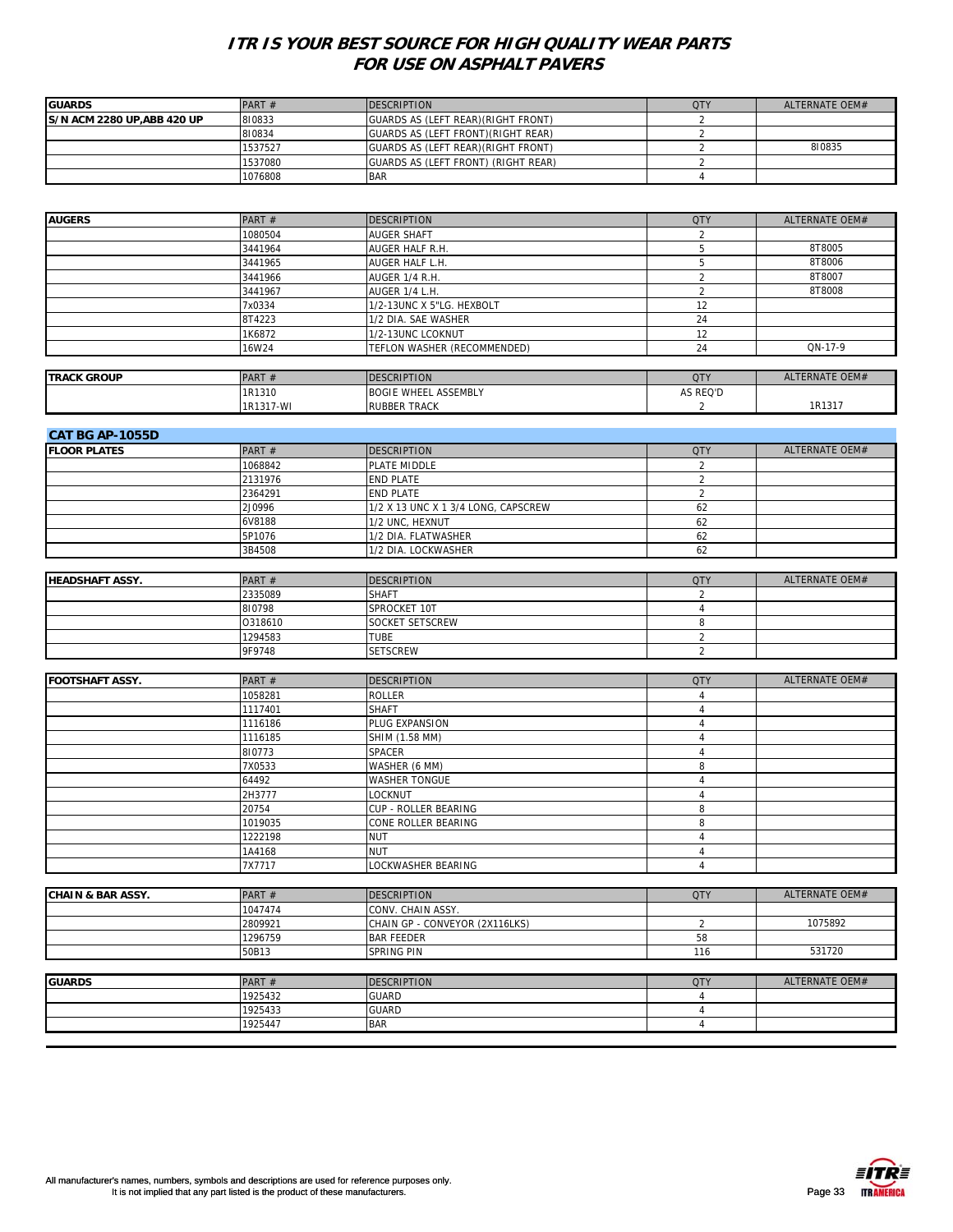# ITR IS YOUR BEST SOURCE FOR HIGH QUALITY WEAR PARTS FOR USE ON ASPHALT PAVERS

| GUARDS | PART # | DESCRIPTION | QTY | ALTERNATE OEM# |
|---|---|---|---|---|
| S/N ACM 2280 UP,ABB 420 UP | 8I0833 | GUARDS AS (LEFT REAR)(RIGHT FRONT) | 2 | |
| | 8I0834 | GUARDS AS (LEFT FRONT)(RIGHT REAR) | 2 | |
| | 1537527 | GUARDS AS (LEFT REAR)(RIGHT FRONT) | 2 | 8I0835 |
| | 1537080 | GUARDS AS (LEFT FRONT) (RIGHT REAR) | 2 | |
| | 1076808 | BAR | 4 | |

| AUGERS | PART # | DESCRIPTION | QTY | ALTERNATE OEM# |
|---|---|---|---|---|
| | 1080504 | AUGER SHAFT | 2 | |
| | 3441964 | AUGER HALF R.H. | 5 | 8T8005 |
| | 3441965 | AUGER HALF L.H. | 5 | 8T8006 |
| | 3441966 | AUGER 1/4 R.H. | 2 | 8T8007 |
| | 3441967 | AUGER 1/4 L.H. | 2 | 8T8008 |
| | 7x0334 | 1/2-13UNC X 5"LG. HEXBOLT | 12 | |
| | 8T4223 | 1/2 DIA. SAE WASHER | 24 | |
| | 1K6872 | 1/2-13UNC LCOKNUT | 12 | |
| | 16W24 | TEFLON WASHER (RECOMMENDED) | 24 | QN-17-9 |

| TRACK GROUP | PART # | DESCRIPTION | QTY | ALTERNATE OEM# |
|---|---|---|---|---|
| | 1R1310 | BOGIE WHEEL ASSEMBLY | AS REQ'D | |
| | 1R1317-WI | RUBBER TRACK | 2 | 1R1317 |

## CAT BG AP-1055D

| FLOOR PLATES | PART # | DESCRIPTION | QTY | ALTERNATE OEM# |
|---|---|---|---|---|
| | 1068842 | PLATE MIDDLE | 2 | |
| | 2131976 | END PLATE | 2 | |
| | 2364291 | END PLATE | 2 | |
| | 2J0996 | 1/2 X 13 UNC X 1 3/4 LONG, CAPSCREW | 62 | |
| | 6V8188 | 1/2 UNC, HEXNUT | 62 | |
| | 5P1076 | 1/2 DIA. FLATWASHER | 62 | |
| | 3B4508 | 1/2 DIA. LOCKWASHER | 62 | |

| HEADSHAFT ASSY. | PART # | DESCRIPTION | QTY | ALTERNATE OEM# |
|---|---|---|---|---|
| | 2335089 | SHAFT | 2 | |
| | 8I0798 | SPROCKET 10T | 4 | |
| | O318610 | SOCKET SETSCREW | 8 | |
| | 1294583 | TUBE | 2 | |
| | 9F9748 | SETSCREW | 2 | |

| FOOTSHAFT ASSY. | PART # | DESCRIPTION | QTY | ALTERNATE OEM# |
|---|---|---|---|---|
| | 1058281 | ROLLER | 4 | |
| | 1117401 | SHAFT | 4 | |
| | 1116186 | PLUG EXPANSION | 4 | |
| | 1116185 | SHIM (1.58 MM) | 4 | |
| | 8I0773 | SPACER | 4 | |
| | 7X0533 | WASHER (6 MM) | 8 | |
| | 64492 | WASHER TONGUE | 4 | |
| | 2H3777 | LOCKNUT | 4 | |
| | 20754 | CUP - ROLLER BEARING | 8 | |
| | 1019035 | CONE ROLLER BEARING | 8 | |
| | 1222198 | NUT | 4 | |
| | 1A4168 | NUT | 4 | |
| | 7X7717 | LOCKWASHER BEARING | 4 | |

| CHAIN & BAR ASSY. | PART # | DESCRIPTION | QTY | ALTERNATE OEM# |
|---|---|---|---|---|
| | 1047474 | CONV. CHAIN ASSY. | | |
| | 2809921 | CHAIN GP - CONVEYOR (2X116LKS) | 2 | 1075892 |
| | 1296759 | BAR FEEDER | 58 | |
| | 50B13 | SPRING PIN | 116 | 531720 |

| GUARDS | PART # | DESCRIPTION | QTY | ALTERNATE OEM# |
|---|---|---|---|---|
| | 1925432 | GUARD | 4 | |
| | 1925433 | GUARD | 4 | |
| | 1925447 | BAR | 4 | |

All manufacturer's names, numbers, symbols and descriptions are used for reference purposes only.
It is not implied that any part listed is the product of these manufacturers.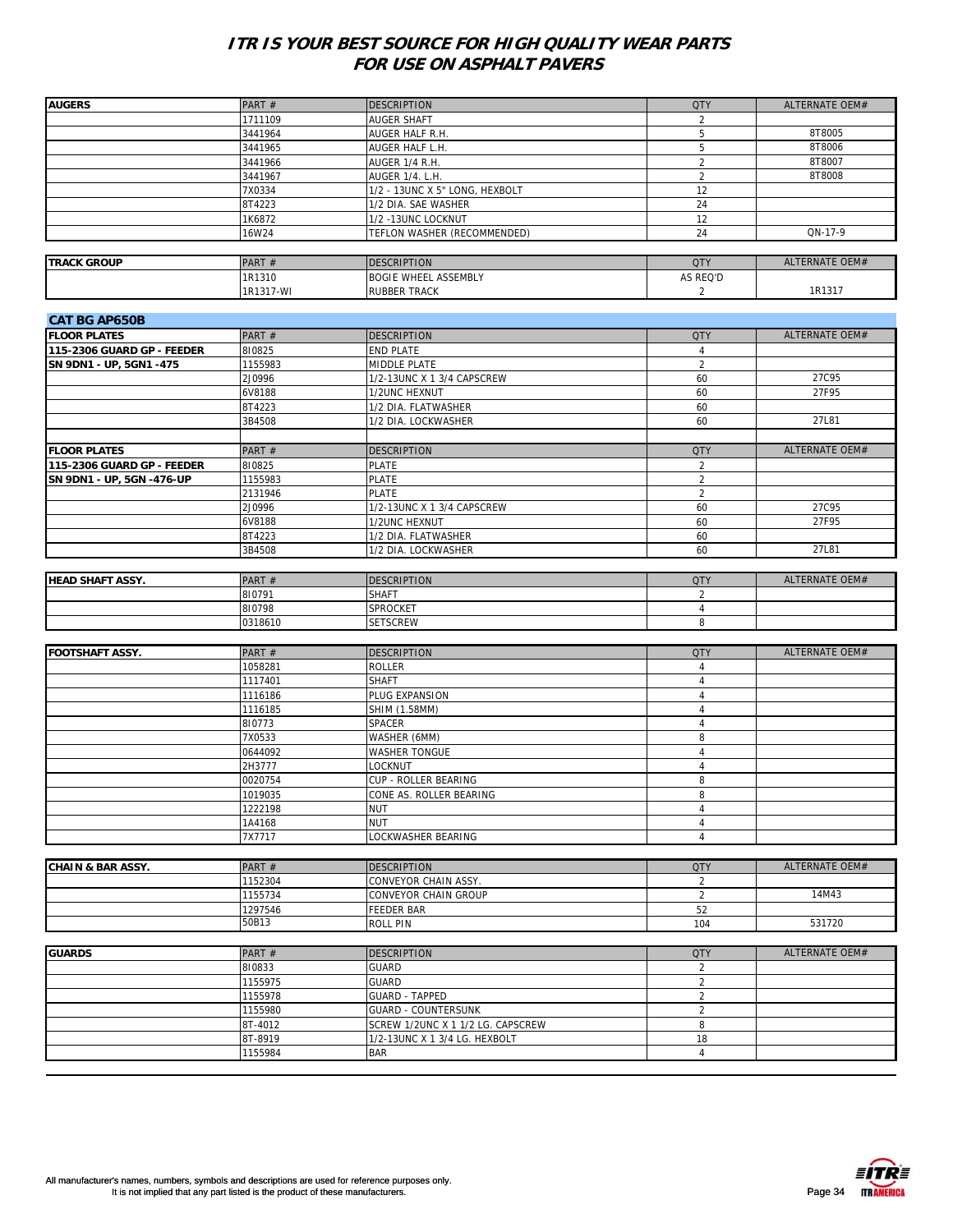# ITR IS YOUR BEST SOURCE FOR HIGH QUALITY WEAR PARTS FOR USE ON ASPHALT PAVERS

| AUGERS | PART # | DESCRIPTION | QTY | ALTERNATE OEM# |
|---|---|---|---|---|
| | 1711109 | AUGER SHAFT | 2 | |
| | 3441964 | AUGER HALF R.H. | 5 | 8T8005 |
| | 3441965 | AUGER HALF L.H. | 5 | 8T8006 |
| | 3441966 | AUGER 1/4 R.H. | 2 | 8T8007 |
| | 3441967 | AUGER 1/4. L.H. | 2 | 8T8008 |
| | 7X0334 | 1/2 - 13UNC X 5" LONG, HEXBOLT | 12 | |
| | 8T4223 | 1/2 DIA. SAE WASHER | 24 | |
| | 1K6872 | 1/2 -13UNC LOCKNUT | 12 | |
| | 16W24 | TEFLON WASHER (RECOMMENDED) | 24 | QN-17-9 |

| TRACK GROUP | PART # | DESCRIPTION | QTY | ALTERNATE OEM# |
|---|---|---|---|---|
| | 1R1310 | BOGIE WHEEL ASSEMBLY | AS REQ'D | |
| | 1R1317-WI | RUBBER TRACK | 2 | 1R1317 |

## CAT BG AP650B

| FLOOR PLATES | PART # | DESCRIPTION | QTY | ALTERNATE OEM# |
|---|---|---|---|---|
| 115-2306 GUARD GP - FEEDER | 8I0825 | END PLATE | 4 | |
| SN 9DN1 - UP, 5GN1 -475 | 1155983 | MIDDLE PLATE | 2 | |
| | 2J0996 | 1/2-13UNC X 1 3/4 CAPSCREW | 60 | 27C95 |
| | 6V8188 | 1/2UNC HEXNUT | 60 | 27F95 |
| | 8T4223 | 1/2 DIA. FLATWASHER | 60 | |
| | 3B4508 | 1/2 DIA. LOCKWASHER | 60 | 27L81 |

| FLOOR PLATES | PART # | DESCRIPTION | QTY | ALTERNATE OEM# |
|---|---|---|---|---|
| 115-2306 GUARD GP - FEEDER | 8I0825 | PLATE | 2 | |
| SN 9DN1 - UP, 5GN -476-UP | 1155983 | PLATE | 2 | |
| | 2131946 | PLATE | 2 | |
| | 2J0996 | 1/2-13UNC X 1 3/4 CAPSCREW | 60 | 27C95 |
| | 6V8188 | 1/2UNC HEXNUT | 60 | 27F95 |
| | 8T4223 | 1/2 DIA. FLATWASHER | 60 | |
| | 3B4508 | 1/2 DIA. LOCKWASHER | 60 | 27L81 |

| HEAD SHAFT ASSY. | PART # | DESCRIPTION | QTY | ALTERNATE OEM# |
|---|---|---|---|---|
| | 8I0791 | SHAFT | 2 | |
| | 8I0798 | SPROCKET | 4 | |
| | 0318610 | SETSCREW | 8 | |

| FOOTSHAFT ASSY. | PART # | DESCRIPTION | QTY | ALTERNATE OEM# |
|---|---|---|---|---|
| | 1058281 | ROLLER | 4 | |
| | 1117401 | SHAFT | 4 | |
| | 1116186 | PLUG EXPANSION | 4 | |
| | 1116185 | SHIM (1.58MM) | 4 | |
| | 8I0773 | SPACER | 4 | |
| | 7X0533 | WASHER (6MM) | 8 | |
| | 0644092 | WASHER TONGUE | 4 | |
| | 2H3777 | LOCKNUT | 4 | |
| | 0020754 | CUP - ROLLER BEARING | 8 | |
| | 1019035 | CONE AS. ROLLER BEARING | 8 | |
| | 1222198 | NUT | 4 | |
| | 1A4168 | NUT | 4 | |
| | 7X7717 | LOCKWASHER BEARING | 4 | |

| CHAIN & BAR ASSY. | PART # | DESCRIPTION | QTY | ALTERNATE OEM# |
|---|---|---|---|---|
| | 1152304 | CONVEYOR CHAIN ASSY. | 2 | |
| | 1155734 | CONVEYOR CHAIN GROUP | 2 | 14M43 |
| | 1297546 | FEEDER BAR | 52 | |
| | 50B13 | ROLL PIN | 104 | 531720 |

| GUARDS | PART # | DESCRIPTION | QTY | ALTERNATE OEM# |
|---|---|---|---|---|
| | 8I0833 | GUARD | 2 | |
| | 1155975 | GUARD | 2 | |
| | 1155978 | GUARD - TAPPED | 2 | |
| | 1155980 | GUARD - COUNTERSUNK | 2 | |
| | 8T-4012 | SCREW 1/2UNC X 1 1/2 LG. CAPSCREW | 8 | |
| | 8T-8919 | 1/2-13UNC X 1 3/4 LG. HEXBOLT | 18 | |
| | 1155984 | BAR | 4 | |

All manufacturer's names, numbers, symbols and descriptions are used for reference purposes only. It is not implied that any part listed is the product of these manufacturers.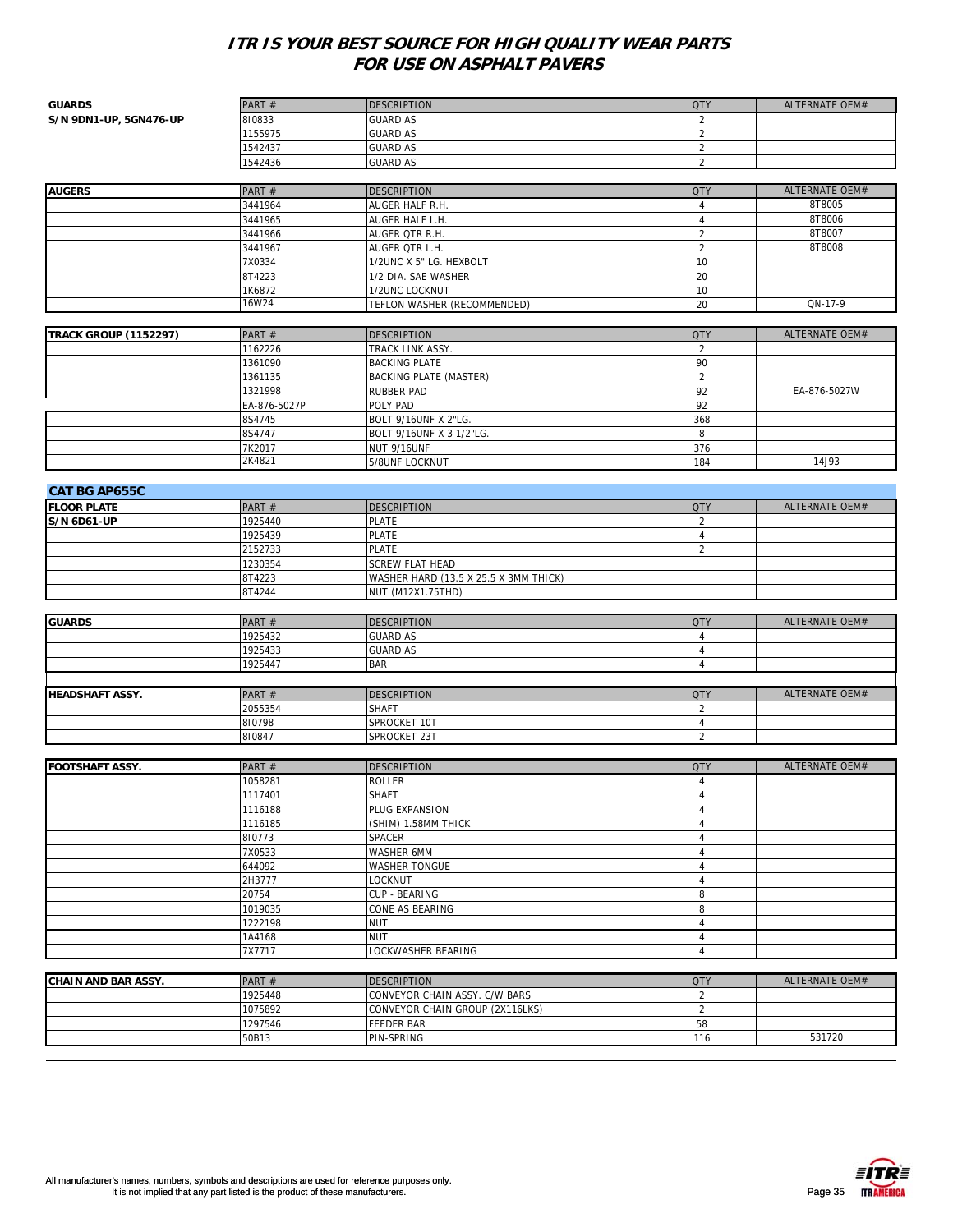# ITR IS YOUR BEST SOURCE FOR HIGH QUALITY WEAR PARTS FOR USE ON ASPHALT PAVERS

| GUARDS | PART # | DESCRIPTION | QTY | ALTERNATE OEM# |
|---|---|---|---|---|
| S/N 9DN1-UP, 5GN476-UP | 8I0833 | GUARD AS | 2 | |
| | 1155975 | GUARD AS | 2 | |
| | 1542437 | GUARD AS | 2 | |
| | 1542436 | GUARD AS | 2 | |

| AUGERS | PART # | DESCRIPTION | QTY | ALTERNATE OEM# |
|---|---|---|---|---|
| | 3441964 | AUGER HALF R.H. | 4 | 8T8005 |
| | 3441965 | AUGER HALF L.H. | 4 | 8T8006 |
| | 3441966 | AUGER QTR R.H. | 2 | 8T8007 |
| | 3441967 | AUGER QTR L.H. | 2 | 8T8008 |
| | 7X0334 | 1/2UNC X 5" LG. HEXBOLT | 10 | |
| | 8T4223 | 1/2 DIA. SAE WASHER | 20 | |
| | 1K6872 | 1/2UNC LOCKNUT | 10 | |
| | 16W24 | TEFLON WASHER (RECOMMENDED) | 20 | QN-17-9 |

| TRACK GROUP (1152297) | PART # | DESCRIPTION | QTY | ALTERNATE OEM# |
|---|---|---|---|---|
| | 1162226 | TRACK LINK ASSY. | 2 | |
| | 1361090 | BACKING PLATE | 90 | |
| | 1361135 | BACKING PLATE (MASTER) | 2 | |
| | 1321998 | RUBBER PAD | 92 | EA-876-5027W |
| | EA-876-5027P | POLY PAD | 92 | |
| | 8S4745 | BOLT 9/16UNF X 2"LG. | 368 | |
| | 8S4747 | BOLT 9/16UNF X 3 1/2"LG. | 8 | |
| | 7K2017 | NUT 9/16UNF | 376 | |
| | 2K4821 | 5/8UNF LOCKNUT | 184 | 14J93 |

## CAT BG AP655C

| FLOOR PLATE | PART # | DESCRIPTION | QTY | ALTERNATE OEM# |
|---|---|---|---|---|
| S/N 6D61-UP | 1925440 | PLATE | 2 | |
| | 1925439 | PLATE | 4 | |
| | 2152733 | PLATE | 2 | |
| | 1230354 | SCREW FLAT HEAD | | |
| | 8T4223 | WASHER HARD (13.5 X 25.5 X 3MM THICK) | | |
| | 8T4244 | NUT (M12X1.75THD) | | |

| GUARDS | PART # | DESCRIPTION | QTY | ALTERNATE OEM# |
|---|---|---|---|---|
| | 1925432 | GUARD AS | 4 | |
| | 1925433 | GUARD AS | 4 | |
| | 1925447 | BAR | 4 | |

| HEADSHAFT ASSY. | PART # | DESCRIPTION | QTY | ALTERNATE OEM# |
|---|---|---|---|---|
| | 2055354 | SHAFT | 2 | |
| | 8I0798 | SPROCKET 10T | 4 | |
| | 8I0847 | SPROCKET 23T | 2 | |

| FOOTSHAFT ASSY. | PART # | DESCRIPTION | QTY | ALTERNATE OEM# |
|---|---|---|---|---|
| | 1058281 | ROLLER | 4 | |
| | 1117401 | SHAFT | 4 | |
| | 1116188 | PLUG EXPANSION | 4 | |
| | 1116185 | (SHIM) 1.58MM THICK | 4 | |
| | 8I0773 | SPACER | 4 | |
| | 7X0533 | WASHER 6MM | 4 | |
| | 644092 | WASHER TONGUE | 4 | |
| | 2H3777 | LOCKNUT | 4 | |
| | 20754 | CUP - BEARING | 8 | |
| | 1019035 | CONE AS BEARING | 8 | |
| | 1222198 | NUT | 4 | |
| | 1A4168 | NUT | 4 | |
| | 7X7717 | LOCKWASHER BEARING | 4 | |

| CHAIN AND BAR ASSY. | PART # | DESCRIPTION | QTY | ALTERNATE OEM# |
|---|---|---|---|---|
| | 1925448 | CONVEYOR CHAIN ASSY. C/W BARS | 2 | |
| | 1075892 | CONVEYOR CHAIN GROUP (2X116LKS) | 2 | |
| | 1297546 | FEEDER BAR | 58 | |
| | 50B13 | PIN-SPRING | 116 | 531720 |

All manufacturer's names, numbers, symbols and descriptions are used for reference purposes only. It is not implied that any part listed is the product of these manufacturers.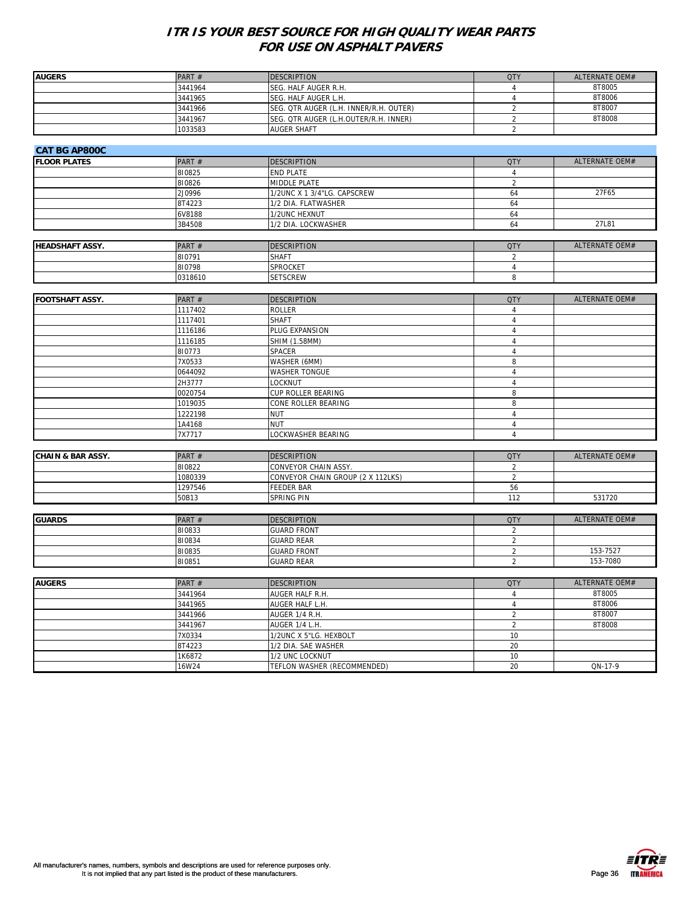# ITR IS YOUR BEST SOURCE FOR HIGH QUALITY WEAR PARTS FOR USE ON ASPHALT PAVERS

| AUGERS | PART # | DESCRIPTION | QTY | ALTERNATE OEM# |
|---|---|---|---|---|
| | 3441964 | SEG. HALF AUGER R.H. | 4 | 8T8005 |
| | 3441965 | SEG. HALF AUGER L.H. | 4 | 8T8006 |
| | 3441966 | SEG. QTR AUGER (L.H. INNER/R.H. OUTER) | 2 | 8T8007 |
| | 3441967 | SEG. QTR AUGER (L.H.OUTER/R.H. INNER) | 2 | 8T8008 |
| | 1033583 | AUGER SHAFT | 2 | |

## CAT BG AP800C

| FLOOR PLATES | PART # | DESCRIPTION | QTY | ALTERNATE OEM# |
|---|---|---|---|---|
| | 8I0825 | END PLATE | 4 | |
| | 8I0826 | MIDDLE PLATE | 2 | |
| | 2J0996 | 1/2UNC X 1 3/4"LG. CAPSCREW | 64 | 27F65 |
| | 8T4223 | 1/2 DIA. FLATWASHER | 64 | |
| | 6V8188 | 1/2UNC HEXNUT | 64 | |
| | 3B4508 | 1/2 DIA. LOCKWASHER | 64 | 27L81 |

| HEADSHAFT ASSY. | PART # | DESCRIPTION | QTY | ALTERNATE OEM# |
|---|---|---|---|---|
| | 8I0791 | SHAFT | 2 | |
| | 8I0798 | SPROCKET | 4 | |
| | 0318610 | SETSCREW | 8 | |

| FOOTSHAFT ASSY. | PART # | DESCRIPTION | QTY | ALTERNATE OEM# |
|---|---|---|---|---|
| | 1117402 | ROLLER | 4 | |
| | 1117401 | SHAFT | 4 | |
| | 1116186 | PLUG EXPANSION | 4 | |
| | 1116185 | SHIM (1.58MM) | 4 | |
| | 8I0773 | SPACER | 4 | |
| | 7X0533 | WASHER (6MM) | 8 | |
| | 0644092 | WASHER TONGUE | 4 | |
| | 2H3777 | LOCKNUT | 4 | |
| | 0020754 | CUP ROLLER BEARING | 8 | |
| | 1019035 | CONE ROLLER BEARING | 8 | |
| | 1222198 | NUT | 4 | |
| | 1A4168 | NUT | 4 | |
| | 7X7717 | LOCKWASHER BEARING | 4 | |

| CHAIN & BAR ASSY. | PART # | DESCRIPTION | QTY | ALTERNATE OEM# |
|---|---|---|---|---|
| | 8I0822 | CONVEYOR CHAIN ASSY. | 2 | |
| | 1080339 | CONVEYOR CHAIN GROUP (2 X 112LKS) | 2 | |
| | 1297546 | FEEDER BAR | 56 | |
| | 50B13 | SPRING PIN | 112 | 531720 |

| GUARDS | PART # | DESCRIPTION | QTY | ALTERNATE OEM# |
|---|---|---|---|---|
| | 8I0833 | GUARD FRONT | 2 | |
| | 8I0834 | GUARD REAR | 2 | |
| | 8I0835 | GUARD FRONT | 2 | 153-7527 |
| | 8I0851 | GUARD REAR | 2 | 153-7080 |

| AUGERS | PART # | DESCRIPTION | QTY | ALTERNATE OEM# |
|---|---|---|---|---|
| | 3441964 | AUGER HALF R.H. | 4 | 8T8005 |
| | 3441965 | AUGER HALF L.H. | 4 | 8T8006 |
| | 3441966 | AUGER 1/4 R.H. | 2 | 8T8007 |
| | 3441967 | AUGER 1/4 L.H. | 2 | 8T8008 |
| | 7X0334 | 1/2UNC X 5"LG. HEXBOLT | 10 | |
| | 8T4223 | 1/2 DIA. SAE WASHER | 20 | |
| | 1K6872 | 1/2 UNC LOCKNUT | 10 | |
| | 16W24 | TEFLON WASHER (RECOMMENDED) | 20 | QN-17-9 |

All manufacturer's names, numbers, symbols and descriptions are used for reference purposes only.
It is not implied that any part listed is the product of these manufacturers.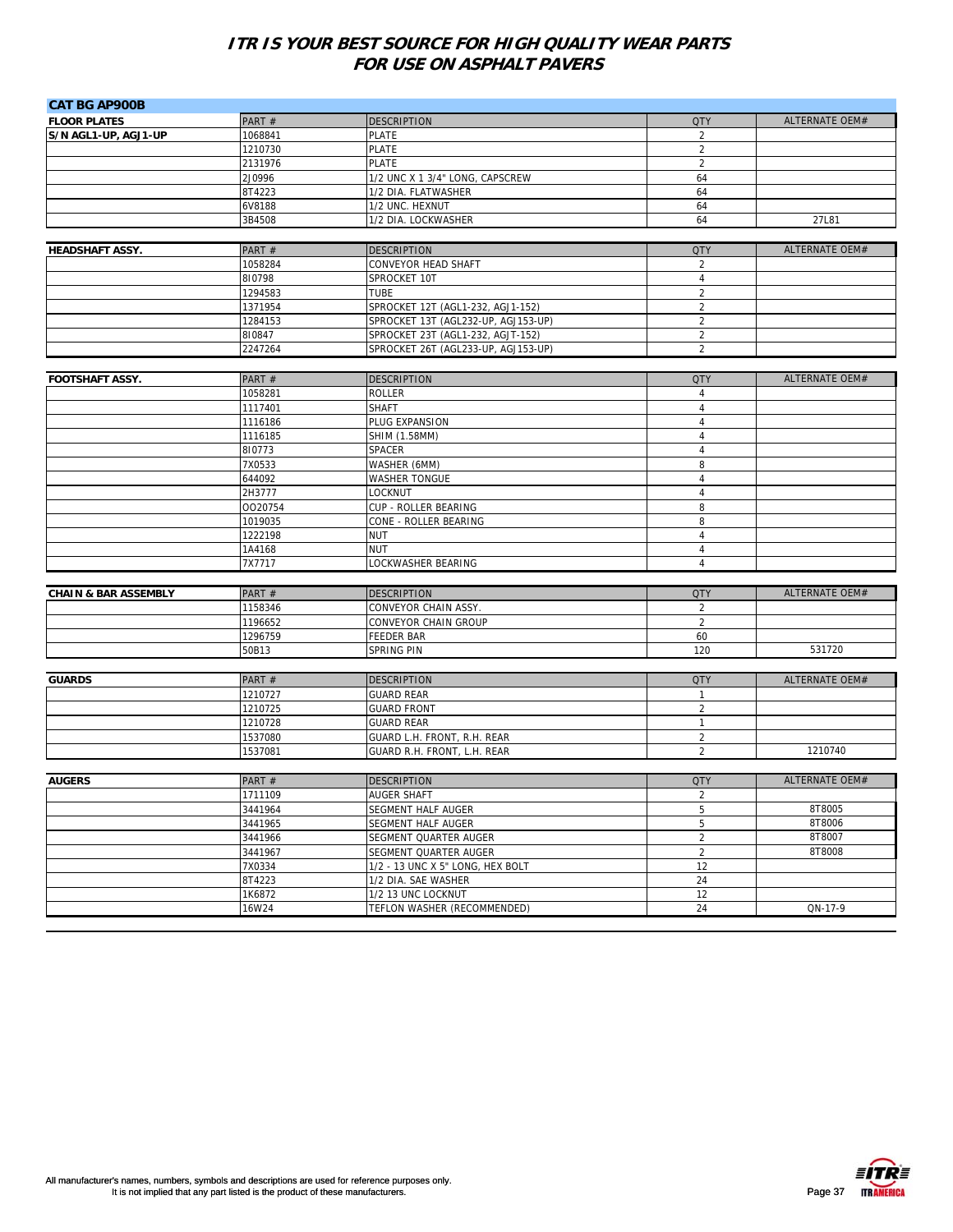# ITR IS YOUR BEST SOURCE FOR HIGH QUALITY WEAR PARTS FOR USE ON ASPHALT PAVERS

## CAT BG AP900B

| FLOOR PLATES | PART # | DESCRIPTION | QTY | ALTERNATE OEM# |
|---|---|---|---|---|
| S/N AGL1-UP, AGJ1-UP | 1068841 | PLATE | 2 | |
| | 1210730 | PLATE | 2 | |
| | 2131976 | PLATE | 2 | |
| | 2J0996 | 1/2 UNC X 1 3/4" LONG, CAPSCREW | 64 | |
| | 8T4223 | 1/2 DIA. FLATWASHER | 64 | |
| | 6V8188 | 1/2 UNC. HEXNUT | 64 | |
| | 3B4508 | 1/2 DIA. LOCKWASHER | 64 | 27L81 |

| HEADSHAFT ASSY. | PART # | DESCRIPTION | QTY | ALTERNATE OEM# |
|---|---|---|---|---|
| | 1058284 | CONVEYOR HEAD SHAFT | 2 | |
| | 8I0798 | SPROCKET 10T | 4 | |
| | 1294583 | TUBE | 2 | |
| | 1371954 | SPROCKET 12T (AGL1-232, AGJ1-152) | 2 | |
| | 1284153 | SPROCKET 13T (AGL232-UP, AGJ153-UP) | 2 | |
| | 8I0847 | SPROCKET 23T (AGL1-232, AGJT-152) | 2 | |
| | 2247264 | SPROCKET 26T (AGL233-UP, AGJ153-UP) | 2 | |

| FOOTSHAFT ASSY. | PART # | DESCRIPTION | QTY | ALTERNATE OEM# |
|---|---|---|---|---|
| | 1058281 | ROLLER | 4 | |
| | 1117401 | SHAFT | 4 | |
| | 1116186 | PLUG EXPANSION | 4 | |
| | 1116185 | SHIM (1.58MM) | 4 | |
| | 8I0773 | SPACER | 4 | |
| | 7X0533 | WASHER (6MM) | 8 | |
| | 644092 | WASHER TONGUE | 4 | |
| | 2H3777 | LOCKNUT | 4 | |
| | OO20754 | CUP - ROLLER BEARING | 8 | |
| | 1019035 | CONE - ROLLER BEARING | 8 | |
| | 1222198 | NUT | 4 | |
| | 1A4168 | NUT | 4 | |
| | 7X7717 | LOCKWASHER BEARING | 4 | |

| CHAIN & BAR ASSEMBLY | PART # | DESCRIPTION | QTY | ALTERNATE OEM# |
|---|---|---|---|---|
| | 1158346 | CONVEYOR CHAIN ASSY. | 2 | |
| | 1196652 | CONVEYOR CHAIN GROUP | 2 | |
| | 1296759 | FEEDER BAR | 60 | |
| | 50B13 | SPRING PIN | 120 | 531720 |

| GUARDS | PART # | DESCRIPTION | QTY | ALTERNATE OEM# |
|---|---|---|---|---|
| | 1210727 | GUARD REAR | 1 | |
| | 1210725 | GUARD FRONT | 2 | |
| | 1210728 | GUARD REAR | 1 | |
| | 1537080 | GUARD L.H. FRONT, R.H. REAR | 2 | |
| | 1537081 | GUARD R.H. FRONT, L.H. REAR | 2 | 1210740 |

| AUGERS | PART # | DESCRIPTION | QTY | ALTERNATE OEM# |
|---|---|---|---|---|
| | 1711109 | AUGER SHAFT | 2 | |
| | 3441964 | SEGMENT HALF AUGER | 5 | 8T8005 |
| | 3441965 | SEGMENT HALF AUGER | 5 | 8T8006 |
| | 3441966 | SEGMENT QUARTER AUGER | 2 | 8T8007 |
| | 3441967 | SEGMENT QUARTER AUGER | 2 | 8T8008 |
| | 7X0334 | 1/2 - 13 UNC X 5" LONG, HEX BOLT | 12 | |
| | 8T4223 | 1/2 DIA. SAE WASHER | 24 | |
| | 1K6872 | 1/2 13 UNC LOCKNUT | 12 | |
| | 16W24 | TEFLON WASHER (RECOMMENDED) | 24 | QN-17-9 |

All manufacturer's names, numbers, symbols and descriptions are used for reference purposes only. It is not implied that any part listed is the product of these manufacturers.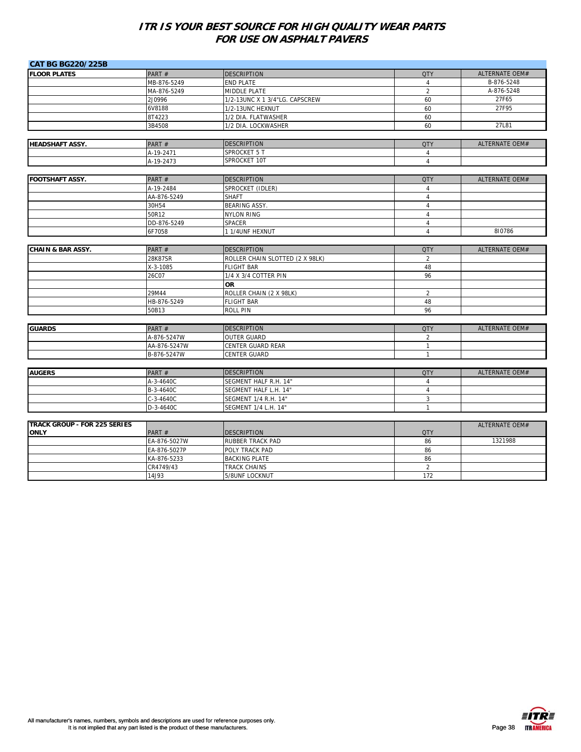# ITR IS YOUR BEST SOURCE FOR HIGH QUALITY WEAR PARTS FOR USE ON ASPHALT PAVERS

## CAT BG BG220/225B

| FLOOR PLATES | PART # | DESCRIPTION | QTY | ALTERNATE OEM# |
|---|---|---|---|---|
| | MB-876-5249 | END PLATE | 4 | B-876-5248 |
| | MA-876-5249 | MIDDLE PLATE | 2 | A-876-5248 |
| | 2J0996 | 1/2-13UNC X 1 3/4"LG. CAPSCREW | 60 | 27F65 |
| | 6V8188 | 1/2-13UNC HEXNUT | 60 | 27F95 |
| | 8T4223 | 1/2 DIA. FLATWASHER | 60 | |
| | 3B4508 | 1/2 DIA. LOCKWASHER | 60 | 27L81 |

| HEADSHAFT ASSY. | PART # | DESCRIPTION | QTY | ALTERNATE OEM# |
|---|---|---|---|---|
| | A-19-2471 | SPROCKET 5 T | 4 | |
| | A-19-2473 | SPROCKET 10T | 4 | |

| FOOTSHAFT ASSY. | PART # | DESCRIPTION | QTY | ALTERNATE OEM# |
|---|---|---|---|---|
| | A-19-2484 | SPROCKET (IDLER) | 4 | |
| | AA-876-5249 | SHAFT | 4 | |
| | 30H54 | BEARING ASSY. | 4 | |
| | 50R12 | NYLON RING | 4 | |
| | DD-876-5249 | SPACER | 4 | |
| | 6F7058 | 1 1/4UNF HEXNUT | 4 | 8I0786 |

| CHAIN & BAR ASSY. | PART # | DESCRIPTION | QTY | ALTERNATE OEM# |
|---|---|---|---|---|
| | 28K87SR | ROLLER CHAIN SLOTTED (2 X 98LK) | 2 | |
| | X-3-1085 | FLIGHT BAR | 48 | |
| | 26C07 | 1/4 X 3/4 COTTER PIN | 96 | |
| | | **OR** | | |
| | 29M44 | ROLLER CHAIN (2 X 98LK) | 2 | |
| | HB-876-5249 | FLIGHT BAR | 48 | |
| | 50B13 | ROLL PIN | 96 | |

| GUARDS | PART # | DESCRIPTION | QTY | ALTERNATE OEM# |
|---|---|---|---|---|
| | A-876-5247W | OUTER GUARD | 2 | |
| | AA-876-5247W | CENTER GUARD REAR | 1 | |
| | B-876-5247W | CENTER GUARD | 1 | |

| AUGERS | PART # | DESCRIPTION | QTY | ALTERNATE OEM# |
|---|---|---|---|---|
| | A-3-4640C | SEGMENT HALF R.H. 14" | 4 | |
| | B-3-4640C | SEGMENT HALF L.H. 14" | 4 | |
| | C-3-4640C | SEGMENT 1/4 R.H. 14" | 3 | |
| | D-3-4640C | SEGMENT 1/4 L.H. 14" | 1 | |

| TRACK GROUP - FOR 225 SERIES ONLY | PART # | DESCRIPTION | QTY | ALTERNATE OEM# |
|---|---|---|---|---|
| | EA-876-5027W | RUBBER TRACK PAD | 86 | 1321988 |
| | EA-876-5027P | POLY TRACK PAD | 86 | |
| | KA-876-5233 | BACKING PLATE | 86 | |
| | CR4749/43 | TRACK CHAINS | 2 | |
| | 14J93 | 5/8UNF LOCKNUT | 172 | |

All manufacturer's names, numbers, symbols and descriptions are used for reference purposes only.
It is not implied that any part listed is the product of these manufacturers.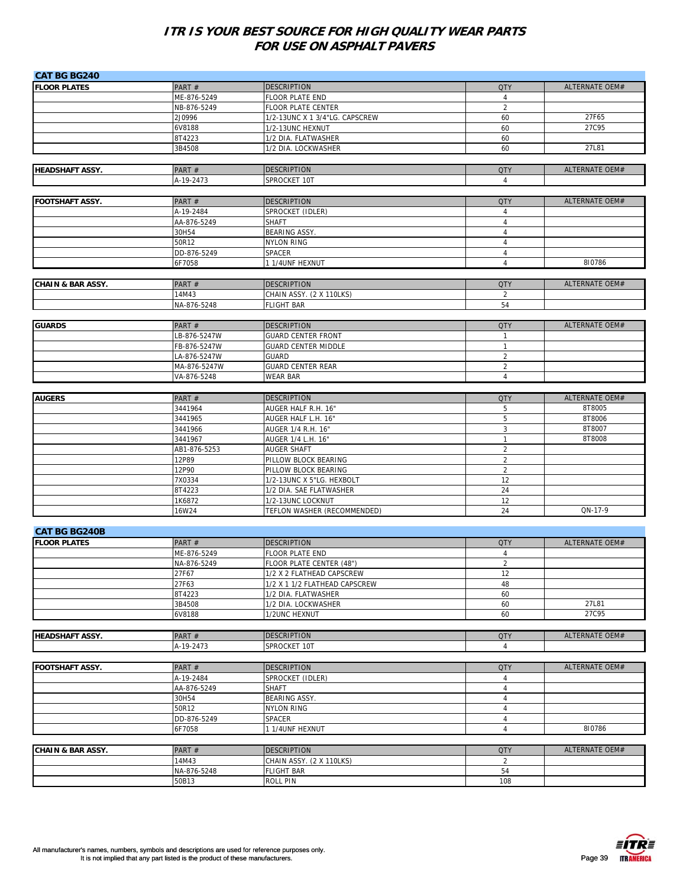# ITR IS YOUR BEST SOURCE FOR HIGH QUALITY WEAR PARTS FOR USE ON ASPHALT PAVERS

## CAT BG BG240

| FLOOR PLATES | PART # | DESCRIPTION | QTY | ALTERNATE OEM# |
|---|---|---|---|---|
| | ME-876-5249 | FLOOR PLATE END | 4 | |
| | NB-876-5249 | FLOOR PLATE CENTER | 2 | |
| | 2J0996 | 1/2-13UNC X 1 3/4"LG. CAPSCREW | 60 | 27F65 |
| | 6V8188 | 1/2-13UNC HEXNUT | 60 | 27C95 |
| | 8T4223 | 1/2 DIA. FLATWASHER | 60 | |
| | 3B4508 | 1/2 DIA. LOCKWASHER | 60 | 27L81 |

| HEADSHAFT ASSY. | PART # | DESCRIPTION | QTY | ALTERNATE OEM# |
|---|---|---|---|---|
| | A-19-2473 | SPROCKET 10T | 4 | |

| FOOTSHAFT ASSY. | PART # | DESCRIPTION | QTY | ALTERNATE OEM# |
|---|---|---|---|---|
| | A-19-2484 | SPROCKET (IDLER) | 4 | |
| | AA-876-5249 | SHAFT | 4 | |
| | 30H54 | BEARING ASSY. | 4 | |
| | 50R12 | NYLON RING | 4 | |
| | DD-876-5249 | SPACER | 4 | |
| | 6F7058 | 1 1/4UNF HEXNUT | 4 | 8I0786 |

| CHAIN & BAR ASSY. | PART # | DESCRIPTION | QTY | ALTERNATE OEM# |
|---|---|---|---|---|
| | 14M43 | CHAIN ASSY. (2 X 110LKS) | 2 | |
| | NA-876-5248 | FLIGHT BAR | 54 | |

| GUARDS | PART # | DESCRIPTION | QTY | ALTERNATE OEM# |
|---|---|---|---|---|
| | LB-876-5247W | GUARD CENTER FRONT | 1 | |
| | FB-876-5247W | GUARD CENTER MIDDLE | 1 | |
| | LA-876-5247W | GUARD | 2 | |
| | MA-876-5247W | GUARD CENTER REAR | 2 | |
| | VA-876-5248 | WEAR BAR | 4 | |

| AUGERS | PART # | DESCRIPTION | QTY | ALTERNATE OEM# |
|---|---|---|---|---|
| | 3441964 | AUGER HALF R.H. 16" | 5 | 8T8005 |
| | 3441965 | AUGER HALF L.H. 16" | 5 | 8T8006 |
| | 3441966 | AUGER 1/4 R.H. 16" | 3 | 8T8007 |
| | 3441967 | AUGER 1/4 L.H. 16" | 1 | 8T8008 |
| | AB1-876-5253 | AUGER SHAFT | 2 | |
| | 12P89 | PILLOW BLOCK BEARING | 2 | |
| | 12P90 | PILLOW BLOCK BEARING | 2 | |
| | 7X0334 | 1/2-13UNC X 5"LG. HEXBOLT | 12 | |
| | 8T4223 | 1/2 DIA. SAE FLATWASHER | 24 | |
| | 1K6872 | 1/2-13UNC LOCKNUT | 12 | |
| | 16W24 | TEFLON WASHER (RECOMMENDED) | 24 | QN-17-9 |

## CAT BG BG240B

| FLOOR PLATES | PART # | DESCRIPTION | QTY | ALTERNATE OEM# |
|---|---|---|---|---|
| | ME-876-5249 | FLOOR PLATE END | 4 | |
| | NA-876-5249 | FLOOR PLATE CENTER (48") | 2 | |
| | 27F67 | 1/2 X 2 FLATHEAD CAPSCREW | 12 | |
| | 27F63 | 1/2 X 1 1/2 FLATHEAD CAPSCREW | 48 | |
| | 8T4223 | 1/2 DIA. FLATWASHER | 60 | |
| | 3B4508 | 1/2 DIA. LOCKWASHER | 60 | 27L81 |
| | 6V8188 | 1/2UNC HEXNUT | 60 | 27C95 |

| HEADSHAFT ASSY. | PART # | DESCRIPTION | QTY | ALTERNATE OEM# |
|---|---|---|---|---|
| | A-19-2473 | SPROCKET 10T | 4 | |

| FOOTSHAFT ASSY. | PART # | DESCRIPTION | QTY | ALTERNATE OEM# |
|---|---|---|---|---|
| | A-19-2484 | SPROCKET (IDLER) | 4 | |
| | AA-876-5249 | SHAFT | 4 | |
| | 30H54 | BEARING ASSY. | 4 | |
| | 50R12 | NYLON RING | 4 | |
| | DD-876-5249 | SPACER | 4 | |
| | 6F7058 | 1 1/4UNF HEXNUT | 4 | 8I0786 |

| CHAIN & BAR ASSY. | PART # | DESCRIPTION | QTY | ALTERNATE OEM# |
|---|---|---|---|---|
| | 14M43 | CHAIN ASSY. (2 X 110LKS) | 2 | |
| | NA-876-5248 | FLIGHT BAR | 54 | |
| | 50B13 | ROLL PIN | 108 | |

All manufacturer's names, numbers, symbols and descriptions are used for reference purposes only. It is not implied that any part listed is the product of these manufacturers.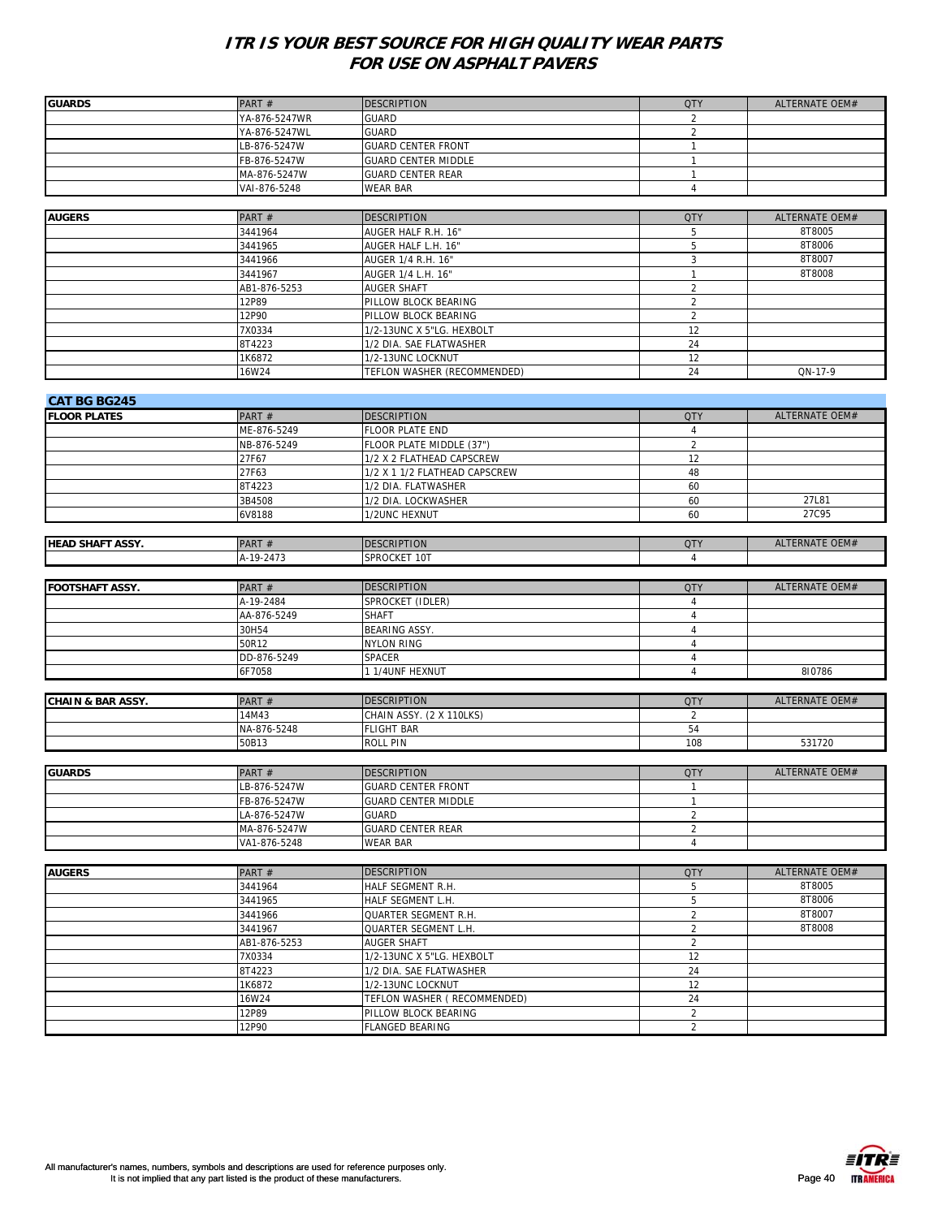# ITR IS YOUR BEST SOURCE FOR HIGH QUALITY WEAR PARTS FOR USE ON ASPHALT PAVERS

| GUARDS | PART # | DESCRIPTION | QTY | ALTERNATE OEM# |
|---|---|---|---|---|
| | YA-876-5247WR | GUARD | 2 | |
| | YA-876-5247WL | GUARD | 2 | |
| | LB-876-5247W | GUARD CENTER FRONT | 1 | |
| | FB-876-5247W | GUARD CENTER MIDDLE | 1 | |
| | MA-876-5247W | GUARD CENTER REAR | 1 | |
| | VAI-876-5248 | WEAR BAR | 4 | |

| AUGERS | PART # | DESCRIPTION | QTY | ALTERNATE OEM# |
|---|---|---|---|---|
| | 3441964 | AUGER HALF R.H. 16" | 5 | 8T8005 |
| | 3441965 | AUGER HALF L.H. 16" | 5 | 8T8006 |
| | 3441966 | AUGER 1/4 R.H. 16" | 3 | 8T8007 |
| | 3441967 | AUGER 1/4 L.H. 16" | 1 | 8T8008 |
| | AB1-876-5253 | AUGER SHAFT | 2 | |
| | 12P89 | PILLOW BLOCK BEARING | 2 | |
| | 12P90 | PILLOW BLOCK BEARING | 2 | |
| | 7X0334 | 1/2-13UNC X 5"LG. HEXBOLT | 12 | |
| | 8T4223 | 1/2 DIA. SAE FLATWASHER | 24 | |
| | 1K6872 | 1/2-13UNC LOCKNUT | 12 | |
| | 16W24 | TEFLON WASHER (RECOMMENDED) | 24 | QN-17-9 |

## CAT BG BG245

| FLOOR PLATES | PART # | DESCRIPTION | QTY | ALTERNATE OEM# |
|---|---|---|---|---|
| | ME-876-5249 | FLOOR PLATE END | 4 | |
| | NB-876-5249 | FLOOR PLATE MIDDLE (37") | 2 | |
| | 27F67 | 1/2 X 2 FLATHEAD CAPSCREW | 12 | |
| | 27F63 | 1/2 X 1 1/2 FLATHEAD CAPSCREW | 48 | |
| | 8T4223 | 1/2 DIA. FLATWASHER | 60 | |
| | 3B4508 | 1/2 DIA. LOCKWASHER | 60 | 27L81 |
| | 6V8188 | 1/2UNC HEXNUT | 60 | 27C95 |

| HEAD SHAFT ASSY. | PART # | DESCRIPTION | QTY | ALTERNATE OEM# |
|---|---|---|---|---|
| | A-19-2473 | SPROCKET 10T | 4 | |

| FOOTSHAFT ASSY. | PART # | DESCRIPTION | QTY | ALTERNATE OEM# |
|---|---|---|---|---|
| | A-19-2484 | SPROCKET (IDLER) | 4 | |
| | AA-876-5249 | SHAFT | 4 | |
| | 30H54 | BEARING ASSY. | 4 | |
| | 50R12 | NYLON RING | 4 | |
| | DD-876-5249 | SPACER | 4 | |
| | 6F7058 | 1 1/4UNF HEXNUT | 4 | 8I0786 |

| CHAIN & BAR ASSY. | PART # | DESCRIPTION | QTY | ALTERNATE OEM# |
|---|---|---|---|---|
| | 14M43 | CHAIN ASSY. (2 X 110LKS) | 2 | |
| | NA-876-5248 | FLIGHT BAR | 54 | |
| | 50B13 | ROLL PIN | 108 | 531720 |

| GUARDS | PART # | DESCRIPTION | QTY | ALTERNATE OEM# |
|---|---|---|---|---|
| | LB-876-5247W | GUARD CENTER FRONT | 1 | |
| | FB-876-5247W | GUARD CENTER MIDDLE | 1 | |
| | LA-876-5247W | GUARD | 2 | |
| | MA-876-5247W | GUARD CENTER REAR | 2 | |
| | VA1-876-5248 | WEAR BAR | 4 | |

| AUGERS | PART # | DESCRIPTION | QTY | ALTERNATE OEM# |
|---|---|---|---|---|
| | 3441964 | HALF SEGMENT R.H. | 5 | 8T8005 |
| | 3441965 | HALF SEGMENT L.H. | 5 | 8T8006 |
| | 3441966 | QUARTER SEGMENT R.H. | 2 | 8T8007 |
| | 3441967 | QUARTER SEGMENT L.H. | 2 | 8T8008 |
| | AB1-876-5253 | AUGER SHAFT | 2 | |
| | 7X0334 | 1/2-13UNC X 5"LG. HEXBOLT | 12 | |
| | 8T4223 | 1/2 DIA. SAE FLATWASHER | 24 | |
| | 1K6872 | 1/2-13UNC LOCKNUT | 12 | |
| | 16W24 | TEFLON WASHER ( RECOMMENDED) | 24 | |
| | 12P89 | PILLOW BLOCK BEARING | 2 | |
| | 12P90 | FLANGED BEARING | 2 | |

All manufacturer's names, numbers, symbols and descriptions are used for reference purposes only. It is not implied that any part listed is the product of these manufacturers.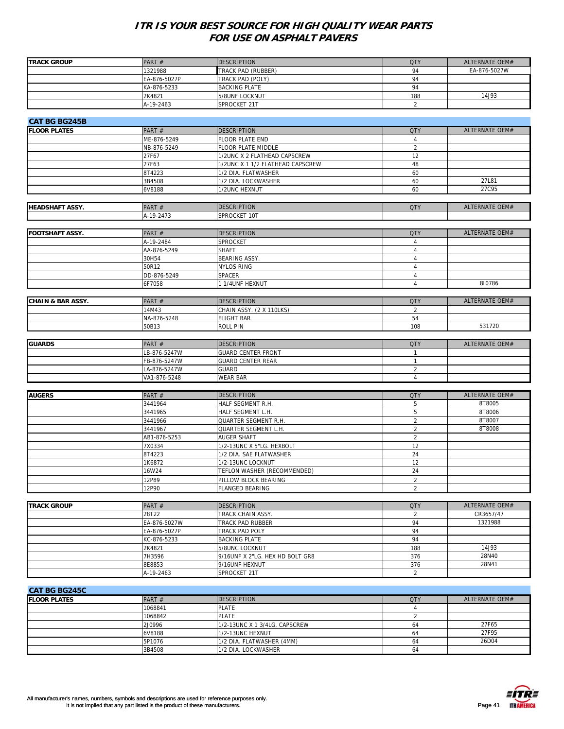## ITR IS YOUR BEST SOURCE FOR HIGH QUALITY WEAR PARTS FOR USE ON ASPHALT PAVERS

| TRACK GROUP | PART # | DESCRIPTION | QTY | ALTERNATE OEM# |
|---|---|---|---|---|
| | 1321988 | TRACK PAD (RUBBER) | 94 | EA-876-5027W |
| | EA-876-5027P | TRACK PAD (POLY) | 94 | |
| | KA-876-5233 | BACKING PLATE | 94 | |
| | 2K4821 | 5/8UNF LOCKNUT | 188 | 14J93 |
| | A-19-2463 | SPROCKET 21T | 2 | |

### CAT BG BG245B

| FLOOR PLATES | PART # | DESCRIPTION | QTY | ALTERNATE OEM# |
|---|---|---|---|---|
| | ME-876-5249 | FLOOR PLATE END | 4 | |
| | NB-876-5249 | FLOOR PLATE MIDDLE | 2 | |
| | 27F67 | 1/2UNC X 2 FLATHEAD CAPSCREW | 12 | |
| | 27F63 | 1/2UNC X 1 1/2 FLATHEAD CAPSCREW | 48 | |
| | 8T4223 | 1/2 DIA. FLATWASHER | 60 | |
| | 3B4508 | 1/2 DIA. LOCKWASHER | 60 | 27L81 |
| | 6V8188 | 1/2UNC HEXNUT | 60 | 27C95 |

| HEADSHAFT ASSY. | PART # | DESCRIPTION | QTY | ALTERNATE OEM# |
|---|---|---|---|---|
| | A-19-2473 | SPROCKET 10T | | |

| FOOTSHAFT ASSY. | PART # | DESCRIPTION | QTY | ALTERNATE OEM# |
|---|---|---|---|---|
| | A-19-2484 | SPROCKET | 4 | |
| | AA-876-5249 | SHAFT | 4 | |
| | 30H54 | BEARING ASSY. | 4 | |
| | 50R12 | NYLOS RING | 4 | |
| | DD-876-5249 | SPACER | 4 | |
| | 6F7058 | 1 1/4UNF HEXNUT | 4 | 8I0786 |

| CHAIN & BAR ASSY. | PART # | DESCRIPTION | QTY | ALTERNATE OEM# |
|---|---|---|---|---|
| | 14M43 | CHAIN ASSY. (2 X 110LKS) | 2 | |
| | NA-876-5248 | FLIGHT BAR | 54 | |
| | 50B13 | ROLL PIN | 108 | 531720 |

| GUARDS | PART # | DESCRIPTION | QTY | ALTERNATE OEM# |
|---|---|---|---|---|
| | LB-876-5247W | GUARD CENTER FRONT | 1 | |
| | FB-876-5247W | GUARD CENTER REAR | 1 | |
| | LA-876-5247W | GUARD | 2 | |
| | VA1-876-5248 | WEAR BAR | 4 | |

| AUGERS | PART # | DESCRIPTION | QTY | ALTERNATE OEM# |
|---|---|---|---|---|
| | 3441964 | HALF SEGMENT R.H. | 5 | 8T8005 |
| | 3441965 | HALF SEGMENT L.H. | 5 | 8T8006 |
| | 3441966 | QUARTER SEGMENT R.H. | 2 | 8T8007 |
| | 3441967 | QUARTER SEGMENT L.H. | 2 | 8T8008 |
| | AB1-876-5253 | AUGER SHAFT | 2 | |
| | 7X0334 | 1/2-13UNC X 5"LG. HEXBOLT | 12 | |
| | 8T4223 | 1/2 DIA. SAE FLATWASHER | 24 | |
| | 1K6872 | 1/2-13UNC LOCKNUT | 12 | |
| | 16W24 | TEFLON WASHER (RECOMMENDED) | 24 | |
| | 12P89 | PILLOW BLOCK BEARING | 2 | |
| | 12P90 | FLANGED BEARING | 2 | |

| TRACK GROUP | PART # | DESCRIPTION | QTY | ALTERNATE OEM# |
|---|---|---|---|---|
| | 28T22 | TRACK CHAIN ASSY. | 2 | CR3657/47 |
| | EA-876-5027W | TRACK PAD RUBBER | 94 | 1321988 |
| | EA-876-5027P | TRACK PAD POLY | 94 | |
| | KC-876-5233 | BACKING PLATE | 94 | |
| | 2K4821 | 5/8UNC LOCKNUT | 188 | 14J93 |
| | 7H3596 | 9/16UNF X 2"LG. HEX HD BOLT GR8 | 376 | 28N40 |
| | 8E8853 | 9/16UNF HEXNUT | 376 | 28N41 |
| | A-19-2463 | SPROCKET 21T | 2 | |

### CAT BG BG245C

| FLOOR PLATES | PART # | DESCRIPTION | QTY | ALTERNATE OEM# |
|---|---|---|---|---|
| | 1068841 | PLATE | 4 | |
| | 1068842 | PLATE | 2 | |
| | 2J0996 | 1/2-13UNC X 1 3/4LG. CAPSCREW | 64 | 27F65 |
| | 6V8188 | 1/2-13UNC HEXNUT | 64 | 27F95 |
| | 5P1076 | 1/2 DIA. FLATWASHER (4MM) | 64 | 26D04 |
| | 3B4508 | 1/2 DIA. LOCKWASHER | 64 | |

All manufacturer's names, numbers, symbols and descriptions are used for reference purposes only.
It is not implied that any part listed is the product of these manufacturers.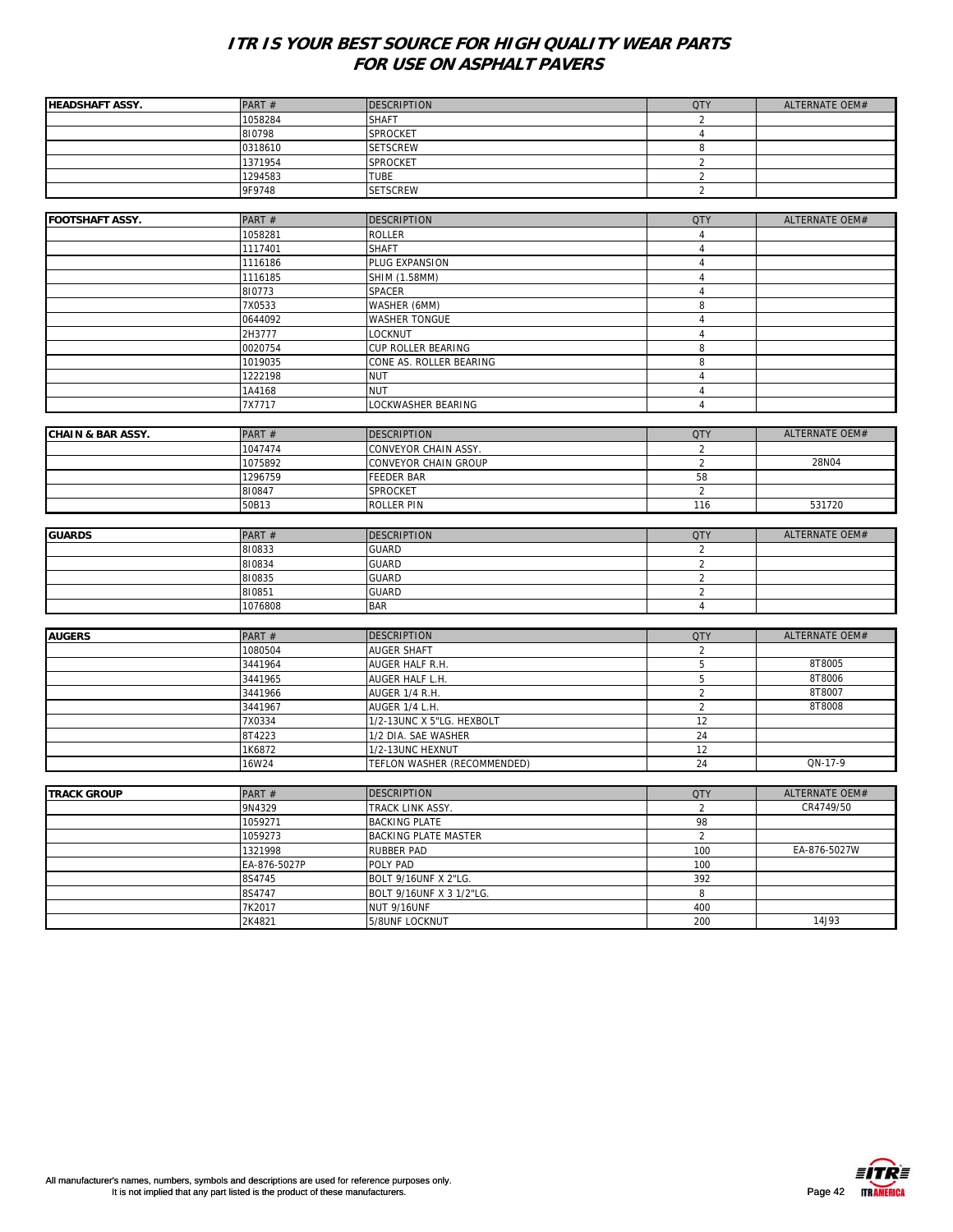# ITR IS YOUR BEST SOURCE FOR HIGH QUALITY WEAR PARTS FOR USE ON ASPHALT PAVERS

| HEADSHAFT ASSY. | PART # | DESCRIPTION | QTY | ALTERNATE OEM# |
|---|---|---|---|---|
| | 1058284 | SHAFT | 2 | |
| | 8I0798 | SPROCKET | 4 | |
| | 0318610 | SETSCREW | 8 | |
| | 1371954 | SPROCKET | 2 | |
| | 1294583 | TUBE | 2 | |
| | 9F9748 | SETSCREW | 2 | |

| FOOTSHAFT ASSY. | PART # | DESCRIPTION | QTY | ALTERNATE OEM# |
|---|---|---|---|---|
| | 1058281 | ROLLER | 4 | |
| | 1117401 | SHAFT | 4 | |
| | 1116186 | PLUG EXPANSION | 4 | |
| | 1116185 | SHIM (1.58MM) | 4 | |
| | 8I0773 | SPACER | 4 | |
| | 7X0533 | WASHER (6MM) | 8 | |
| | 0644092 | WASHER TONGUE | 4 | |
| | 2H3777 | LOCKNUT | 4 | |
| | 0020754 | CUP ROLLER BEARING | 8 | |
| | 1019035 | CONE AS. ROLLER BEARING | 8 | |
| | 1222198 | NUT | 4 | |
| | 1A4168 | NUT | 4 | |
| | 7X7717 | LOCKWASHER BEARING | 4 | |

| CHAIN & BAR ASSY. | PART # | DESCRIPTION | QTY | ALTERNATE OEM# |
|---|---|---|---|---|
| | 1047474 | CONVEYOR CHAIN ASSY. | 2 | |
| | 1075892 | CONVEYOR CHAIN GROUP | 2 | 28N04 |
| | 1296759 | FEEDER BAR | 58 | |
| | 8I0847 | SPROCKET | 2 | |
| | 50B13 | ROLLER PIN | 116 | 531720 |

| GUARDS | PART # | DESCRIPTION | QTY | ALTERNATE OEM# |
|---|---|---|---|---|
| | 8I0833 | GUARD | 2 | |
| | 8I0834 | GUARD | 2 | |
| | 8I0835 | GUARD | 2 | |
| | 8I0851 | GUARD | 2 | |
| | 1076808 | BAR | 4 | |

| AUGERS | PART # | DESCRIPTION | QTY | ALTERNATE OEM# |
|---|---|---|---|---|
| | 1080504 | AUGER SHAFT | 2 | |
| | 3441964 | AUGER HALF R.H. | 5 | 8T8005 |
| | 3441965 | AUGER HALF L.H. | 5 | 8T8006 |
| | 3441966 | AUGER 1/4 R.H. | 2 | 8T8007 |
| | 3441967 | AUGER 1/4 L.H. | 2 | 8T8008 |
| | 7X0334 | 1/2-13UNC X 5"LG. HEXBOLT | 12 | |
| | 8T4223 | 1/2 DIA. SAE WASHER | 24 | |
| | 1K6872 | 1/2-13UNC HEXNUT | 12 | |
| | 16W24 | TEFLON WASHER (RECOMMENDED) | 24 | QN-17-9 |

| TRACK GROUP | PART # | DESCRIPTION | QTY | ALTERNATE OEM# |
|---|---|---|---|---|
| | 9N4329 | TRACK LINK ASSY. | 2 | CR4749/50 |
| | 1059271 | BACKING PLATE | 98 | |
| | 1059273 | BACKING PLATE MASTER | 2 | |
| | 1321998 | RUBBER PAD | 100 | EA-876-5027W |
| | EA-876-5027P | POLY PAD | 100 | |
| | 8S4745 | BOLT 9/16UNF X 2"LG. | 392 | |
| | 8S4747 | BOLT 9/16UNF X 3 1/2"LG. | 8 | |
| | 7K2017 | NUT 9/16UNF | 400 | |
| | 2K4821 | 5/8UNF LOCKNUT | 200 | 14J93 |

All manufacturer's names, numbers, symbols and descriptions are used for reference purposes only. It is not implied that any part listed is the product of these manufacturers.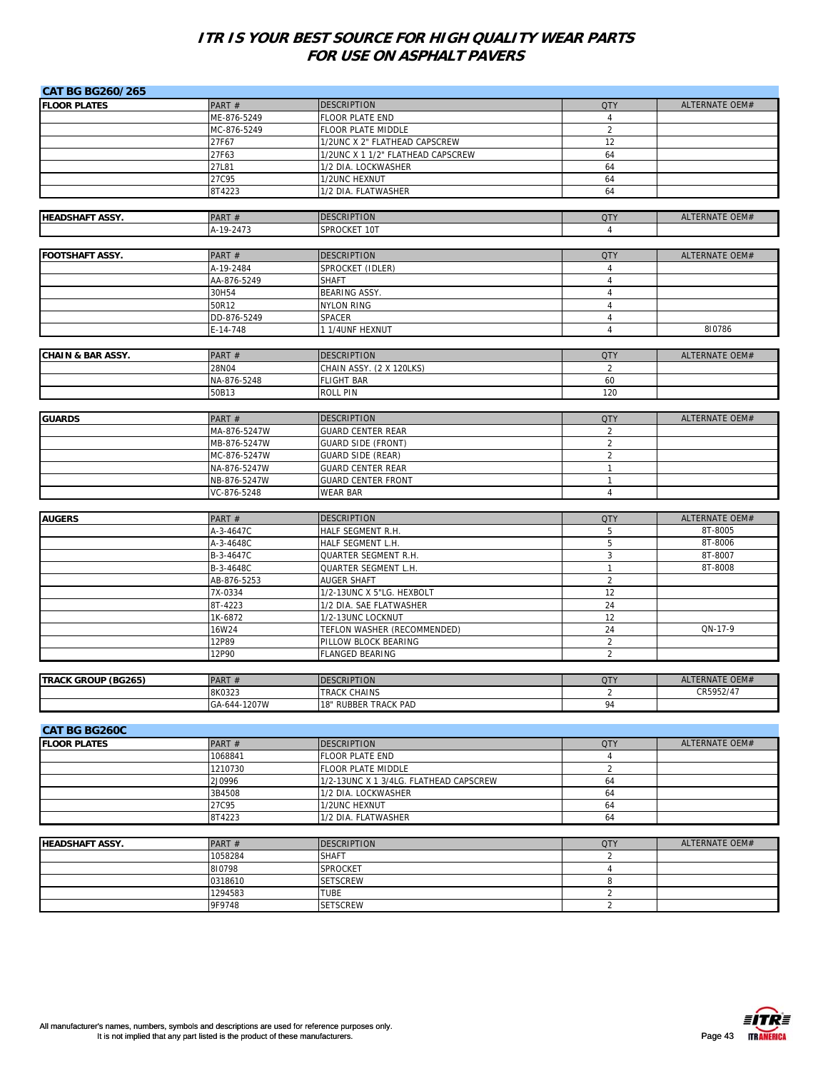# ITR IS YOUR BEST SOURCE FOR HIGH QUALITY WEAR PARTS FOR USE ON ASPHALT PAVERS

## CAT BG BG260/265

| FLOOR PLATES | PART # | DESCRIPTION | QTY | ALTERNATE OEM# |
|---|---|---|---|---|
| | ME-876-5249 | FLOOR PLATE END | 4 | |
| | MC-876-5249 | FLOOR PLATE MIDDLE | 2 | |
| | 27F67 | 1/2UNC X 2" FLATHEAD CAPSCREW | 12 | |
| | 27F63 | 1/2UNC X 1 1/2" FLATHEAD CAPSCREW | 64 | |
| | 27L81 | 1/2 DIA. LOCKWASHER | 64 | |
| | 27C95 | 1/2UNC HEXNUT | 64 | |
| | 8T4223 | 1/2 DIA. FLATWASHER | 64 | |

| HEADSHAFT ASSY. | PART # | DESCRIPTION | QTY | ALTERNATE OEM# |
|---|---|---|---|---|
| | A-19-2473 | SPROCKET 10T | 4 | |

| FOOTSHAFT ASSY. | PART # | DESCRIPTION | QTY | ALTERNATE OEM# |
|---|---|---|---|---|
| | A-19-2484 | SPROCKET (IDLER) | 4 | |
| | AA-876-5249 | SHAFT | 4 | |
| | 30H54 | BEARING ASSY. | 4 | |
| | 50R12 | NYLON RING | 4 | |
| | DD-876-5249 | SPACER | 4 | |
| | E-14-748 | 1 1/4UNF HEXNUT | 4 | 8I0786 |

| CHAIN & BAR ASSY. | PART # | DESCRIPTION | QTY | ALTERNATE OEM# |
|---|---|---|---|---|
| | 28N04 | CHAIN ASSY. (2 X 120LKS) | 2 | |
| | NA-876-5248 | FLIGHT BAR | 60 | |
| | 50B13 | ROLL PIN | 120 | |

| GUARDS | PART # | DESCRIPTION | QTY | ALTERNATE OEM# |
|---|---|---|---|---|
| | MA-876-5247W | GUARD CENTER REAR | 2 | |
| | MB-876-5247W | GUARD SIDE (FRONT) | 2 | |
| | MC-876-5247W | GUARD SIDE (REAR) | 2 | |
| | NA-876-5247W | GUARD CENTER REAR | 1 | |
| | NB-876-5247W | GUARD CENTER FRONT | 1 | |
| | VC-876-5248 | WEAR BAR | 4 | |

| AUGERS | PART # | DESCRIPTION | QTY | ALTERNATE OEM# |
|---|---|---|---|---|
| | A-3-4647C | HALF SEGMENT R.H. | 5 | 8T-8005 |
| | A-3-4648C | HALF SEGMENT L.H. | 5 | 8T-8006 |
| | B-3-4647C | QUARTER SEGMENT R.H. | 3 | 8T-8007 |
| | B-3-4648C | QUARTER SEGMENT L.H. | 1 | 8T-8008 |
| | AB-876-5253 | AUGER SHAFT | 2 | |
| | 7X-0334 | 1/2-13UNC X 5"LG. HEXBOLT | 12 | |
| | 8T-4223 | 1/2 DIA. SAE FLATWASHER | 24 | |
| | 1K-6872 | 1/2-13UNC LOCKNUT | 12 | |
| | 16W24 | TEFLON WASHER (RECOMMENDED) | 24 | QN-17-9 |
| | 12P89 | PILLOW BLOCK BEARING | 2 | |
| | 12P90 | FLANGED BEARING | 2 | |

| TRACK GROUP (BG265) | PART # | DESCRIPTION | QTY | ALTERNATE OEM# |
|---|---|---|---|---|
| | 8K0323 | TRACK CHAINS | 2 | CR5952/47 |
| | GA-644-1207W | 18" RUBBER TRACK PAD | 94 | |

## CAT BG BG260C

| FLOOR PLATES | PART # | DESCRIPTION | QTY | ALTERNATE OEM# |
|---|---|---|---|---|
| | 1068841 | FLOOR PLATE END | 4 | |
| | 1210730 | FLOOR PLATE MIDDLE | 2 | |
| | 2J0996 | 1/2-13UNC X 1 3/4LG. FLATHEAD CAPSCREW | 64 | |
| | 3B4508 | 1/2 DIA. LOCKWASHER | 64 | |
| | 27C95 | 1/2UNC HEXNUT | 64 | |
| | 8T4223 | 1/2 DIA. FLATWASHER | 64 | |

| HEADSHAFT ASSY. | PART # | DESCRIPTION | QTY | ALTERNATE OEM# |
|---|---|---|---|---|
| | 1058284 | SHAFT | 2 | |
| | 8I0798 | SPROCKET | 4 | |
| | 0318610 | SETSCREW | 8 | |
| | 1294583 | TUBE | 2 | |
| | 9F9748 | SETSCREW | 2 | |

All manufacturer's names, numbers, symbols and descriptions are used for reference purposes only. It is not implied that any part listed is the product of these manufacturers.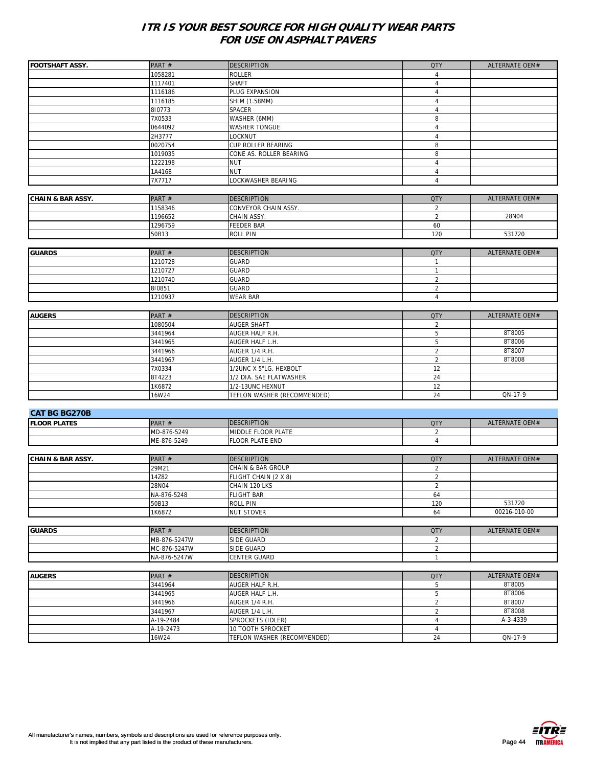# ITR IS YOUR BEST SOURCE FOR HIGH QUALITY WEAR PARTS FOR USE ON ASPHALT PAVERS

| FOOTSHAFT ASSY. | PART # | DESCRIPTION | QTY | ALTERNATE OEM# |
|---|---|---|---|---|
| | 1058281 | ROLLER | 4 | |
| | 1117401 | SHAFT | 4 | |
| | 1116186 | PLUG EXPANSION | 4 | |
| | 1116185 | SHIM (1.58MM) | 4 | |
| | 8I0773 | SPACER | 4 | |
| | 7X0533 | WASHER (6MM) | 8 | |
| | 0644092 | WASHER TONGUE | 4 | |
| | 2H3777 | LOCKNUT | 4 | |
| | 0020754 | CUP ROLLER BEARING | 8 | |
| | 1019035 | CONE AS. ROLLER BEARING | 8 | |
| | 1222198 | NUT | 4 | |
| | 1A4168 | NUT | 4 | |
| | 7X7717 | LOCKWASHER BEARING | 4 | |

| CHAIN & BAR ASSY. | PART # | DESCRIPTION | QTY | ALTERNATE OEM# |
|---|---|---|---|---|
| | 1158346 | CONVEYOR CHAIN ASSY. | 2 | |
| | 1196652 | CHAIN ASSY. | 2 | 28N04 |
| | 1296759 | FEEDER BAR | 60 | |
| | 50B13 | ROLL PIN | 120 | 531720 |

| GUARDS | PART # | DESCRIPTION | QTY | ALTERNATE OEM# |
|---|---|---|---|---|
| | 1210728 | GUARD | 1 | |
| | 1210727 | GUARD | 1 | |
| | 1210740 | GUARD | 2 | |
| | 8I0851 | GUARD | 2 | |
| | 1210937 | WEAR BAR | 4 | |

| AUGERS | PART # | DESCRIPTION | QTY | ALTERNATE OEM# |
|---|---|---|---|---|
| | 1080504 | AUGER SHAFT | 2 | |
| | 3441964 | AUGER HALF R.H. | 5 | 8T8005 |
| | 3441965 | AUGER HALF L.H. | 5 | 8T8006 |
| | 3441966 | AUGER 1/4 R.H. | 2 | 8T8007 |
| | 3441967 | AUGER 1/4 L.H. | 2 | 8T8008 |
| | 7X0334 | 1/2UNC X 5"LG. HEXBOLT | 12 | |
| | 8T4223 | 1/2 DIA. SAE FLATWASHER | 24 | |
| | 1K6872 | 1/2-13UNC HEXNUT | 12 | |
| | 16W24 | TEFLON WASHER (RECOMMENDED) | 24 | QN-17-9 |

## CAT BG BG270B

| FLOOR PLATES | PART # | DESCRIPTION | QTY | ALTERNATE OEM# |
|---|---|---|---|---|
| | MD-876-5249 | MIDDLE FLOOR PLATE | 2 | |
| | ME-876-5249 | FLOOR PLATE END | 4 | |

| CHAIN & BAR ASSY. | PART # | DESCRIPTION | QTY | ALTERNATE OEM# |
|---|---|---|---|---|
| | 29M21 | CHAIN & BAR GROUP | 2 | |
| | 14Z82 | FLIGHT CHAIN (2 X 8) | 2 | |
| | 28N04 | CHAIN 120 LKS | 2 | |
| | NA-876-5248 | FLIGHT BAR | 64 | |
| | 50B13 | ROLL PIN | 120 | 531720 |
| | 1K6872 | NUT STOVER | 64 | 00216-010-00 |

| GUARDS | PART # | DESCRIPTION | QTY | ALTERNATE OEM# |
|---|---|---|---|---|
| | MB-876-5247W | SIDE GUARD | 2 | |
| | MC-876-5247W | SIDE GUARD | 2 | |
| | NA-876-5247W | CENTER GUARD | 1 | |

| AUGERS | PART # | DESCRIPTION | QTY | ALTERNATE OEM# |
|---|---|---|---|---|
| | 3441964 | AUGER HALF R.H. | 5 | 8T8005 |
| | 3441965 | AUGER HALF L.H. | 5 | 8T8006 |
| | 3441966 | AUGER 1/4 R.H. | 2 | 8T8007 |
| | 3441967 | AUGER 1/4 L.H. | 2 | 8T8008 |
| | A-19-2484 | SPROCKETS (IDLER) | 4 | A-3-4339 |
| | A-19-2473 | 10 TOOTH SPROCKET | 4 | |
| | 16W24 | TEFLON WASHER (RECOMMENDED) | 24 | QN-17-9 |

All manufacturer's names, numbers, symbols and descriptions are used for reference purposes only.
It is not implied that any part listed is the product of these manufacturers.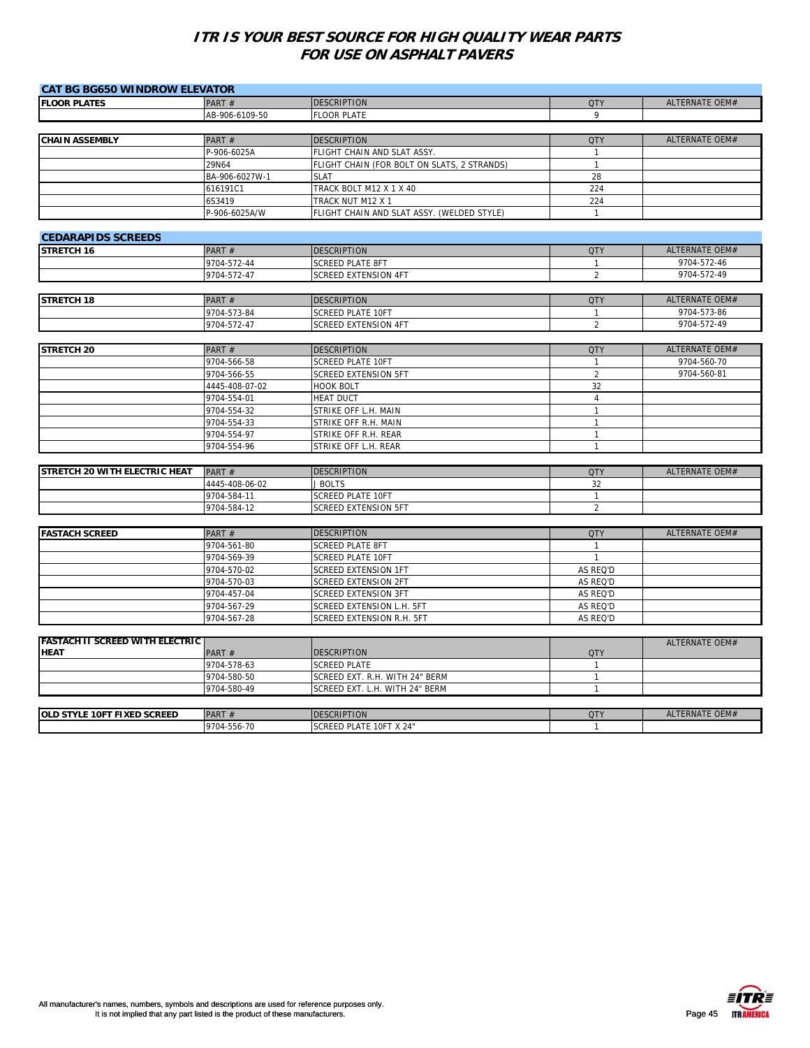# ITR IS YOUR BEST SOURCE FOR HIGH QUALITY WEAR PARTS FOR USE ON ASPHALT PAVERS

## CAT BG BG650 WINDROW ELEVATOR

| FLOOR PLATES | PART # | DESCRIPTION | QTY | ALTERNATE OEM# |
|---|---|---|---|---|
| | AB-906-6109-50 | FLOOR PLATE | 9 | |

| CHAIN ASSEMBLY | PART # | DESCRIPTION | QTY | ALTERNATE OEM# |
|---|---|---|---|---|
| | P-906-6025A | FLIGHT CHAIN AND SLAT ASSY. | 1 | |
| | 29N64 | FLIGHT CHAIN (FOR BOLT ON SLATS, 2 STRANDS) | 1 | |
| | BA-906-6027W-1 | SLAT | 28 | |
| | 616191C1 | TRACK BOLT M12 X 1 X 40 | 224 | |
| | 6S3419 | TRACK NUT M12 X 1 | 224 | |
| | P-906-6025A/W | FLIGHT CHAIN AND SLAT ASSY. (WELDED STYLE) | 1 | |

## CEDARAPIDS SCREEDS

| STRETCH 16 | PART # | DESCRIPTION | QTY | ALTERNATE OEM# |
|---|---|---|---|---|
| | 9704-572-44 | SCREED PLATE 8FT | 1 | 9704-572-46 |
| | 9704-572-47 | SCREED EXTENSION 4FT | 2 | 9704-572-49 |

| STRETCH 18 | PART # | DESCRIPTION | QTY | ALTERNATE OEM# |
|---|---|---|---|---|
| | 9704-573-84 | SCREED PLATE 10FT | 1 | 9704-573-86 |
| | 9704-572-47 | SCREED EXTENSION 4FT | 2 | 9704-572-49 |

| STRETCH 20 | PART # | DESCRIPTION | QTY | ALTERNATE OEM# |
|---|---|---|---|---|
| | 9704-566-58 | SCREED PLATE 10FT | 1 | 9704-560-70 |
| | 9704-566-55 | SCREED EXTENSION 5FT | 2 | 9704-560-81 |
| | 4445-408-07-02 | HOOK BOLT | 32 | |
| | 9704-554-01 | HEAT DUCT | 4 | |
| | 9704-554-32 | STRIKE OFF L.H. MAIN | 1 | |
| | 9704-554-33 | STRIKE OFF R.H. MAIN | 1 | |
| | 9704-554-97 | STRIKE OFF R.H. REAR | 1 | |
| | 9704-554-96 | STRIKE OFF L.H. REAR | 1 | |

| STRETCH 20 WITH ELECTRIC HEAT | PART # | DESCRIPTION | QTY | ALTERNATE OEM# |
|---|---|---|---|---|
| | 4445-408-06-02 | J BOLTS | 32 | |
| | 9704-584-11 | SCREED PLATE 10FT | 1 | |
| | 9704-584-12 | SCREED EXTENSION 5FT | 2 | |

| FASTACH SCREED | PART # | DESCRIPTION | QTY | ALTERNATE OEM# |
|---|---|---|---|---|
| | 9704-561-80 | SCREED PLATE 8FT | 1 | |
| | 9704-569-39 | SCREED PLATE 10FT | 1 | |
| | 9704-570-02 | SCREED EXTENSION 1FT | AS REQ'D | |
| | 9704-570-03 | SCREED EXTENSION 2FT | AS REQ'D | |
| | 9704-457-04 | SCREED EXTENSION 3FT | AS REQ'D | |
| | 9704-567-29 | SCREED EXTENSION L.H. 5FT | AS REQ'D | |
| | 9704-567-28 | SCREED EXTENSION R.H. 5FT | AS REQ'D | |

| FASTACH II SCREED WITH ELECTRIC HEAT | PART # | DESCRIPTION | QTY | ALTERNATE OEM# |
|---|---|---|---|---|
| | 9704-578-63 | SCREED PLATE | 1 | |
| | 9704-580-50 | SCREED EXT. R.H. WITH 24" BERM | 1 | |
| | 9704-580-49 | SCREED EXT. L.H. WITH 24" BERM | 1 | |

| OLD STYLE 10FT FIXED SCREED | PART # | DESCRIPTION | QTY | ALTERNATE OEM# |
|---|---|---|---|---|
| | 9704-556-70 | SCREED PLATE 10FT X 24" | 1 | |

All manufacturer's names, numbers, symbols and descriptions are used for reference purposes only.
It is not implied that any part listed is the product of these manufacturers.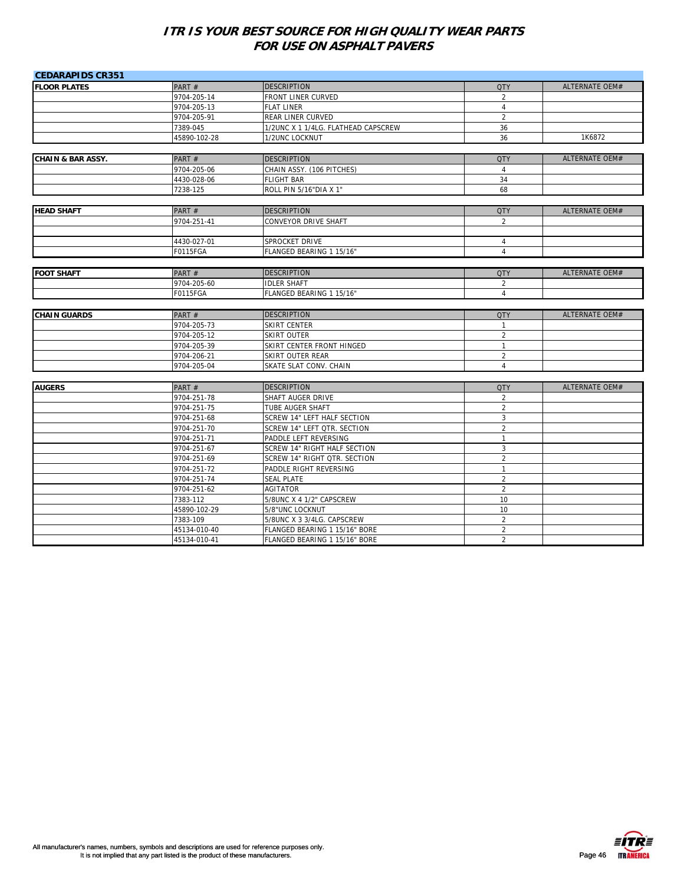# ITR IS YOUR BEST SOURCE FOR HIGH QUALITY WEAR PARTS FOR USE ON ASPHALT PAVERS

## CEDARAPIDS CR351

| FLOOR PLATES | PART # | DESCRIPTION | QTY | ALTERNATE OEM# |
|---|---|---|---|---|
| | 9704-205-14 | FRONT LINER CURVED | 2 | |
| | 9704-205-13 | FLAT LINER | 4 | |
| | 9704-205-91 | REAR LINER CURVED | 2 | |
| | 7389-045 | 1/2UNC X 1 1/4LG. FLATHEAD CAPSCREW | 36 | |
| | 45890-102-28 | 1/2UNC LOCKNUT | 36 | 1K6872 |

| CHAIN & BAR ASSY. | PART # | DESCRIPTION | QTY | ALTERNATE OEM# |
|---|---|---|---|---|
| | 9704-205-06 | CHAIN ASSY. (106 PITCHES) | 4 | |
| | 4430-028-06 | FLIGHT BAR | 34 | |
| | 7238-125 | ROLL PIN 5/16"DIA X 1" | 68 | |

| HEAD SHAFT | PART # | DESCRIPTION | QTY | ALTERNATE OEM# |
|---|---|---|---|---|
| | 9704-251-41 | CONVEYOR DRIVE SHAFT | 2 | |
| | | | | |
| | 4430-027-01 | SPROCKET DRIVE | 4 | |
| | F0115FGA | FLANGED BEARING 1 15/16" | 4 | |

| FOOT SHAFT | PART # | DESCRIPTION | QTY | ALTERNATE OEM# |
|---|---|---|---|---|
| | 9704-205-60 | IDLER SHAFT | 2 | |
| | F0115FGA | FLANGED BEARING 1 15/16" | 4 | |

| CHAIN GUARDS | PART # | DESCRIPTION | QTY | ALTERNATE OEM# |
|---|---|---|---|---|
| | 9704-205-73 | SKIRT CENTER | 1 | |
| | 9704-205-12 | SKIRT OUTER | 2 | |
| | 9704-205-39 | SKIRT CENTER FRONT HINGED | 1 | |
| | 9704-206-21 | SKIRT OUTER REAR | 2 | |
| | 9704-205-04 | SKATE SLAT CONV. CHAIN | 4 | |

| AUGERS | PART # | DESCRIPTION | QTY | ALTERNATE OEM# |
|---|---|---|---|---|
| | 9704-251-78 | SHAFT AUGER DRIVE | 2 | |
| | 9704-251-75 | TUBE AUGER SHAFT | 2 | |
| | 9704-251-68 | SCREW 14" LEFT HALF SECTION | 3 | |
| | 9704-251-70 | SCREW 14" LEFT QTR. SECTION | 2 | |
| | 9704-251-71 | PADDLE LEFT REVERSING | 1 | |
| | 9704-251-67 | SCREW 14" RIGHT HALF SECTION | 3 | |
| | 9704-251-69 | SCREW 14" RIGHT QTR. SECTION | 2 | |
| | 9704-251-72 | PADDLE RIGHT REVERSING | 1 | |
| | 9704-251-74 | SEAL PLATE | 2 | |
| | 9704-251-62 | AGITATOR | 2 | |
| | 7383-112 | 5/8UNC X 4 1/2" CAPSCREW | 10 | |
| | 45890-102-29 | 5/8"UNC LOCKNUT | 10 | |
| | 7383-109 | 5/8UNC X 3 3/4LG. CAPSCREW | 2 | |
| | 45134-010-40 | FLANGED BEARING 1 15/16" BORE | 2 | |
| | 45134-010-41 | FLANGED BEARING 1 15/16" BORE | 2 | |

All manufacturer's names, numbers, symbols and descriptions are used for reference purposes only.
It is not implied that any part listed is the product of these manufacturers.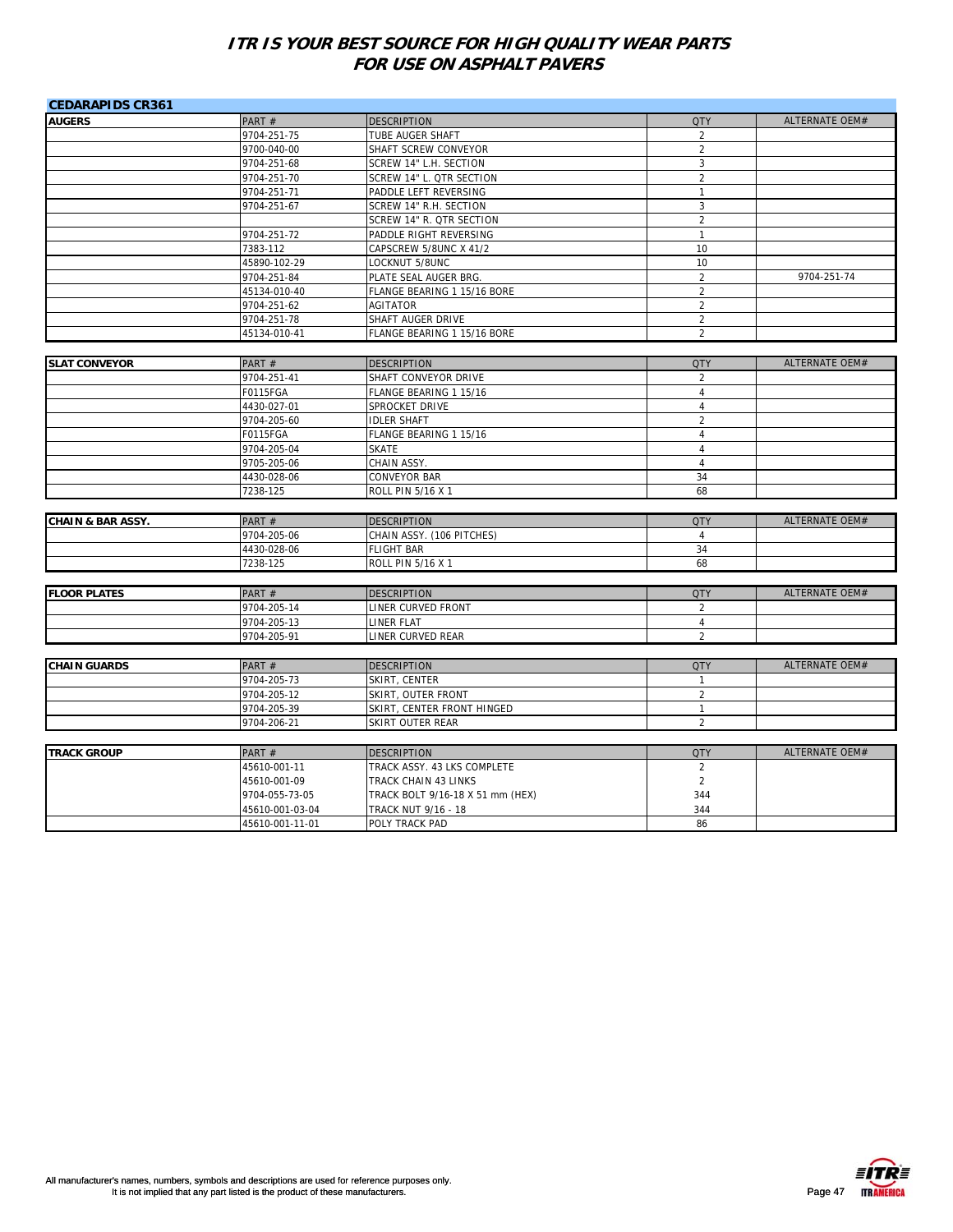# ITR IS YOUR BEST SOURCE FOR HIGH QUALITY WEAR PARTS FOR USE ON ASPHALT PAVERS

## CEDARAPIDS CR361

| AUGERS | PART # | DESCRIPTION | QTY | ALTERNATE OEM# |
|---|---|---|---|---|
| | 9704-251-75 | TUBE AUGER SHAFT | 2 | |
| | 9700-040-00 | SHAFT SCREW CONVEYOR | 2 | |
| | 9704-251-68 | SCREW 14" L.H. SECTION | 3 | |
| | 9704-251-70 | SCREW 14" L. QTR SECTION | 2 | |
| | 9704-251-71 | PADDLE LEFT REVERSING | 1 | |
| | 9704-251-67 | SCREW 14" R.H. SECTION | 3 | |
| | | SCREW 14" R. QTR SECTION | 2 | |
| | 9704-251-72 | PADDLE RIGHT REVERSING | 1 | |
| | 7383-112 | CAPSCREW 5/8UNC X 41/2 | 10 | |
| | 45890-102-29 | LOCKNUT 5/8UNC | 10 | |
| | 9704-251-84 | PLATE SEAL AUGER BRG. | 2 | 9704-251-74 |
| | 45134-010-40 | FLANGE BEARING 1 15/16 BORE | 2 | |
| | 9704-251-62 | AGITATOR | 2 | |
| | 9704-251-78 | SHAFT AUGER DRIVE | 2 | |
| | 45134-010-41 | FLANGE BEARING 1 15/16 BORE | 2 | |

| SLAT CONVEYOR | PART # | DESCRIPTION | QTY | ALTERNATE OEM# |
|---|---|---|---|---|
| | 9704-251-41 | SHAFT CONVEYOR DRIVE | 2 | |
| | F0115FGA | FLANGE BEARING 1 15/16 | 4 | |
| | 4430-027-01 | SPROCKET DRIVE | 4 | |
| | 9704-205-60 | IDLER SHAFT | 2 | |
| | F0115FGA | FLANGE BEARING 1 15/16 | 4 | |
| | 9704-205-04 | SKATE | 4 | |
| | 9705-205-06 | CHAIN ASSY. | 4 | |
| | 4430-028-06 | CONVEYOR BAR | 34 | |
| | 7238-125 | ROLL PIN 5/16 X 1 | 68 | |

| CHAIN & BAR ASSY. | PART # | DESCRIPTION | QTY | ALTERNATE OEM# |
|---|---|---|---|---|
| | 9704-205-06 | CHAIN ASSY. (106 PITCHES) | 4 | |
| | 4430-028-06 | FLIGHT BAR | 34 | |
| | 7238-125 | ROLL PIN 5/16 X 1 | 68 | |

| FLOOR PLATES | PART # | DESCRIPTION | QTY | ALTERNATE OEM# |
|---|---|---|---|---|
| | 9704-205-14 | LINER CURVED FRONT | 2 | |
| | 9704-205-13 | LINER FLAT | 4 | |
| | 9704-205-91 | LINER CURVED REAR | 2 | |

| CHAIN GUARDS | PART # | DESCRIPTION | QTY | ALTERNATE OEM# |
|---|---|---|---|---|
| | 9704-205-73 | SKIRT, CENTER | 1 | |
| | 9704-205-12 | SKIRT, OUTER FRONT | 2 | |
| | 9704-205-39 | SKIRT, CENTER FRONT HINGED | 1 | |
| | 9704-206-21 | SKIRT OUTER REAR | 2 | |

| TRACK GROUP | PART # | DESCRIPTION | QTY | ALTERNATE OEM# |
|---|---|---|---|---|
| | 45610-001-11 | TRACK ASSY. 43 LKS COMPLETE | 2 | |
| | 45610-001-09 | TRACK CHAIN 43 LINKS | 2 | |
| | 9704-055-73-05 | TRACK BOLT 9/16-18 X 51 mm (HEX) | 344 | |
| | 45610-001-03-04 | TRACK NUT 9/16 - 18 | 344 | |
| | 45610-001-11-01 | POLY TRACK PAD | 86 | |

All manufacturer's names, numbers, symbols and descriptions are used for reference purposes only.
It is not implied that any part listed is the product of these manufacturers.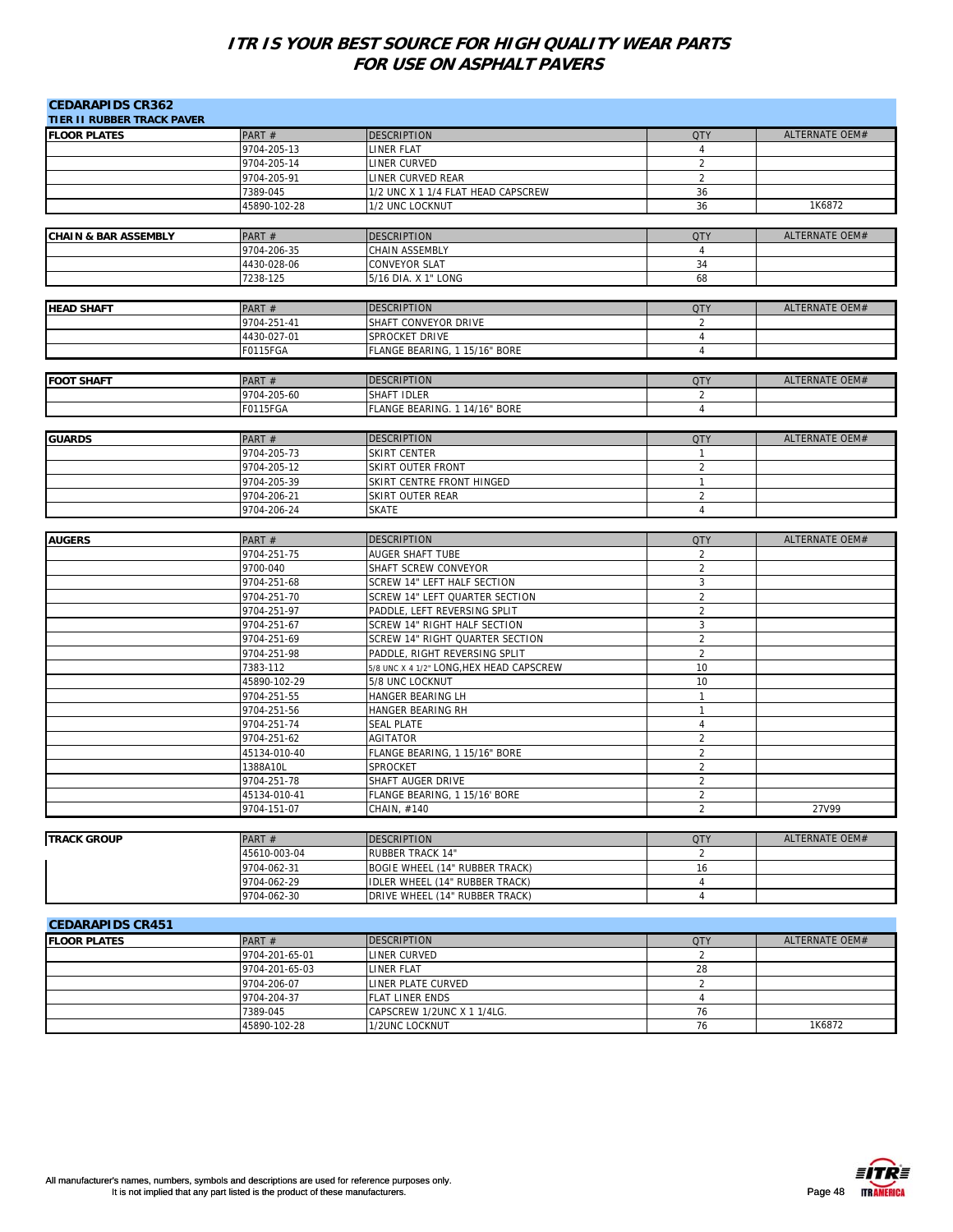# ITR IS YOUR BEST SOURCE FOR HIGH QUALITY WEAR PARTS FOR USE ON ASPHALT PAVERS

## CEDARAPIDS CR362

### TIER II RUBBER TRACK PAVER

| FLOOR PLATES | PART # | DESCRIPTION | QTY | ALTERNATE OEM# |
|---|---|---|---|---|
| | 9704-205-13 | LINER FLAT | 4 | |
| | 9704-205-14 | LINER CURVED | 2 | |
| | 9704-205-91 | LINER CURVED REAR | 2 | |
| | 7389-045 | 1/2 UNC X 1 1/4 FLAT HEAD CAPSCREW | 36 | |
| | 45890-102-28 | 1/2 UNC LOCKNUT | 36 | 1K6872 |

| CHAIN & BAR ASSEMBLY | PART # | DESCRIPTION | QTY | ALTERNATE OEM# |
|---|---|---|---|---|
| | 9704-206-35 | CHAIN ASSEMBLY | 4 | |
| | 4430-028-06 | CONVEYOR SLAT | 34 | |
| | 7238-125 | 5/16 DIA. X 1" LONG | 68 | |

| HEAD SHAFT | PART # | DESCRIPTION | QTY | ALTERNATE OEM# |
|---|---|---|---|---|
| | 9704-251-41 | SHAFT CONVEYOR DRIVE | 2 | |
| | 4430-027-01 | SPROCKET DRIVE | 4 | |
| | F0115FGA | FLANGE BEARING, 1 15/16" BORE | 4 | |

| FOOT SHAFT | PART # | DESCRIPTION | QTY | ALTERNATE OEM# |
|---|---|---|---|---|
| | 9704-205-60 | SHAFT IDLER | 2 | |
| | F0115FGA | FLANGE BEARING. 1 14/16" BORE | 4 | |

| GUARDS | PART # | DESCRIPTION | QTY | ALTERNATE OEM# |
|---|---|---|---|---|
| | 9704-205-73 | SKIRT CENTER | 1 | |
| | 9704-205-12 | SKIRT OUTER FRONT | 2 | |
| | 9704-205-39 | SKIRT CENTRE FRONT HINGED | 1 | |
| | 9704-206-21 | SKIRT OUTER REAR | 2 | |
| | 9704-206-24 | SKATE | 4 | |

| AUGERS | PART # | DESCRIPTION | QTY | ALTERNATE OEM# |
|---|---|---|---|---|
| | 9704-251-75 | AUGER SHAFT TUBE | 2 | |
| | 9700-040 | SHAFT SCREW CONVEYOR | 2 | |
| | 9704-251-68 | SCREW 14" LEFT HALF SECTION | 3 | |
| | 9704-251-70 | SCREW 14" LEFT QUARTER SECTION | 2 | |
| | 9704-251-97 | PADDLE, LEFT REVERSING SPLIT | 2 | |
| | 9704-251-67 | SCREW 14" RIGHT HALF SECTION | 3 | |
| | 9704-251-69 | SCREW 14" RIGHT QUARTER SECTION | 2 | |
| | 9704-251-98 | PADDLE, RIGHT REVERSING SPLIT | 2 | |
| | 7383-112 | 5/8 UNC X 4 1/2" LONG,HEX HEAD CAPSCREW | 10 | |
| | 45890-102-29 | 5/8 UNC LOCKNUT | 10 | |
| | 9704-251-55 | HANGER BEARING LH | 1 | |
| | 9704-251-56 | HANGER BEARING RH | 1 | |
| | 9704-251-74 | SEAL PLATE | 4 | |
| | 9704-251-62 | AGITATOR | 2 | |
| | 45134-010-40 | FLANGE BEARING, 1 15/16" BORE | 2 | |
| | 1388A10L | SPROCKET | 2 | |
| | 9704-251-78 | SHAFT AUGER DRIVE | 2 | |
| | 45134-010-41 | FLANGE BEARING, 1 15/16' BORE | 2 | |
| | 9704-151-07 | CHAIN, #140 | 2 | 27V99 |

| TRACK GROUP | PART # | DESCRIPTION | QTY | ALTERNATE OEM# |
|---|---|---|---|---|
| | 45610-003-04 | RUBBER TRACK 14" | 2 | |
| | 9704-062-31 | BOGIE WHEEL (14" RUBBER TRACK) | 16 | |
| | 9704-062-29 | IDLER WHEEL (14" RUBBER TRACK) | 4 | |
| | 9704-062-30 | DRIVE WHEEL (14" RUBBER TRACK) | 4 | |

## CEDARAPIDS CR451

| FLOOR PLATES | PART # | DESCRIPTION | QTY | ALTERNATE OEM# |
|---|---|---|---|---|
| | 9704-201-65-01 | LINER CURVED | 2 | |
| | 9704-201-65-03 | LINER FLAT | 28 | |
| | 9704-206-07 | LINER PLATE CURVED | 2 | |
| | 9704-204-37 | FLAT LINER ENDS | 4 | |
| | 7389-045 | CAPSCREW 1/2UNC X 1 1/4LG. | 76 | |
| | 45890-102-28 | 1/2UNC LOCKNUT | 76 | 1K6872 |

All manufacturer's names, numbers, symbols and descriptions are used for reference purposes only. It is not implied that any part listed is the product of these manufacturers.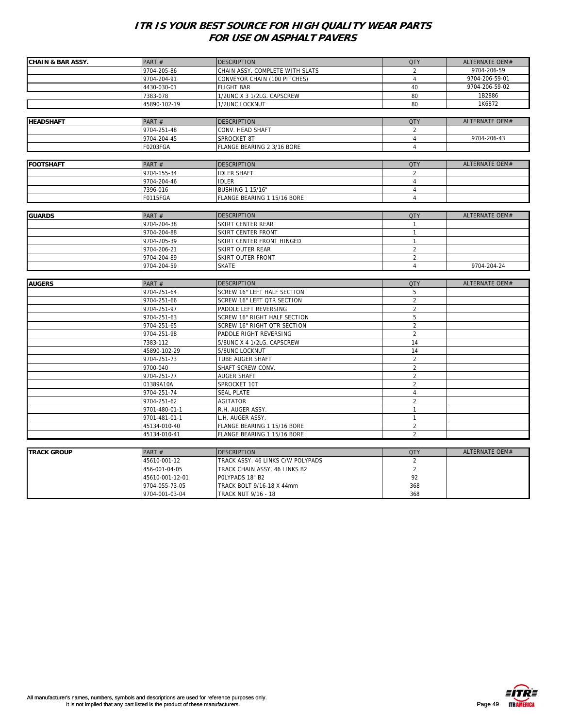# ITR IS YOUR BEST SOURCE FOR HIGH QUALITY WEAR PARTS FOR USE ON ASPHALT PAVERS

| CHAIN & BAR ASSY. | PART # | DESCRIPTION | QTY | ALTERNATE OEM# |
|---|---|---|---|---|
| | 9704-205-86 | CHAIN ASSY. COMPLETE WITH SLATS | 2 | 9704-206-59 |
| | 9704-204-91 | CONVEYOR CHAIN (100 PITCHES) | 4 | 9704-206-59-01 |
| | 4430-030-01 | FLIGHT BAR | 40 | 9704-206-59-02 |
| | 7383-078 | 1/2UNC X 3 1/2LG. CAPSCREW | 80 | 1B2886 |
| | 45890-102-19 | 1/2UNC LOCKNUT | 80 | 1K6872 |

| HEADSHAFT | PART # | DESCRIPTION | QTY | ALTERNATE OEM# |
|---|---|---|---|---|
| | 9704-251-48 | CONV. HEAD SHAFT | 2 | |
| | 9704-204-45 | SPROCKET 8T | 4 | 9704-206-43 |
| | F0203FGA | FLANGE BEARING 2 3/16 BORE | 4 | |

| FOOTSHAFT | PART # | DESCRIPTION | QTY | ALTERNATE OEM# |
|---|---|---|---|---|
| | 9704-155-34 | IDLER SHAFT | 2 | |
| | 9704-204-46 | IDLER | 4 | |
| | 7396-016 | BUSHING 1 15/16" | 4 | |
| | F0115FGA | FLANGE BEARING 1 15/16 BORE | 4 | |

| GUARDS | PART # | DESCRIPTION | QTY | ALTERNATE OEM# |
|---|---|---|---|---|
| | 9704-204-38 | SKIRT CENTER REAR | 1 | |
| | 9704-204-88 | SKIRT CENTER FRONT | 1 | |
| | 9704-205-39 | SKIRT CENTER FRONT HINGED | 1 | |
| | 9704-206-21 | SKIRT OUTER REAR | 2 | |
| | 9704-204-89 | SKIRT OUTER FRONT | 2 | |
| | 9704-204-59 | SKATE | 4 | 9704-204-24 |

| AUGERS | PART # | DESCRIPTION | QTY | ALTERNATE OEM# |
|---|---|---|---|---|
| | 9704-251-64 | SCREW 16" LEFT HALF SECTION | 5 | |
| | 9704-251-66 | SCREW 16" LEFT QTR SECTION | 2 | |
| | 9704-251-97 | PADDLE LEFT REVERSING | 2 | |
| | 9704-251-63 | SCREW 16" RIGHT HALF SECTION | 5 | |
| | 9704-251-65 | SCREW 16" RIGHT QTR SECTION | 2 | |
| | 9704-251-98 | PADDLE RIGHT REVERSING | 2 | |
| | 7383-112 | 5/8UNC X 4 1/2LG. CAPSCREW | 14 | |
| | 45890-102-29 | 5/8UNC LOCKNUT | 14 | |
| | 9704-251-73 | TUBE AUGER SHAFT | 2 | |
| | 9700-040 | SHAFT SCREW CONV. | 2 | |
| | 9704-251-77 | AUGER SHAFT | 2 | |
| | 01389A10A | SPROCKET 10T | 2 | |
| | 9704-251-74 | SEAL PLATE | 4 | |
| | 9704-251-62 | AGITATOR | 2 | |
| | 9701-480-01-1 | R.H. AUGER ASSY. | 1 | |
| | 9701-481-01-1 | L.H. AUGER ASSY. | 1 | |
| | 45134-010-40 | FLANGE BEARING 1 15/16 BORE | 2 | |
| | 45134-010-41 | FLANGE BEARING 1 15/16 BORE | 2 | |

| TRACK GROUP | PART # | DESCRIPTION | QTY | ALTERNATE OEM# |
|---|---|---|---|---|
| | 45610-001-12 | TRACK ASSY. 46 LINKS C/W POLYPADS | 2 | |
| | 456-001-04-05 | TRACK CHAIN ASSY. 46 LINKS B2 | 2 | |
| | 45610-001-12-01 | POLYPADS 18" B2 | 92 | |
| | 9704-055-73-05 | TRACK BOLT 9/16-18 X 44mm | 368 | |
| | 9704-001-03-04 | TRACK NUT 9/16 - 18 | 368 | |

All manufacturer's names, numbers, symbols and descriptions are used for reference purposes only.
It is not implied that any part listed is the product of these manufacturers.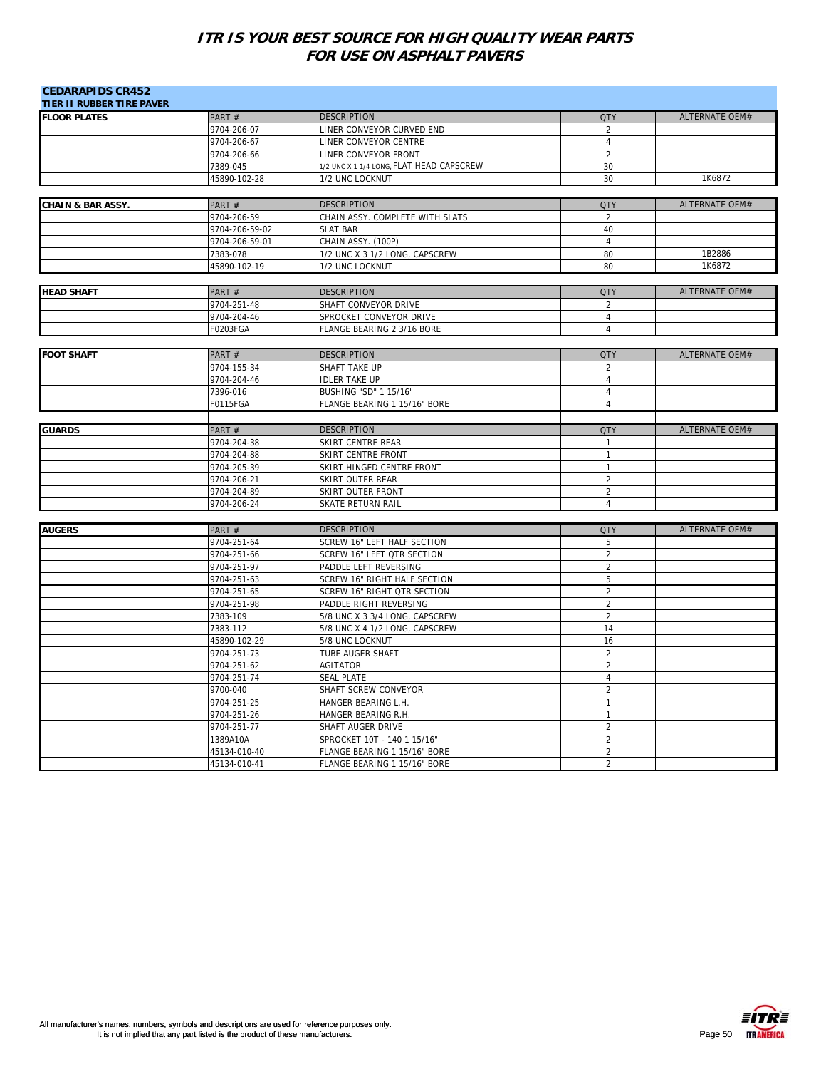# ITR IS YOUR BEST SOURCE FOR HIGH QUALITY WEAR PARTS FOR USE ON ASPHALT PAVERS

## CEDARAPIDS CR452

### TIER II RUBBER TIRE PAVER

| FLOOR PLATES | PART # | DESCRIPTION | QTY | ALTERNATE OEM# |
|---|---|---|---|---|
| | 9704-206-07 | LINER CONVEYOR CURVED END | 2 | |
| | 9704-206-67 | LINER CONVEYOR CENTRE | 4 | |
| | 9704-206-66 | LINER CONVEYOR FRONT | 2 | |
| | 7389-045 | 1/2 UNC X 1 1/4 LONG, FLAT HEAD CAPSCREW | 30 | |
| | 45890-102-28 | 1/2 UNC LOCKNUT | 30 | 1K6872 |

| CHAIN & BAR ASSY. | PART # | DESCRIPTION | QTY | ALTERNATE OEM# |
|---|---|---|---|---|
| | 9704-206-59 | CHAIN ASSY. COMPLETE WITH SLATS | 2 | |
| | 9704-206-59-02 | SLAT BAR | 40 | |
| | 9704-206-59-01 | CHAIN ASSY. (100P) | 4 | |
| | 7383-078 | 1/2 UNC X 3 1/2 LONG, CAPSCREW | 80 | 1B2886 |
| | 45890-102-19 | 1/2 UNC LOCKNUT | 80 | 1K6872 |

| HEAD SHAFT | PART # | DESCRIPTION | QTY | ALTERNATE OEM# |
|---|---|---|---|---|
| | 9704-251-48 | SHAFT CONVEYOR DRIVE | 2 | |
| | 9704-204-46 | SPROCKET CONVEYOR DRIVE | 4 | |
| | F0203FGA | FLANGE BEARING 2 3/16 BORE | 4 | |

| FOOT SHAFT | PART # | DESCRIPTION | QTY | ALTERNATE OEM# |
|---|---|---|---|---|
| | 9704-155-34 | SHAFT TAKE UP | 2 | |
| | 9704-204-46 | IDLER TAKE UP | 4 | |
| | 7396-016 | BUSHING "SD" 1 15/16" | 4 | |
| | F0115FGA | FLANGE BEARING 1 15/16" BORE | 4 | |

| GUARDS | PART # | DESCRIPTION | QTY | ALTERNATE OEM# |
|---|---|---|---|---|
| | 9704-204-38 | SKIRT CENTRE REAR | 1 | |
| | 9704-204-88 | SKIRT CENTRE FRONT | 1 | |
| | 9704-205-39 | SKIRT HINGED CENTRE FRONT | 1 | |
| | 9704-206-21 | SKIRT OUTER REAR | 2 | |
| | 9704-204-89 | SKIRT OUTER FRONT | 2 | |
| | 9704-206-24 | SKATE RETURN RAIL | 4 | |

| AUGERS | PART # | DESCRIPTION | QTY | ALTERNATE OEM# |
|---|---|---|---|---|
| | 9704-251-64 | SCREW 16" LEFT HALF SECTION | 5 | |
| | 9704-251-66 | SCREW 16" LEFT QTR SECTION | 2 | |
| | 9704-251-97 | PADDLE LEFT REVERSING | 2 | |
| | 9704-251-63 | SCREW 16" RIGHT HALF SECTION | 5 | |
| | 9704-251-65 | SCREW 16" RIGHT QTR SECTION | 2 | |
| | 9704-251-98 | PADDLE RIGHT REVERSING | 2 | |
| | 7383-109 | 5/8 UNC X 3 3/4 LONG, CAPSCREW | 2 | |
| | 7383-112 | 5/8 UNC X 4 1/2 LONG, CAPSCREW | 14 | |
| | 45890-102-29 | 5/8 UNC LOCKNUT | 16 | |
| | 9704-251-73 | TUBE AUGER SHAFT | 2 | |
| | 9704-251-62 | AGITATOR | 2 | |
| | 9704-251-74 | SEAL PLATE | 4 | |
| | 9700-040 | SHAFT SCREW CONVEYOR | 2 | |
| | 9704-251-25 | HANGER BEARING L.H. | 1 | |
| | 9704-251-26 | HANGER BEARING R.H. | 1 | |
| | 9704-251-77 | SHAFT AUGER DRIVE | 2 | |
| | 1389A10A | SPROCKET 10T - 140 1 15/16" | 2 | |
| | 45134-010-40 | FLANGE BEARING 1 15/16" BORE | 2 | |
| | 45134-010-41 | FLANGE BEARING 1 15/16" BORE | 2 | |

All manufacturer's names, numbers, symbols and descriptions are used for reference purposes only.
It is not implied that any part listed is the product of these manufacturers.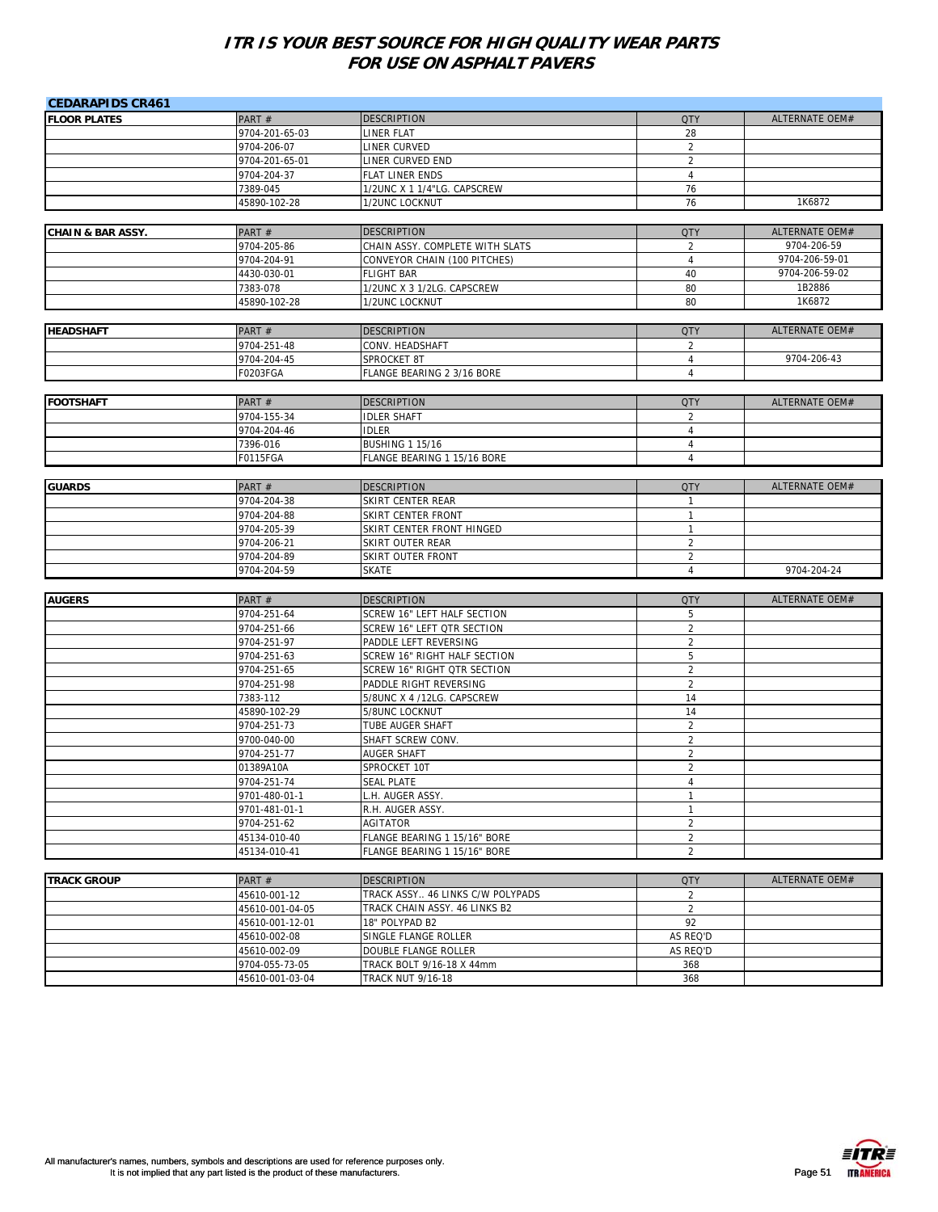# ITR IS YOUR BEST SOURCE FOR HIGH QUALITY WEAR PARTS FOR USE ON ASPHALT PAVERS

## CEDARAPIDS CR461

| FLOOR PLATES | PART # | DESCRIPTION | QTY | ALTERNATE OEM# |
|---|---|---|---|---|
| | 9704-201-65-03 | LINER FLAT | 28 | |
| | 9704-206-07 | LINER CURVED | 2 | |
| | 9704-201-65-01 | LINER CURVED END | 2 | |
| | 9704-204-37 | FLAT LINER ENDS | 4 | |
| | 7389-045 | 1/2UNC X 1 1/4"LG. CAPSCREW | 76 | |
| | 45890-102-28 | 1/2UNC LOCKNUT | 76 | 1K6872 |

| CHAIN & BAR ASSY. | PART # | DESCRIPTION | QTY | ALTERNATE OEM# |
|---|---|---|---|---|
| | 9704-205-86 | CHAIN ASSY. COMPLETE WITH SLATS | 2 | 9704-206-59 |
| | 9704-204-91 | CONVEYOR CHAIN (100 PITCHES) | 4 | 9704-206-59-01 |
| | 4430-030-01 | FLIGHT BAR | 40 | 9704-206-59-02 |
| | 7383-078 | 1/2UNC X 3 1/2LG. CAPSCREW | 80 | 1B2886 |
| | 45890-102-28 | 1/2UNC LOCKNUT | 80 | 1K6872 |

| HEADSHAFT | PART # | DESCRIPTION | QTY | ALTERNATE OEM# |
|---|---|---|---|---|
| | 9704-251-48 | CONV. HEADSHAFT | 2 | |
| | 9704-204-45 | SPROCKET 8T | 4 | 9704-206-43 |
| | F0203FGA | FLANGE BEARING 2 3/16 BORE | 4 | |

| FOOTSHAFT | PART # | DESCRIPTION | QTY | ALTERNATE OEM# |
|---|---|---|---|---|
| | 9704-155-34 | IDLER SHAFT | 2 | |
| | 9704-204-46 | IDLER | 4 | |
| | 7396-016 | BUSHING 1 15/16 | 4 | |
| | F0115FGA | FLANGE BEARING 1 15/16 BORE | 4 | |

| GUARDS | PART # | DESCRIPTION | QTY | ALTERNATE OEM# |
|---|---|---|---|---|
| | 9704-204-38 | SKIRT CENTER REAR | 1 | |
| | 9704-204-88 | SKIRT CENTER FRONT | 1 | |
| | 9704-205-39 | SKIRT CENTER FRONT HINGED | 1 | |
| | 9704-206-21 | SKIRT OUTER REAR | 2 | |
| | 9704-204-89 | SKIRT OUTER FRONT | 2 | |
| | 9704-204-59 | SKATE | 4 | 9704-204-24 |

| AUGERS | PART # | DESCRIPTION | QTY | ALTERNATE OEM# |
|---|---|---|---|---|
| | 9704-251-64 | SCREW 16" LEFT HALF SECTION | 5 | |
| | 9704-251-66 | SCREW 16" LEFT QTR SECTION | 2 | |
| | 9704-251-97 | PADDLE LEFT REVERSING | 2 | |
| | 9704-251-63 | SCREW 16" RIGHT HALF SECTION | 5 | |
| | 9704-251-65 | SCREW 16" RIGHT QTR SECTION | 2 | |
| | 9704-251-98 | PADDLE RIGHT REVERSING | 2 | |
| | 7383-112 | 5/8UNC X 4 /12LG. CAPSCREW | 14 | |
| | 45890-102-29 | 5/8UNC LOCKNUT | 14 | |
| | 9704-251-73 | TUBE AUGER SHAFT | 2 | |
| | 9700-040-00 | SHAFT SCREW CONV. | 2 | |
| | 9704-251-77 | AUGER SHAFT | 2 | |
| | 01389A10A | SPROCKET 10T | 2 | |
| | 9704-251-74 | SEAL PLATE | 4 | |
| | 9701-480-01-1 | L.H. AUGER ASSY. | 1 | |
| | 9701-481-01-1 | R.H. AUGER ASSY. | 1 | |
| | 9704-251-62 | AGITATOR | 2 | |
| | 45134-010-40 | FLANGE BEARING 1 15/16" BORE | 2 | |
| | 45134-010-41 | FLANGE BEARING 1 15/16" BORE | 2 | |

| TRACK GROUP | PART # | DESCRIPTION | QTY | ALTERNATE OEM# |
|---|---|---|---|---|
| | 45610-001-12 | TRACK ASSY.. 46 LINKS C/W POLYPADS | 2 | |
| | 45610-001-04-05 | TRACK CHAIN ASSY. 46 LINKS B2 | 2 | |
| | 45610-001-12-01 | 18" POLYPAD B2 | 92 | |
| | 45610-002-08 | SINGLE FLANGE ROLLER | AS REQ'D | |
| | 45610-002-09 | DOUBLE FLANGE ROLLER | AS REQ'D | |
| | 9704-055-73-05 | TRACK BOLT 9/16-18 X 44mm | 368 | |
| | 45610-001-03-04 | TRACK NUT 9/16-18 | 368 | |

All manufacturer's names, numbers, symbols and descriptions are used for reference purposes only.
It is not implied that any part listed is the product of these manufacturers.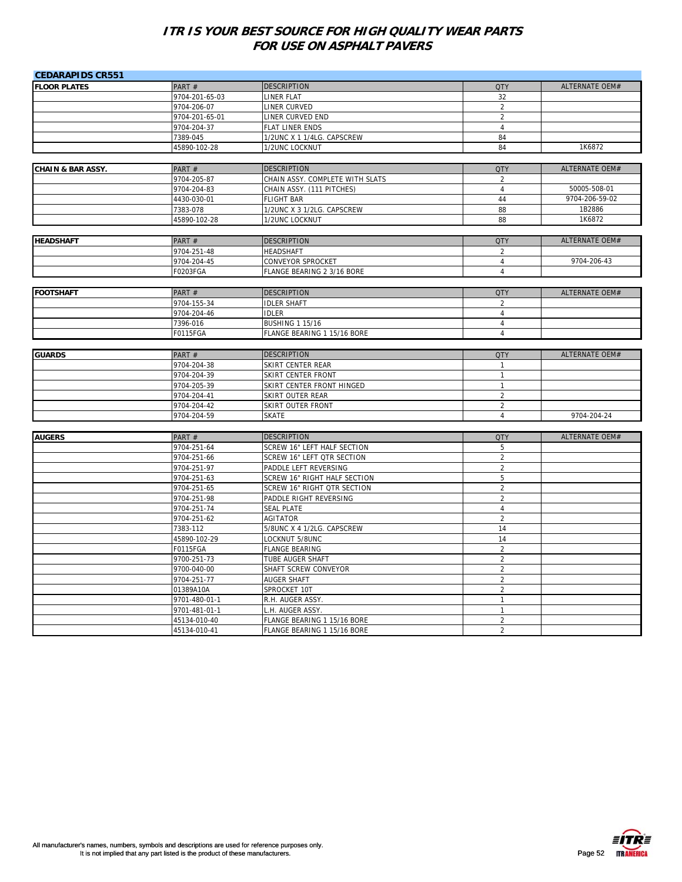# ITR IS YOUR BEST SOURCE FOR HIGH QUALITY WEAR PARTS FOR USE ON ASPHALT PAVERS

## CEDARAPIDS CR551

| FLOOR PLATES | PART # | DESCRIPTION | QTY | ALTERNATE OEM# |
|---|---|---|---|---|
| | 9704-201-65-03 | LINER FLAT | 32 | |
| | 9704-206-07 | LINER CURVED | 2 | |
| | 9704-201-65-01 | LINER CURVED END | 2 | |
| | 9704-204-37 | FLAT LINER ENDS | 4 | |
| | 7389-045 | 1/2UNC X 1 1/4LG. CAPSCREW | 84 | |
| | 45890-102-28 | 1/2UNC LOCKNUT | 84 | 1K6872 |

| CHAIN & BAR ASSY. | PART # | DESCRIPTION | QTY | ALTERNATE OEM# |
|---|---|---|---|---|
| | 9704-205-87 | CHAIN ASSY. COMPLETE WITH SLATS | 2 | |
| | 9704-204-83 | CHAIN ASSY. (111 PITCHES) | 4 | 50005-508-01 |
| | 4430-030-01 | FLIGHT BAR | 44 | 9704-206-59-02 |
| | 7383-078 | 1/2UNC X 3 1/2LG. CAPSCREW | 88 | 1B2886 |
| | 45890-102-28 | 1/2UNC LOCKNUT | 88 | 1K6872 |

| HEADSHAFT | PART # | DESCRIPTION | QTY | ALTERNATE OEM# |
|---|---|---|---|---|
| | 9704-251-48 | HEADSHAFT | 2 | |
| | 9704-204-45 | CONVEYOR SPROCKET | 4 | 9704-206-43 |
| | F0203FGA | FLANGE BEARING 2 3/16 BORE | 4 | |

| FOOTSHAFT | PART # | DESCRIPTION | QTY | ALTERNATE OEM# |
|---|---|---|---|---|
| | 9704-155-34 | IDLER SHAFT | 2 | |
| | 9704-204-46 | IDLER | 4 | |
| | 7396-016 | BUSHING 1 15/16 | 4 | |
| | F0115FGA | FLANGE BEARING 1 15/16 BORE | 4 | |

| GUARDS | PART # | DESCRIPTION | QTY | ALTERNATE OEM# |
|---|---|---|---|---|
| | 9704-204-38 | SKIRT CENTER REAR | 1 | |
| | 9704-204-39 | SKIRT CENTER FRONT | 1 | |
| | 9704-205-39 | SKIRT CENTER FRONT HINGED | 1 | |
| | 9704-204-41 | SKIRT OUTER REAR | 2 | |
| | 9704-204-42 | SKIRT OUTER FRONT | 2 | |
| | 9704-204-59 | SKATE | 4 | 9704-204-24 |

| AUGERS | PART # | DESCRIPTION | QTY | ALTERNATE OEM# |
|---|---|---|---|---|
| | 9704-251-64 | SCREW 16" LEFT HALF SECTION | 5 | |
| | 9704-251-66 | SCREW 16" LEFT QTR SECTION | 2 | |
| | 9704-251-97 | PADDLE LEFT REVERSING | 2 | |
| | 9704-251-63 | SCREW 16" RIGHT HALF SECTION | 5 | |
| | 9704-251-65 | SCREW 16" RIGHT QTR SECTION | 2 | |
| | 9704-251-98 | PADDLE RIGHT REVERSING | 2 | |
| | 9704-251-74 | SEAL PLATE | 4 | |
| | 9704-251-62 | AGITATOR | 2 | |
| | 7383-112 | 5/8UNC X 4 1/2LG. CAPSCREW | 14 | |
| | 45890-102-29 | LOCKNUT 5/8UNC | 14 | |
| | F0115FGA | FLANGE BEARING | 2 | |
| | 9700-251-73 | TUBE AUGER SHAFT | 2 | |
| | 9700-040-00 | SHAFT SCREW CONVEYOR | 2 | |
| | 9704-251-77 | AUGER SHAFT | 2 | |
| | 01389A10A | SPROCKET 10T | 2 | |
| | 9701-480-01-1 | R.H. AUGER ASSY. | 1 | |
| | 9701-481-01-1 | L.H. AUGER ASSY. | 1 | |
| | 45134-010-40 | FLANGE BEARING 1 15/16 BORE | 2 | |
| | 45134-010-41 | FLANGE BEARING 1 15/16 BORE | 2 | |

All manufacturer's names, numbers, symbols and descriptions are used for reference purposes only.
It is not implied that any part listed is the product of these manufacturers.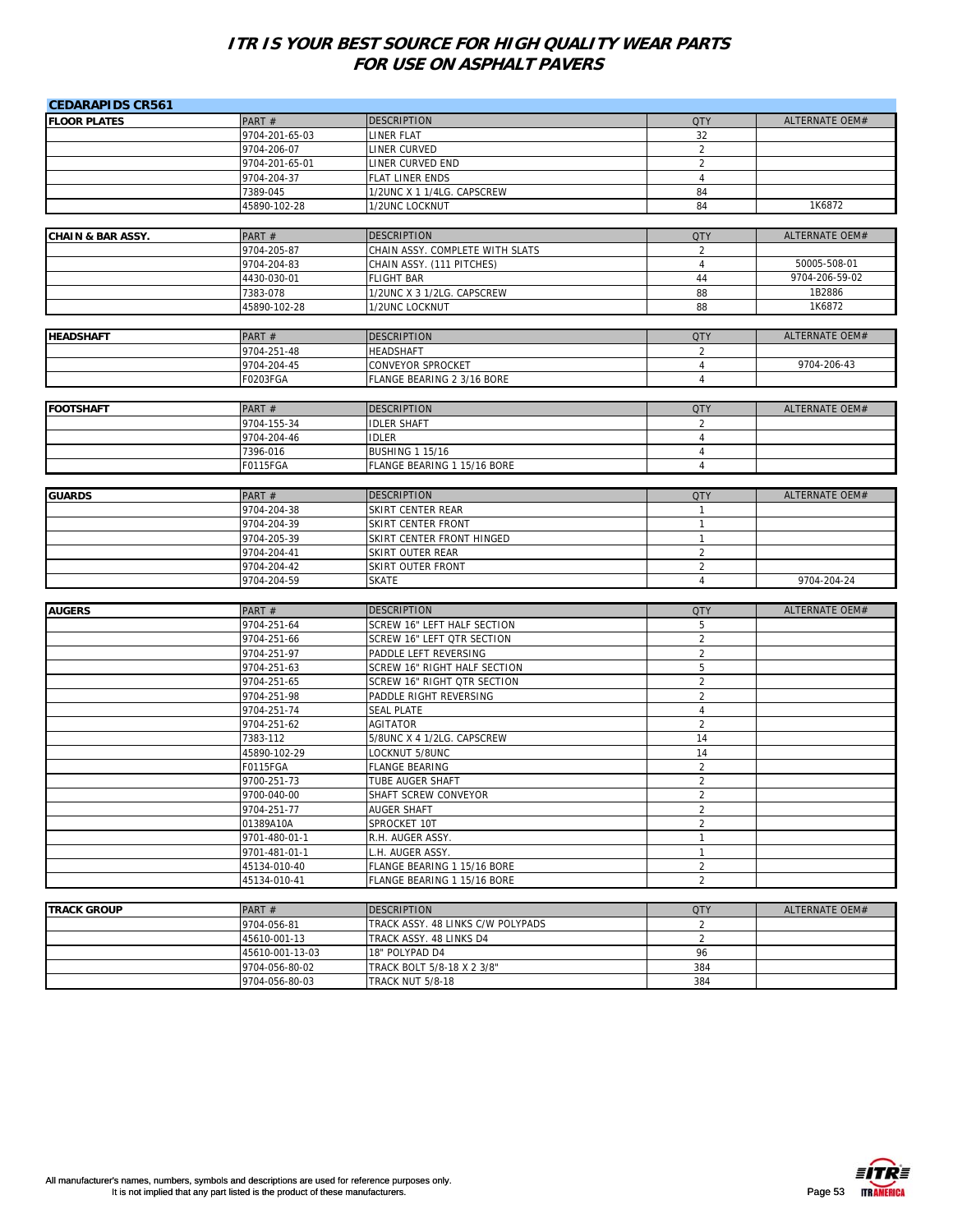## ITR IS YOUR BEST SOURCE FOR HIGH QUALITY WEAR PARTS FOR USE ON ASPHALT PAVERS

### CEDARAPIDS CR561

| FLOOR PLATES | PART # | DESCRIPTION | QTY | ALTERNATE OEM# |
|---|---|---|---|---|
| | 9704-201-65-03 | LINER FLAT | 32 | |
| | 9704-206-07 | LINER CURVED | 2 | |
| | 9704-201-65-01 | LINER CURVED END | 2 | |
| | 9704-204-37 | FLAT LINER ENDS | 4 | |
| | 7389-045 | 1/2UNC X 1 1/4LG. CAPSCREW | 84 | |
| | 45890-102-28 | 1/2UNC LOCKNUT | 84 | 1K6872 |

| CHAIN & BAR ASSY. | PART # | DESCRIPTION | QTY | ALTERNATE OEM# |
|---|---|---|---|---|
| | 9704-205-87 | CHAIN ASSY. COMPLETE WITH SLATS | 2 | |
| | 9704-204-83 | CHAIN ASSY. (111 PITCHES) | 4 | 50005-508-01 |
| | 4430-030-01 | FLIGHT BAR | 44 | 9704-206-59-02 |
| | 7383-078 | 1/2UNC X 3 1/2LG. CAPSCREW | 88 | 1B2886 |
| | 45890-102-28 | 1/2UNC LOCKNUT | 88 | 1K6872 |

| HEADSHAFT | PART # | DESCRIPTION | QTY | ALTERNATE OEM# |
|---|---|---|---|---|
| | 9704-251-48 | HEADSHAFT | 2 | |
| | 9704-204-45 | CONVEYOR SPROCKET | 4 | 9704-206-43 |
| | F0203FGA | FLANGE BEARING 2 3/16 BORE | 4 | |

| FOOTSHAFT | PART # | DESCRIPTION | QTY | ALTERNATE OEM# |
|---|---|---|---|---|
| | 9704-155-34 | IDLER SHAFT | 2 | |
| | 9704-204-46 | IDLER | 4 | |
| | 7396-016 | BUSHING 1 15/16 | 4 | |
| | F0115FGA | FLANGE BEARING 1 15/16 BORE | 4 | |

| GUARDS | PART # | DESCRIPTION | QTY | ALTERNATE OEM# |
|---|---|---|---|---|
| | 9704-204-38 | SKIRT CENTER REAR | 1 | |
| | 9704-204-39 | SKIRT CENTER FRONT | 1 | |
| | 9704-205-39 | SKIRT CENTER FRONT HINGED | 1 | |
| | 9704-204-41 | SKIRT OUTER REAR | 2 | |
| | 9704-204-42 | SKIRT OUTER FRONT | 2 | |
| | 9704-204-59 | SKATE | 4 | 9704-204-24 |

| AUGERS | PART # | DESCRIPTION | QTY | ALTERNATE OEM# |
|---|---|---|---|---|
| | 9704-251-64 | SCREW 16" LEFT HALF SECTION | 5 | |
| | 9704-251-66 | SCREW 16" LEFT QTR SECTION | 2 | |
| | 9704-251-97 | PADDLE LEFT REVERSING | 2 | |
| | 9704-251-63 | SCREW 16" RIGHT HALF SECTION | 5 | |
| | 9704-251-65 | SCREW 16" RIGHT QTR SECTION | 2 | |
| | 9704-251-98 | PADDLE RIGHT REVERSING | 2 | |
| | 9704-251-74 | SEAL PLATE | 4 | |
| | 9704-251-62 | AGITATOR | 2 | |
| | 7383-112 | 5/8UNC X 4 1/2LG. CAPSCREW | 14 | |
| | 45890-102-29 | LOCKNUT 5/8UNC | 14 | |
| | F0115FGA | FLANGE BEARING | 2 | |
| | 9700-251-73 | TUBE AUGER SHAFT | 2 | |
| | 9700-040-00 | SHAFT SCREW CONVEYOR | 2 | |
| | 9704-251-77 | AUGER SHAFT | 2 | |
| | 01389A10A | SPROCKET 10T | 2 | |
| | 9701-480-01-1 | R.H. AUGER ASSY. | 1 | |
| | 9701-481-01-1 | L.H. AUGER ASSY. | 1 | |
| | 45134-010-40 | FLANGE BEARING 1 15/16 BORE | 2 | |
| | 45134-010-41 | FLANGE BEARING 1 15/16 BORE | 2 | |

| TRACK GROUP | PART # | DESCRIPTION | QTY | ALTERNATE OEM# |
|---|---|---|---|---|
| | 9704-056-81 | TRACK ASSY. 48 LINKS C/W POLYPADS | 2 | |
| | 45610-001-13 | TRACK ASSY. 48 LINKS D4 | 2 | |
| | 45610-001-13-03 | 18" POLYPAD D4 | 96 | |
| | 9704-056-80-02 | TRACK BOLT 5/8-18 X 2 3/8" | 384 | |
| | 9704-056-80-03 | TRACK NUT 5/8-18 | 384 | |

All manufacturer's names, numbers, symbols and descriptions are used for reference purposes only. It is not implied that any part listed is the product of these manufacturers.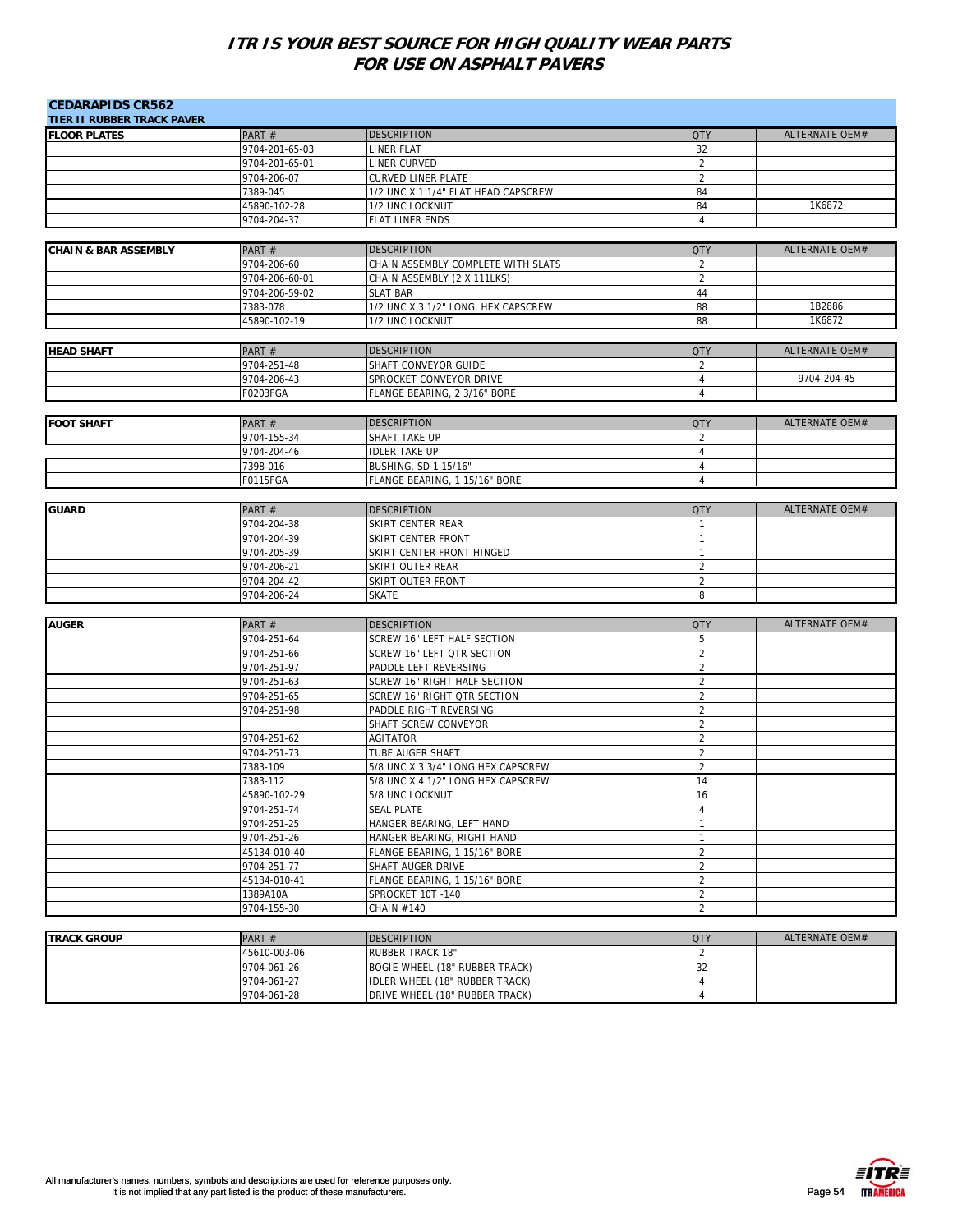# ITR IS YOUR BEST SOURCE FOR HIGH QUALITY WEAR PARTS FOR USE ON ASPHALT PAVERS

## CEDARAPIDS CR562

### TIER II RUBBER TRACK PAVER

| FLOOR PLATES | PART # | DESCRIPTION | QTY | ALTERNATE OEM# |
|---|---|---|---|---|
| | 9704-201-65-03 | LINER FLAT | 32 | |
| | 9704-201-65-01 | LINER CURVED | 2 | |
| | 9704-206-07 | CURVED LINER PLATE | 2 | |
| | 7389-045 | 1/2 UNC X 1 1/4" FLAT HEAD CAPSCREW | 84 | |
| | 45890-102-28 | 1/2 UNC LOCKNUT | 84 | 1K6872 |
| | 9704-204-37 | FLAT LINER ENDS | 4 | |

| CHAIN & BAR ASSEMBLY | PART # | DESCRIPTION | QTY | ALTERNATE OEM# |
|---|---|---|---|---|
| | 9704-206-60 | CHAIN ASSEMBLY COMPLETE WITH SLATS | 2 | |
| | 9704-206-60-01 | CHAIN ASSEMBLY (2 X 111LKS) | 2 | |
| | 9704-206-59-02 | SLAT BAR | 44 | |
| | 7383-078 | 1/2 UNC X 3 1/2" LONG, HEX CAPSCREW | 88 | 1B2886 |
| | 45890-102-19 | 1/2 UNC LOCKNUT | 88 | 1K6872 |

| HEAD SHAFT | PART # | DESCRIPTION | QTY | ALTERNATE OEM# |
|---|---|---|---|---|
| | 9704-251-48 | SHAFT CONVEYOR GUIDE | 2 | |
| | 9704-206-43 | SPROCKET CONVEYOR DRIVE | 4 | 9704-204-45 |
| | F0203FGA | FLANGE BEARING, 2 3/16" BORE | 4 | |

| FOOT SHAFT | PART # | DESCRIPTION | QTY | ALTERNATE OEM# |
|---|---|---|---|---|
| | 9704-155-34 | SHAFT TAKE UP | 2 | |
| | 9704-204-46 | IDLER TAKE UP | 4 | |
| | 7398-016 | BUSHING, SD 1 15/16" | 4 | |
| | F0115FGA | FLANGE BEARING, 1 15/16" BORE | 4 | |

| GUARD | PART # | DESCRIPTION | QTY | ALTERNATE OEM# |
|---|---|---|---|---|
| | 9704-204-38 | SKIRT CENTER REAR | 1 | |
| | 9704-204-39 | SKIRT CENTER FRONT | 1 | |
| | 9704-205-39 | SKIRT CENTER FRONT HINGED | 1 | |
| | 9704-206-21 | SKIRT OUTER REAR | 2 | |
| | 9704-204-42 | SKIRT OUTER FRONT | 2 | |
| | 9704-206-24 | SKATE | 8 | |

| AUGER | PART # | DESCRIPTION | QTY | ALTERNATE OEM# |
|---|---|---|---|---|
| | 9704-251-64 | SCREW 16" LEFT HALF SECTION | 5 | |
| | 9704-251-66 | SCREW 16" LEFT QTR SECTION | 2 | |
| | 9704-251-97 | PADDLE LEFT REVERSING | 2 | |
| | 9704-251-63 | SCREW 16" RIGHT HALF SECTION | 2 | |
| | 9704-251-65 | SCREW 16" RIGHT QTR SECTION | 2 | |
| | 9704-251-98 | PADDLE RIGHT REVERSING | 2 | |
| | | SHAFT SCREW CONVEYOR | 2 | |
| | 9704-251-62 | AGITATOR | 2 | |
| | 9704-251-73 | TUBE AUGER SHAFT | 2 | |
| | 7383-109 | 5/8 UNC X 3 3/4" LONG HEX CAPSCREW | 2 | |
| | 7383-112 | 5/8 UNC X 4 1/2" LONG HEX CAPSCREW | 14 | |
| | 45890-102-29 | 5/8 UNC LOCKNUT | 16 | |
| | 9704-251-74 | SEAL PLATE | 4 | |
| | 9704-251-25 | HANGER BEARING, LEFT HAND | 1 | |
| | 9704-251-26 | HANGER BEARING, RIGHT HAND | 1 | |
| | 45134-010-40 | FLANGE BEARING, 1 15/16" BORE | 2 | |
| | 9704-251-77 | SHAFT AUGER DRIVE | 2 | |
| | 45134-010-41 | FLANGE BEARING, 1 15/16" BORE | 2 | |
| | 1389A10A | SPROCKET 10T -140 | 2 | |
| | 9704-155-30 | CHAIN #140 | 2 | |

| TRACK GROUP | PART # | DESCRIPTION | QTY | ALTERNATE OEM# |
|---|---|---|---|---|
| | 45610-003-06 | RUBBER TRACK 18" | 2 | |
| | 9704-061-26 | BOGIE WHEEL (18" RUBBER TRACK) | 32 | |
| | 9704-061-27 | IDLER WHEEL (18" RUBBER TRACK) | 4 | |
| | 9704-061-28 | DRIVE WHEEL (18" RUBBER TRACK) | 4 | |

All manufacturer's names, numbers, symbols and descriptions are used for reference purposes only. It is not implied that any part listed is the product of these manufacturers.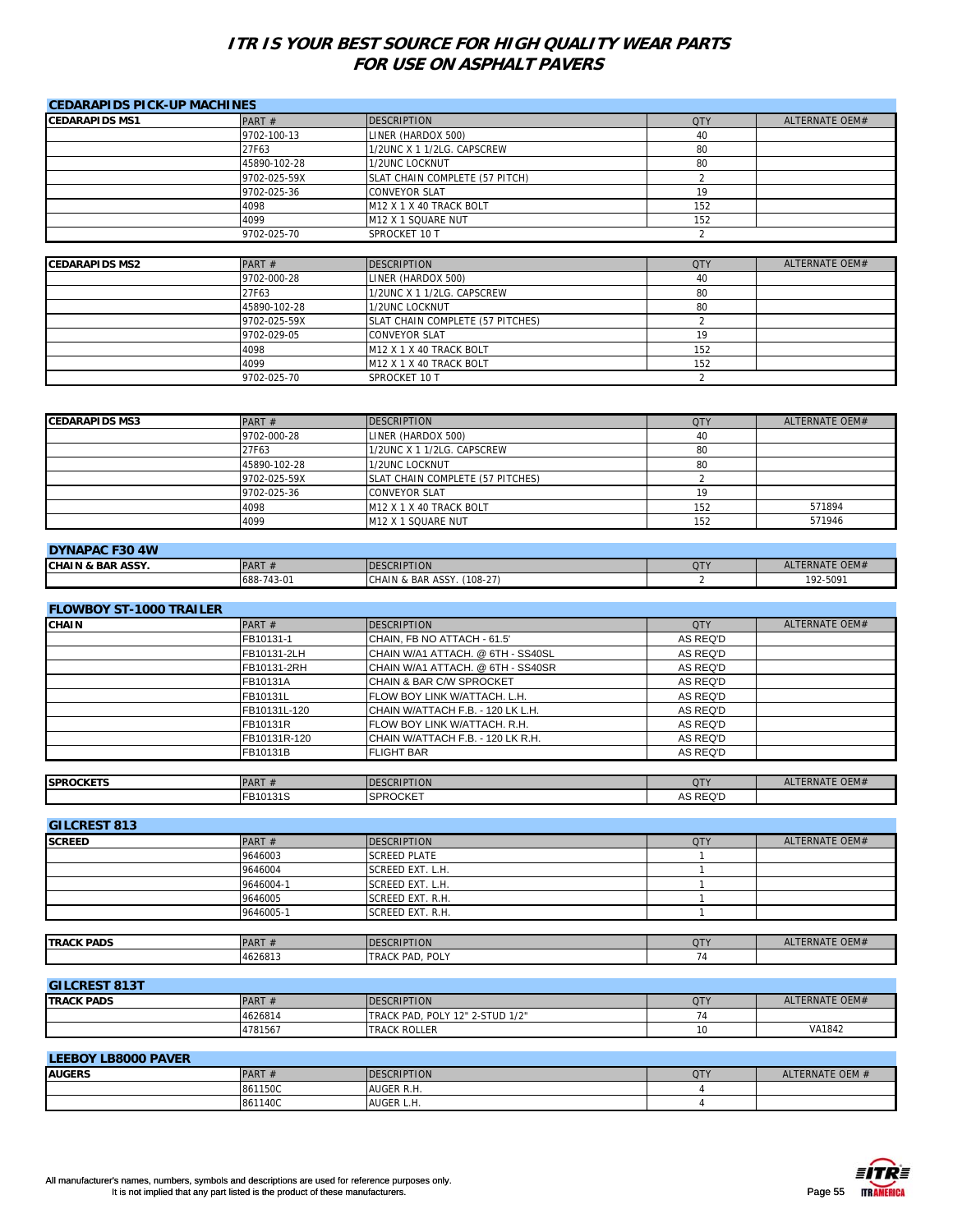# ITR IS YOUR BEST SOURCE FOR HIGH QUALITY WEAR PARTS FOR USE ON ASPHALT PAVERS

## CEDARAPIDS PICK-UP MACHINES

| CEDARAPIDS MS1 | PART # | DESCRIPTION | QTY | ALTERNATE OEM# |
|---|---|---|---|---|
| | 9702-100-13 | LINER (HARDOX 500) | 40 | |
| | 27F63 | 1/2UNC X 1 1/2LG. CAPSCREW | 80 | |
| | 45890-102-28 | 1/2UNC LOCKNUT | 80 | |
| | 9702-025-59X | SLAT CHAIN COMPLETE (57 PITCH) | 2 | |
| | 9702-025-36 | CONVEYOR SLAT | 19 | |
| | 4098 | M12 X 1 X 40 TRACK BOLT | 152 | |
| | 4099 | M12 X 1 SQUARE NUT | 152 | |
| | 9702-025-70 | SPROCKET 10 T | 2 | |

| CEDARAPIDS MS2 | PART # | DESCRIPTION | QTY | ALTERNATE OEM# |
|---|---|---|---|---|
| | 9702-000-28 | LINER (HARDOX 500) | 40 | |
| | 27F63 | 1/2UNC X 1 1/2LG. CAPSCREW | 80 | |
| | 45890-102-28 | 1/2UNC LOCKNUT | 80 | |
| | 9702-025-59X | SLAT CHAIN COMPLETE (57 PITCHES) | 2 | |
| | 9702-029-05 | CONVEYOR SLAT | 19 | |
| | 4098 | M12 X 1 X 40 TRACK BOLT | 152 | |
| | 4099 | M12 X 1 X 40 TRACK BOLT | 152 | |
| | 9702-025-70 | SPROCKET 10 T | 2 | |

| CEDARAPIDS MS3 | PART # | DESCRIPTION | QTY | ALTERNATE OEM# |
|---|---|---|---|---|
| | 9702-000-28 | LINER (HARDOX 500) | 40 | |
| | 27F63 | 1/2UNC X 1 1/2LG. CAPSCREW | 80 | |
| | 45890-102-28 | 1/2UNC LOCKNUT | 80 | |
| | 9702-025-59X | SLAT CHAIN COMPLETE (57 PITCHES) | 2 | |
| | 9702-025-36 | CONVEYOR SLAT | 19 | |
| | 4098 | M12 X 1 X 40 TRACK BOLT | 152 | 571894 |
| | 4099 | M12 X 1 SQUARE NUT | 152 | 571946 |

## DYNAPAC F30 4W

| CHAIN & BAR ASSY. | PART # | DESCRIPTION | QTY | ALTERNATE OEM# |
|---|---|---|---|---|
| | 688-743-01 | CHAIN & BAR ASSY. (108-27) | 2 | 192-5091 |

## FLOWBOY ST-1000 TRAILER

| CHAIN | PART # | DESCRIPTION | QTY | ALTERNATE OEM# |
|---|---|---|---|---|
| | FB10131-1 | CHAIN, FB NO ATTACH - 61.5' | AS REQ'D | |
| | FB10131-2LH | CHAIN W/A1 ATTACH. @ 6TH - SS40SL | AS REQ'D | |
| | FB10131-2RH | CHAIN W/A1 ATTACH. @ 6TH - SS40SR | AS REQ'D | |
| | FB10131A | CHAIN & BAR C/W SPROCKET | AS REQ'D | |
| | FB10131L | FLOW BOY LINK W/ATTACH. L.H. | AS REQ'D | |
| | FB10131L-120 | CHAIN W/ATTACH F.B. - 120 LK L.H. | AS REQ'D | |
| | FB10131R | FLOW BOY LINK W/ATTACH. R.H. | AS REQ'D | |
| | FB10131R-120 | CHAIN W/ATTACH F.B. - 120 LK R.H. | AS REQ'D | |
| | FB10131B | FLIGHT BAR | AS REQ'D | |

| SPROCKETS | PART # | DESCRIPTION | QTY | ALTERNATE OEM# |
|---|---|---|---|---|
| | FB10131S | SPROCKET | AS REQ'D | |

## GILCREST 813

| SCREED | PART # | DESCRIPTION | QTY | ALTERNATE OEM# |
|---|---|---|---|---|
| | 9646003 | SCREED PLATE | 1 | |
| | 9646004 | SCREED EXT. L.H. | 1 | |
| | 9646004-1 | SCREED EXT. L.H. | 1 | |
| | 9646005 | SCREED EXT. R.H. | 1 | |
| | 9646005-1 | SCREED EXT. R.H. | 1 | |

| TRACK PADS | PART # | DESCRIPTION | QTY | ALTERNATE OEM# |
|---|---|---|---|---|
| | 4626813 | TRACK PAD, POLY | 74 | |

## GILCREST 813T

| TRACK PADS | PART # | DESCRIPTION | QTY | ALTERNATE OEM# |
|---|---|---|---|---|
| | 4626814 | TRACK PAD, POLY 12" 2-STUD 1/2" | 74 | |
| | 4781567 | TRACK ROLLER | 10 | VA1842 |

## LEEBOY LB8000 PAVER

| AUGERS | PART # | DESCRIPTION | QTY | ALTERNATE OEM # |
|---|---|---|---|---|
| | 861150C | AUGER R.H. | 4 | |
| | 861140C | AUGER L.H. | 4 | |

All manufacturer's names, numbers, symbols and descriptions are used for reference purposes only.
It is not implied that any part listed is the product of these manufacturers.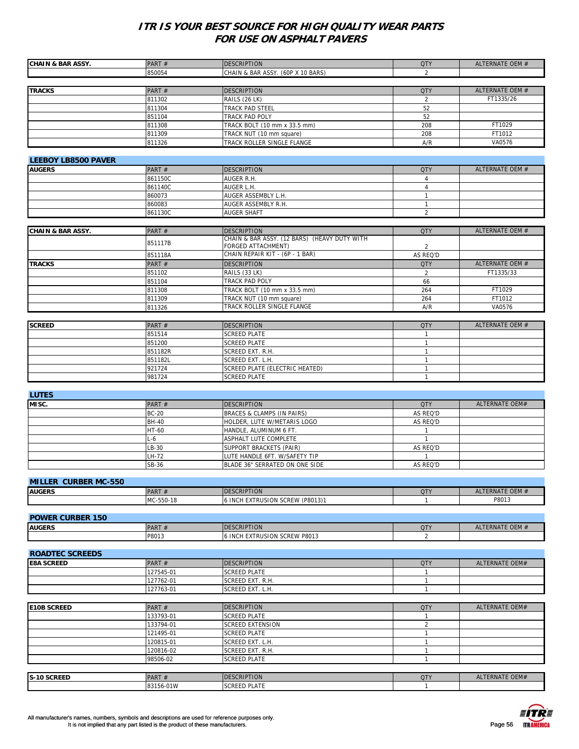# ITR IS YOUR BEST SOURCE FOR HIGH QUALITY WEAR PARTS FOR USE ON ASPHALT PAVERS

| CHAIN & BAR ASSY. | PART # | DESCRIPTION | QTY | ALTERNATE OEM # |
|---|---|---|---|---|
| | 850054 | CHAIN & BAR ASSY. (60P X 10 BARS) | 2 | |

| TRACKS | PART # | DESCRIPTION | QTY | ALTERNATE OEM # |
|---|---|---|---|---|
| | 811302 | RAILS (26 LK) | 2 | FT1335/26 |
| | 811304 | TRACK PAD STEEL | 52 | |
| | 851104 | TRACK PAD POLY | 52 | |
| | 811308 | TRACK BOLT (10 mm x 33.5 mm) | 208 | FT1029 |
| | 811309 | TRACK NUT (10 mm square) | 208 | FT1012 |
| | 811326 | TRACK ROLLER SINGLE FLANGE | A/R | VA0576 |

## LEEBOY LB8500 PAVER

| AUGERS | PART # | DESCRIPTION | QTY | ALTERNATE OEM # |
|---|---|---|---|---|
| | 861150C | AUGER R.H. | 4 | |
| | 861140C | AUGER L.H. | 4 | |
| | 860073 | AUGER ASSEMBLY L.H. | 1 | |
| | 860083 | AUGER ASSEMBLY R.H. | 1 | |
| | 861130C | AUGER SHAFT | 2 | |

| CHAIN & BAR ASSY. | PART # | DESCRIPTION | QTY | ALTERNATE OEM # |
|---|---|---|---|---|
| | 851117B | CHAIN & BAR ASSY. (12 BARS) (HEAVY DUTY WITH FORGED ATTACHMENT) | 2 | |
| | 851118A | CHAIN REPAIR KIT - (6P - 1 BAR) | AS REQ'D | |
| **TRACKS** | PART # | DESCRIPTION | QTY | ALTERNATE OEM # |
| | 851102 | RAILS (33 LK) | 2 | FT1335/33 |
| | 851104 | TRACK PAD POLY | 66 | |
| | 811308 | TRACK BOLT (10 mm x 33.5 mm) | 264 | FT1029 |
| | 811309 | TRACK NUT (10 mm square) | 264 | FT1012 |
| | 811326 | TRACK ROLLER SINGLE FLANGE | A/R | VA0576 |

| SCREED | PART # | DESCRIPTION | QTY | ALTERNATE OEM # |
|---|---|---|---|---|
| | 851514 | SCREED PLATE | 1 | |
| | 851200 | SCREED PLATE | 1 | |
| | 851182R | SCREED EXT. R.H. | 1 | |
| | 851182L | SCREED EXT. L.H. | 1 | |
| | 921724 | SCREED PLATE (ELECTRIC HEATED) | 1 | |
| | 981724 | SCREED PLATE | 1 | |

## LUTES

| MISC. | PART # | DESCRIPTION | QTY | ALTERNATE OEM# |
|---|---|---|---|---|
| | BC-20 | BRACES & CLAMPS (IN PAIRS) | AS REQ'D | |
| | BH-40 | HOLDER, LUTE W/METARIS LOGO | AS REQ'D | |
| | HT-60 | HANDLE, ALUMINUM 6 FT. | 1 | |
| | L-6 | ASPHALT LUTE COMPLETE | 1 | |
| | LB-30 | SUPPORT BRACKETS (PAIR) | AS REQ'D | |
| | LH-72 | LUTE HANDLE 6FT. W/SAFETY TIP | 1 | |
| | SB-36 | BLADE 36" SERRATED ON ONE SIDE | AS REQ'D | |

## MILLER CURBER MC-550

| AUGERS | PART # | DESCRIPTION | QTY | ALTERNATE OEM # |
|---|---|---|---|---|
| | MC-550-18 | 6 INCH EXTRUSION SCREW (P8013)1 | 1 | P8013 |

## POWER CURBER 150

| AUGERS | PART # | DESCRIPTION | QTY | ALTERNATE OEM # |
|---|---|---|---|---|
| | P8013 | 6 INCH EXTRUSION SCREW P8013 | 2 | |

## ROADTEC SCREEDS

| E8A SCREED | PART # | DESCRIPTION | QTY | ALTERNATE OEM# |
|---|---|---|---|---|
| | 127545-01 | SCREED PLATE | 1 | |
| | 127762-01 | SCREED EXT. R.H. | 1 | |
| | 127763-01 | SCREED EXT. L.H. | 1 | |

| E10B SCREED | PART # | DESCRIPTION | QTY | ALTERNATE OEM# |
|---|---|---|---|---|
| | 133793-01 | SCREED PLATE | 1 | |
| | 133794-01 | SCREED EXTENSION | 2 | |
| | 121495-01 | SCREED PLATE | 1 | |
| | 120815-01 | SCREED EXT. L.H. | 1 | |
| | 120816-02 | SCREED EXT. R.H. | 1 | |
| | 98506-02 | SCREED PLATE | 1 | |

| S-10 SCREED | PART # | DESCRIPTION | QTY | ALTERNATE OEM# |
|---|---|---|---|---|
| | 83156-01W | SCREED PLATE | 1 | |

All manufacturer's names, numbers, symbols and descriptions are used for reference purposes only.
It is not implied that any part listed is the product of these manufacturers.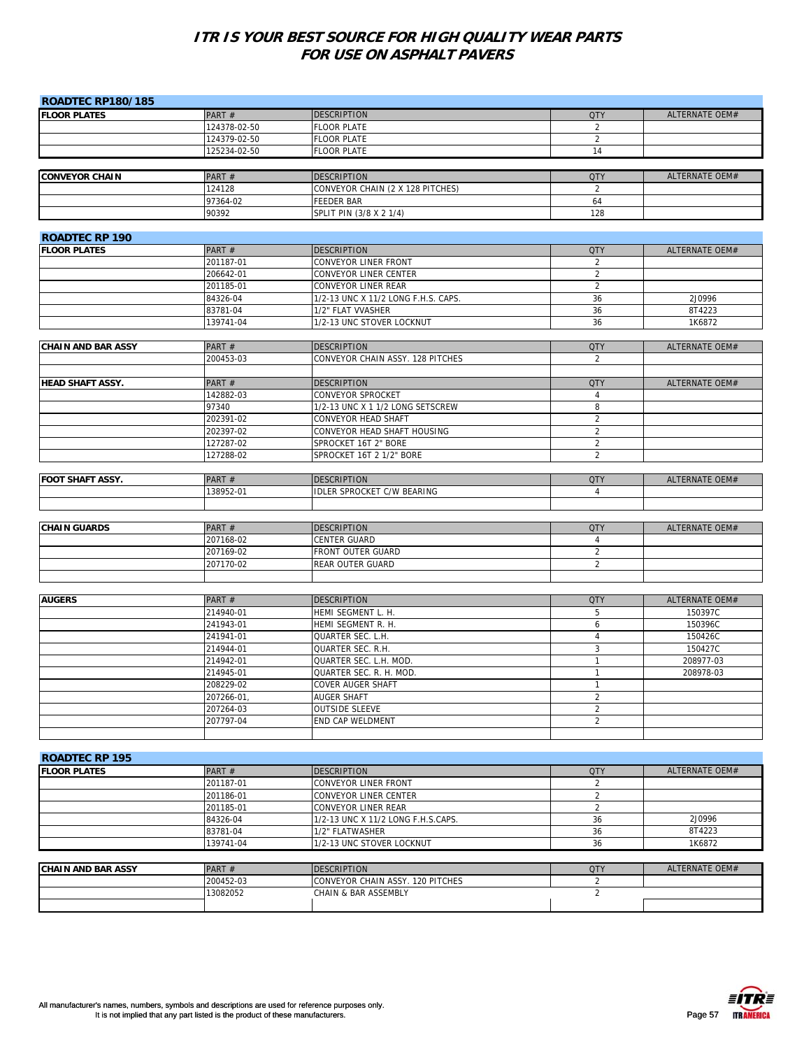# ITR IS YOUR BEST SOURCE FOR HIGH QUALITY WEAR PARTS FOR USE ON ASPHALT PAVERS

## ROADTEC RP180/185

| FLOOR PLATES | PART # | DESCRIPTION | QTY | ALTERNATE OEM# |
|---|---|---|---|---|
| | 124378-02-50 | FLOOR PLATE | 2 | |
| | 124379-02-50 | FLOOR PLATE | 2 | |
| | 125234-02-50 | FLOOR PLATE | 14 | |

| CONVEYOR CHAIN | PART # | DESCRIPTION | QTY | ALTERNATE OEM# |
|---|---|---|---|---|
| | 124128 | CONVEYOR CHAIN (2 X 128 PITCHES) | 2 | |
| | 97364-02 | FEEDER BAR | 64 | |
| | 90392 | SPLIT PIN (3/8 X 2 1/4) | 128 | |

## ROADTEC RP 190

| FLOOR PLATES | PART # | DESCRIPTION | QTY | ALTERNATE OEM# |
|---|---|---|---|---|
| | 201187-01 | CONVEYOR LINER FRONT | 2 | |
| | 206642-01 | CONVEYOR LINER CENTER | 2 | |
| | 201185-01 | CONVEYOR LINER REAR | 2 | |
| | 84326-04 | 1/2-13 UNC X 11/2 LONG F.H.S. CAPS. | 36 | 2J0996 |
| | 83781-04 | 1/2" FLAT VVASHER | 36 | 8T4223 |
| | 139741-04 | 1/2-13 UNC STOVER LOCKNUT | 36 | 1K6872 |

| CHAIN AND BAR ASSY | PART # | DESCRIPTION | QTY | ALTERNATE OEM# |
|---|---|---|---|---|
| | 200453-03 | CONVEYOR CHAIN ASSY. 128 PITCHES | 2 | |
| | | | | |

| HEAD SHAFT ASSY. | PART # | DESCRIPTION | QTY | ALTERNATE OEM# |
|---|---|---|---|---|
| | 142882-03 | CONVEYOR SPROCKET | 4 | |
| | 97340 | 1/2-13 UNC X 1 1/2 LONG SETSCREW | 8 | |
| | 202391-02 | CONVEYOR HEAD SHAFT | 2 | |
| | 202397-02 | CONVEYOR HEAD SHAFT HOUSING | 2 | |
| | 127287-02 | SPROCKET 16T 2" BORE | 2 | |
| | 127288-02 | SPROCKET 16T 2 1/2" BORE | 2 | |

| FOOT SHAFT ASSY. | PART # | DESCRIPTION | QTY | ALTERNATE OEM# |
|---|---|---|---|---|
| | 138952-01 | IDLER SPROCKET C/W BEARING | 4 | |
| | | | | |

| CHAIN GUARDS | PART # | DESCRIPTION | QTY | ALTERNATE OEM# |
|---|---|---|---|---|
| | 207168-02 | CENTER GUARD | 4 | |
| | 207169-02 | FRONT OUTER GUARD | 2 | |
| | 207170-02 | REAR OUTER GUARD | 2 | |
| | | | | |

| AUGERS | PART # | DESCRIPTION | QTY | ALTERNATE OEM# |
|---|---|---|---|---|
| | 214940-01 | HEMI SEGMENT L. H. | 5 | 150397C |
| | 241943-01 | HEMI SEGMENT R. H. | 6 | 150396C |
| | 241941-01 | QUARTER SEC. L.H. | 4 | 150426C |
| | 214944-01 | QUARTER SEC. R.H. | 3 | 150427C |
| | 214942-01 | QUARTER SEC. L.H. MOD. | 1 | 208977-03 |
| | 214945-01 | QUARTER SEC. R. H. MOD. | 1 | 208978-03 |
| | 208229-02 | COVER AUGER SHAFT | 1 | |
| | 207266-01, | AUGER SHAFT | 2 | |
| | 207264-03 | OUTSIDE SLEEVE | 2 | |
| | 207797-04 | END CAP WELDMENT | 2 | |
| | | | | |

## ROADTEC RP 195

| FLOOR PLATES | PART # | DESCRIPTION | QTY | ALTERNATE OEM# |
|---|---|---|---|---|
| | 201187-01 | CONVEYOR LINER FRONT | 2 | |
| | 201186-01 | CONVEYOR LINER CENTER | 2 | |
| | 201185-01 | CONVEYOR LINER REAR | 2 | |
| | 84326-04 | 1/2-13 UNC X 11/2 LONG F.H.S.CAPS. | 36 | 2J0996 |
| | 83781-04 | 1/2" FLATWASHER | 36 | 8T4223 |
| | 139741-04 | 1/2-13 UNC STOVER LOCKNUT | 36 | 1K6872 |

| CHAIN AND BAR ASSY | PART # | DESCRIPTION | QTY | ALTERNATE OEM# |
|---|---|---|---|---|
| | 200452-03 | CONVEYOR CHAIN ASSY. 120 PITCHES | 2 | |
| | 13082052 | CHAIN & BAR ASSEMBLY | 2 | |
| | | | | |

All manufacturer's names, numbers, symbols and descriptions are used for reference purposes only. It is not implied that any part listed is the product of these manufacturers.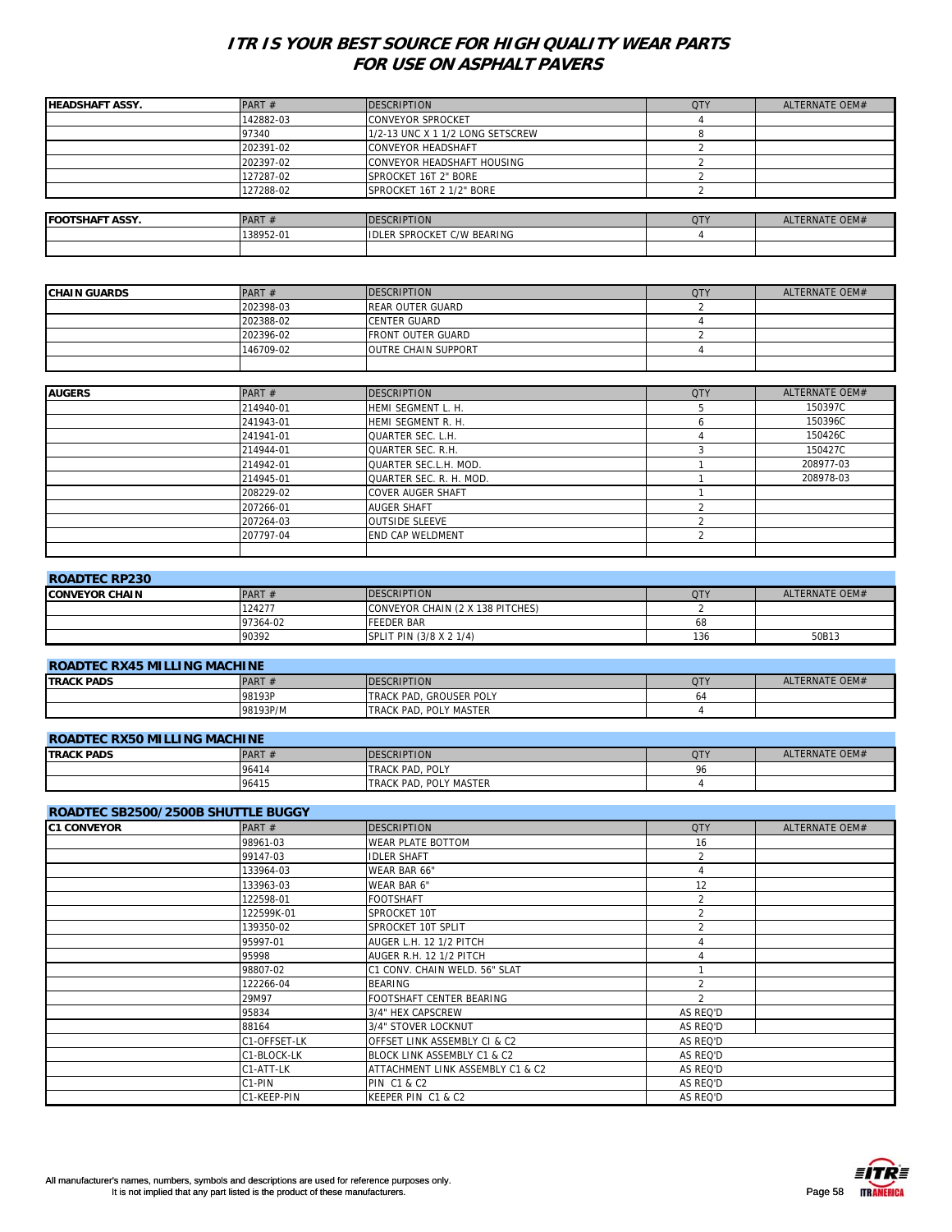# ITR IS YOUR BEST SOURCE FOR HIGH QUALITY WEAR PARTS FOR USE ON ASPHALT PAVERS

| HEADSHAFT ASSY. | PART # | DESCRIPTION | QTY | ALTERNATE OEM# |
|---|---|---|---|---|
| | 142882-03 | CONVEYOR SPROCKET | 4 | |
| | 97340 | 1/2-13 UNC X 1 1/2 LONG SETSCREW | 8 | |
| | 202391-02 | CONVEYOR HEADSHAFT | 2 | |
| | 202397-02 | CONVEYOR HEADSHAFT HOUSING | 2 | |
| | 127287-02 | SPROCKET 16T 2" BORE | 2 | |
| | 127288-02 | SPROCKET 16T 2 1/2" BORE | 2 | |

| FOOTSHAFT ASSY. | PART # | DESCRIPTION | QTY | ALTERNATE OEM# |
|---|---|---|---|---|
| | 138952-01 | IDLER SPROCKET C/W BEARING | 4 | |
| | | | | |

| CHAIN GUARDS | PART # | DESCRIPTION | QTY | ALTERNATE OEM# |
|---|---|---|---|---|
| | 202398-03 | REAR OUTER GUARD | 2 | |
| | 202388-02 | CENTER GUARD | 4 | |
| | 202396-02 | FRONT OUTER GUARD | 2 | |
| | 146709-02 | OUTRE CHAIN SUPPORT | 4 | |
| | | | | |

| AUGERS | PART # | DESCRIPTION | QTY | ALTERNATE OEM# |
|---|---|---|---|---|
| | 214940-01 | HEMI SEGMENT L. H. | 5 | 150397C |
| | 241943-01 | HEMI SEGMENT R. H. | 6 | 150396C |
| | 241941-01 | QUARTER SEC. L.H. | 4 | 150426C |
| | 214944-01 | QUARTER SEC. R.H. | 3 | 150427C |
| | 214942-01 | QUARTER SEC.L.H. MOD. | 1 | 208977-03 |
| | 214945-01 | QUARTER SEC. R. H. MOD. | 1 | 208978-03 |
| | 208229-02 | COVER AUGER SHAFT | 1 | |
| | 207266-01 | AUGER SHAFT | 2 | |
| | 207264-03 | OUTSIDE SLEEVE | 2 | |
| | 207797-04 | END CAP WELDMENT | 2 | |
| | | | | |

## ROADTEC RP230

| CONVEYOR CHAIN | PART # | DESCRIPTION | QTY | ALTERNATE OEM# |
|---|---|---|---|---|
| | 124277 | CONVEYOR CHAIN (2 X 138 PITCHES) | 2 | |
| | 97364-02 | FEEDER BAR | 68 | |
| | 90392 | SPLIT PIN (3/8 X 2 1/4) | 136 | 50B13 |

## ROADTEC RX45 MILLING MACHINE

| TRACK PADS | PART # | DESCRIPTION | QTY | ALTERNATE OEM# |
|---|---|---|---|---|
| | 98193P | TRACK PAD, GROUSER POLY | 64 | |
| | 98193P/M | TRACK PAD, POLY MASTER | 4 | |

## ROADTEC RX50 MILLING MACHINE

| TRACK PADS | PART # | DESCRIPTION | QTY | ALTERNATE OEM# |
|---|---|---|---|---|
| | 96414 | TRACK PAD, POLY | 96 | |
| | 96415 | TRACK PAD, POLY MASTER | 4 | |

## ROADTEC SB2500/2500B SHUTTLE BUGGY

| C1 CONVEYOR | PART # | DESCRIPTION | QTY | ALTERNATE OEM# |
|---|---|---|---|---|
| | 98961-03 | WEAR PLATE BOTTOM | 16 | |
| | 99147-03 | IDLER SHAFT | 2 | |
| | 133964-03 | WEAR BAR 66" | 4 | |
| | 133963-03 | WEAR BAR 6" | 12 | |
| | 122598-01 | FOOTSHAFT | 2 | |
| | 122599K-01 | SPROCKET 10T | 2 | |
| | 139350-02 | SPROCKET 10T SPLIT | 2 | |
| | 95997-01 | AUGER L.H. 12 1/2 PITCH | 4 | |
| | 95998 | AUGER R.H. 12 1/2 PITCH | 4 | |
| | 98807-02 | C1 CONV. CHAIN WELD. 56" SLAT | 1 | |
| | 122266-04 | BEARING | 2 | |
| | 29M97 | FOOTSHAFT CENTER BEARING | 2 | |
| | 95834 | 3/4" HEX CAPSCREW | AS REQ'D | |
| | 88164 | 3/4" STOVER LOCKNUT | AS REQ'D | |
| | C1-OFFSET-LK | OFFSET LINK ASSEMBLY CI & C2 | AS REQ'D | |
| | C1-BLOCK-LK | BLOCK LINK ASSEMBLY C1 & C2 | AS REQ'D | |
| | C1-ATT-LK | ATTACHMENT LINK ASSEMBLY C1 & C2 | AS REQ'D | |
| | C1-PIN | PIN C1 & C2 | AS REQ'D | |
| | C1-KEEP-PIN | KEEPER PIN C1 & C2 | AS REQ'D | |

All manufacturer's names, numbers, symbols and descriptions are used for reference purposes only.
It is not implied that any part listed is the product of these manufacturers.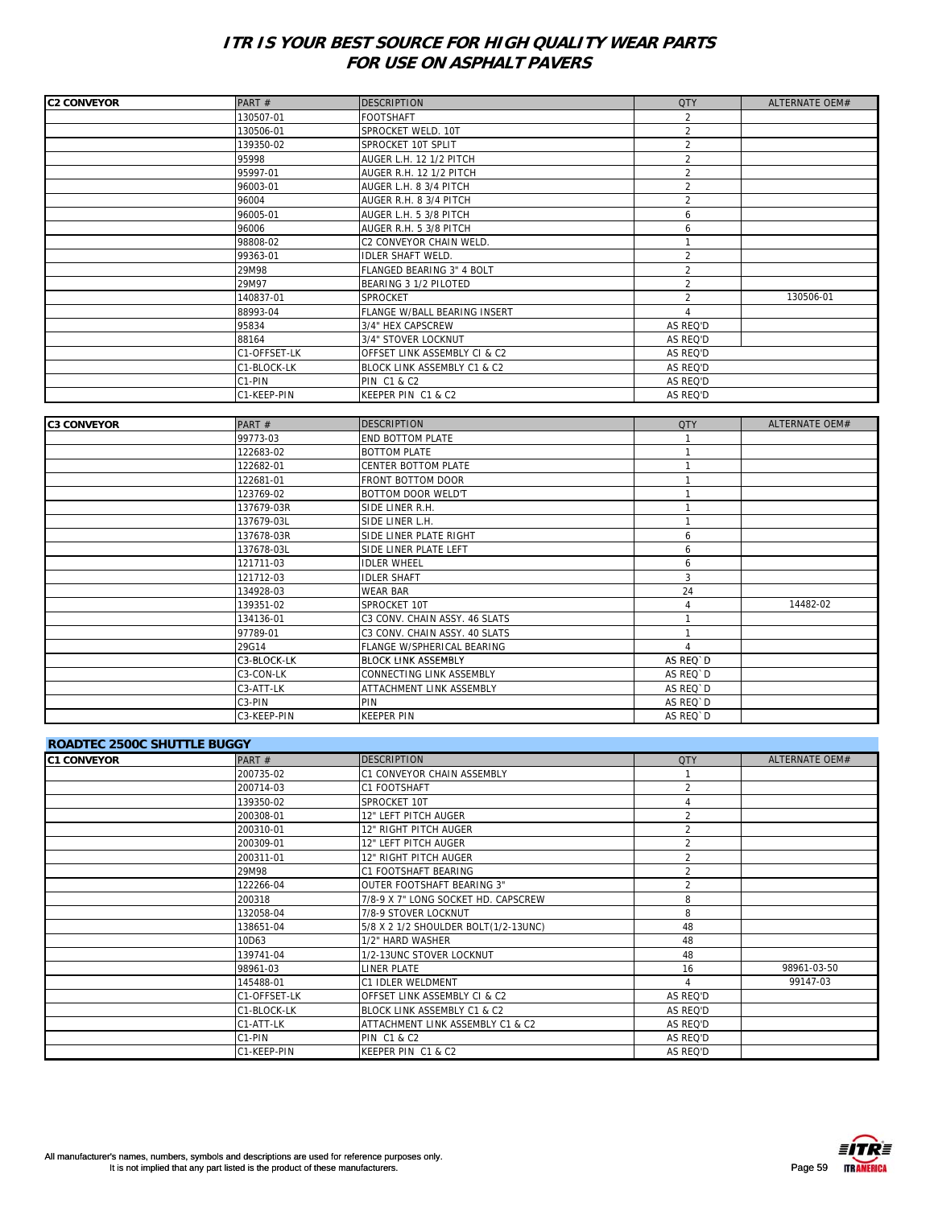## ITR IS YOUR BEST SOURCE FOR HIGH QUALITY WEAR PARTS FOR USE ON ASPHALT PAVERS

| C2 CONVEYOR | PART # | DESCRIPTION | QTY | ALTERNATE OEM# |
|---|---|---|---|---|
| | 130507-01 | FOOTSHAFT | 2 | |
| | 130506-01 | SPROCKET WELD. 10T | 2 | |
| | 139350-02 | SPROCKET 10T SPLIT | 2 | |
| | 95998 | AUGER L.H. 12 1/2 PITCH | 2 | |
| | 95997-01 | AUGER R.H. 12 1/2 PITCH | 2 | |
| | 96003-01 | AUGER L.H. 8 3/4 PITCH | 2 | |
| | 96004 | AUGER R.H. 8 3/4 PITCH | 2 | |
| | 96005-01 | AUGER L.H. 5 3/8 PITCH | 6 | |
| | 96006 | AUGER R.H. 5 3/8 PITCH | 6 | |
| | 98808-02 | C2 CONVEYOR CHAIN WELD. | 1 | |
| | 99363-01 | IDLER SHAFT WELD. | 2 | |
| | 29M98 | FLANGED BEARING 3" 4 BOLT | 2 | |
| | 29M97 | BEARING 3 1/2 PILOTED | 2 | |
| | 140837-01 | SPROCKET | 2 | 130506-01 |
| | 88993-04 | FLANGE W/BALL BEARING INSERT | 4 | |
| | 95834 | 3/4" HEX CAPSCREW | AS REQ'D | |
| | 88164 | 3/4" STOVER LOCKNUT | AS REQ'D | |
| | C1-OFFSET-LK | OFFSET LINK ASSEMBLY CI & C2 | AS REQ'D | |
| | C1-BLOCK-LK | BLOCK LINK ASSEMBLY C1 & C2 | AS REQ'D | |
| | C1-PIN | PIN C1 & C2 | AS REQ'D | |
| | C1-KEEP-PIN | KEEPER PIN C1 & C2 | AS REQ'D | |

| C3 CONVEYOR | PART # | DESCRIPTION | QTY | ALTERNATE OEM# |
|---|---|---|---|---|
| | 99773-03 | END BOTTOM PLATE | 1 | |
| | 122683-02 | BOTTOM PLATE | 1 | |
| | 122682-01 | CENTER BOTTOM PLATE | 1 | |
| | 122681-01 | FRONT BOTTOM DOOR | 1 | |
| | 123769-02 | BOTTOM DOOR WELD'T | 1 | |
| | 137679-03R | SIDE LINER R.H. | 1 | |
| | 137679-03L | SIDE LINER L.H. | 1 | |
| | 137678-03R | SIDE LINER PLATE RIGHT | 6 | |
| | 137678-03L | SIDE LINER PLATE LEFT | 6 | |
| | 121711-03 | IDLER WHEEL | 6 | |
| | 121712-03 | IDLER SHAFT | 3 | |
| | 134928-03 | WEAR BAR | 24 | |
| | 139351-02 | SPROCKET 10T | 4 | 14482-02 |
| | 134136-01 | C3 CONV. CHAIN ASSY. 46 SLATS | 1 | |
| | 97789-01 | C3 CONV. CHAIN ASSY. 40 SLATS | 1 | |
| | 29G14 | FLANGE W/SPHERICAL BEARING | 4 | |
| | C3-BLOCK-LK | BLOCK LINK ASSEMBLY | AS REQ`D | |
| | C3-CON-LK | CONNECTING LINK ASSEMBLY | AS REQ`D | |
| | C3-ATT-LK | ATTACHMENT LINK ASSEMBLY | AS REQ`D | |
| | C3-PIN | PIN | AS REQ`D | |
| | C3-KEEP-PIN | KEEPER PIN | AS REQ`D | |

### ROADTEC 2500C SHUTTLE BUGGY

| C1 CONVEYOR | PART # | DESCRIPTION | QTY | ALTERNATE OEM# |
|---|---|---|---|---|
| | 200735-02 | C1 CONVEYOR CHAIN ASSEMBLY | 1 | |
| | 200714-03 | C1 FOOTSHAFT | 2 | |
| | 139350-02 | SPROCKET 10T | 4 | |
| | 200308-01 | 12" LEFT PITCH AUGER | 2 | |
| | 200310-01 | 12" RIGHT PITCH AUGER | 2 | |
| | 200309-01 | 12" LEFT PITCH AUGER | 2 | |
| | 200311-01 | 12" RIGHT PITCH AUGER | 2 | |
| | 29M98 | C1 FOOTSHAFT BEARING | 2 | |
| | 122266-04 | OUTER FOOTSHAFT BEARING 3" | 2 | |
| | 200318 | 7/8-9 X 7" LONG SOCKET HD. CAPSCREW | 8 | |
| | 132058-04 | 7/8-9 STOVER LOCKNUT | 8 | |
| | 138651-04 | 5/8 X 2 1/2 SHOULDER BOLT(1/2-13UNC) | 48 | |
| | 10D63 | 1/2" HARD WASHER | 48 | |
| | 139741-04 | 1/2-13UNC STOVER LOCKNUT | 48 | |
| | 98961-03 | LINER PLATE | 16 | 98961-03-50 |
| | 145488-01 | C1 IDLER WELDMENT | 4 | 99147-03 |
| | C1-OFFSET-LK | OFFSET LINK ASSEMBLY CI & C2 | AS REQ'D | |
| | C1-BLOCK-LK | BLOCK LINK ASSEMBLY C1 & C2 | AS REQ'D | |
| | C1-ATT-LK | ATTACHMENT LINK ASSEMBLY C1 & C2 | AS REQ'D | |
| | C1-PIN | PIN C1 & C2 | AS REQ'D | |
| | C1-KEEP-PIN | KEEPER PIN C1 & C2 | AS REQ'D | |

All manufacturer's names, numbers, symbols and descriptions are used for reference purposes only.
It is not implied that any part listed is the product of these manufacturers.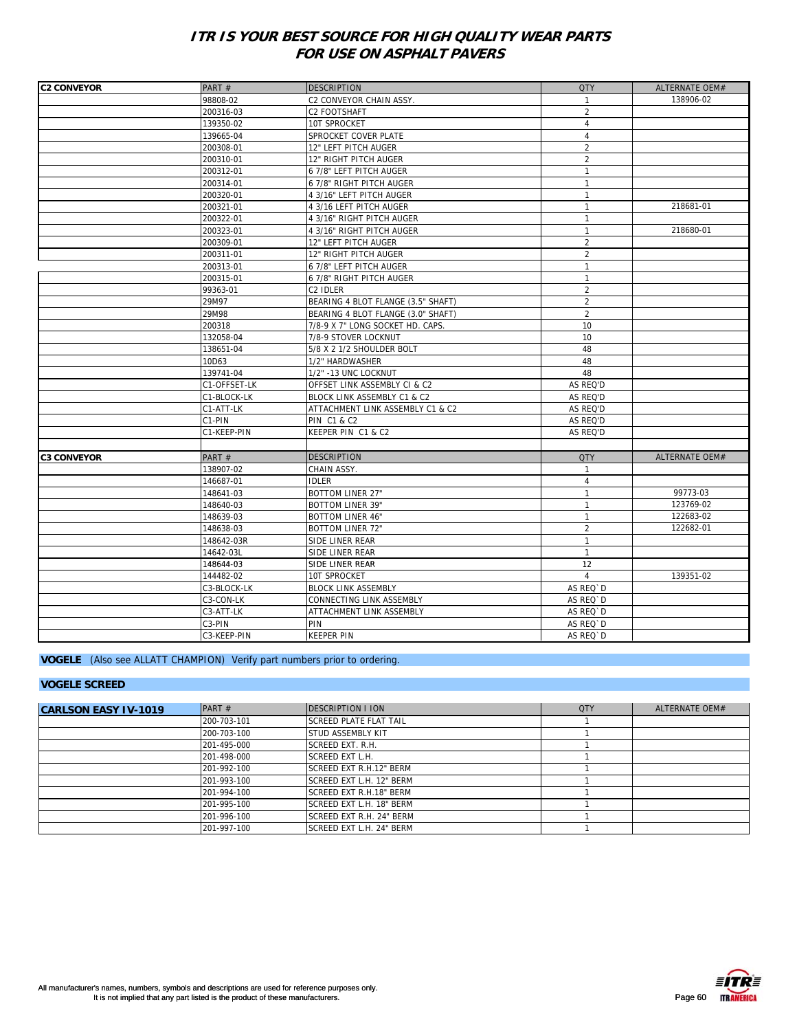# ITR IS YOUR BEST SOURCE FOR HIGH QUALITY WEAR PARTS FOR USE ON ASPHALT PAVERS

| C2 CONVEYOR | PART # | DESCRIPTION | QTY | ALTERNATE OEM# |
|---|---|---|---|---|
| | 98808-02 | C2 CONVEYOR CHAIN ASSY. | 1 | 138906-02 |
| | 200316-03 | C2 FOOTSHAFT | 2 | |
| | 139350-02 | 10T SPROCKET | 4 | |
| | 139665-04 | SPROCKET COVER PLATE | 4 | |
| | 200308-01 | 12" LEFT PITCH AUGER | 2 | |
| | 200310-01 | 12" RIGHT PITCH AUGER | 2 | |
| | 200312-01 | 6 7/8" LEFT PITCH AUGER | 1 | |
| | 200314-01 | 6 7/8" RIGHT PITCH AUGER | 1 | |
| | 200320-01 | 4 3/16" LEFT PITCH AUGER | 1 | |
| | 200321-01 | 4 3/16 LEFT PITCH AUGER | 1 | 218681-01 |
| | 200322-01 | 4 3/16" RIGHT PITCH AUGER | 1 | |
| | 200323-01 | 4 3/16" RIGHT PITCH AUGER | 1 | 218680-01 |
| | 200309-01 | 12" LEFT PITCH AUGER | 2 | |
| | 200311-01 | 12" RIGHT PITCH AUGER | 2 | |
| | 200313-01 | 6 7/8" LEFT PITCH AUGER | 1 | |
| | 200315-01 | 6 7/8" RIGHT PITCH AUGER | 1 | |
| | 99363-01 | C2 IDLER | 2 | |
| | 29M97 | BEARING 4 BLOT FLANGE (3.5" SHAFT) | 2 | |
| | 29M98 | BEARING 4 BLOT FLANGE (3.0" SHAFT) | 2 | |
| | 200318 | 7/8-9 X 7" LONG SOCKET HD. CAPS. | 10 | |
| | 132058-04 | 7/8-9 STOVER LOCKNUT | 10 | |
| | 138651-04 | 5/8 X 2 1/2 SHOULDER BOLT | 48 | |
| | 10D63 | 1/2" HARDWASHER | 48 | |
| | 139741-04 | 1/2" -13 UNC LOCKNUT | 48 | |
| | C1-OFFSET-LK | OFFSET LINK ASSEMBLY CI & C2 | AS REQ'D | |
| | C1-BLOCK-LK | BLOCK LINK ASSEMBLY C1 & C2 | AS REQ'D | |
| | C1-ATT-LK | ATTACHMENT LINK ASSEMBLY C1 & C2 | AS REQ'D | |
| | C1-PIN | PIN C1 & C2 | AS REQ'D | |
| | C1-KEEP-PIN | KEEPER PIN C1 & C2 | AS REQ'D | |

| C3 CONVEYOR | PART # | DESCRIPTION | QTY | ALTERNATE OEM# |
|---|---|---|---|---|
| | 138907-02 | CHAIN ASSY. | 1 | |
| | 146687-01 | IDLER | 4 | |
| | 148641-03 | BOTTOM LINER 27" | 1 | 99773-03 |
| | 148640-03 | BOTTOM LINER 39" | 1 | 123769-02 |
| | 148639-03 | BOTTOM LINER 46" | 1 | 122683-02 |
| | 148638-03 | BOTTOM LINER 72" | 2 | 122682-01 |
| | 148642-03R | SIDE LINER REAR | 1 | |
| | 14642-03L | SIDE LINER REAR | 1 | |
| | 148644-03 | SIDE LINER REAR | 12 | |
| | 144482-02 | 10T SPROCKET | 4 | 139351-02 |
| | C3-BLOCK-LK | BLOCK LINK ASSEMBLY | AS REQ`D | |
| | C3-CON-LK | CONNECTING LINK ASSEMBLY | AS REQ`D | |
| | C3-ATT-LK | ATTACHMENT LINK ASSEMBLY | AS REQ`D | |
| | C3-PIN | PIN | AS REQ`D | |
| | C3-KEEP-PIN | KEEPER PIN | AS REQ`D | |

**VOGELE** (Also see ALLATT CHAMPION) Verify part numbers prior to ordering.

**VOGELE SCREED**

| CARLSON EASY IV-1019 | PART # | DESCRIPTION I ION | QTY | ALTERNATE OEM# |
|---|---|---|---|---|
| | 200-703-101 | SCREED PLATE FLAT TAIL | 1 | |
| | 200-703-100 | STUD ASSEMBLY KIT | 1 | |
| | 201-495-000 | SCREED EXT. R.H. | 1 | |
| | 201-498-000 | SCREED EXT L.H. | 1 | |
| | 201-992-100 | SCREED EXT R.H.12" BERM | 1 | |
| | 201-993-100 | SCREED EXT L.H. 12" BERM | 1 | |
| | 201-994-100 | SCREED EXT R.H.18" BERM | 1 | |
| | 201-995-100 | SCREED EXT L.H. 18" BERM | 1 | |
| | 201-996-100 | SCREED EXT R.H. 24" BERM | 1 | |
| | 201-997-100 | SCREED EXT L.H. 24" BERM | 1 | |

All manufacturer's names, numbers, symbols and descriptions are used for reference purposes only. It is not implied that any part listed is the product of these manufacturers.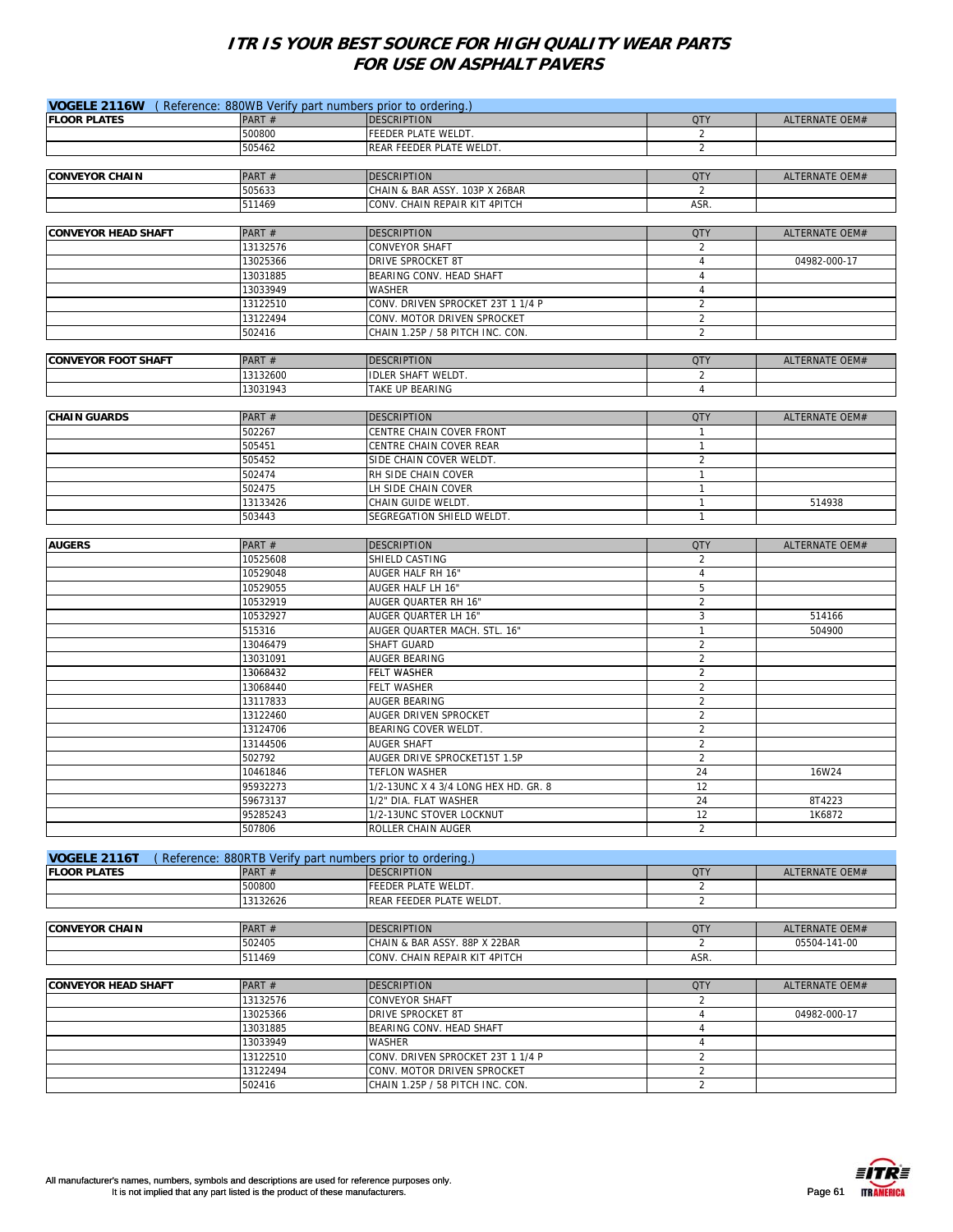# ITR IS YOUR BEST SOURCE FOR HIGH QUALITY WEAR PARTS FOR USE ON ASPHALT PAVERS

## VOGELE 2116W ( Reference: 880WB Verify part numbers prior to ordering.)

| FLOOR PLATES | PART # | DESCRIPTION | QTY | ALTERNATE OEM# |
|---|---|---|---|---|
| | 500800 | FEEDER PLATE WELDT. | 2 | |
| | 505462 | REAR FEEDER PLATE WELDT. | 2 | |

| CONVEYOR CHAIN | PART # | DESCRIPTION | QTY | ALTERNATE OEM# |
|---|---|---|---|---|
| | 505633 | CHAIN & BAR ASSY. 103P X 26BAR | 2 | |
| | 511469 | CONV. CHAIN REPAIR KIT 4PITCH | ASR. | |

| CONVEYOR HEAD SHAFT | PART # | DESCRIPTION | QTY | ALTERNATE OEM# |
|---|---|---|---|---|
| | 13132576 | CONVEYOR SHAFT | 2 | |
| | 13025366 | DRIVE SPROCKET 8T | 4 | 04982-000-17 |
| | 13031885 | BEARING CONV. HEAD SHAFT | 4 | |
| | 13033949 | WASHER | 4 | |
| | 13122510 | CONV. DRIVEN SPROCKET 23T 1 1/4 P | 2 | |
| | 13122494 | CONV. MOTOR DRIVEN SPROCKET | 2 | |
| | 502416 | CHAIN 1.25P / 58 PITCH INC. CON. | 2 | |

| CONVEYOR FOOT SHAFT | PART # | DESCRIPTION | QTY | ALTERNATE OEM# |
|---|---|---|---|---|
| | 13132600 | IDLER SHAFT WELDT. | 2 | |
| | 13031943 | TAKE UP BEARING | 4 | |

| CHAIN GUARDS | PART # | DESCRIPTION | QTY | ALTERNATE OEM# |
|---|---|---|---|---|
| | 502267 | CENTRE CHAIN COVER FRONT | 1 | |
| | 505451 | CENTRE CHAIN COVER REAR | 1 | |
| | 505452 | SIDE CHAIN COVER WELDT. | 2 | |
| | 502474 | RH SIDE CHAIN COVER | 1 | |
| | 502475 | LH SIDE CHAIN COVER | 1 | |
| | 13133426 | CHAIN GUIDE WELDT. | 1 | 514938 |
| | 503443 | SEGREGATION SHIELD WELDT. | 1 | |

| AUGERS | PART # | DESCRIPTION | QTY | ALTERNATE OEM# |
|---|---|---|---|---|
| | 10525608 | SHIELD CASTING | 2 | |
| | 10529048 | AUGER HALF RH 16" | 4 | |
| | 10529055 | AUGER HALF LH 16" | 5 | |
| | 10532919 | AUGER QUARTER RH 16" | 2 | |
| | 10532927 | AUGER QUARTER LH 16" | 3 | 514166 |
| | 515316 | AUGER QUARTER MACH. STL. 16" | 1 | 504900 |
| | 13046479 | SHAFT GUARD | 2 | |
| | 13031091 | AUGER BEARING | 2 | |
| | 13068432 | FELT WASHER | 2 | |
| | 13068440 | FELT WASHER | 2 | |
| | 13117833 | AUGER BEARING | 2 | |
| | 13122460 | AUGER DRIVEN SPROCKET | 2 | |
| | 13124706 | BEARING COVER WELDT. | 2 | |
| | 13144506 | AUGER SHAFT | 2 | |
| | 502792 | AUGER DRIVE SPROCKET15T 1.5P | 2 | |
| | 10461846 | TEFLON WASHER | 24 | 16W24 |
| | 95932273 | 1/2-13UNC X 4 3/4 LONG HEX HD. GR. 8 | 12 | |
| | 59673137 | 1/2" DIA. FLAT WASHER | 24 | 8T4223 |
| | 95285243 | 1/2-13UNC STOVER LOCKNUT | 12 | 1K6872 |
| | 507806 | ROLLER CHAIN AUGER | 2 | |

## VOGELE 2116T ( Reference: 880RTB Verify part numbers prior to ordering.)

| FLOOR PLATES | PART # | DESCRIPTION | QTY | ALTERNATE OEM# |
|---|---|---|---|---|
| | 500800 | FEEDER PLATE WELDT. | 2 | |
| | 13132626 | REAR FEEDER PLATE WELDT. | 2 | |

| CONVEYOR CHAIN | PART # | DESCRIPTION | QTY | ALTERNATE OEM# |
|---|---|---|---|---|
| | 502405 | CHAIN & BAR ASSY. 88P X 22BAR | 2 | 05504-141-00 |
| | 511469 | CONV. CHAIN REPAIR KIT 4PITCH | ASR. | |

| CONVEYOR HEAD SHAFT | PART # | DESCRIPTION | QTY | ALTERNATE OEM# |
|---|---|---|---|---|
| | 13132576 | CONVEYOR SHAFT | 2 | |
| | 13025366 | DRIVE SPROCKET 8T | 4 | 04982-000-17 |
| | 13031885 | BEARING CONV. HEAD SHAFT | 4 | |
| | 13033949 | WASHER | 4 | |
| | 13122510 | CONV. DRIVEN SPROCKET 23T 1 1/4 P | 2 | |
| | 13122494 | CONV. MOTOR DRIVEN SPROCKET | 2 | |
| | 502416 | CHAIN 1.25P / 58 PITCH INC. CON. | 2 | |

All manufacturer's names, numbers, symbols and descriptions are used for reference purposes only.
It is not implied that any part listed is the product of these manufacturers.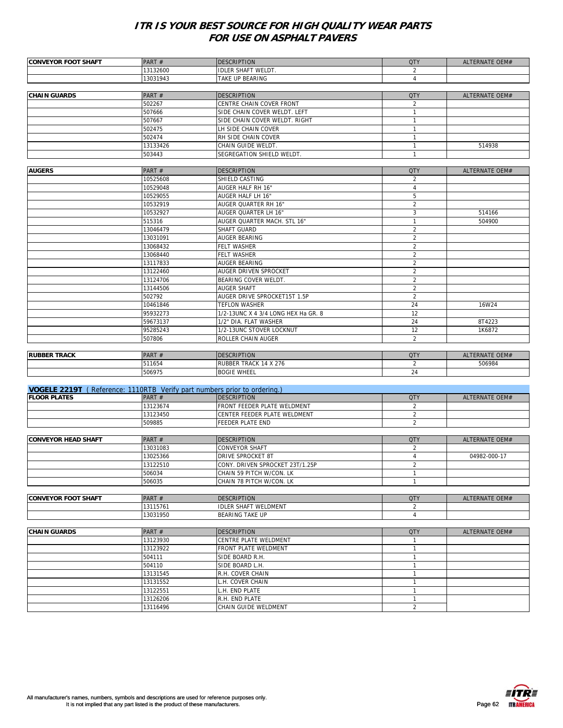# ITR IS YOUR BEST SOURCE FOR HIGH QUALITY WEAR PARTS FOR USE ON ASPHALT PAVERS

| CONVEYOR FOOT SHAFT | PART # | DESCRIPTION | QTY | ALTERNATE OEM# |
|---|---|---|---|---|
| | 13132600 | IDLER SHAFT WELDT. | 2 | |
| | 13031943 | TAKE UP BEARING | 4 | |

| CHAIN GUARDS | PART # | DESCRIPTION | QTY | ALTERNATE OEM# |
|---|---|---|---|---|
| | 502267 | CENTRE CHAIN COVER FRONT | 2 | |
| | 507666 | SIDE CHAIN COVER WELDT. LEFT | 1 | |
| | 507667 | SIDE CHAIN COVER WELDT. RIGHT | 1 | |
| | 502475 | LH SIDE CHAIN COVER | 1 | |
| | 502474 | RH SIDE CHAIN COVER | 1 | |
| | 13133426 | CHAIN GUIDE WELDT. | 1 | 514938 |
| | 503443 | SEGREGATION SHIELD WELDT. | 1 | |

| AUGERS | PART # | DESCRIPTION | QTY | ALTERNATE OEM# |
|---|---|---|---|---|
| | 10525608 | SHIELD CASTING | 2 | |
| | 10529048 | AUGER HALF RH 16" | 4 | |
| | 10529055 | AUGER HALF LH 16" | 5 | |
| | 10532919 | AUGER QUARTER RH 16" | 2 | |
| | 10532927 | AUGER QUARTER LH 16" | 3 | 514166 |
| | 515316 | AUGER QUARTER MACH. STL 16" | 1 | 504900 |
| | 13046479 | SHAFT GUARD | 2 | |
| | 13031091 | AUGER BEARING | 2 | |
| | 13068432 | FELT WASHER | 2 | |
| | 13068440 | FELT WASHER | 2 | |
| | 13117833 | AUGER BEARING | 2 | |
| | 13122460 | AUGER DRIVEN SPROCKET | 2 | |
| | 13124706 | BEARING COVER WELDT. | 2 | |
| | 13144506 | AUGER SHAFT | 2 | |
| | 502792 | AUGER DRIVE SPROCKET15T 1.5P | 2 | |
| | 10461846 | TEFLON WASHER | 24 | 16W24 |
| | 95932273 | 1/2-13UNC X 4 3/4 LONG HEX Ha GR. 8 | 12 | |
| | 59673137 | 1/2" DIA. FLAT WASHER | 24 | 8T4223 |
| | 95285243 | 1/2-13UNC STOVER LOCKNUT | 12 | 1K6872 |
| | 507806 | ROLLER CHAIN AUGER | 2 | |

| RUBBER TRACK | PART # | DESCRIPTION | QTY | ALTERNATE OEM# |
|---|---|---|---|---|
| | 511654 | RUBBER TRACK 14 X 276 | 2 | 506984 |
| | 506975 | BOGIE WHEEL | 24 | |

## VOGELE 2219T ( Reference: 1110RTB Verify part numbers prior to ordering.)

| FLOOR PLATES | PART # | DESCRIPTION | QTY | ALTERNATE OEM# |
|---|---|---|---|---|
| | 13123674 | FRONT FEEDER PLATE WELDMENT | 2 | |
| | 13123450 | CENTER FEEDER PLATE WELDMENT | 2 | |
| | 509885 | FEEDER PLATE END | 2 | |

| CONVEYOR HEAD SHAFT | PART # | DESCRIPTION | QTY | ALTERNATE OEM# |
|---|---|---|---|---|
| | 13031083 | CONVEYOR SHAFT | 2 | |
| | 13025366 | DRIVE SPROCKET 8T | 4 | 04982-000-17 |
| | 13122510 | CONY. DRIVEN SPROCKET 23T/1.25P | 2 | |
| | 506034 | CHAIN 59 PITCH W/CON. LK | 1 | |
| | 506035 | CHAIN 78 PITCH W/CON. LK | 1 | |

| CONVEYOR FOOT SHAFT | PART # | DESCRIPTION | QTY | ALTERNATE OEM# |
|---|---|---|---|---|
| | 13115761 | IDLER SHAFT WELDMENT | 2 | |
| | 13031950 | BEARING TAKE UP | 4 | |

| CHAIN GUARDS | PART # | DESCRIPTION | QTY | ALTERNATE OEM# |
|---|---|---|---|---|
| | 13123930 | CENTRE PLATE WELDMENT | 1 | |
| | 13123922 | FRONT PLATE WELDMENT | 1 | |
| | 504111 | SIDE BOARD R.H. | 1 | |
| | 504110 | SIDE BOARD L.H. | 1 | |
| | 13131545 | R.H. COVER CHAIN | 1 | |
| | 13131552 | L.H. COVER CHAIN | 1 | |
| | 13122551 | L.H. END PLATE | 1 | |
| | 13126206 | R.H. END PLATE | 1 | |
| | 13116496 | CHAIN GUIDE WELDMENT | 2 | |

All manufacturer's names, numbers, symbols and descriptions are used for reference purposes only.
It is not implied that any part listed is the product of these manufacturers.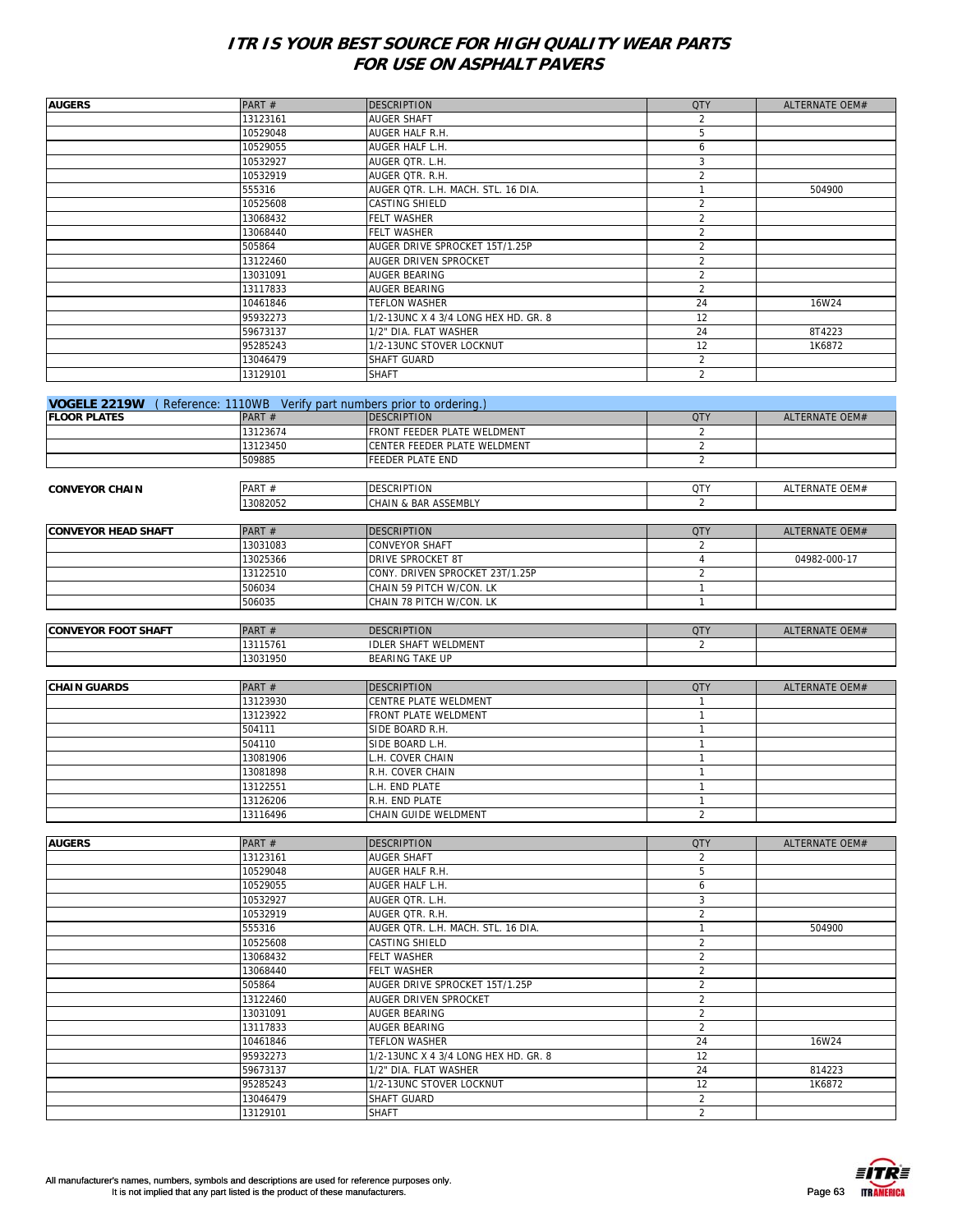# ITR IS YOUR BEST SOURCE FOR HIGH QUALITY WEAR PARTS FOR USE ON ASPHALT PAVERS

| AUGERS | PART # | DESCRIPTION | QTY | ALTERNATE OEM# |
|---|---|---|---|---|
| | 13123161 | AUGER SHAFT | 2 | |
| | 10529048 | AUGER HALF R.H. | 5 | |
| | 10529055 | AUGER HALF L.H. | 6 | |
| | 10532927 | AUGER QTR. L.H. | 3 | |
| | 10532919 | AUGER QTR. R.H. | 2 | |
| | 555316 | AUGER QTR. L.H. MACH. STL. 16 DIA. | 1 | 504900 |
| | 10525608 | CASTING SHIELD | 2 | |
| | 13068432 | FELT WASHER | 2 | |
| | 13068440 | FELT WASHER | 2 | |
| | 505864 | AUGER DRIVE SPROCKET 15T/1.25P | 2 | |
| | 13122460 | AUGER DRIVEN SPROCKET | 2 | |
| | 13031091 | AUGER BEARING | 2 | |
| | 13117833 | AUGER BEARING | 2 | |
| | 10461846 | TEFLON WASHER | 24 | 16W24 |
| | 95932273 | 1/2-13UNC X 4 3/4 LONG HEX HD. GR. 8 | 12 | |
| | 59673137 | 1/2" DIA. FLAT WASHER | 24 | 8T4223 |
| | 95285243 | 1/2-13UNC STOVER LOCKNUT | 12 | 1K6872 |
| | 13046479 | SHAFT GUARD | 2 | |
| | 13129101 | SHAFT | 2 | |

## VOGELE 2219W ( Reference: 1110WB Verify part numbers prior to ordering.)

| FLOOR PLATES | PART # | DESCRIPTION | QTY | ALTERNATE OEM# |
|---|---|---|---|---|
| | 13123674 | FRONT FEEDER PLATE WELDMENT | 2 | |
| | 13123450 | CENTER FEEDER PLATE WELDMENT | 2 | |
| | 509885 | FEEDER PLATE END | 2 | |

| CONVEYOR CHAIN | PART # | DESCRIPTION | QTY | ALTERNATE OEM# |
|---|---|---|---|---|
| | 13082052 | CHAIN & BAR ASSEMBLY | 2 | |

| CONVEYOR HEAD SHAFT | PART # | DESCRIPTION | QTY | ALTERNATE OEM# |
|---|---|---|---|---|
| | 13031083 | CONVEYOR SHAFT | 2 | |
| | 13025366 | DRIVE SPROCKET 8T | 4 | 04982-000-17 |
| | 13122510 | CONY. DRIVEN SPROCKET 23T/1.25P | 2 | |
| | 506034 | CHAIN 59 PITCH W/CON. LK | 1 | |
| | 506035 | CHAIN 78 PITCH W/CON. LK | 1 | |

| CONVEYOR FOOT SHAFT | PART # | DESCRIPTION | QTY | ALTERNATE OEM# |
|---|---|---|---|---|
| | 13115761 | IDLER SHAFT WELDMENT | 2 | |
| | 13031950 | BEARING TAKE UP | | |

| CHAIN GUARDS | PART # | DESCRIPTION | QTY | ALTERNATE OEM# |
|---|---|---|---|---|
| | 13123930 | CENTRE PLATE WELDMENT | 1 | |
| | 13123922 | FRONT PLATE WELDMENT | 1 | |
| | 504111 | SIDE BOARD R.H. | 1 | |
| | 504110 | SIDE BOARD L.H. | 1 | |
| | 13081906 | L.H. COVER CHAIN | 1 | |
| | 13081898 | R.H. COVER CHAIN | 1 | |
| | 13122551 | L.H. END PLATE | 1 | |
| | 13126206 | R.H. END PLATE | 1 | |
| | 13116496 | CHAIN GUIDE WELDMENT | 2 | |

| AUGERS | PART # | DESCRIPTION | QTY | ALTERNATE OEM# |
|---|---|---|---|---|
| | 13123161 | AUGER SHAFT | 2 | |
| | 10529048 | AUGER HALF R.H. | 5 | |
| | 10529055 | AUGER HALF L.H. | 6 | |
| | 10532927 | AUGER QTR. L.H. | 3 | |
| | 10532919 | AUGER QTR. R.H. | 2 | |
| | 555316 | AUGER QTR. L.H. MACH. STL. 16 DIA. | 1 | 504900 |
| | 10525608 | CASTING SHIELD | 2 | |
| | 13068432 | FELT WASHER | 2 | |
| | 13068440 | FELT WASHER | 2 | |
| | 505864 | AUGER DRIVE SPROCKET 15T/1.25P | 2 | |
| | 13122460 | AUGER DRIVEN SPROCKET | 2 | |
| | 13031091 | AUGER BEARING | 2 | |
| | 13117833 | AUGER BEARING | 2 | |
| | 10461846 | TEFLON WASHER | 24 | 16W24 |
| | 95932273 | 1/2-13UNC X 4 3/4 LONG HEX HD. GR. 8 | 12 | |
| | 59673137 | 1/2" DIA. FLAT WASHER | 24 | 814223 |
| | 95285243 | 1/2-13UNC STOVER LOCKNUT | 12 | 1K6872 |
| | 13046479 | SHAFT GUARD | 2 | |
| | 13129101 | SHAFT | 2 | |

All manufacturer's names, numbers, symbols and descriptions are used for reference purposes only.
It is not implied that any part listed is the product of these manufacturers.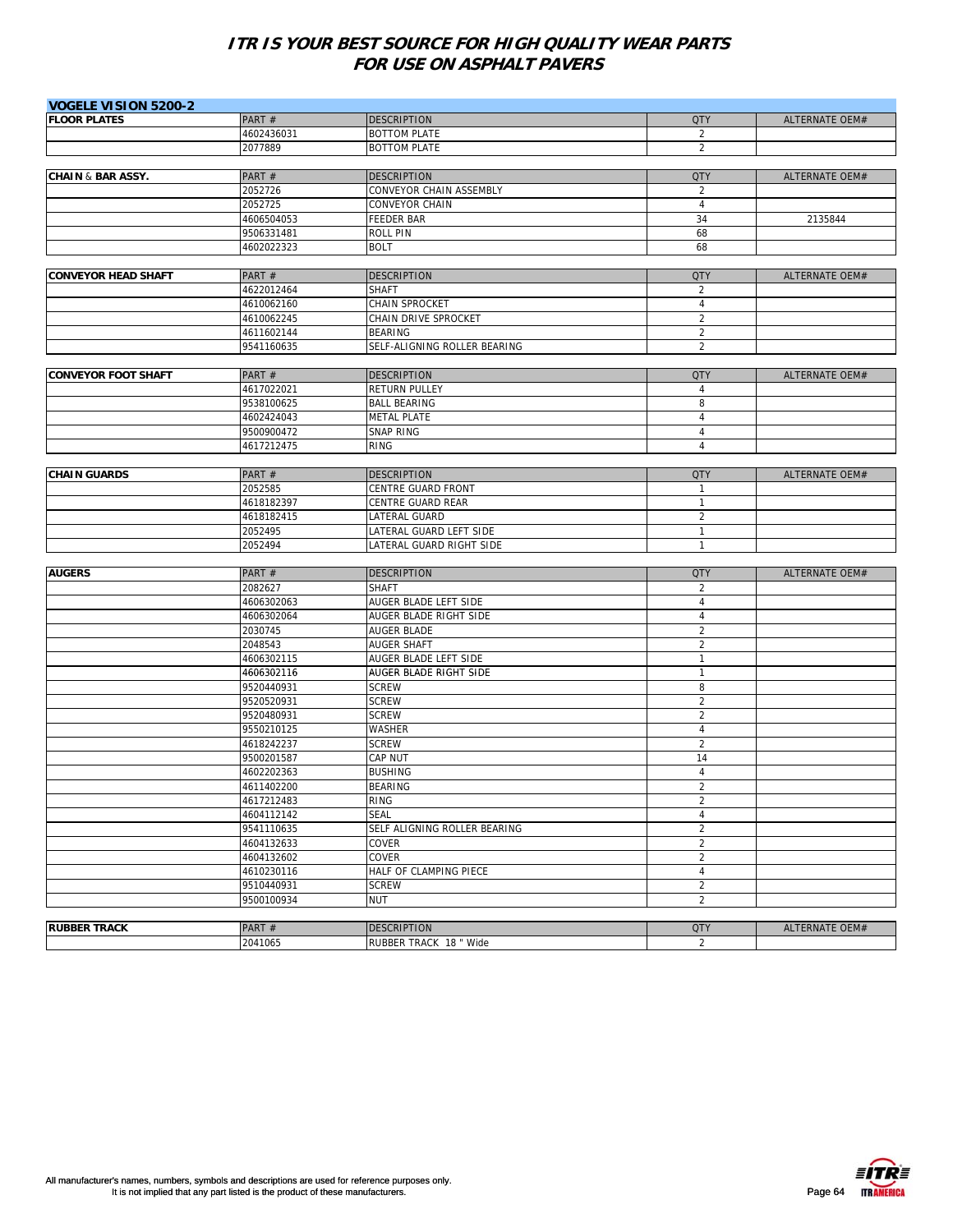# ITR IS YOUR BEST SOURCE FOR HIGH QUALITY WEAR PARTS FOR USE ON ASPHALT PAVERS

## VOGELE VISION 5200-2

| FLOOR PLATES | PART # | DESCRIPTION | QTY | ALTERNATE OEM# |
|---|---|---|---|---|
| | 4602436031 | BOTTOM PLATE | 2 | |
| | 2077889 | BOTTOM PLATE | 2 | |

| CHAIN & BAR ASSY. | PART # | DESCRIPTION | QTY | ALTERNATE OEM# |
|---|---|---|---|---|
| | 2052726 | CONVEYOR CHAIN ASSEMBLY | 2 | |
| | 2052725 | CONVEYOR CHAIN | 4 | |
| | 4606504053 | FEEDER BAR | 34 | 2135844 |
| | 9506331481 | ROLL PIN | 68 | |
| | 4602022323 | BOLT | 68 | |

| CONVEYOR HEAD SHAFT | PART # | DESCRIPTION | QTY | ALTERNATE OEM# |
|---|---|---|---|---|
| | 4622012464 | SHAFT | 2 | |
| | 4610062160 | CHAIN SPROCKET | 4 | |
| | 4610062245 | CHAIN DRIVE SPROCKET | 2 | |
| | 4611602144 | BEARING | 2 | |
| | 9541160635 | SELF-ALIGNING ROLLER BEARING | 2 | |

| CONVEYOR FOOT SHAFT | PART # | DESCRIPTION | QTY | ALTERNATE OEM# |
|---|---|---|---|---|
| | 4617022021 | RETURN PULLEY | 4 | |
| | 9538100625 | BALL BEARING | 8 | |
| | 4602424043 | METAL PLATE | 4 | |
| | 9500900472 | SNAP RING | 4 | |
| | 4617212475 | RING | 4 | |

| CHAIN GUARDS | PART # | DESCRIPTION | QTY | ALTERNATE OEM# |
|---|---|---|---|---|
| | 2052585 | CENTRE GUARD FRONT | 1 | |
| | 4618182397 | CENTRE GUARD REAR | 1 | |
| | 4618182415 | LATERAL GUARD | 2 | |
| | 2052495 | LATERAL GUARD LEFT SIDE | 1 | |
| | 2052494 | LATERAL GUARD RIGHT SIDE | 1 | |

| AUGERS | PART # | DESCRIPTION | QTY | ALTERNATE OEM# |
|---|---|---|---|---|
| | 2082627 | SHAFT | 2 | |
| | 4606302063 | AUGER BLADE LEFT SIDE | 4 | |
| | 4606302064 | AUGER BLADE RIGHT SIDE | 4 | |
| | 2030745 | AUGER BLADE | 2 | |
| | 2048543 | AUGER SHAFT | 2 | |
| | 4606302115 | AUGER BLADE LEFT SIDE | 1 | |
| | 4606302116 | AUGER BLADE RIGHT SIDE | 1 | |
| | 9520440931 | SCREW | 8 | |
| | 9520520931 | SCREW | 2 | |
| | 9520480931 | SCREW | 2 | |
| | 9550210125 | WASHER | 4 | |
| | 4618242237 | SCREW | 2 | |
| | 9500201587 | CAP NUT | 14 | |
| | 4602202363 | BUSHING | 4 | |
| | 4611402200 | BEARING | 2 | |
| | 4617212483 | RING | 2 | |
| | 4604112142 | SEAL | 4 | |
| | 9541110635 | SELF ALIGNING ROLLER BEARING | 2 | |
| | 4604132633 | COVER | 2 | |
| | 4604132602 | COVER | 2 | |
| | 4610230116 | HALF OF CLAMPING PIECE | 4 | |
| | 9510440931 | SCREW | 2 | |
| | 9500100934 | NUT | 2 | |

| RUBBER TRACK | PART # | DESCRIPTION | QTY | ALTERNATE OEM# |
|---|---|---|---|---|
| | 2041065 | RUBBER TRACK 18 " Wide | 2 | |

All manufacturer's names, numbers, symbols and descriptions are used for reference purposes only.
It is not implied that any part listed is the product of these manufacturers.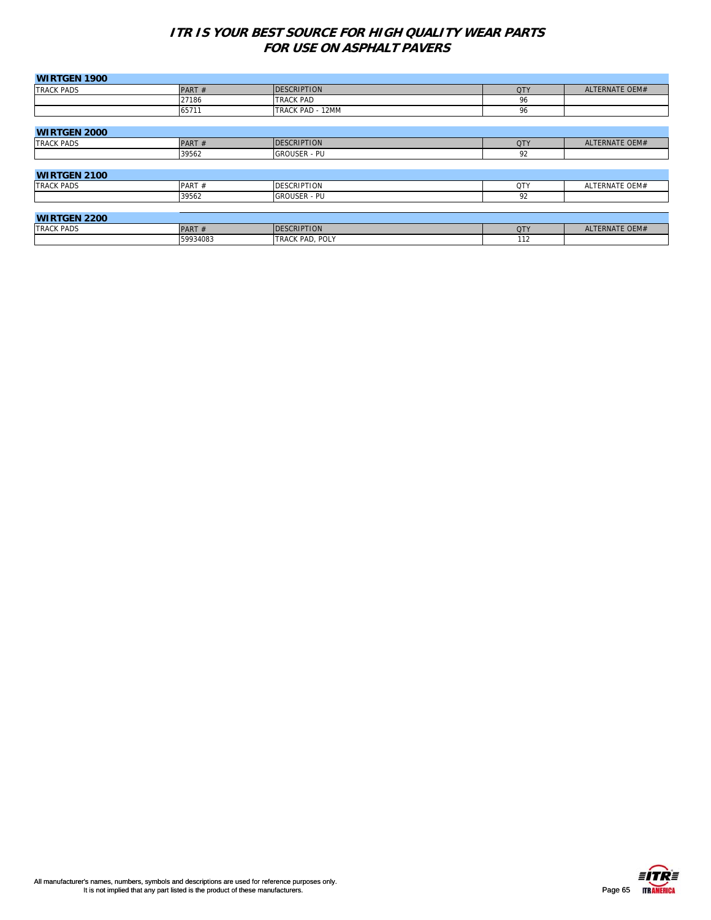# ITR IS YOUR BEST SOURCE FOR HIGH QUALITY WEAR PARTS FOR USE ON ASPHALT PAVERS

## WIRTGEN 1900

| TRACK PADS | PART # | DESCRIPTION | QTY | ALTERNATE OEM# |
|---|---|---|---|---|
| | 27186 | TRACK PAD | 96 | |
| | 65711 | TRACK PAD - 12MM | 96 | |

## WIRTGEN 2000

| TRACK PADS | PART # | DESCRIPTION | QTY | ALTERNATE OEM# |
|---|---|---|---|---|
| | 39562 | GROUSER - PU | 92 | |

## WIRTGEN 2100

| TRACK PADS | PART # | DESCRIPTION | QTY | ALTERNATE OEM# |
|---|---|---|---|---|
| | 39562 | GROUSER - PU | 92 | |

## WIRTGEN 2200

| TRACK PADS | PART # | DESCRIPTION | QTY | ALTERNATE OEM# |
|---|---|---|---|---|
| | 59934083 | TRACK PAD, POLY | 112 | |

All manufacturer's names, numbers, symbols and descriptions are used for reference purposes only.
It is not implied that any part listed is the product of these manufacturers.